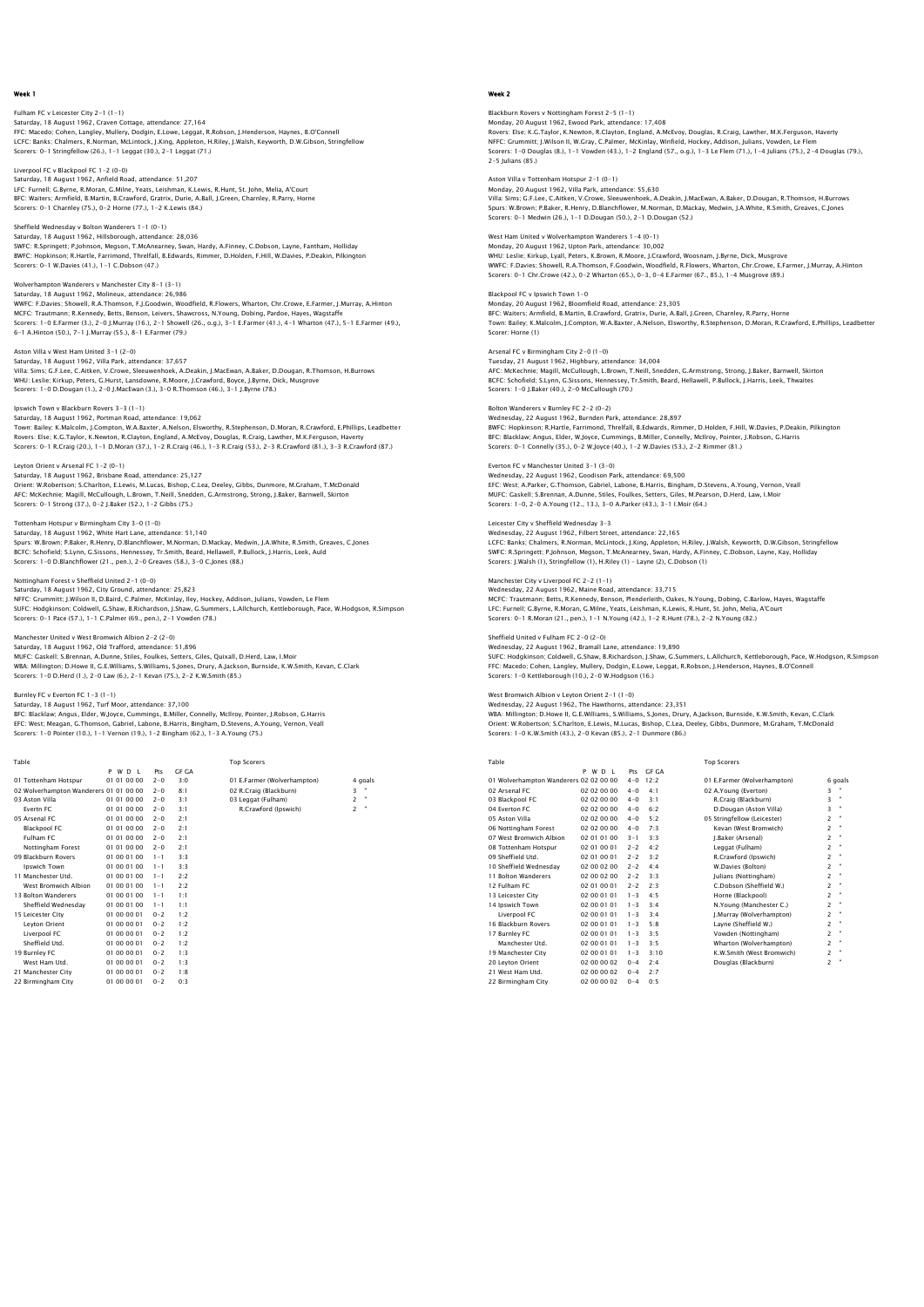## Week 1

Fulham FC v Leicester City 2–1 (1–1)
Saturday, 18 August 1962, Craven Cottage, attendance: 27,164
FFC: Macedo; Cohen, Langley, Mullery, Dodgin, E.Lowe, Leggat, R.Robson, J.Henderson, Haynes, B.O'Connell
LCFC: Banks; Chalmers, R.Norman, McLintock, J.King, Appleton, H.Riley, J.Walsh, Keyworth, D.W.Gibson, Stringfellow
Scorers: 0–1 Stringfellow (26.), 1–1 Leggat (30.), 2–1 Leggat (71.)

Liverpool FC v Blackpool FC 1–2 (0–0)
Saturday, 18 August 1962, Anfield Road, attendance: 51,207
LFC: Furnell; G.Byrne, R.Moran, G.Milne, Yeats, Leishman, K.Lewis, R.Hunt, St. John, Melia, A'Court
BFC: Waiters; Armfield, B.Martin, B.Crawford, Gratrix, Durie, A.Ball, J.Green, Charnley, R.Parry, Horne
Scorers: 0–1 Charnley (75.), 0–2 Horne (77.), 1–2 K.Lewis (84.)

Sheffield Wednesday v Bolton Wanderers 1–1 (0–1)
Saturday, 18 August 1962, Hillsborough, attendance: 28,036
SWFC: R.Springett; P.Johnson, Megson, T.McAnearney, Swan, Hardy, A.Finney, C.Dobson, Layne, Fantham, Holliday
BWFC: Hopkinson; R.Hartle, Farrimond, Threlfall, B.Edwards, Rimmer, D.Holden, F.Hill, W.Davies, P.Deakin, Pilkington
Scorers: 0–1 W.Davies (41.), 1–1 C.Dobson (47.)

Wolverhampton Wanderers v Manchester City 8–1 (3–1)
Saturday, 18 August 1962, Molineux, attendance: 26,986
WWFC: F.Davies; Showell, R.A.Thomson, F.J.Goodwin, Woodfield, R.Flowers, Wharton, Chr.Crowe, E.Farmer, J.Murray, A.Hinton
MCFC: Trautmann; R.Kennedy, Betts, Benson, Leivers, Shawcross, N.Young, Dobing, Pardoe, Hayes, Wagstaffe
Scorers: 1–0 E.Farmer (3.), 2–0 J.Murray (16.), 2–1 Showell (26., o.g.), 3–1 E.Farmer (41.), 4–1 Wharton (47.), 5–1 E.Farmer (49.), 6–1 A.Hinton (50.), 7–1 J.Murray (55.), 8–1 E.Farmer (79.)

Aston Villa v West Ham United 3–1 (2–0)
Saturday, 18 August 1962, Villa Park, attendance: 37,657
Villa: Sims; G.F.Lee, C.Aitken, V.Crowe, Sleeuwenhoek, A.Deakin, J.MacEwan, A.Baker, D.Dougan, R.Thomson, H.Burrows
WHU: Leslie; Kirkup, Peters, G.Hurst, Lansdowne, R.Moore, J.Crawford, Boyce, J.Byrne, Dick, Musgrove
Scorers: 1–0 D.Dougan (1.), 2–0 J.MacEwan (3.), 3–0 R.Thomson (46.), 3–1 J.Byrne (78.)

Ipswich Town v Blackburn Rovers 3–3 (1–1)
Saturday, 18 August 1962, Portman Road, attendance: 19,062
Town: Bailey; K.Malcolm, J.Compton, W.A.Baxter, A.Nelson, Elsworthy, R.Stephenson, D.Moran, R.Crawford, E.Phillips, Leadbetter
Rovers: Else; K.G.Taylor, K.Newton, R.Clayton, England, A.McEvoy, Douglas, R.Craig, Lawther, M.K.Ferguson, Haverty
Scorers: 0–1 R.Craig (20.), 1–1 D.Moran (37.), 1–2 R.Craig (46.), 1–3 R.Craig (53.), 2–3 R.Crawford (81.), 3–3 R.Crawford (87.)

Leyton Orient v Arsenal FC 1–2 (0–1)
Saturday, 18 August 1962, Brisbane Road, attendance: 25,127
Orient: W.Robertson; S.Charlton, E.Lewis, M.Lucas, Bishop, C.Lea, Deeley, Gibbs, Dunmore, M.Graham, T.McDonald
AFC: McKechnie; Magill, McCullough, L.Brown, T.Neill, Snedden, G.Armstrong, Strong, J.Baker, Barnwell, Skirton
Scorers: 0–1 Strong (37.), 0–2 J.Baker (52.), 1–2 Gibbs (75.)

Tottenham Hotspur v Birmingham City 3–0 (1–0)
Saturday, 18 August 1962, White Hart Lane, attendance: 51,140
Spurs: W.Brown; P.Baker, R.Henry, D.Blanchflower, M.Norman, D.Mackay, Medwin, J.A.White, R.Smith, Greaves, C.Jones
BCFC: Schofield; S.Lynn, G.Sissons, Hennessey, Tr.Smith, Beard, Hellawell, P.Bullock, J.Harris, Leek, Auld
Scorers: 1–0 D.Blanchflower (21., pen.), 2–0 Greaves (58.), 3–0 C.Jones (88.)

Nottingham Forest v Sheffield United 2–1 (0–0)
Saturday, 18 August 1962, City Ground, attendance: 25,823
NFFC: Grummitt; J.Wilson II, D.Baird, C.Palmer, McKinlay, Iley, Hockey, Addison, Julians, Vowden, Le Flem
SUFC: Hodgkinson; Coldwell, G.Shaw, B.Richardson, J.Shaw, G.Summers, L.Allchurch, Kettleborough, Pace, W.Hodgson, R.Simpson
Scorers: 0–1 Pace (57.), 1–1 C.Palmer (69., pen.), 2–1 Vowden (78.)

Manchester United v West Bromwich Albion 2–2 (2–0)
Saturday, 18 August 1962, Old Trafford, attendance: 51,896
MUFC: Gaskell; S.Brennan, A.Dunne, Stiles, Foulkes, Setters, Giles, Quixall, D.Herd, Law, I.Moir
WBA: Millington; D.Howe II, G.E.Williams, S.Williams, S.Jones, Drury, A.Jackson, Burnside, K.W.Smith, Kevan, C.Clark
Scorers: 1–0 D.Herd (1.), 2–0 Law (6.), 2–1 Kevan (75.), 2–2 K.W.Smith (85.)

Burnley FC v Everton FC 1–3 (1–1)
Saturday, 18 August 1962, Turf Moor, attendance: 37,100
BFC: Blacklaw; Angus, Elder, W.Joyce, Cummings, B.Miller, Connelly, McIlroy, Pointer, J.Robson, G.Harris
EFC: West; Meagan, G.Thomson, Gabriel, Labone, B.Harris, Bingham, D.Stevens, A.Young, Vernon, Veall
Scorers: 1–0 Pointer (10.), 1–1 Vernon (19.), 1–2 Bingham (62.), 1–3 A.Young (75.)

Table

| | P W D L | Pts | GF GA |
|---|---|---|---|
| 01 Tottenham Hotspur | 01 01 00 00 | 2–0 | 3:0 |
| 02 Wolverhampton Wanderers | 01 01 00 00 | 2–0 | 8:1 |
| 03 Aston Villa | 01 01 00 00 | 2–0 | 3:1 |
| Evertn FC | 01 01 00 00 | 2–0 | 3:1 |
| 05 Arsenal FC | 01 01 00 00 | 2–0 | 2:1 |
| Blackpool FC | 01 01 00 00 | 2–0 | 2:1 |
| Fulham FC | 01 01 00 00 | 2–0 | 2:1 |
| Nottingham Forest | 01 01 00 00 | 2–0 | 2:1 |
| 09 Blackburn Rovers | 01 00 01 00 | 1–1 | 3:3 |
| Ipswich Town | 01 00 01 00 | 1–1 | 3:3 |
| 11 Manchester Utd. | 01 00 01 00 | 1–1 | 2:2 |
| West Bromwich Albion | 01 00 01 00 | 1–1 | 2:2 |
| 13 Bolton Wanderers | 01 00 01 00 | 1–1 | 1:1 |
| Sheffield Wednesday | 01 00 01 00 | 1–1 | 1:1 |
| 15 Leicester City | 01 00 00 01 | 0–2 | 1:2 |
| Leyton Orient | 01 00 00 01 | 0–2 | 1:2 |
| Liverpool FC | 01 00 00 01 | 0–2 | 1:2 |
| Sheffield Utd. | 01 00 00 01 | 0–2 | 1:2 |
| 19 Burnley FC | 01 00 00 01 | 0–2 | 1:3 |
| West Ham Utd. | 01 00 00 01 | 0–2 | 1:3 |
| 21 Manchester City | 01 00 00 01 | 0–2 | 1:8 |
| 22 Birmingham City | 01 00 00 01 | 0–2 | 0:3 |

Top Scorers

| | |
|---|---|
| 01 E.Farmer (Wolverhampton) | 4 goals |
| 02 R.Craig (Blackburn) | 3 " |
| 03 Leggat (Fulham) | 2 " |
| R.Crawford (Ipswich) | 2 " |

## Week 2

Blackburn Rovers v Nottingham Forest 2–5 (1–1)
Monday, 20 August 1962, Ewood Park, attendance: 17,408
Rovers: Else; K.G.Taylor, K.Newton, R.Clayton, England, A.McEvoy, Douglas, R.Craig, Lawther, M.K.Ferguson, Haverty
NFFC: Grummitt; J.Wilson II, W.Gray, C.Palmer, McKinlay, Winfield, Hockey, Addison, Julians, Vowden, Le Flem
Scorers: 1–0 Douglas (8.), 1–1 Vowden (43.), 1–2 England (57., o.g.), 1–3 Le Flem (71.), 1–4 Julians (75.), 2–4 Douglas (79.), 2–5 Julians (85.)

Aston Villa v Tottenham Hotspur 2–1 (0–1)
Monday, 20 August 1962, Villa Park, attendance: 55,630
Villa: Sims; G.F.Lee, C.Aitken, V.Crowe, Sleeuwenhoek, A.Deakin, J.MacEwan, A.Baker, D.Dougan, R.Thomson, H.Burrows
Spurs: W.Brown; P.Baker, R.Henry, D.Blanchflower, M.Norman, D.Mackay, Medwin, J.A.White, R.Smith, Greaves, C.Jones
Scorers: 0–1 Medwin (26.), 1–1 D.Dougan (50.), 2–1 D.Dougan (52.)

West Ham United v Wolverhampton Wanderers 1–4 (0–1)
Monday, 20 August 1962, Upton Park, attendance: 30,002
WHU: Leslie; Kirkup, Lyall, Peters, K.Brown, R.Moore, J.Crawford, Woosnam, J.Byrne, Dick, Musgrove
WWFC: F.Davies; Showell, R.A.Thomson, F.Goodwin, Woodfield, R.Flowers, Wharton, Chr.Crowe, E.Farmer, J.Murray, A.Hinton
Scorers: 0–1 Chr.Crowe (42.), 0–2 Wharton (65.), 0–3, 0–4 E.Farmer (67., 85.), 1–4 Musgrove (89.)

Blackpool FC v Ipswich Town 1–0
Monday, 20 August 1962, Bloomfield Road, attendance: 23,305
BFC: Waiters; Armfield, B.Martin, B.Crawford, Gratrix, Durie, A.Ball, J.Green, Charnley, R.Parry, Horne
Town: Bailey; K.Malcolm, J.Compton, W.A.Baxter, A.Nelson, Elsworthy, R.Stephenson, D.Moran, R.Crawford, E.Phillips, Leadbetter
Scorer: Horne (1)

Arsenal FC v Birmingham City 2–0 (1–0)
Tuesday, 21 August 1962, Highbury, attendance: 34,004
AFC: McKechnie; Magill, McCullough, L.Brown, T.Neill, Snedden, G.Armstrong, Strong, J.Baker, Barnwell, Skirton
BCFC: Schofield; S.Lynn, G.Sissons, Hennessey, Tr.Smith, Beard, Hellawell, P.Bullock, J.Harris, Leek, Thwaites
Scorers: 1–0 J.Baker (40.), 2–0 McCullough (70.)

Bolton Wanderers v Burnley FC 2–2 (0–2)
Wednesday, 22 August 1962, Burnden Park, attendance: 28,897
BWFC: Hopkinson; R.Hartle, Farrimond, Threlfall, B.Edwards, Rimmer, D.Holden, F.Hill, W.Davies, P.Deakin, Pilkington
BFC: Blacklaw; Angus, Elder, W.Joyce, Cummings, B.Miller, Connelly, McIlroy, Pointer, J.Robson, G.Harris
Scorers: 0–1 Connelly (35.), 0–2 W.Joyce (40.), 1–2 W.Davies (53.), 2–2 Rimmer (81.)

Everton FC v Manchester United 3–1 (3–0)
Wednesday, 22 August 1962, Goodison Park, attendance: 69,500
EFC: West; A.Parker, G.Thomson, Gabriel, Labone, B.Harris, Bingham, D.Stevens, A.Young, Vernon, Veall
MUFC: Gaskell; S.Brennan, A.Dunne, Stiles, Foulkes, Setters, Giles, M.Pearson, D.Herd, Law, I.Moir
Scorers: 1–0, 2–0 A.Young (12., 13.), 3–0 A.Parker (43.), 3–1 I.Moir (64.)

Leicester City v Sheffield Wednesday 3–3
Wednesday, 22 August 1962, Filbert Street, attendance: 22,165
LCFC: Banks; Chalmers, R.Norman, McLintock, J.King, Appleton, H.Riley, J.Walsh, Keyworth, D.W.Gibson, Stringfellow
SWFC: R.Springett; P.Johnson, Megson, T.McAnearney, Swan, Hardy, A.Finney, C.Dobson, Layne, Kay, Holliday
Scorers: J.Walsh (1), Stringfellow (1), H.Riley (1) – Layne (2), C.Dobson (1)

Manchester City v Liverpool FC 2–2 (1–1)
Wednesday, 22 August 1962, Maine Road, attendance: 33,715
MCFC: Trautmann; Betts, R.Kennedy, Benson, Plenderleith, Oakes, N.Young, Dobing, C.Barlow, Hayes, Wagstaffe
LFC: Furnell; G.Byrne, R.Moran, G.Milne, Yeats, Leishman, K.Lewis, R.Hunt, St. John, Melia, A'Court
Scorers: 0–1 R.Moran (21., pen.), 1–1 N.Young (42.), 1–2 R.Hunt (78.), 2–2 N.Young (82.)

Sheffield United v Fulham FC 2–0 (2–0)
Wednesday, 22 August 1962, Bramall Lane, attendance: 19,890
SUFC: Hodgkinson; Coldwell, G.Shaw, B.Richardson, J.Shaw, G.Summers, L.Allchurch, Kettleborough, Pace, W.Hodgson, R.Simpson
FFC: Macedo; Cohen, Langley, Mullery, Dodgin, E.Lowe, Leggat, R.Robson, J.Henderson, Haynes, B.O'Connell
Scorers: 1–0 Kettleborough (10.), 2–0 W.Hodgson (16.)

West Bromwich Albion v Leyton Orient 2–1 (1–0)
Wednesday, 22 August 1962, The Hawthorns, attendance: 23,351
WBA: Millington; D.Howe II, G.E.Williams, S.Williams, S.Jones, Drury, A.Jackson, Burnside, K.W.Smith, Kevan, C.Clark
Orient: W.Robertson; S.Charlton, E.Lewis, M.Lucas, Bishop, C.Lea, Deeley, Gibbs, Dunmore, M.Graham, T.McDonald
Scorers: 1–0 K.W.Smith (43.), 2–0 Kevan (85.), 2–1 Dunmore (86.)

Table

| | P W D L | Pts | GF GA |
|---|---|---|---|
| 01 Wolverhampton Wanderers | 02 02 00 00 | 4–0 | 12:2 |
| 02 Arsenal FC | 02 02 00 00 | 4–0 | 4:1 |
| 03 Blackpool FC | 02 02 00 00 | 4–0 | 3:1 |
| 04 Everton FC | 02 02 00 00 | 4–0 | 6:2 |
| 05 Aston Villa | 02 02 00 00 | 4–0 | 5:2 |
| 06 Nottingham Forest | 02 02 00 00 | 4–0 | 7:3 |
| 07 West Bromwich Albion | 02 01 01 00 | 3–1 | 3:3 |
| 08 Tottenham Hotspur | 02 01 00 01 | 2–2 | 4:2 |
| 09 Sheffield Utd. | 02 01 00 01 | 2–2 | 3:2 |
| 10 Sheffield Wednesday | 02 00 02 00 | 2–2 | 4:4 |
| 11 Bolton Wanderers | 02 00 02 00 | 2–2 | 3:3 |
| 12 Fulham FC | 02 01 00 01 | 2–2 | 2:3 |
| 13 Leicester City | 02 00 01 01 | 1–3 | 4:5 |
| 14 Ipswich Town | 02 00 01 01 | 1–3 | 3:4 |
| Liverpool FC | 02 00 01 01 | 1–3 | 3:4 |
| 16 Blackburn Rovers | 02 00 01 01 | 1–3 | 5:8 |
| 17 Burnley FC | 02 00 01 01 | 1–3 | 3:5 |
| Manchester Utd. | 02 00 01 01 | 1–3 | 3:5 |
| 19 Manchester City | 02 00 01 01 | 1–3 | 3:10 |
| 20 Leyton Orient | 02 00 00 02 | 0–4 | 2:4 |
| 21 West Ham Utd. | 02 00 00 02 | 0–4 | 2:7 |
| 22 Birmingham City | 02 00 00 02 | 0–4 | 0:5 |

Top Scorers

| | |
|---|---|
| 01 E.Farmer (Wolverhampton) | 6 goals |
| 02 A.Young (Everton) | 3 " |
| R.Craig (Blackburn) | 3 " |
| D.Dougan (Aston Villa) | 3 " |
| 05 Stringfellow (Leicester) | 2 " |
| Kevan (West Bromwich) | 2 " |
| J.Baker (Arsenal) | 2 " |
| Leggat (Fulham) | 2 " |
| R.Crawford (Ipswich) | 2 " |
| W.Davies (Bolton) | 2 " |
| Julians (Nottingham) | 2 " |
| C.Dobson (Sheffield W.) | 2 " |
| Horne (Blackpool) | 2 " |
| N.Young (Manchester C.) | 2 " |
| J.Murray (Wolverhampton) | 2 " |
| Layne (Sheffield W.) | 2 " |
| Vowden (Nottingham) | 2 " |
| Wharton (Wolverhampton) | 2 " |
| K.W.Smith (West Bromwich) | 2 " |
| Douglas (Blackburn) | 2 " |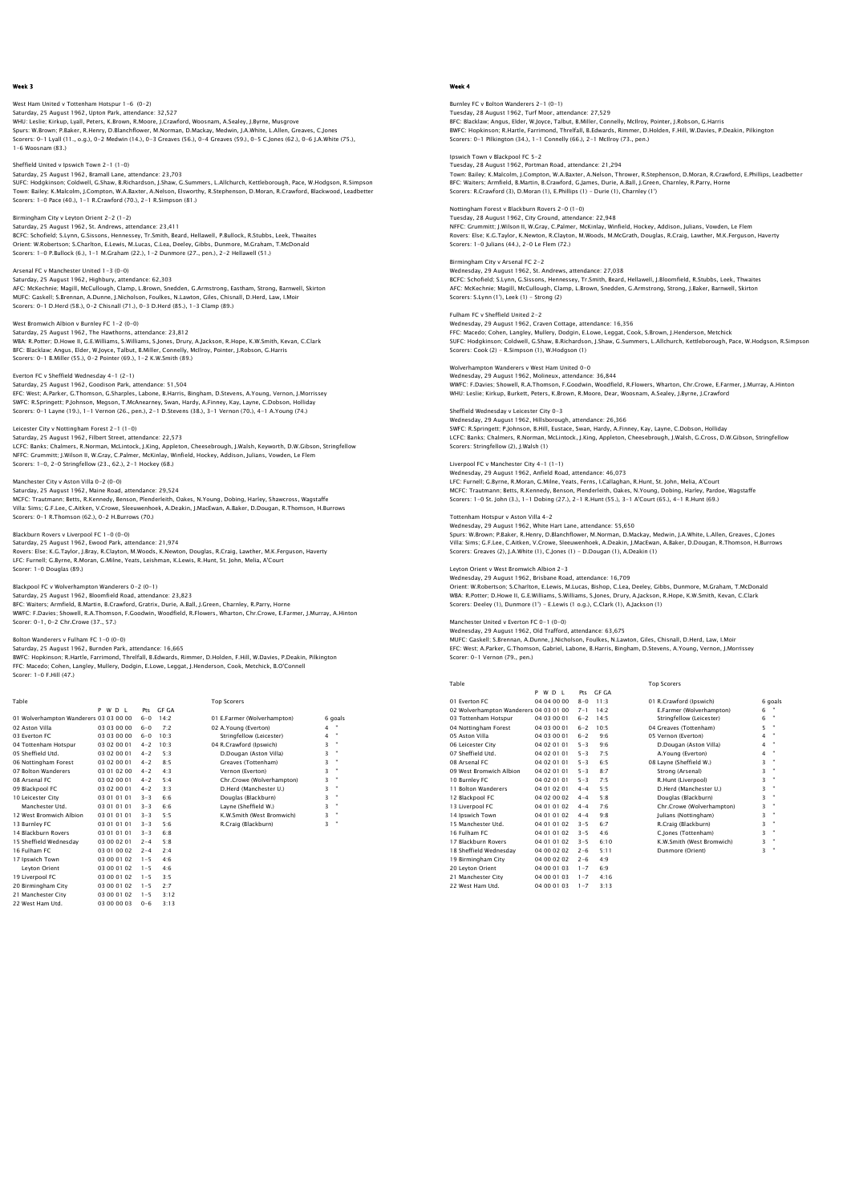# Week 3

West Ham United v Tottenham Hotspur 1-6 (0-2)
Saturday, 25 August 1962, Upton Park, attendance: 32,527
WHU: Leslie; Kirkup, Lyall, Peters, K.Brown, R.Moore, J.Crawford, Woosnam, A.Sealey, J.Byrne, Musgrove
Spurs: W.Brown; P.Baker, R.Henry, D.Blanchflower, M.Norman, D.Mackay, Medwin, J.A.White, L.Allen, Greaves, C.Jones
Scorers: 0-1 Lyall (11., o.g.), 0-2 Medwin (14.), 0-3 Greaves (56.), 0-4 Greaves (59.), 0-5 C.Jones (62.), 0-6 J.A.White (75.), 1-6 Woosnam (83.)

Sheffield United v Ipswich Town 2-1 (1-0)
Saturday, 25 August 1962, Bramall Lane, attendance: 23,703
SUFC: Hodgkinson; Coldwell, G.Shaw, B.Richardson, J.Shaw, G.Summers, L.Allchurch, Kettleborough, Pace, W.Hodgson, R.Simpson
Town: Bailey; K.Malcolm, J.Compton, W.A.Baxter, A.Nelson, Elsworthy, R.Stephenson, D.Moran, R.Crawford, Blackwood, Leadbetter
Scorers: 1-0 Pace (40.), 1-1 R.Crawford (70.), 2-1 R.Simpson (81.)

Birmingham City v Leyton Orient 2-2 (1-2)
Saturday, 25 August 1962, St. Andrews, attendance: 23,411
BCFC: Schofield; S.Lynn, G.Sissons, Hennessey, Tr.Smith, Beard, Hellawell, P.Bullock, R.Stubbs, Leek, Thwaites
Orient: W.Robertson; S.Charlton, E.Lewis, M.Lucas, C.Lea, Deeley, Gibbs, Dunmore, M.Graham, T.McDonald
Scorers: 1-0 P.Bullock (6.), 1-1 M.Graham (22.), 1-2 Dunmore (27., pen.), 2-2 Hellawell (51.)

Arsenal FC v Manchester United 1-3 (0-0)
Saturday, 25 August 1962, Highbury, attendance: 62,303
AFC: McKechnie; Magill, McCullough, Clamp, L.Brown, Snedden, G.Armstrong, Eastham, Strong, Barnwell, Skirton
MUFC: Gaskell; S.Brennan, A.Dunne, J.Nicholson, Foulkes, N.Lawton, Giles, Chisnall, D.Herd, Law, I.Moir
Scorers: 0-1 D.Herd (58.), 0-2 Chisnall (71.), 0-3 D.Herd (85.), 1-3 Clamp (89.)

West Bromwich Albion v Burnley FC 1-2 (0-0)
Saturday, 25 August 1962, The Hawthorns, attendance: 23,812
WBA: R.Potter; D.Howe II, G.E.Williams, S.Williams, S.Jones, Drury, A.Jackson, R.Hope, K.W.Smith, Kevan, C.Clark
BFC: Blacklaw; Angus, Elder, W.Joyce, Talbut, B.Miller, Connelly, McIlroy, Pointer, J.Robson, G.Harris
Scorers: 0-1 B.Miller (55.), 0-2 Pointer (69.), 1-2 K.W.Smith (89.)

Everton FC v Sheffield Wednesday 4-1 (2-1)
Saturday, 25 August 1962, Goodison Park, attendance: 51,504
EFC: West; A.Parker, G.Thomson, G.Sharples, Labone, B.Harris, Bingham, D.Stevens, A.Young, Vernon, J.Morrissey
SWFC: R.Springett; P.Johnson, Megson, T.McAnearney, Swan, Hardy, A.Finney, Kay, Layne, C.Dobson, Holliday
Scorers: 0-1 Layne (19.), 1-1 Vernon (26., pen.), 2-1 D.Stevens (38.), 3-1 Vernon (70.), 4-1 A.Young (74.)

Leicester City v Nottingham Forest 2-1 (1-0)
Saturday, 25 August 1962, Filbert Street, attendance: 22,573
LCFC: Banks; Chalmers, R.Norman, McLintock, J.King, Appleton, Cheesebrough, J.Walsh, Keyworth, D.W.Gibson, Stringfellow
NFFC: Grummitt; J.Wilson II, W.Gray, C.Palmer, McKinlay, Winfield, Hockey, Addison, Julians, Vowden, Le Flem
Scorers: 1-0, 2-0 Stringfellow (23., 62.), 2-1 Hockey (68.)

Manchester City v Aston Villa 0-2 (0-0)
Saturday, 25 August 1962, Maine Road, attendance: 29,524
MCFC: Trautmann; Betts, R.Kennedy, Benson, Plenderleith, Oakes, N.Young, Dobing, Harley, Shawcross, Wagstaffe
Villa: Sims; G.F.Lee, C.Aitken, V.Crowe, Sleeuwenhoek, A.Deakin, J.MacEwan, A.Baker, D.Dougan, R.Thomson, H.Burrows
Scorers: 0-1 R.Thomson (62.), 0-2 H.Burrows (70.)

Blackburn Rovers v Liverpool FC 1-0 (0-0)
Saturday, 25 August 1962, Ewood Park, attendance: 21,974
Rovers: Else; K.G.Taylor, J.Bray, R.Clayton, M.Woods, K.Newton, Douglas, R.Craig, Lawther, M.K.Ferguson, Haverty
LFC: Furnell; G.Byrne, R.Moran, G.Milne, Yeats, Leishman, K.Lewis, R.Hunt, St. John, Melia, A'Court
Scorer: 1-0 Douglas (89.)

Blackpool FC v Wolverhampton Wanderers 0-2 (0-1)
Saturday, 25 August 1962, Bloomfield Road, attendance: 23,823
BFC: Waiters; Armfield, B.Martin, B.Crawford, Gratrix, Durie, A.Ball, J.Green, Charnley, R.Parry, Horne
WWFC: F.Davies; Showell, R.A.Thomson, F.Goodwin, Woodfield, R.Flowers, Wharton, Chr.Crowe, E.Farmer, J.Murray, A.Hinton
Scorer: 0-1, 0-2 Chr.Crowe (37., 57.)

Bolton Wanderers v Fulham FC 1-0 (0-0)
Saturday, 25 August 1962, Burnden Park, attendance: 16,665
BWFC: Hopkinson; R.Hartle, Farrimond, Threlfall, B.Edwards, Rimmer, D.Holden, F.Hill, W.Davies, P.Deakin, Pilkington
FFC: Macedo; Cohen, Langley, Mullery, Dodgin, E.Lowe, Leggat, J.Henderson, Cook, Metchick, B.O'Connell
Scorer: 1-0 F.Hill (47.)

Table

| | P | W | D | L | Pts | GF GA |
|---|---|---|---|---|---|---|
| 01 Wolverhampton Wanderers | 03 | 03 | 00 | 00 | 6-0 | 14:2 |
| 02 Aston Villa | 03 | 03 | 00 | 00 | 6-0 | 7:2 |
| 03 Everton FC | 03 | 03 | 00 | 00 | 6-0 | 10:3 |
| 04 Tottenham Hotspur | 03 | 02 | 00 | 01 | 4-2 | 10:3 |
| 05 Sheffield Utd. | 03 | 02 | 00 | 01 | 4-2 | 5:3 |
| 06 Nottingham Forest | 03 | 02 | 00 | 01 | 4-2 | 8:5 |
| 07 Bolton Wanderers | 03 | 01 | 02 | 00 | 4-2 | 4:3 |
| 08 Arsenal FC | 03 | 02 | 00 | 01 | 4-2 | 5:4 |
| 09 Blackpool FC | 03 | 02 | 00 | 01 | 4-2 | 3:3 |
| 10 Leicester City | 03 | 01 | 01 | 01 | 3-3 | 6:6 |
| Manchester Utd. | 03 | 01 | 01 | 01 | 3-3 | 6:6 |
| 12 West Bromwich Albion | 03 | 01 | 01 | 01 | 3-3 | 5:5 |
| 13 Burnley FC | 03 | 01 | 01 | 01 | 3-3 | 5:6 |
| 14 Blackburn Rovers | 03 | 01 | 01 | 01 | 3-3 | 6:8 |
| 15 Sheffield Wednesday | 03 | 00 | 02 | 01 | 2-4 | 5:8 |
| 16 Fulham FC | 03 | 01 | 00 | 02 | 2-4 | 2:4 |
| 17 Ipswich Town | 03 | 00 | 01 | 02 | 1-5 | 4:6 |
| Leyton Orient | 03 | 00 | 01 | 02 | 1-5 | 4:6 |
| 19 Liverpool FC | 03 | 00 | 01 | 02 | 1-5 | 3:5 |
| 20 Birmingham City | 03 | 00 | 01 | 02 | 1-5 | 2:7 |
| 21 Manchester City | 03 | 00 | 01 | 02 | 1-5 | 3:12 |
| 22 West Ham Utd. | 03 | 00 | 00 | 03 | 0-6 | 3:13 |

Top Scorers

| | |
|---|---|
| 01 E.Farmer (Wolverhampton) | 6 goals |
| 02 A.Young (Everton) | 4 " |
| Stringfellow (Leicester) | 4 " |
| 04 R.Crawford (Ipswich) | 3 " |
| D.Dougan (Aston Villa) | 3 " |
| Greaves (Tottenham) | 3 " |
| Vernon (Everton) | 3 " |
| Chr.Crowe (Wolverhampton) | 3 " |
| D.Herd (Manchester U.) | 3 " |
| Douglas (Blackburn) | 3 " |
| Layne (Sheffield W.) | 3 " |
| K.W.Smith (West Bromwich) | 3 " |
| R.Craig (Blackburn) | 3 " |

# Week 4

Burnley FC v Bolton Wanderers 2-1 (0-1)
Tuesday, 28 August 1962, Turf Moor, attendance: 27,529
BFC: Blacklaw; Angus, Elder, W.Joyce, Talbut, B.Miller, Connelly, McIlroy, Pointer, J.Robson, G.Harris
BWFC: Hopkinson; R.Hartle, Farrimond, Threlfall, B.Edwards, Rimmer, D.Holden, F.Hill, W.Davies, P.Deakin, Pilkington
Scorers: 0-1 Pilkington (34.), 1-1 Connelly (66.), 2-1 McIlroy (73., pen.)

Ipswich Town v Blackpool FC 5-2
Tuesday, 28 August 1962, Portman Road, attendance: 21,294
Town: Bailey; K.Malcolm, J.Compton, W.A.Baxter, A.Nelson, Thrower, R.Stephenson, D.Moran, R.Crawford, E.Phillips, Leadbetter
BFC: Waiters; Armfield, B.Martin, B.Crawford, G.James, Durie, A.Ball, J.Green, Charnley, R.Parry, Horne
Scorers: R.Crawford (3), D.Moran (1), E.Phillips (1) - Durie (1), Charnley (1')

Nottingham Forest v Blackburn Rovers 2-0 (1-0)
Tuesday, 28 August 1962, City Ground, attendance: 22,948
NFFC: Grummitt; J.Wilson II, W.Gray, C.Palmer, McKinlay, Winfield, Hockey, Addison, Julians, Vowden, Le Flem
Rovers: Else; K.G.Taylor, K.Newton, R.Clayton, M.Woods, M.McGrath, Douglas, R.Craig, Lawther, M.K.Ferguson, Haverty
Scorers: 1-0 Julians (44.), 2-0 Le Flem (72.)

Birmingham City v Arsenal FC 2-2
Wednesday, 29 August 1962, St. Andrews, attendance: 27,038
BCFC: Schofield; S.Lynn, G.Sissons, Hennessey, Tr.Smith, Beard, Hellawell, J.Bloomfield, R.Stubbs, Leek, Thwaites
AFC: McKechnie; Magill, McCullough, Clamp, L.Brown, Snedden, G.Armstrong, Strong, J.Baker, Barnwell, Skirton
Scorers: S.Lynn (1'), Leek (1) - Strong (2)

Fulham FC v Sheffield United 2-2
Wednesday, 29 August 1962, Craven Cottage, attendance: 16,356
FFC: Macedo; Cohen, Langley, Mullery, Dodgin, E.Lowe, Leggat, Cook, S.Brown, J.Henderson, Metchick
SUFC: Hodgkinson; Coldwell, G.Shaw, B.Richardson, J.Shaw, G.Summers, L.Allchurch, Kettleborough, Pace, W.Hodgson, R.Simpson
Scorers: Cook (2) - R.Simpson (1), W.Hodgson (1)

Wolverhampton Wanderers v West Ham United 0-0
Wednesday, 29 August 1962, Molineux, attendance: 36,844
WWFC: F.Davies; Showell, R.A.Thomson, F.Goodwin, Woodfield, R.Flowers, Wharton, Chr.Crowe, E.Farmer, J.Murray, A.Hinton
WHU: Leslie; Kirkup, Burkett, Peters, K.Brown, R.Moore, Dear, Woosnam, A.Sealey, J.Byrne, J.Crawford

Sheffield Wednesday v Leicester City 0-3
Wednesday, 29 August 1962, Hillsborough, attendance: 26,366
SWFC: R.Springett; P.Johnson, B.Hill, Eustace, Swan, Hardy, A.Finney, Kay, Layne, C.Dobson, Holliday
LCFC: Banks; Chalmers, R.Norman, McLintock, J.King, Appleton, Cheesebrough, J.Walsh, G.Cross, D.W.Gibson, Stringfellow
Scorers: Stringfellow (2), J.Walsh (1)

Liverpool FC v Manchester City 4-1 (1-1)
Wednesday, 29 August 1962, Anfield Road, attendance: 46,073
LFC: Furnell; G.Byrne, R.Moran, G.Milne, Yeats, Ferns, I.Callaghan, R.Hunt, St. John, Melia, A'Court
MCFC: Trautmann; Betts, R.Kennedy, Benson, Plenderleith, Oakes, N.Young, Dobing, Harley, Pardoe, Wagstaffe
Scorers: 1-0 St. John (3.), 1-1 Dobing (27.), 2-1 R.Hunt (55.), 3-1 A'Court (65.), 4-1 R.Hunt (69.)

Tottenham Hotspur v Aston Villa 4-2
Wednesday, 29 August 1962, White Hart Lane, attendance: 55,650
Spurs: W.Brown; P.Baker, R.Henry, D.Blanchflower, M.Norman, D.Mackay, Medwin, J.A.White, L.Allen, Greaves, C.Jones
Villa: Sims; G.F.Lee, C.Aitken, V.Crowe, Sleeuwenhoek, A.Deakin, J.MacEwan, A.Baker, D.Dougan, R.Thomson, H.Burrows
Scorers: Greaves (2), J.A.White (1), C.Jones (1) - D.Dougan (1), A.Deakin (1)

Leyton Orient v West Bromwich Albion 2-3
Wednesday, 29 August 1962, Brisbane Road, attendance: 16,709
Orient: W.Robertson; S.Charlton, E.Lewis, M.Lucas, Bishop, C.Lea, Deeley, Gibbs, Dunmore, M.Graham, T.McDonald
WBA: R.Potter; D.Howe II, G.E.Williams, S.Williams, S.Jones, Drury, A.Jackson, R.Hope, K.W.Smith, Kevan, C.Clark
Scorers: Deeley (1), Dunmore (1') - E.Lewis (1 o.g.), C.Clark (1), A.Jackson (1)

Manchester United v Everton FC 0-1 (0-0)
Wednesday, 29 August 1962, Old Trafford, attendance: 63,675
MUFC: Gaskell; S.Brennan, A.Dunne, J.Nicholson, Foulkes, N.Lawton, Giles, Chisnall, D.Herd, Law, I.Moir
EFC: West; A.Parker, G.Thomson, Gabriel, Labone, B.Harris, Bingham, D.Stevens, A.Young, Vernon, J.Morrissey
Scorer: 0-1 Vernon (79., pen.)

Table

| | P | W | D | L | Pts | GF GA |
|---|---|---|---|---|---|---|
| 01 Everton FC | 04 | 04 | 00 | 00 | 8-0 | 11:3 |
| 02 Wolverhampton Wanderers | 04 | 03 | 01 | 00 | 7-1 | 14:2 |
| 03 Tottenham Hotspur | 04 | 03 | 00 | 01 | 6-2 | 14:5 |
| 04 Nottingham Forest | 04 | 03 | 00 | 01 | 6-2 | 10:5 |
| 05 Aston Villa | 04 | 03 | 00 | 01 | 6-2 | 9:6 |
| 06 Leicester City | 04 | 02 | 01 | 01 | 5-3 | 9:6 |
| 07 Sheffield Utd. | 04 | 02 | 01 | 01 | 5-3 | 7:5 |
| 08 Arsenal FC | 04 | 02 | 01 | 01 | 5-3 | 6:5 |
| 09 West Bromwich Albion | 04 | 02 | 01 | 01 | 5-3 | 8:7 |
| 10 Burnley FC | 04 | 02 | 01 | 01 | 5-3 | 7:5 |
| 11 Bolton Wanderers | 04 | 01 | 02 | 01 | 4-4 | 5:5 |
| 12 Blackpool FC | 04 | 02 | 00 | 02 | 4-4 | 5:8 |
| 13 Liverpool FC | 04 | 01 | 01 | 02 | 4-4 | 7:6 |
| 14 Ipswich Town | 04 | 01 | 01 | 02 | 4-4 | 9:8 |
| 15 Manchester Utd. | 04 | 01 | 01 | 02 | 3-5 | 6:7 |
| 16 Fulham FC | 04 | 01 | 01 | 02 | 3-5 | 4:6 |
| 17 Blackburn Rovers | 04 | 01 | 01 | 02 | 3-5 | 6:10 |
| 18 Sheffield Wednesday | 04 | 00 | 02 | 02 | 2-6 | 5:11 |
| 19 Birmingham City | 04 | 00 | 02 | 02 | 2-6 | 4:9 |
| 20 Leyton Orient | 04 | 00 | 01 | 03 | 1-7 | 6:9 |
| 21 Manchester City | 04 | 00 | 01 | 03 | 1-7 | 4:16 |
| 22 West Ham Utd. | 04 | 00 | 01 | 03 | 1-7 | 3:13 |

Top Scorers

| | |
|---|---|
| 01 R.Crawford (Ipswich) | 6 goals |
| E.Farmer (Wolverhampton) | 6 " |
| Stringfellow (Leicester) | 6 " |
| 04 Greaves (Tottenham) | 5 " |
| 05 Vernon (Everton) | 4 " |
| D.Dougan (Aston Villa) | 4 " |
| A.Young (Everton) | 4 " |
| 08 Layne (Sheffield W.) | 3 " |
| Strong (Arsenal) | 3 " |
| R.Hunt (Liverpool) | 3 " |
| D.Herd (Manchester U.) | 3 " |
| Douglas (Blackburn) | 3 " |
| Chr.Crowe (Wolverhampton) | 3 " |
| Julians (Nottingham) | 3 " |
| R.Craig (Blackburn) | 3 " |
| C.Jones (Tottenham) | 3 " |
| K.W.Smith (West Bromwich) | 3 " |
| Dunmore (Orient) | 3 " |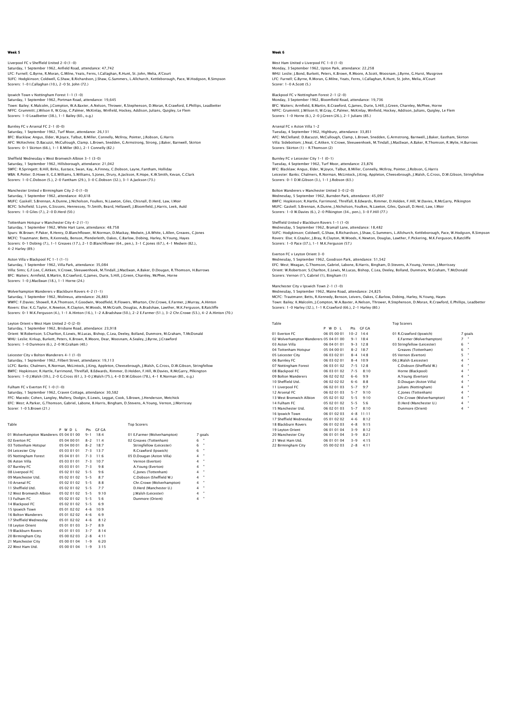## Week 5

Liverpool FC v Sheffield United 2-0 (1-0)
Saturday, 1 September 1962, Anfield Road, attendance: 47,742
LFC: Furnell; G.Byrne, R.Moran, G.Milne, Yeats, Ferns, I.Callaghan, R.Hunt, St. John, Melia, A'Court
SUFC: Hodgkinson; Coldwell, G.Shaw, B.Richardson, J.Shaw, G.Summers, L.Allchurch, Kettleborough, Pace, W.Hodgson, R.Simpson
Scorers: 1-0 I.Callaghan (10.), 2-0 St. John (72.)

Ipswich Town v Nottingham Forest 1-1 (1-0)
Saturday, 1 September 1962, Portman Road, attendance: 19,645
Town: Bailey; K.Malcolm, J.Compton, W.A.Baxter, A.Nelson, Thrower, R.Stephenson, D.Moran, R.Crawford, E.Phillips, Leadbetter
NFFC: Grummitt; J.Wilson II, W.Gray, C.Palmer, McKinlay, Winfield, Hockey, Addison, Julians, Quigley, Le Flem
Scorers: 1-0 Leadbetter (38.), 1-1 Bailey (60., o.g.)

Burnley FC v Arsenal FC 2-1 (0-0)
Saturday, 1 September 1962, Turf Moor, attendance: 26,131
BFC: Blacklaw; Angus, Elder, W.Joyce, Talbut, B.Miller, Connelly, McIlroy, Pointer, J.Robson, G.Harris
AFC: McKechnie; D.Bacuzzi, McCullough, Clamp, L.Brown, Snedden, G.Armstrong, Strong, J.Baker, Barnwell, Skirton
Scorers: 0-1 Skirton (66.), 1-1 B.Miller (80.), 2-1 Connelly (82.)

Sheffield Wednesday v West Bromwich Albion 3-1 (3-0)
Saturday, 1 September 1962, Hillsborough, attendance: 21,042
SWFC: R.Springett; B.Hill, Birks, Eustace, Swan, Kay, A.Finney, C.Dobson, Layne, Fantham, Holliday
WBA: R.Potter; D.Howe II, G.E.Williams, S.Williams, S.Jones, Drury, A.Jackson, R.Hope, K.W.Smith, Kevan, C.Clark
Scorers: 1-0 C.Dobson (5.), 2-0 Fantham (29.), 3-0 C.Dobson (32.), 3-1 A.Jackson (73.)

Manchester United v Birmingham City 2-0 (1-0)
Saturday, 1 September 1962, attendance: 40,618
MUFC: Gaskell; S.Brennan, A.Dunne, J.Nicholson, Foulkes, N.Lawton, Giles, Chisnall, D.Herd, Law, I.Moir
BCFC: Schofield; S.Lynn, G.Sissons, Hennessey, Tr.Smith, Beard, Hellawell, J.Bloomfield, J.Harris, Leek, Auld
Scorers: 1-0 Giles (7.), 2-0 D.Herd (50.)

Tottenham Hotspur v Manchester City 4-2 (1-1)
Saturday, 1 September 1962, White Hart Lane, attendance: 48,758
Spurs: W.Brown; P.Baker, R.Henry, D.Blanchflower, M.Norman, D.Mackay, Medwin, J.A.White, L.Allen, Greaves, C.Jones
MCFC: Trautmann; Betts, R.Kennedy, Benson, Plenderleith, Oakes, C.Barlow, Dobing, Harley, N.Young, Hayes
Scorers: 0-1 Dobing (7.), 1-1 Greaves (17.), 2-1 D.Blanchflower (64., pen.), 3-1 C.Jones (67.), 4-1 Medwin (82.), 4-2 Harley (89.)

Aston Villa v Blackpool FC 1-1 (1-1)
Saturday, 1 September 1962, Villa Park, attendance: 35,084
Villa: Sims; G.F.Lee, C.Aitken, V.Crowe, Sleeuwenhoek, M.Tindall, J.MacEwan, A.Baker, D.Dougan, R.Thomson, H.Burrows
BFC: Waiters; Armfield, B.Martin, B.Crawford, G.James, Durie, S.Hill, J.Green, Charnley, McPhee, Horne
Scorers: 1-0 J.MacEwan (18.), 1-1 Horne (24.)

Wolverhampton Wanderers v Blackburn Rovers 4-2 (1-1)
Saturday, 1 September 1962, Molineux, attendance: 26,883
WWFC: F.Davies; Showell, R.A.Thomson, F.Goodwin, Woodfield, R.Flowers, Wharton, Chr.Crowe, E.Farmer, J.Murray, A.Hinton
Rovers: Else; K.G.Taylor, K.Newton, R.Clayton, M.Woods, McGrath, Douglas, A.Bradshaw, Lawther, M.K.Ferguson, B.Ratcliffe
Scorers: 0-1 M.K.Ferguson (4.), 1-1 A.Hinton (16.), 1-2 A.Bradshaw (50.), 2-2 E.Farmer (51.), 3-2 Chr.Crowe (53.), 4-2 A.Hinton (70.)

Leyton Orient v West Ham United 2-0 (2-0)
Saturday, 1 September 1962, Brisbane Road, attendance: 23,918
Orient: W.Robertson; S.Charlton, E.Lewis, M.Lucas, Bishop, C.Lea, Deeley, Bolland, Dunmore, M.Graham, T.McDonald
WHU: Leslie; Kirkup, Burkett, Peters, K.Brown, R.Moore, Dear, Woosnam, A.Sealey, J.Byrne, J.Crawford
Scorers: 1-0 Dunmore (6.), 2-0 M.Graham (40.)

Leicester City v Bolton Wanderers 4-1 (1-0)
Saturday, 1 September 1962, Filbert Street, attendance: 19,113
LCFC: Banks; Chalmers, R.Norman, McLintock, J.King, Appleton, Cheesebrough, J.Walsh, G.Cross, D.W.Gibson, Stringfellow
BWFC: Hopkinson; R.Hartle, Farrimond, Threlfall, B.Edwards, Rimmer, D.Holden, F.Hill, W.Davies, R.McGarry, Pilkington
Scorers: 1-0 J.Walsh (39.), 2-0 G.Cross (61.), 3-0 J.Walsh (75.), 4-0 D.W.Gibson (78.), 4-1 R.Norman (80., o.g.)

Fulham FC v Everton FC 1-0 (1-0)
Saturday, 1 September 1962, Craven Cottage, attendance: 30,582
FFC: Macedo; Cohen, Langley, Mullery, Dodgin, E.Lewis, Leggat, Cook, S.Brown, J.Henderson, Metchick
EFC: West; A.Parker, G.Thomson, Gabriel, Labone, B.Harris, Bingham, D.Stevens, A.Young, Vernon, J.Morrissey
Scorer: 1-0 S.Brown (21.)

Table

| | P | W | D | L | Pts | GF GA |
|---|---|---|---|---|---|---|
| 01 Wolverhampton Wanderers | 05 | 04 | 01 | 00 | 9-1 | 18:4 |
| 02 Everton FC | 05 | 04 | 00 | 01 | 8-2 | 11:4 |
| 03 Tottenham Hotspur | 05 | 04 | 00 | 01 | 8-2 | 18:7 |
| 04 Leicester City | 05 | 03 | 01 | 01 | 7-3 | 13:7 |
| 05 Nottingham Forest | 05 | 04 | 01 | 01 | 7-3 | 11:6 |
| 06 Aston Villa | 05 | 03 | 01 | 01 | 7-3 | 10:7 |
| 07 Burnley FC | 05 | 03 | 01 | 01 | 7-3 | 9:8 |
| 08 Liverpool FC | 05 | 02 | 01 | 02 | 5-5 | 9:6 |
| 09 Manchester Utd. | 05 | 02 | 01 | 02 | 5-5 | 8:7 |
| 10 Arsenal FC | 05 | 02 | 01 | 02 | 5-5 | 8:8 |
| 11 Sheffield Utd. | 05 | 02 | 01 | 02 | 5-5 | 7:7 |
| 12 West Bromwich Albion | 05 | 02 | 01 | 02 | 5-5 | 9:10 |
| 13 Fulham FC | 05 | 02 | 01 | 02 | 5-5 | 5:6 |
| 14 Blackpool FC | 05 | 02 | 01 | 02 | 5-5 | 6:9 |
| 15 Ipswich Town | 05 | 01 | 02 | 02 | 4-6 | 10:9 |
| 16 Bolton Wanderers | 05 | 01 | 02 | 02 | 4-6 | 6:9 |
| 17 Sheffield Wednesday | 05 | 01 | 02 | 02 | 4-6 | 8:12 |
| 18 Leyton Orient | 05 | 01 | 01 | 03 | 3-7 | 8:9 |
| 19 Blackburn Rovers | 05 | 01 | 01 | 03 | 3-7 | 8:14 |
| 20 Birmingham City | 05 | 00 | 02 | 03 | 2-8 | 4:11 |
| 21 Manchester City | 05 | 00 | 01 | 04 | 1-9 | 6:20 |
| 22 West Ham Utd. | 05 | 00 | 01 | 04 | 1-9 | 3:15 |

Top Scorers

| | | |
|---|---|---|
| 01 E.Farmer (Wolverhampton) | 7 | goals |
| 02 Greaves (Tottenham) | 6 | " |
| Stringfellow (Leicester) | 6 | " |
| R.Crawford (Ipswich) | 6 | " |
| 05 D.Dougan (Aston Villa) | 4 | " |
| Vernon (Everton) | 4 | " |
| A.Young (Everton) | 4 | " |
| C.Jones (Tottenham) | 4 | " |
| C.Dobson (Sheffield W.) | 4 | " |
| Chr.Crowe (Wolverhampton) | 4 | " |
| D.Herd (Manchester U.) | 4 | " |
| J.Walsh (Leicester) | 4 | " |
| Dunmore (Orient) | 4 | " |

## Week 6

West Ham United v Liverpool FC 1-0 (1-0)
Monday, 3 September 1962, Upton Park, attendance: 22,258
WHU: Leslie; J.Bond, Burkett, Peters, K.Brown, R.Moore, A.Scott, Woosnam, J.Byrne, G.Hurst, Musgrove
LFC: Furnell; G.Byrne, R.Moran, G.Milne, Yeats, Ferns, I.Callaghan, R.Hunt, St. John, Melia, A'Court
Scorer: 1-0 A.Scott (5.)

Blackpool FC v Nottingham Forest 2-1 (2-0)
Monday, 3 September 1962, Bloomfield Road, attendance: 19,736
BFC: Waiters; Armfield, B.Martin, B.Crawford, G.James, Durie, S.Hill, J.Green, Charnley, McPhee, Horne
NFFC: Grummitt; J.Wilson II, W.Gray, C.Palmer, McKinlay, Winfield, Hockey, Addison, Julians, Quigley, Le Flem
Scorers: 1-0 Horne (6.), 2-0 J.Green (26.), 2-1 Julians (85.)

Arsenal FC v Aston Villa 1-2
Tuesday, 4 September 1962, Highbury, attendance: 33,851
AFC: McClelland; D.Bacuzzi, McCullough, Clamp, L.Brown, Snedden, G.Armstrong, Barnwell, J.Baker, Eastham, Skirton
Villa: Sidebottom; J.Neal, C.Aitken, V.Crowe, Sleeuwenhoek, M.Tindall, J.MacEwan, A.Baker, R.Thomson, R.Wylie, H.Burrows
Scorers: Skirton (1) – R.Thomson (2)

Burnley FC v Leicester City 1-1 (0-1)
Tuesday, 4 September 1962, Turf Moor, attendance: 23,876
BFC: Blacklaw; Angus, Elder, W.Joyce, Talbut, B.Miller, Connelly, McIlroy, Pointer, J.Robson, G.Harris
Leicester: Banks; Chalmers, R.Norman, McLintock, J.King, Appleton, Cheesebrough, J.Walsh, G.Cross, D.W.Gibson, Stringfellow
Scorers: 0-1 D.W.Gibson (3.), 1-1 J.Robson (63.)

Bolton Wanderers v Manchester United 3-0 (2-0)
Wednesday, 5 September 1962, Burnden Park, attendance: 45,097
BWFC: Hopkinson; R.Hartle, Farrimond, Threlfall, B.Edwards, Rimmer, D.Holden, F.Hill, W.Davies, R.McGarry, Pilkington
MUFC: Gaskell; S.Brennan, A.Dunne, J.Nicholson, Foulkes, N.Lawton, Giles, Quixall, D.Herd, Law, I.Moir
Scorers: 1-0 W.Davies (6.), 2-0 Pilkington (34., pen.), 3-0 F.Hill (77.)

Sheffield United v Blackburn Rovers 1-1 (1-0)
Wednesday, 5 September 1962, Bramall Lane, attendance: 18,482
SUFC: Hodgkinson; Coldwell, G.Shaw, B.Richardson, J.Shaw, G.Summers, L.Allchurch, Kettleborough, Pace, W.Hodgson, R.Simpson
Rovers: Else; K.G.Taylor, J.Bray, R.Clayton, M.Woods, K.Newton, Douglas, Lawther, F.Pickering, M.K.Ferguson, B.Ratcliffe
Scorers: 1-0 Pace (37.), 1-1 M.K.Ferguson (57.)

Everton FC v Leyton Orient 3-0
Wednesday, 5 September 1962, Goodison Park, attendance: 51,542
EFC: West; Meagan, G.Thomson, Gabriel, Labone, B.Harris, Bingham, D.Stevens, A.Young, Vernon, J.Morrissey
Orient: W.Robertson; S.Charlton, E.Lewis, M.Lucas, Bishop, C.Lea, Deeley, Bolland, Dunmore, M.Graham, T.McDonald
Scorers: Vernon (1'), Gabriel (1), Bingham (1)

Manchester City v Ipswich Town 2-1 (1-0)
Wednesday, 5 September 1962, Maine Road, attendance: 24,825
MCFC: Trautmann; Betts, R.Kennedy, Benson, Leivers, Oakes, C.Barlow, Dobing, Harley, N.Young, Hayes
Town: Bailey; K.Malcolm, J.Compton, W.A.Baxter, A.Nelson, Thrower, R.Stephenson, D.Moran, R.Crawford, E.Phillips, Leadbetter
Scorers: 1-0 Harley (32.), 1-1 R.Crawford (66.), 2-1 Harley (80.)

Table

| | P | W | D | L | Pts | GF GA |
|---|---|---|---|---|---|---|
| 01 Everton FC | 06 | 05 | 00 | 01 | 10-2 | 14:4 |
| 02 Wolverhampton Wanderers | 05 | 04 | 01 | 00 | 9-1 | 18:4 |
| 03 Aston Villa | 06 | 04 | 01 | 01 | 9-3 | 12:8 |
| 04 Tottenham Hotspur | 05 | 04 | 00 | 01 | 8-2 | 18:7 |
| 05 Leicester City | 06 | 03 | 02 | 01 | 8-4 | 14:8 |
| 06 Burnley FC | 06 | 03 | 02 | 01 | 8-4 | 10:9 |
| 07 Nottingham Forest | 06 | 03 | 01 | 02 | 7-5 | 12:8 |
| 08 Blackpool FC | 06 | 03 | 01 | 02 | 7-5 | 8:10 |
| 09 Bolton Wanderers | 06 | 02 | 02 | 02 | 6-6 | 9:9 |
| 10 Sheffield Utd. | 06 | 02 | 02 | 02 | 6-6 | 8:8 |
| 11 Liverpool FC | 06 | 02 | 01 | 03 | 5-7 | 9:7 |
| 12 Arsenal FC | 06 | 02 | 01 | 03 | 5-7 | 9:10 |
| 13 West Bromwich Albion | 05 | 02 | 01 | 02 | 5-5 | 9:10 |
| 14 Fulham FC | 05 | 02 | 01 | 02 | 5-5 | 5:6 |
| 15 Manchester Utd. | 06 | 02 | 01 | 03 | 5-7 | 8:10 |
| 16 Ipswich Town | 06 | 01 | 02 | 03 | 4-8 | 11:11 |
| 17 Sheffield Wednesday | 05 | 01 | 02 | 02 | 4-6 | 8:12 |
| 18 Blackburn Rovers | 06 | 01 | 02 | 03 | 4-8 | 9:15 |
| 19 Leyton Orient | 06 | 01 | 01 | 04 | 3-9 | 8:12 |
| 20 Manchester City | 06 | 01 | 01 | 04 | 3-9 | 8:21 |
| 21 West Ham Utd. | 06 | 01 | 01 | 04 | 3-9 | 4:15 |
| 22 Birmingham City | 05 | 00 | 02 | 03 | 2-8 | 4:11 |

Top Scorers

| | | |
|---|---|---|
| 01 R.Crawford (Ipswich) | 7 | goals |
| E.Farmer (Wolverhampton) | 7 | " |
| 03 Stringfellow (Leicester) | 6 | " |
| Greaves (Tottenham) | 6 | " |
| 05 Vernon (Everton) | 5 | " |
| 06 J.Walsh (Leicester) | 4 | " |
| C.Dobson (Sheffield W.) | 4 | " |
| Horne (Blackpool) | 4 | " |
| A.Young (Everton) | 4 | " |
| D.Dougan (Aston Villa) | 4 | " |
| Julians (Nottingham) | 4 | " |
| C.Jones (Tottenham) | 4 | " |
| Chr.Crowe (Wolverhampton) | 4 | " |
| D.Herd (Manchester U.) | 4 | " |
| Dunmore (Orient) | 4 | " |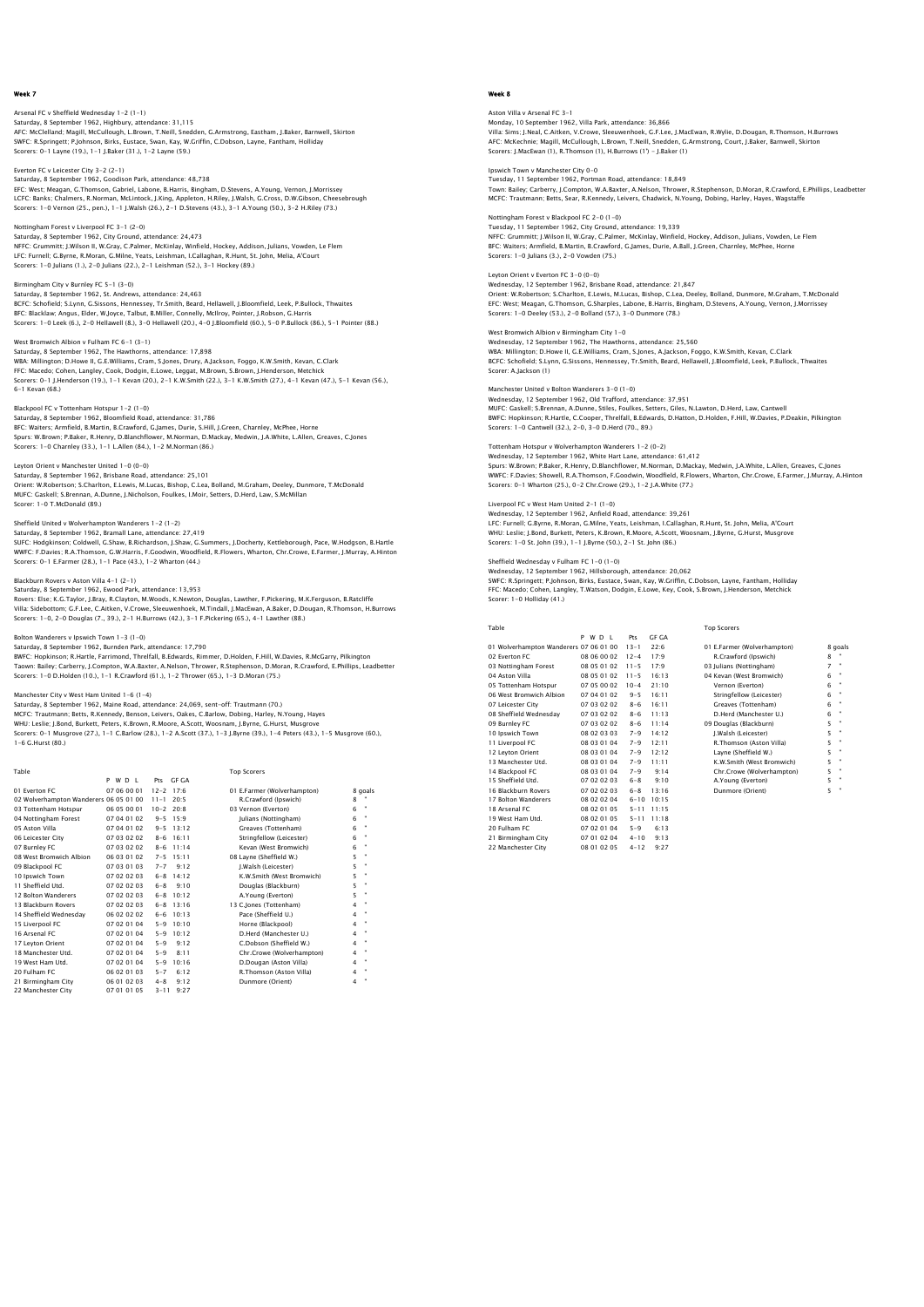## Week 7

**Arsenal FC v Sheffield Wednesday 1-2 (1-1)**
Saturday, 8 September 1962, Highbury, attendance: 31,115
AFC: McClelland; Magill, McCullough, L.Brown, T.Neill, Snedden, G.Armstrong, Eastham, J.Baker, Barnwell, Skirton
SWFC: R.Springett; P.Johnson, Birks, Eustace, Swan, Kay, W.Griffin, C.Dobson, Layne, Fantham, Holliday
Scorers: 0-1 Layne (19.), 1-1 J.Baker (31.), 1-2 Layne (59.)

**Everton FC v Leicester City 3-2 (2-1)**
Saturday, 8 September 1962, Goodison Park, attendance: 48,738
EFC: West; Meagan, G.Thomson, Gabriel, Labone, B.Harris, Bingham, D.Stevens, A.Young, Vernon, J.Morrissey
LCFC: Banks; Chalmers, R.Norman, McLintock, J.King, Appleton, H.Riley, J.Walsh, G.Cross, D.W.Gibson, Cheesebrough
Scorers: 1-0 Vernon (25., pen.), 1-1 J.Walsh (26.), 2-1 D.Stevens (43.), 3-1 A.Young (50.), 3-2 H.Riley (73.)

**Nottingham Forest v Liverpool FC 3-1 (2-0)**
Saturday, 8 September 1962, City Ground, attendance: 24,473
NFFC: Grummitt; J.Wilson II, W.Gray, C.Palmer, McKinlay, Winfield, Hockey, Addison, Julians, Vowden, Le Flem
LFC: Furnell; G.Byrne, R.Moran, G.Milne, Yeats, Leishman, I.Callaghan, R.Hunt, St. John, Melia, A'Court
Scorers: 1-0 Julians (1.), 2-0 Julians (22.), 2-1 Leishman (52.), 3-1 Hockey (89.)

**Birmingham City v Burnley FC 5-1 (3-0)**
Saturday, 8 September 1962, St. Andrews, attendance: 24,463
BCFC: Schofield; S.Lynn, G.Sissons, Hennessey, Tr.Smith, Beard, Hellawell, J.Bloomfield, Leek, P.Bullock, Thwaites
BFC: Blacklaw; Angus, Elder, W.Joyce, Talbut, B.Miller, Connelly, McIlroy, Pointer, J.Robson, G.Harris
Scorers: 1-0 Leek (6.), 2-0 Hellawell (8.), 3-0 Hellawell (20.), 4-0 J.Bloomfield (60.), 5-0 P.Bullock (86.), 5-1 Pointer (88.)

**West Bromwich Albion v Fulham FC 6-1 (3-1)**
Saturday, 8 September 1962, The Hawthorns, attendance: 17,898
WBA: Millington; D.Howe II, G.E.Williams, Cram, S.Jones, Drury, A.Jackson, Foggo, K.W.Smith, Kevan, C.Clark
FFC: Macedo; Cohen, Langley, Cook, Dodgin, E.Lowe, Leggat, M.Brown, S.Brown, J.Henderson, Metchick
Scorers: 0-1 J.Henderson (19.), 1-1 Kevan (20.), 2-1 K.W.Smith (22.), 3-1 K.W.Smith (27.), 4-1 Kevan (47.), 5-1 Kevan (56.), 6-1 Kevan (68.)

**Blackpool FC v Tottenham Hotspur 1-2 (1-0)**
Saturday, 8 September 1962, Bloomfield Road, attendance: 31,786
BFC: Waiters; Armfield, B.Martin, B.Crawford, G.James, Durie, S.Hill, J.Green, Charnley, McPhee, Horne
Spurs: W.Brown; P.Baker, R.Henry, D.Blanchflower, M.Norman, D.Mackay, Medwin, J.A.White, L.Allen, Greaves, C.Jones
Scorers: 1-0 Charnley (33.), 1-1 L.Allen (84.), 1-2 M.Norman (86.)

**Leyton Orient v Manchester United 1-0 (0-0)**
Saturday, 8 September 1962, Brisbane Road, attendance: 25,101
Orient: W.Robertson; S.Charlton, E.Lewis, M.Lucas, Bishop, C.Lea, Bolland, M.Graham, Deeley, Dunmore, T.McDonald
MUFC: Gaskell; S.Brennan, A.Dunne, J.Nicholson, Foulkes, I.Moir, Setters, D.Herd, Law, S.McMillan
Scorer: 1-0 T.McDonald (89.)

**Sheffield United v Wolverhampton Wanderers 1-2 (1-2)**
Saturday, 8 September 1962, Bramall Lane, attendance: 27,419
SUFC: Hodgkinson; Coldwell, G.Shaw, B.Richardson, J.Shaw, G.Summers, J.Docherty, Kettleborough, Pace, W.Hodgson, B.Hartle
WWFC: F.Davies; R.A.Thomson, G.W.Harris, F.Goodwin, Woodfield, R.Flowers, Wharton, Chr.Crowe, E.Farmer, J.Murray, A.Hinton
Scorers: 0-1 E.Farmer (28.), 1-1 Pace (43.), 1-2 Wharton (44.)

**Blackburn Rovers v Aston Villa 4-1 (2-1)**
Saturday, 8 September 1962, Ewood Park, attendance: 13,953
Rovers: Else; K.G.Taylor, J.Bray, R.Clayton, M.Woods, K.Newton, Douglas, Lawther, F.Pickering, M.K.Ferguson, B.Ratcliffe
Villa: Sidebottom; G.F.Lee, C.Aitken, V.Crowe, Sleeuwenhoek, M.Tindall, J.MacEwan, A.Baker, D.Dougan, R.Thomson, H.Burrows
Scorers: 1-0, 2-0 Douglas (7., 39.), 2-1 H.Burrows (42.), 3-1 F.Pickering (65.), 4-1 Lawther (88.)

**Bolton Wanderers v Ipswich Town 1-3 (1-0)**
Saturday, 8 September 1962, Burnden Park, attendance: 17,790
BWFC: Hopkinson; R.Hartle, Farrimond, Threlfall, B.Edwards, Rimmer, D.Holden, F.Hill, W.Davies, R.McGarry, Pilkington
Taown: Bailey; Carberry, J.Compton, W.A.Baxter, A.Nelson, Thrower, R.Stephenson, D.Moran, R.Crawford, E.Phillips, Leadbetter
Scorers: 1-0 D.Holden (10.), 1-1 R.Crawford (61.), 1-2 Thrower (65.), 1-3 D.Moran (75.)

**Manchester City v West Ham United 1-6 (1-4)**
Saturday, 8 September 1962, Maine Road, attendance: 24,069, sent-off: Trautmann (70.)
MCFC: Trautmann; Betts, R.Kennedy, Benson, Leivers, Oakes, C.Barlow, Dobing, Harley, N.Young, Hayes
WHU: Leslie; J.Bond, Burkett, Peters, K.Brown, R.Moore, A.Scott, Woosnam, J.Byrne, G.Hurst, Musgrove
Scorers: 0-1 Musgrove (27.), 1-1 C.Barlow (28.), 1-2 A.Scott (37.), 1-3 J.Byrne (39.), 1-4 Peters (43.), 1-5 Musgrove (60.), 1-6 G.Hurst (80.)

**Table**

| | P | W | D | L | Pts | GF GA |
|---|---|---|---|---|---|---|
| 01 Everton FC | 07 | 06 | 00 | 01 | 12-2 | 17:6 |
| 02 Wolverhampton Wanderers | 06 | 05 | 01 | 00 | 11-1 | 20:5 |
| 03 Tottenham Hotspur | 06 | 05 | 00 | 01 | 10-2 | 20:8 |
| 04 Nottingham Forest | 07 | 04 | 01 | 02 | 9-5 | 15:9 |
| 05 Aston Villa | 07 | 04 | 01 | 02 | 9-5 | 13:12 |
| 06 Leicester City | 07 | 03 | 02 | 02 | 8-6 | 16:11 |
| 07 Burnley FC | 07 | 03 | 02 | 02 | 8-6 | 11:14 |
| 08 West Bromwich Albion | 06 | 03 | 01 | 02 | 7-5 | 15:11 |
| 09 Blackpool FC | 07 | 03 | 01 | 03 | 7-7 | 9:12 |
| 10 Ipswich Town | 07 | 02 | 02 | 03 | 6-8 | 14:12 |
| 11 Sheffield Utd. | 07 | 02 | 02 | 03 | 6-8 | 9:10 |
| 12 Bolton Wanderers | 07 | 02 | 02 | 03 | 6-8 | 10:12 |
| 13 Blackburn Rovers | 07 | 02 | 02 | 03 | 6-8 | 13:16 |
| 14 Sheffield Wednesday | 06 | 02 | 02 | 02 | 6-6 | 10:13 |
| 15 Liverpool FC | 07 | 02 | 01 | 04 | 5-9 | 10:10 |
| 16 Arsenal FC | 07 | 02 | 01 | 04 | 5-9 | 10:12 |
| 17 Leyton Orient | 07 | 02 | 01 | 04 | 5-9 | 9:12 |
| 18 Manchester Utd. | 07 | 02 | 01 | 04 | 5-9 | 8:11 |
| 19 West Ham Utd. | 07 | 02 | 01 | 04 | 5-9 | 10:16 |
| 20 Fulham FC | 06 | 02 | 01 | 03 | 5-7 | 6:12 |
| 21 Birmingham City | 06 | 01 | 02 | 03 | 4-8 | 9:12 |
| 22 Manchester City | 07 | 01 | 01 | 05 | 3-11 | 9:27 |

**Top Scorers**

| | |
|---|---|
| 01 E.Farmer (Wolverhampton) | 8 goals |
| R.Crawford (Ipswich) | 8 " |
| 03 Vernon (Everton) | 6 " |
| Julians (Nottingham) | 6 " |
| Greaves (Tottenham) | 6 " |
| Stringfellow (Leicester) | 6 " |
| Kevan (West Bromwich) | 6 " |
| 08 Layne (Sheffield W.) | 5 " |
| J.Walsh (Leicester) | 5 " |
| K.W.Smith (West Bromwich) | 5 " |
| Douglas (Blackburn) | 5 " |
| A.Young (Everton) | 5 " |
| 13 C.Jones (Tottenham) | 4 " |
| Pace (Sheffield U.) | 4 " |
| Horne (Blackpool) | 4 " |
| D.Herd (Manchester U.) | 4 " |
| C.Dobson (Sheffield W.) | 4 " |
| Chr.Crowe (Wolverhampton) | 4 " |
| D.Dougan (Aston Villa) | 4 " |
| R.Thomson (Aston Villa) | 4 " |
| Dunmore (Orient) | 4 " |

## Week 8

**Aston Villa v Arsenal FC 3-1**
Monday, 10 September 1962, Villa Park, attendance: 36,866
Villa: Sims; J.Neal, C.Aitken, V.Crowe, Sleeuwenhoek, G.F.Lee, J.MacEwan, R.Wylie, D.Dougan, R.Thomson, H.Burrows
AFC: McKechnie; Magill, McCullough, L.Brown, T.Neill, Snedden, G.Armstrong, Court, J.Baker, Barnwell, Skirton
Scorers: J.MacEwan (1), R.Thomson (1), H.Burrows (1') – J.Baker (1)

**Ipswich Town v Manchester City 0-0**
Tuesday, 11 September 1962, Portman Road, attendance: 18,849
Town: Bailey; Carberry, J.Compton, W.A.Baxter, A.Nelson, Thrower, R.Stephenson, D.Moran, R.Crawford, E.Phillips, Leadbetter
MCFC: Trautmann; Betts, Sear, R.Kennedy, Leivers, Chadwick, N.Young, Dobing, Harley, Hayes, Wagstaffe

**Nottingham Forest v Blackpool FC 2-0 (1-0)**
Tuesday, 11 September 1962, City Ground, attendance: 19,339
NFFC: Grummitt; J.Wilson II, W.Gray, C.Palmer, McKinlay, Winfield, Hockey, Addison, Julians, Vowden, Le Flem
BFC: Waiters; Armfield, B.Martin, B.Crawford, G.James, Durie, A.Ball, J.Green, Charnley, McPhee, Horne
Scorers: 1-0 Julians (3.), 2-0 Vowden (75.)

**Leyton Orient v Everton FC 3-0 (0-0)**
Wednesday, 12 September 1962, Brisbane Road, attendance: 21,847
Orient: W.Robertson; S.Charlton, E.Lewis, M.Lucas, Bishop, C.Lea, Deeley, Bolland, Dunmore, M.Graham, T.McDonald
EFC: West; Meagan, G.Thomson, G.Sharples, Labone, B.Harris, Bingham, D.Stevens, A.Young, Vernon, J.Morrissey
Scorers: 1-0 Deeley (53.), 2-0 Bolland (57.), 3-0 Dunmore (78.)

**West Bromwich Albion v Birmingham City 1-0**
Wednesday, 12 September 1962, The Hawthorns, attendance: 25,560
WBA: Millington; D.Howe II, G.E.Williams, Cram, S.Jones, A.Jackson, Foggo, K.W.Smith, Kevan, C.Clark
BCFC: Schofield; S.Lynn, G.Sissons, Hennessey, Tr.Smith, Beard, Hellawell, J.Bloomfield, Leek, P.Bullock, Thwaites
Scorer: A.Jackson (1)

**Manchester United v Bolton Wanderers 3-0 (1-0)**
Wednesday, 12 September 1962, Old Trafford, attendance: 37,951
MUFC: Gaskell; S.Brennan, A.Dunne, Stiles, Foulkes, Setters, Giles, N.Lawton, D.Herd, Law, Cantwell
BWFC: Hopkinson; R.Hartle, C.Cooper, Threlfall, B.Edwards, D.Hatton, D.Holden, F.Hill, W.Davies, P.Deakin, Pilkington
Scorers: 1-0 Cantwell (32.), 2-0, 3-0 D.Herd (70., 89.)

**Tottenham Hotspur v Wolverhampton Wanderers 1-2 (0-2)**
Wednesday, 12 September 1962, White Hart Lane, attendance: 61,412
Spurs: W.Brown; P.Baker, R.Henry, D.Blanchflower, M.Norman, D.Mackay, Medwin, J.A.White, L.Allen, Greaves, C.Jones
WWFC: F.Davies; Showell, R.A.Thomson, F.Goodwin, Woodfield, R.Flowers, Wharton, Chr.Crowe, E.Farmer, J.Murray, A.Hinton
Scorers: 0-1 Wharton (25.), 0-2 Chr.Crowe (29.), 1-2 J.A.White (77.)

**Liverpool FC v West Ham United 2-1 (1-0)**
Wednesday, 12 September 1962, Anfield Road, attendance: 39,261
LFC: Furnell; G.Byrne, R.Moran, G.Milne, Yeats, Leishman, I.Callaghan, R.Hunt, St. John, Melia, A'Court
WHU: Leslie; J.Bond, Burkett, Peters, K.Brown, R.Moore, A.Scott, Woosnam, J.Byrne, G.Hurst, Musgrove
Scorers: 1-0 St. John (39.), 1-1 J.Byrne (50.), 2-1 St. John (86.)

**Sheffield Wednesday v Fulham FC 1-0 (1-0)**
Wednesday, 12 September 1962, Hillsborough, attendance: 20,062
SWFC: R.Springett; P.Johnson, Birks, Eustace, Swan, Kay, W.Griffin, C.Dobson, Layne, Fantham, Holliday
FFC: Macedo; Cohen, Langley, T.Watson, Dodgin, E.Lowe, Key, Cook, S.Brown, J.Henderson, Metchick
Scorer: 1-0 Holliday (41.)

**Table**

| | P | W | D | L | Pts | GF GA |
|---|---|---|---|---|---|---|
| 01 Wolverhampton Wanderers | 07 | 06 | 01 | 00 | 13-1 | 22:6 |
| 02 Everton FC | 08 | 06 | 00 | 02 | 12-4 | 17:9 |
| 03 Nottingham Forest | 08 | 05 | 01 | 02 | 11-5 | 17:9 |
| 04 Aston Villa | 08 | 05 | 01 | 02 | 11-5 | 16:13 |
| 05 Tottenham Hotspur | 07 | 05 | 00 | 02 | 10-4 | 21:10 |
| 06 West Bromwich Albion | 07 | 04 | 01 | 02 | 9-5 | 16:11 |
| 07 Leicester City | 07 | 03 | 02 | 02 | 8-6 | 16:11 |
| 08 Sheffield Wednesday | 07 | 03 | 02 | 02 | 8-6 | 11:13 |
| 09 Burnley FC | 07 | 03 | 02 | 02 | 8-6 | 11:14 |
| 10 Ipswich Town | 08 | 02 | 03 | 03 | 7-9 | 14:12 |
| 11 Liverpool FC | 08 | 03 | 01 | 04 | 7-9 | 12:11 |
| 12 Leyton Orient | 08 | 03 | 01 | 04 | 7-9 | 12:12 |
| 13 Manchester Utd. | 08 | 03 | 01 | 04 | 7-9 | 11:11 |
| 14 Blackpool FC | 08 | 03 | 01 | 04 | 7-9 | 9:14 |
| 15 Sheffield Utd. | 07 | 02 | 02 | 03 | 6-8 | 9:10 |
| 16 Blackburn Rovers | 07 | 02 | 02 | 03 | 6-8 | 13:16 |
| 17 Bolton Wanderers | 08 | 02 | 02 | 04 | 6-10 | 10:15 |
| 18 Arsenal FC | 08 | 02 | 01 | 05 | 5-11 | 11:15 |
| 19 West Ham Utd. | 08 | 02 | 01 | 05 | 5-11 | 11:18 |
| 20 Fulham FC | 07 | 02 | 01 | 04 | 5-9 | 6:13 |
| 21 Birmingham City | 07 | 01 | 02 | 04 | 4-10 | 9:13 |
| 22 Manchester City | 08 | 01 | 02 | 05 | 4-12 | 9:27 |

**Top Scorers**

| | |
|---|---|
| 01 E.Farmer (Wolverhampton) | 8 goals |
| R.Crawford (Ipswich) | 8 " |
| 03 Julians (Nottingham) | 7 " |
| 04 Kevan (West Bromwich) | 6 " |
| Vernon (Everton) | 6 " |
| Stringfellow (Leicester) | 6 " |
| Greaves (Tottenham) | 6 " |
| D.Herd (Manchester U.) | 6 " |
| 09 Douglas (Blackburn) | 5 " |
| J.Walsh (Leicester) | 5 " |
| R.Thomson (Aston Villa) | 5 " |
| Layne (Sheffield W.) | 5 " |
| K.W.Smith (West Bromwich) | 5 " |
| Chr.Crowe (Wolverhampton) | 5 " |
| A.Young (Everton) | 5 " |
| Dunmore (Orient) | 5 " |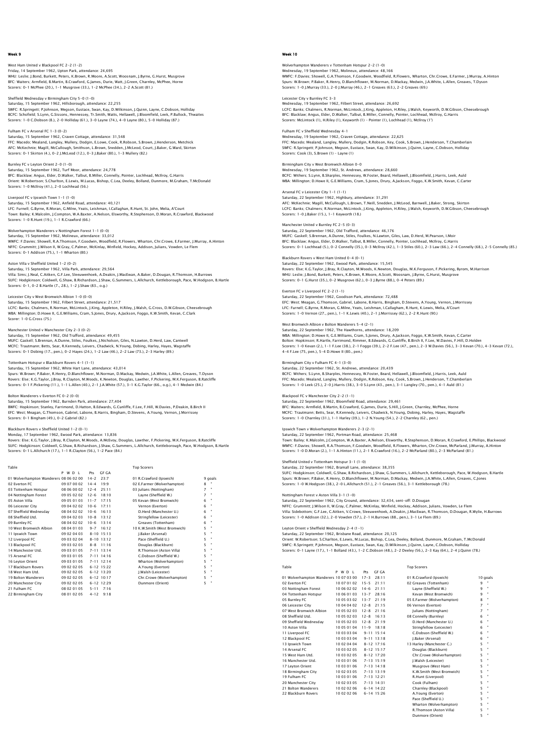## Week 9

West Ham United v Blackpool FC 2-2 (1-2)
Friday, 14 September 1962, Upton Park, attendance: 24,695
WHU: Leslie; J.Bond, Burkett, Peters, K.Brown, R.Moore, A.Scott, Woosnam, J.Byrne, G.Hurst, Musgrove
BFC: Waiters; Armfield, B.Martin, B.Crawford, G.James, Durie, Watt, J.Green, Charnley, McPhee, Horne
Scorers: 0-1 McPhee (20.), 1-1 Musgrove (33.), 1-2 McPhee (34.), 2-2 A.Scott (81.)

Sheffield Wednesday v Birmingham City 5-0 (1-0)
Saturday, 15 September 1962, Hillsborough, attendance: 22,255
SWFC: R.Springett; P.Johnson, Megson, Eustace, Swan, Kay, D.Wilkinson, J.Quinn, Layne, C.Dobson, Holliday
BCFC: Schofield; S.Lynn, G.Sissons, Hennessey, Tr.Smith, Watts, Hellawell, J.Bloomfield, Leek, P.Bullock, Thwaites
Scorers: 1-0 C.Dobson (8.), 2-0 Holliday (61.), 3-0 Layne (74.), 4-0 Layne (80.), 5-0 Holliday (87.)

Fulham FC v Arsenal FC 1-3 (0-2)
Saturday, 15 September 1962, Craven Cottage, attendance: 31,548
FFC: Macedo; Mealand, Langley, Mullery, Dodgin, E.Lowe, Cook, R.Robson, S.Brown, J.Henderson, Metchick
AFC: McKechnie; Magill, McCullough, Smithson, L.Brown, Snedden, J.McLeod, Court, J.Baker, G.Ward, Skirton
Scorers: 0-1 Skirton (4.), 0-2 J.McLeod (12.), 0-3 J.Baker (80.), 1-3 Mullery (82.)

Burnley FC v Leyton Orient 2-0 (1-0)
Saturday, 15 September 1962, Turf Moor, attendance: 24,778
BFC: Blacklaw; Angus, Elder, D.Walker, Talbut, B.Miller, Connelly, Pointer, Lochhead, McIlroy, G.Harris
Orient: W.Robertson; S.Charlton, E.Lewis, M.Lucas, Bishop, C.Lea, Deeley, Bolland, Dunmore, M.Graham, T.McDonald
Scorers: 1-0 McIlroy (41.), 2-0 Lochhead (56.)

Liverpool FC v Ipswich Town 1-1 (1-0)
Saturday, 15 September 1962, Anfield Road, attendance: 40,121
LFC: Furnell; G.Byrne, R.Moran, G.Milne, Yeats, Leishman, I.Callaghan, R.Hunt, St. John, Melia, A'Court
Town: Bailey; K.Malcolm, J.Compton, W.A.Baxter, A.Nelson, Elsworthy, R.Stephenson, D.Moran, R.Crawford, Blackwood
Scorers: 1-0 R.Hunt (19.), 1-1 R.Crawford (66.)

Wolverhampton Wanderers v Nottingham Forest 1-1 (0-0)
Saturday, 15 September 1962, Molineux, attendance: 33,012
WWFC: F.Davies; Showell, R.A.Thomson, F.Goodwin, Woodfield, R.Flowers, Wharton, Chr.Crowe, E.Farmer, J.Murray, A.Hinton
NFFC: Grummitt; J.Wilson II, W.Gray, C.Palmer, McKinlay, Winfield, Hockey, Addison, Julians, Vowden, Le Flem
Scorers: 0-1 Addison (75.), 1-1 Wharton (80.)

Aston Villa v Sheffield United 1-2 (0-2)
Saturday, 15 September 1962, Villa Park, attendance: 29,564
Villa: Sims; J.Neal, C.Aitken, G.F.Lee, Sleeuwenhoek, A.Deakin, J.MacEwan, A.Baker, D.Dougan, R.Thomson, H.Burrows
SUFC: Hodgkinson; Coldwell, G.Shaw, B.Richardson, J.Shaw, G.Summers, L.Allchurch, Kettleborough, Pace, W.Hodgson, B.Hartle
Scorers: 0-1, 0-2 B.Hartle (7., 28.), 1-2 J.Shaw (83., o.g.)

Leicester City v West Bromwich Albion 1-0 (0-0)
Saturday, 15 September 1962, Filbert Street, attendance: 21,517
LCFC: Banks; Chalmers, R.Norman, McLintock, J.King, Appleton, H.Riley, J.Walsh, G.Cross, D.W.Gibson, Cheesebrough
WBA: Millington; D.Howe II, G.E.Williams, Cram, S.Jones, Drury, A.Jackson, Foggo, K.W.Smith, Kevan, C.Clark
Scorer: 1-0 G.Cross (75.)

Manchester United v Manchester City 2-3 (0-2)
Saturday, 15 September 1962, Old Trafford, attendance: 49,455
MUFC: Gaskell; S.Brennan, A.Dunne, Stiles, Foulkes, J.Nicholson, Giles, N.Lawton, D.Herd, Law, Cantwell
MCFC: Trautmann; Betts, Sear, R.Kennedy, Leivers, Chadwick, N.Young, Dobing, Harley, Hayes, Wagstaffe
Scorers: 0-1 Dobing (17., pen.), 0-2 Hayes (24.), 1-2 Law (46.), 2-2 Law (73.), 2-3 Harley (89.)

Tottenham Hotspur v Blackburn Rovers 4-1 (1-1)
Saturday, 15 September 1962, White Hart Lane, attendance: 43,014
Spurs: W.Brown; P.Baker, R.Henry, D.Blanchflower, M.Norman, D.Mackay, Medwin, J.A.White, L.Allen, Greaves, T.Dyson
Rovers: Else; K.G.Taylor, J.Bray, R.Clayton, M.Woods, K.Newton, Douglas, Lawther, F.Pickering, M.K.Ferguson, B.Ratcliffe
Scorers: 0-1 F.Pickering (11.), 1-1 L.Allen (40.), 2-1 J.A.White (57.), 3-1 K.G.Taylor (66., o.g.), 4-1 Medwin (84.)

Bolton Wanderers v Everton FC 0-2 (0-0)
Saturday, 15 September 1962, Burnden Park, attendance: 27,404
BWFC: Hopkinson; Stanley, Farrimond, D.Hatton, B.Edwards, G.Cunliffe, F.Lee, F.Hill, W.Davies, P.Deakin, B.Birch II
EFC: West; Meagan, G.Thomson, Gabriel, Labone, B.Harris, Bingham, D.Stevens, A.Young, Vernon, J.Morrissey
Scorers: 0-1 Bingham (49.), 0-2 Gabriel (82.)

Blackburn Rovers v Sheffield United 1-2 (0-1)
Monday, 17 September 1962, Ewood Park, attendance: 13,836
Rovers: Else; K.G.Taylor, J.Bray, R.Clayton, M.Woods, A.McEvoy, Douglas, Lawther, F.Pickering, M.K.Ferguson, B.Ratcliffe
SUFC: Hodgkinson; Coldwell, G.Shaw, B.Richardson, J.Shaw, G.Summers, L.Allchurch, Kettleborough, Pace, W.Hodgson, B.Hartle
Scorers: 0-1 L.Allchurch (17.), 1-1 R.Clayton (56.), 1-2 Pace (84.)

Table

| | | P | W | D | L | Pts | GF GA |
|---|---|---|---|---|---|---|---|
| 01 | Wolverhampton Wanderers | 08 | 06 | 02 | 00 | 14-2 | 23:7 |
| 02 | Everton FC | 09 | 07 | 00 | 02 | 14-4 | 19:9 |
| 03 | Tottenham Hotspur | 08 | 06 | 00 | 02 | 12-4 | 25:11 |
| 04 | Nottingham Forest | 09 | 05 | 02 | 02 | 12-6 | 18:10 |
| 05 | Aston Villa | 09 | 05 | 01 | 03 | 11-7 | 17:15 |
| 06 | Leicester City | 09 | 04 | 02 | 02 | 10-6 | 17:11 |
| 07 | Sheffield Wednesday | 08 | 04 | 02 | 02 | 10-6 | 16:13 |
| 08 | Sheffield Utd. | 09 | 04 | 02 | 03 | 10-8 | 13:12 |
| 09 | Burnley FC | 08 | 04 | 02 | 02 | 10-6 | 13:14 |
| 10 | West Bromwich Albion | 08 | 04 | 01 | 03 | 9-7 | 16:12 |
| 11 | Ipswich Town | 09 | 02 | 04 | 03 | 8-10 | 15:13 |
| 12 | Liverpool FC | 09 | 03 | 02 | 04 | 8-10 | 13:12 |
| 13 | Blackpool FC | 09 | 03 | 02 | 03 | 8-8 | 11:16 |
| 14 | Manchester Utd. | 09 | 03 | 01 | 05 | 7-11 | 13:14 |
| 15 | Arsenal FC | 09 | 03 | 01 | 05 | 7-11 | 14:16 |
| 16 | Leyton Orient | 09 | 03 | 01 | 05 | 7-11 | 12:14 |
| 17 | Blackburn Rovers | 09 | 02 | 02 | 05 | 6-12 | 15:22 |
| 18 | West Ham Utd. | 09 | 02 | 02 | 05 | 6-12 | 13:20 |
| 19 | Bolton Wanderers | 09 | 02 | 02 | 05 | 6-12 | 10:17 |
| 20 | Manchester City | 09 | 02 | 02 | 05 | 6-12 | 12:29 |
| 21 | Fulham FC | 08 | 02 | 01 | 05 | 5-11 | 7:16 |
| 22 | Birmingham City | 08 | 01 | 02 | 05 | 4-12 | 9:18 |

Top Scorers

| | | |
|---|---|---|
| 01 | R.Crawford (Ipswich) | 9 goals |
| 02 | E.Farmer (Wolverhampton) | 8 " |
| 03 | Julians (Nottingham) | 7 " |
| | Layne (Sheffield W.) | 7 " |
| 05 | Kevan (West Bromwich) | 6 " |
| | Vernon (Everton) | 6 " |
| | D.Herd (Manchester U.) | 6 " |
| | Stringfellow (Leicester) | 6 " |
| | Greaves (Tottenham) | 6 " |
| 10 | K.W.Smith (West Bromwich) | 5 " |
| | J.Baker (Arsenal) | 5 " |
| | Pace (Sheffield U.) | 5 " |
| | Douglas (Blackburn) | 5 " |
| | R.Thomson (Aston Villa) | 5 " |
| | C.Dobson (Sheffield W.) | 5 " |
| | Wharton (Wolverhampton) | 5 " |
| | A.Young (Everton) | 5 " |
| | J.Walsh (Leicester) | 5 " |
| | Chr.Crowe (Wolverhampton) | 5 " |
| | Dunmore (Orient) | 5 " |

## Week 10

Wolverhampton Wanderers v Tottenham Hotspur 2-2 (1-0)
Wednesday, 19 September 1962, Molineux, attendance: 48,166
WWFC: F.Davies; Showell, G.A.Thomson, F.Goodwin, Woodfield, R.Flowers, Wharton, Chr.Crowe, E.Farmer, J.Murray, A.Hinton
Spurs: W.Brown; P.Baker, R.Henry, D.Blanchflower, M.Norman, D.Mackay, Medwin, J.A.White, L.Allen, Greaves, T.Dyson
Scorers: 1-0 J.Murray (33.), 2-0 J.Murray (46.), 2-1 Greaves (63.), 2-2 Greaves (69.)

Leicester City v Burnley FC 3-3
Wednesday, 19 September 1962, Filbert Street, attendance: 26,692
LCFC: Banks; Chalmers, R.Norman, McLintock, J.King, Appleton, H.Riley, J.Walsh, Keyworth, D.W.Gibson, Cheesebrough
BFC: Blacklaw; Angus, Elder, D.Walker, Talbut, B.Miller, Connelly, Pointer, Lochhead, McIlroy, G.Harris
Scorers: McLintock (1), H.Riley (1), Keyworth (1) - Pointer (1), Lochhead (1), McIlroy (1')

Fulham FC v Sheffield Wednesday 4-1
Wednesday, 19 September 1962, Craven Cottage, attendance: 22,625
FFC: Macedo; Mealand, Langley, Mullery, Dodgin, R.Robson, Key, Cook, S.Brown, J.Henderson, T.Chamberlain
SWFC: R.Springett; P.Johnson, Megson, Eustace, Swan, Kay, D.Wilkinson, J.Quinn, Layne, C.Dobson, Holliday
Scorers: Cook (3), S.Brown (1) - Layne (1)

Birmingham City v West Bromwich Albion 0-0
Wednesday, 19 September 1962, St. Andrews, attendance: 28,660
BCFC: Withers; S.Lynn, B.Sharples, Hennessey, W.Foster, Beard, Hellawell, J.Bloomfield, J.Harris, Leek, Auld
WBA: Millington; D.Howe II, G.E.Williams, Cram, S.Jones, Drury, A.Jackson, Foggo, K.W.Smith, Kevan, C.Carter

Arsenal FC v Leicester City 1-1 (1-1)
Saturday, 22 September 1962, Highbury, attendance: 31,291
AFC: McKechnie; Magill, McCullough, L.Brown, T.Neill, Snedden, J.McLeod, Barnwell, J.Baker, Strong, Skirton
LCFC: Banks; Chalmers; R.Norman, McLintock, J.King, Appleton, H.Riley, J.Walsh, Keyworth, D.W.Gibson, Cheesebrough
Scorers: 1-0 J.Baker (15.), 1-1 Keyworth (18.)

Manchester United v Burnley FC 2-5 (0-3)
Saturday, 22 September 1962, Old Trafford, attendance: 46,176
MUFC: Gaskell; S.Brennan, A.Dunne, Stiles, Foulkes, N.Lawton, Giles, Law, D.Herd, M.Pearson, I.Moir
BFC: Blacklaw; Angus, Elder, D.Walker, Talbut, B.Miller, Connelly, Pointer, Lochhead, McIlroy, G.Harris
Scorers: 0-1 Lochhead (5.), 0-2 Connelly (35.), 0-3 McIlroy (42.), 1-3 Stiles (60.), 2-3 Law (66.), 2-4 Connelly (68.), 2-5 Connelly (85.)

Blackburn Rovers v West Ham United 0-4 (0-1)
Saturday, 22 September 1962, Ewood Park, attendance: 15,545
Rovers: Else; K.G.Taylor, J.Bray, R.Clayton, M.Woods, K.Newton, Douglas, M.K.Ferguson, F.Pickering, Byrom, M.Harrison
WHU: Leslie; J.Bond, Burkett, Peters, K.Brown, R.Moore, A.Scott, Woosnam, J.Byrne, G.Hurst, Musgrove
Scorers: 0-1 G.Hurst (32.), 0-2 Musgrove (62.), 0-3 J.Byrne (88.), 0-4 Peters (89.)

Everton FC v Liverpool FC 2-2 (1-1)
Saturday, 22 September 1962, Goodison Park, attendance: 72,488
EFC: West; Meagan, G.Thomson, Gabriel, Labone, B.Harris, Bingham, D.Stevens, A.Young, Vernon, J.Morrissey
LFC: Furnell; G.Byrne, R.Moran, G.Milne, Yeats, Leishman, I.Callagham, R.Hunt, K.Lewis, Melia, A'Court
Scorers: 1-0 Vernon (27., pen.), 1-1 K.Lewis (40.), 2-1 J.Morrissey (62.), 2-2 R.Hunt (90.)

West Bromwich Albion v Bolton Wanderers 5-4 (2-1)
Saturday, 22 September 1962, The Hawthorns, attendance: 18,209
WBA: Millington; D.Howe II, G.E.Williams, Cram, S.Jones, Drury, A.Jackson, Foggo, K.W.Smith, Kevan, C.Carter
Bolton: Hopkinson; R.Hartle, Farrimond, Rimmer, B.Edwards, G.Cunliffe, B.Birch II, F.Lee, W.Davies, F.Hill, D.Holden
Scorers: 1-0 Kevan (2.), 1-1 F.Lee (38.), 2-1 Foggo (39.), 2-2 F.Lee (47., pen.), 2-3 W.Davies (56.), 3-3 Kevan (70.), 4-3 Kevan (72.), 4-4 F.Lee (75, pen.), 5-4 D.Howe II (80., pen.)

Birmingham City v Fulham FC 4-1 (3-0)
Saturday, 22 September 1962, St. Andrews, attendance: 20,439
BCFC: Withers; S.Lynn, B.Sharples, Hennessey, W.Foster, Beard, Hellawell, J.Bloomfield, J.Harris, Leek, Auld
FFC: Macedo; Mealand, Langley, Mullery, Dodgin, R.Robson, Key, Cook, S.Brown, J.Henderson, T.Chamberlain
Scorers: 1-0 Leek (25.), 2-0 J.Harris (38.), 3-0 S.Lynn (43., pen.), 3-1 Langley (70., pen.), 4-1 Auld (81.)

Blackpool FC v Manchester City 2-2 (1-1)
Saturday, 22 September 1962, Bloomfield Road, attendance: 29,461
BFC: Waiters; Armfield, B.Martin, B.Crawford, G.James, Durie, S.Hill, J.Green, Charnley, McPhee, Horne
MCFC: Trautmann; Betts, Sear, R.Kennedy, Leivers, Chadwick, N.Young, Dobing, Harley, Hayes, Wagstaffe
Scorers: 1-0 Charnley (31.), 1-1 Harley (39.), 1-2 N.Young (54.), 2-2 Charnley (62., pen.)

Ipswich Town v Wolverhampton Wanderers 2-3 (2-1)
Saturday, 22 September 1962, Portman Road, attendance: 25,468
Town: Bailey; K.Malcolm, J.Compton, W.A.Baxter, A.Nelson, Elsworthy, R.Stephenson, D.Moran, R.Crawford, E.Phillips, Blackwood
WWFC: F.Davies; Showell, R.A.Thomson, F.Goodwin, Woodfield, R.Flowers, Wharton, Chr.Crowe, McParland, J.Murray, A.Hinton
Scorers: 1-0 D.Moran (2.), 1-1 A.Hinton (11.), 2-1 R.Crawford (16.), 2-2 McParland (80.), 2-3 McParland (81.)

Sheffield United v Tottenham Hotspur 3-1 (1-0)
Saturday, 22 September 1962, Bramall Lane, attendance: 38,355
SUFC: Hodgkinson; Coldwell, G.Shaw, B.Richardson, J.Shaw, G.Summers, L.Allchurch, Kettleborough, Pace, W.Hodgson, B.Hartle
Spurs: W.Brown; P.Baker, R.Henry, D.Blanchflower, M.Norman, D.Mackay, Medwin, J.A.White, L.Allen, Greaves, C.Jones
Scorers: 1-0 W.Hodgson (38.), 2-0 L.Allchurch (51.), 2-1 Greaves (56.), 3-1 Kettleborough (78.)

Nottingham Forest v Aston Villa 3-1 (1-0)
Saturday, 22 September 1962, City Ground, attendance: 32,434, sent-off: D.Dougan
NFFC: Grummitt; J.Wilson II, W.Gray, C.Palmer, McKinlay, Winfield, Hockey, Addison, Julians, Vowden, Le Flem
Villa: Sidebottom; G.F.Lee, C.Aitken, V.Crowe, Sleeuwenhoek, A.Deakin, J.MacEwan, R.Thomson, D.Dougan, R.Wylie, H.Burrows
Scorers: 1-0 Addison (32.), 2-0 Vowden (57.), 2-1 H.Burrows (88., pen.), 3-1 Le Flem (89.)

Leyton Orient v Sheffield Wednesday 2-4 (1-1)
Saturday, 22 September 1962, Brisbane Road, attendance: 20,125
Orient: W.Robertson; S.Charlton, E.Lewis, M.Lucas, Bishop, C.Lea, Deeley, Bolland, Dunmore, M.Graham, T.McDonald
SWFC: R.Springett; P.Johnson, Megson, Eustace, Swan, D.Wilkinson, J.Quinn, Layne, C.Dobson, Holliday
Scorers: 0-1 Layne (17.), 1-1 Bolland (43.), 1-2 C.Dobson (48.), 2-2 Deeley (56.), 2-3 Kay (64.), 2-4 J.Quinn (78.)

Table

| | | P | W | D | L | Pts | GF GA |
|---|---|---|---|---|---|---|---|
| 01 | Wolverhampton Wanderers | 10 | 07 | 03 | 00 | 17-3 | 28:11 |
| 02 | Everton FC | 10 | 07 | 01 | 02 | 15-5 | 21:11 |
| 03 | Nottingham Forest | 10 | 06 | 02 | 02 | 14-6 | 21:11 |
| 04 | Tottenham Hotspur | 10 | 06 | 01 | 03 | 13-7 | 28:16 |
| 05 | Burnley FC | 10 | 05 | 03 | 02 | 13-7 | 21:19 |
| 06 | Leicester City | 10 | 04 | 04 | 02 | 12-8 | 21:15 |
| 07 | West Bromwich Albion | 10 | 05 | 02 | 03 | 12-8 | 21:16 |
| 08 | Sheffield Utd. | 10 | 05 | 02 | 03 | 12-8 | 16:13 |
| 09 | Sheffield Wednesday | 10 | 05 | 02 | 03 | 12-8 | 21:19 |
| 10 | Aston Villa | 10 | 05 | 01 | 04 | 11-9 | 18:18 |
| 11 | Liverpool FC | 10 | 03 | 03 | 04 | 9-11 | 15:14 |
| 12 | Blackpool FC | 10 | 03 | 03 | 04 | 9-11 | 13:18 |
| 13 | Ipswich Town | 10 | 02 | 04 | 04 | 8-12 | 17:16 |
| 14 | Arsenal FC | 10 | 03 | 02 | 05 | 8-12 | 15:17 |
| 15 | West Ham Utd. | 10 | 03 | 02 | 05 | 8-12 | 17:20 |
| 16 | Manchester Utd. | 10 | 03 | 01 | 06 | 7-13 | 15:19 |
| 17 | Leyton Orient | 10 | 03 | 01 | 06 | 7-13 | 14:18 |
| 18 | Birmingham City | 10 | 02 | 03 | 05 | 7-13 | 13:19 |
| 19 | Fulham FC | 10 | 03 | 01 | 06 | 7-13 | 12:21 |
| 20 | Manchester City | 10 | 02 | 03 | 05 | 7-13 | 14:31 |
| 21 | Bolton Wanderers | 10 | 02 | 02 | 06 | 6-14 | 14:22 |
| 22 | Blackburn Rovers | 10 | 02 | 02 | 06 | 6-14 | 15:26 |

Top Scorers

| | | |
|---|---|---|
| 01 | R.Crawford (Ipswich) | 10 goals |
| 02 | Greaves (Tottenham) | 9 " |
| | Layne (Sheffield W.) | 9 " |
| | Kevan (West Bromwich) | 9 " |
| 05 | E.Farmer (Wolverhampton) | 8 " |
| 06 | Vernon (Everton) | 7 " |
| | Julians (Nottingham) | 7 " |
| 08 | Connelly (Burnley) | 6 " |
| | D.Herd (Manchester U.) | 6 " |
| | Stringfellow (Leicester) | 6 " |
| | C.Dobson (Sheffield W.) | 6 " |
| | J.Baker (Arsenal) | 6 " |
| 13 | Harley (Manchester C.) | 5 " |
| | Douglas (Blackburn) | 5 " |
| | Chr.Crowe (Wolverhampton) | 5 " |
| | J.Walsh (Leicester) | 5 " |
| | Musgrove (West Ham) | 5 " |
| | K.W.Smith (West Bromwich) | 5 " |
| | R.Hunt (Liverpool) | 5 " |
| | Cook (Fulham) | 5 " |
| | Charnley (Blackpool) | 5 " |
| | A.Young (Everton) | 5 " |
| | Pace (Sheffield U.) | 5 " |
| | Wharton (Wolverhampton) | 5 " |
| | R.Thomson (Aston Villa) | 5 " |
| | Dunmore (Orient) | 5 " |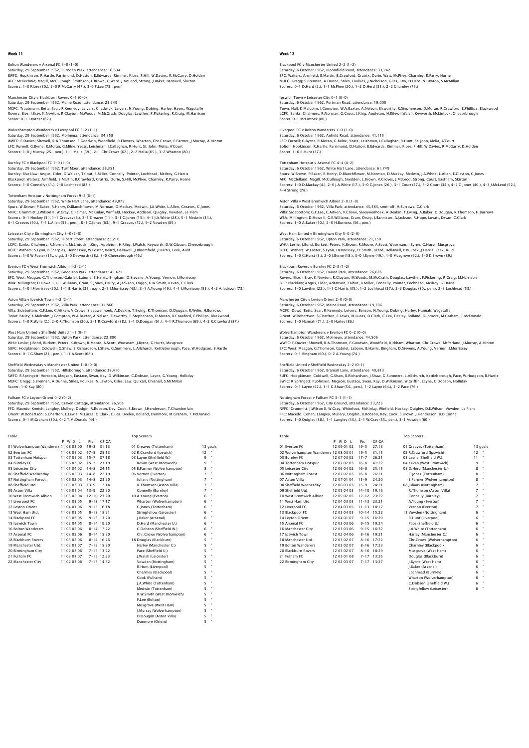## Week 11

**Bolton Wanderers v Arsenal FC 3-0 (1-0)**
Saturday, 29 September 1962, Burnden Park, attendance: 16,634
BWFC: Hopkinson; R.Hartle, Farrimond, D.Hatton, B.Edwards, Rimmer, F.Lee, F.Hill, W.Davies, R.McGarry, D.Holden
AFC: McKechnie; Magill, McCullough, Smithson, L.Brown, G.Ward, J.McLeod, Strong, J.Baker, Barnwell, Skirton
Scorers: 1-0 F.Lee (30.), 2-0 R.McGarry (47.), 3-0 F.Lee (73., pen.)

**Manchester City v Blackburn Rovers 0-1 (0-0)**
Saturday, 29 September 1962, Maine Road, attendance: 23,249
MCFC: Trautmann; Betts, Sear, R.Kennedy, Leivers, Chadwick, Leivers, N.Young, Dobing, Harley, Hayes, Wagstaffe
Rovers: Else; J.Bray, K.Newton, R.Clayton, M.Woods, M.McGrath, Douglas, Lawther, F.Pickering, R.Craig, M.Harrison
Scorer: 0-1 Lawther (62.)

**Wolverhampton Wanderers v Liverpool FC 3-2 (1-1)**
Saturday, 29 September 1962, Molineux, attendance: 34,358
WWFC: F.Davies; Showell, R.A.Thomson, F.Goodwin, Woodfield, R.Flowers, Wharton, Chr.Crowe, E.Farmer, J.Murray, A.Hinton
LFC: Furnell; G.Byrne, R.Moran, G.Milne, Yeats, Leishman, I.Callaghan, R.Hunt, St. John, Melia, A'Court
Scorers: 1-0 J.Murray (25., pen.), 1-1 Melia (39.), 2-1 Chr.Crowe (62.), 2-2 Melia (65.), 3-2 Wharton (80.)

**Burnley FC v Blackpool FC 2-0 (1-0)**
Saturday, 29 September 1962, Turf Moor, attendance: 28,351
Burnley: Blacklaw; Angus, Elder, D.Walker, Talbut, B.Miller, Connelly, Pointer, Lochhead, McIlroy, G.Harris
Blackpool: Waiters; Armfield, B.Martin, B.Crawford, Gratrix, Durie, S.Hill, McPhee, Charnley, R.Parry, Horne
Scorers: 1-0 Connelly (41.), 2-0 Lochhead (83.)

**Tottenham Hotspur v Nottingham Forest 9-2 (6-1)**
Saturday, 29 September 1962, White Hart Lane, attendance: 49,075
Spurs: W.Brown; P.Baker, R.Henry, D.Blanchflower, M.Norman, D.Mackay, Medwin, J.A.White, L.Allen, Greaves, C.Jones
NFFC: Grummitt; J.Wilson II, W.Gray, C.Palmer, McKinlay, Winfield, Hockey, Addison, Quigley, Vowden, Le Flem
Scorers: 0-1 Hockey (5.), 1-1 Greaves (6.), 2-1 Greaves (11.), 3-1 C.Jones (15.), 4-1 J.A.White (28.), 5-1 Medwin (34.), 6-1 Greaves (40.), 7-1 L.Allen (51., pen.), 8-1 C.Jones (63.), 9-1 Greaves (72.), 9-2 Vowden (85.)

**Leicester City v Birmingham City 3-0 (2-0)**
Saturday, 29 September 1962, Filbert Street, attendance: 22,210
LCFC: Banks; Chalmers, R.Norman, McLintock, J.King, Appleton, H.Riley, J.Walsh, Keyworth, D.W.Gibson, Cheesebrough
BCFC: Withers; S.Lynn, B.Sharples, Hennessey, W.Foster, Beard, Hellawell, J.Bloomfield, J.Harris, Leek, Auld
Scorers: 1-0 W.Foster (15., o.g.), 2-0 Keyworth (28.), 3-0 Cheesebrough (46.)

**Everton FC v West Bromwich Albion 4-2 (2-1)**
Saturday, 29 September 1962, Goodison Park, attendance: 45,471
EFC: West; Meagan, G.Thomson, Gabriel, Labone, B.Harris, Bingham, D.Stevens, A.Young, Vernon, J.Morrissey
WBA: Millington; D.Howe II, G.E.Williams, Cram, S.Jones, Drury, A.Jackson, Foggo, K.W.Smith, Kevan, C.Clark
Scorers: 1-0 J.Morrissey (20.), 1-1 B.Harris (31., o.g.), 2-1 J.Morrissey (43.), 3-1 A.Young (49.), 4-1 J.Morrissey (55.), 4-2 A.Jackson (73.)

**Aston Villa v Ipswich Town 4-2 (2-1)**
Saturday, 29 September 1962, Villa Park, attendance: 31,860
Villa: Sidebottom; G.F.Lee, C.Aitken, V.Crowe, Sleeuwenhoek, A.Deakin, T.Ewing, R.Thomson, D.Dougan, R.Wylie, H.Burrows
Town: Bailey; K.Malcolm, J.Compton, W.A.Baxter, A.Nelson, Elsworthy, R.Stephenson, D.Moran, R.Crawford, E.Phillips, Blackwood
Scorers: 1-0 R.Wylie (2.), 2-0 R.Thomson (20.), 2-1 R.Crawford (38.), 3-1 D.Dougan (61.), 4-1 R.Thomson (69.), 4-2 R.Crawford (87.)

**West Ham United v Sheffield United 1-1 (0-1)**
Saturday, 29 September 1962, Upton Park, attendance: 22,800
WHU: Leslie; J.Bond, Burkett, Peters, K.Brown, R.Moore, A.Scott, Woosnam, J.Byrne, G.Hurst, Musgrove
SUFC: Hodgkinson; Coldwell, G.Shaw, B.Richardson, J.Shaw, G.Summers, L.Allchurch, Kettleborough, Pace, W.Hodgson, B.Hartle
Scorers: 0-1 G.Shaw (21., pen.), 1-1 A.Scott (68.)

**Sheffield Wednesday v Manchester United 1-0 (0-0)**
Saturday, 29 September 1962, Hillsborough, attendance: 38,410
SWFC: R.Springett; Horrobin, Megson, Eustace, Swan, Kay, D.Wilkinson, C.Dobson, Layne, G.Young, Holliday
MUFC: Gregg; S.Brennan, A.Dunne, Stiles, Foulkes, N.Lawton, Giles, Law, Quixall, Chisnall, S.McMillan
Scorer: 1-0 Kay (80.)

**Fulham FC v Leyton Orient 0-2 (0-2)**
Saturday, 29 September 1962, Craven Cottage, attendance: 26,505
FFC: Macedo; Keetch, Langley, Mullery, Dodgin, R.Robson, Key, Cook, S.Brown, J.Henderson, T.Chamberlain
Orient: W.Robertson; S.Charlton, E.Lewis, M.Lucas, D.Clark, C.Lea, Deeley, Bolland, Dunmore, M.Graham, T.McDonald
Scorers: 0-1 M.Graham (30.), 0-2 T.McDonald (44.)

**Table**

| | P | W | D | L | Pts | GF GA |
|---|---|---|---|---|---|---|
| 01 Wolverhampton Wanderers | 11 | 08 | 03 | 00 | 19-3 | 31:13 |
| 02 Everton FC | 11 | 08 | 01 | 02 | 17-5 | 25:13 |
| 03 Tottenham Hotspur | 11 | 07 | 01 | 03 | 15-7 | 37:18 |
| 04 Burnley FC | 11 | 06 | 03 | 02 | 15-7 | 23:19 |
| 05 Leicester City | 11 | 05 | 04 | 02 | 14-8 | 24:15 |
| 06 Sheffield Wednesday | 11 | 06 | 02 | 03 | 14-8 | 22:19 |
| 07 Nottingham Forest | 11 | 06 | 02 | 03 | 14-8 | 23:20 |
| 08 Sheffield Utd. | 11 | 05 | 03 | 03 | 13-9 | 17:14 |
| 09 Aston Villa | 11 | 06 | 01 | 04 | 13-9 | 22:20 |
| 10 West Bromwich Albion | 11 | 05 | 02 | 04 | 12-10 | 23:20 |
| 11 Liverpool FC | 11 | 03 | 03 | 05 | 9-13 | 17:17 |
| 12 Leyton Orient | 11 | 04 | 01 | 06 | 9-13 | 16:18 |
| 13 West Ham Utd. | 11 | 03 | 03 | 05 | 9-13 | 18:21 |
| 14 Blackpool FC | 11 | 03 | 03 | 05 | 9-13 | 13:20 |
| 15 Ipswich Town | 11 | 02 | 04 | 05 | 8-14 | 19:20 |
| 16 Bolton Wanderers | 11 | 03 | 02 | 06 | 8-14 | 17:22 |
| 17 Arsenal FC | 11 | 03 | 02 | 06 | 8-14 | 15:20 |
| 18 Blackburn Rovers | 11 | 03 | 02 | 06 | 8-14 | 16:26 |
| 19 Manchester Utd. | 11 | 03 | 01 | 07 | 7-15 | 15:20 |
| 20 Birmingham City | 11 | 02 | 03 | 06 | 7-15 | 13:22 |
| 21 Fulham FC | 11 | 03 | 01 | 07 | 7-15 | 12:23 |
| 22 Manchester City | 11 | 02 | 03 | 06 | 7-15 | 14:32 |

**Top Scorers**

| | |
|---|---|
| 01 Greaves (Tottenham) | 13 goals |
| 02 R.Crawford (Ipswich) | 12 " |
| 03 Layne (Sheffield W.) | 9 " |
| Kevan (West Bromwich) | 9 " |
| 05 E.Farmer (Wolverhampton) | 8 " |
| 06 Vernon (Everton) | 7 " |
| Julians (Nottingham) | 7 " |
| R.Thomson (Aston Villa) | 7 " |
| Connelly (Burnley) | 7 " |
| 10 A.Young (Everton) | 6 " |
| Wharton (Wolverhampton) | 6 " |
| C.Jones (Tottenham) | 6 " |
| Stringfellow (Leicester) | 6 " |
| J.Baker (Arsenal) | 6 " |
| D.Herd (Manchester U.) | 6 " |
| C.Dobson (Sheffield W.) | 6 " |
| Chr.Crowe (Wolverhampton) | 6 " |
| 18 Douglas (Blackburn) | 5 " |
| Harley (Manchester C.) | 5 " |
| Pace (Sheffield U.) | 5 " |
| J.Walsh (Leicester) | 5 " |
| Vowden (Nottingham) | 5 " |
| R.Hunt (Liverpool) | 5 " |
| Charnley (Blackpool) | 5 " |
| Cook (Fulham) | 5 " |
| J.A.White (Tottenham) | 5 " |
| Medwin (Tottenham) | 5 " |
| K.W.Smith (West Bromwich) | 5 " |
| F.Lee (Bolton) | 5 " |
| Musgrove (West Ham) | 5 " |
| J.Murray (Wolverhampton) | 5 " |
| D.Dougan (Aston Villa) | 5 " |
| Dunmore (Orient) | 5 " |

## Week 12

**Blackpool FC v Manchester United 2-2 (1-2)**
Saturday, 6 October 1962, Bloomfield Road, attendance: 33,242
BFC: Waiters; Armfield, B.Martin, B.Crawford, Gratrix, Durie, Watt, McPhee, Charnley, R.Parry, Horne
MUFC: Gregg; S.Brennan, A.Dunne, Stiles, Foulkes, J.Nicholson, Giles, Law, D.Herd, N.Lawton, S.McMillan
Scorers: 0-1 D.Herd (2.), 1-1 McPhee (20.), 1-2 D.Herd (35.), 2-2 Charnley (75.)

**Ipswich Town v Leicester City 0-1 (0-0)**
Saturday, 6 October 1962, Portman Road, attendance: 19,000
Town: Hall; K.Malcolm, J.Compton, W.A.Baxter, A.Nelson, Elsworthy, R.Stephenson, D.Moran, R.Crawford, E.Phillips, Blackwood
LCFC: Banks; Chalmers, R.Norman, G.Cross, J.King, Appleton, H.Riley, J.Walsh, Keyworth, McLintock, Cheesebrough
Scorer: 0-1 McLintock (80.)

**Liverpool FC v Bolton Wanderers 1-0 (1-0)**
Saturday, 6 October 1962, Anfield Road, attendance: 41,115
LFC: Furnell; G.Byrne, R.Moran, G.Milne, Yeats, Leishman, I.Callaghan, R.Hunt, St. John, Melia, A'Court
Bolton: Hopkinson; R.Hartle, Farrimond, D.Hatton. B.Edwards, Rimmer, F.Lee, F.Hill, W.Davies, R.McGarry, D.Holden
Scorer: 1-0 R.Hunt (37.)

**Tottenham Hotspur v Arsenal FC 4-4 (4-2)**
Saturday, 6 October 1962, White Hart Lane, attendance: 61,749
Spurs: W.Brown; P.Baker, R.Henry, D.Blanchflower, M.Norman, D.Mackay, Medwin, J.A.White, L.Allen, E.Clayton, C.Jones
AFC: McClelland; Magill, McCullough, Snedden, L.Brown, V.Groves, J.McLeod, Strong, Court, Eastham, Skirton
Scorers: 1-0 D.Mackay (4.), 2-0 J.A.White (17.), 3-0 C.Jones (26.), 3-1 Court (27.), 3-2 Court (34.), 4-2 C.Jones (40.), 4-3 J.McLeod (52.), 4-4 Strong (78.)

**Aston Villa v West Bromwich Albion 2-0 (1-0)**
Saturday, 6 October 1962, Villa Park, attendance: 43,583, sent-off: H.Burrows, C.Clark
Villa: Sidebottom; G.F.Lee, C.Aitken, V.Crowe, Sleeuwenhoek, A.Deakin, T.Ewing, A.Baker, D.Dougan, R.Thomson, H.Burrows
WBA: Millington; D.Howe II, G.E.Williams, Cram, Drury, J.Bannister, A.Jackson, R.Hope, Lovatt, Kevan, C.Clark
Scorers: 1-0 A.Baker (10.), 2-0 H.Burrows (56., pen.)

**West Ham United v Birmingham City 5-0 (2-0)**
Saturday, 6 October 1962, Upton Park, attendance: 21,150
WHU: Leslie; J.Bond, Burkett, Peters, K.Brown, R.Moore, A.Scott, Woosnam, J.Byrne, G.Hurst, Musgrove
BCFC: Withers; W.Foster, S.Lynn, Hennessey, Tr.Smith, Beard, Hellawell, P.Bullock, J.Harris, Leek, Auld
Scorers: 1-0 G.Hurst (3.), 2-0 J.Byrne (18.), 3-0 J.Byrne (49.), 4-0 Musgrove (62.), 5-0 K.Brown (89.)

**Blackburn Rovers v Burnley FC 2-3 (1-2)**
Saturday, 6 October 1962, Ewood Park, attendance: 26,626
Rovers: Else; J.Bray, K.Newton, R.Clayton, M.Woods, M.McGrath, Douglas, Lawther, F.Pickering, R.Craig, M.Harrison
BFC: Blacklaw; Angus, Elder, Adamson, Talbut, B.Miller, Connelly, Pointer, Lochhead, McIlroy, G.Harris
Scorers: 1-0 Lawther (22.), 1-1 G.Harris (35.), 1-2 Lochhead (37.), 2-2 Douglas (50., pen.), 2-3 Lochhead (53.)

**Manchester City v Leyton Orient 2-0 (0-0)**
Saturday, 6 October 1962, Maine Road, attendance: 19,706
MCFC: Dowd; Betts, Sear, R.Kennedy, Leivers, Benson, N.Young, Dobing, Harley, Hannah, Wagstaffe
Orient: W.Robertson; S.Charlton, E.Lewis, M.Lucas, D.Clark, C.Lea, Deeley, Bolland, Dunmore, M.Graham, T.McDonald
Scorers: 1-0 Hannah (71.), 2-0 Harley (86.)

**Wolverhampton Wanderers v Everton FC 0-2 (0-0)**
Saturday, 6 October 1962, Molineux, attendance: 44,506
WWFC: F.Davies; Showell, R.A.Thomson, F.Goodwin, Woodfield, Kirkham, Wharton, Chr.Crowe, McParland, J.Murray, A.Hinton
EFC: West; Meagan, G.Thomson, Gabriel, Labone, B.Harris, Bingham, D.Stevens, A.Young, Vernon, J.Morrissey
Scorers: 0-1 Bingham (60.), 0-2 A.Young (74.)

**Sheffield United v Sheffield Wednesday 2-2 (0-1)**
Saturday, 6 October 1962, Bramall Lane, attendance: 40,813
SUFC: Hodgkinson; Coldwell, G.Shaw, B.Richardson, J.Shaw, G.Summers, L.Allchurch, Kettleborough, Pace, W.Hodgson, B.Hartle
SWFC: R.Springett; P.Johnson, Megson, Eustace, Swan, Kay, D.Wilkinson, W.Griffin, Layne, C.Dobson, Holliday
Scorers: 0-1 Layne (42.), 1-1 G.Shaw (54., pen.), 1-2 Layne (64.), 2-2 Pace (76.)

**Nottingham Forest v Fulham FC 3-1 (1-1)**
Saturday, 6 October 1962, City Ground, attendance: 23,725
NFFC: Grummitt; J.Wilson II, W.Gray, Whitefoot, McKinlay, Winfield, Hockey, Quigley, D.E.Wilson, Vowden, Le Flem
FFC: Macedo; Cohen, Langley, Mullery, Dogdin, R.Robson, Key, Cook, S.Brown, J.Henderson, B.O'Connell
Scorers: 1-0 Quigley (38.), 1-1 Langley (43.), 2-1 W.Gray (55., pen.), 3-1 Vowden (60.)

**Table**

| | P | W | D | L | Pts | GF GA |
|---|---|---|---|---|---|---|
| 01 Everton FC | 12 | 09 | 01 | 02 | 19-5 | 27:13 |
| 02 Wolverhampton Wanderers | 12 | 08 | 03 | 01 | 19-5 | 31:15 |
| 03 Burnley FC | 12 | 07 | 03 | 02 | 17-7 | 26:21 |
| 04 Tottenham Hotspur | 12 | 07 | 02 | 03 | 16-8 | 41:22 |
| 05 Leicester City | 12 | 06 | 04 | 02 | 16-8 | 25:15 |
| 06 Nottingham Forest | 12 | 07 | 02 | 03 | 16-8 | 26:21 |
| 07 Aston Villa | 12 | 07 | 01 | 04 | 15-9 | 24:20 |
| 08 Sheffield Wednesday | 12 | 06 | 03 | 03 | 15-9 | 24:21 |
| 09 Sheffield Utd. | 12 | 05 | 04 | 03 | 14-10 | 19:16 |
| 10 West Bromwich Albion | 12 | 05 | 02 | 05 | 12-12 | 23:22 |
| 11 West Ham Utd. | 12 | 04 | 03 | 05 | 11-13 | 23:21 |
| 12 Liverpool FC | 12 | 04 | 03 | 05 | 11-13 | 18:17 |
| 13 Blackpool FC | 12 | 03 | 04 | 05 | 10-14 | 15:22 |
| 14 Leyton Orient | 12 | 04 | 01 | 07 | 9-15 | 16:20 |
| 15 Arsenal FC | 12 | 03 | 03 | 06 | 9-15 | 19:24 |
| 16 Manchester City | 12 | 03 | 03 | 06 | 9-15 | 16:32 |
| 17 Ipswich Town | 12 | 02 | 04 | 06 | 8-16 | 19:21 |
| 18 Manchester Utd. | 12 | 03 | 02 | 07 | 8-16 | 17:22 |
| 19 Bolton Wanderers | 12 | 03 | 02 | 07 | 8-16 | 17:23 |
| 20 Blackburn Rovers | 12 | 03 | 02 | 07 | 8-16 | 18:29 |
| 21 Fulham FC | 12 | 03 | 01 | 08 | 7-17 | 13:26 |
| 22 Birmingham City | 12 | 02 | 03 | 07 | 7-17 | 13:27 |

**Top Scorers**

| | |
|---|---|
| 01 Greaves (Tottenham) | 13 goals |
| 02 R.Crawford (Ipswich) | 12 " |
| 03 Layne (Sheffield W.) | 11 " |
| 04 Kevan (West Bromwich) | 9 " |
| 05 D.Herd (Manchester U.) | 8 " |
| C.Jones (Tottenham) | 8 " |
| E.Farmer (Wolverhampton) | 8 " |
| 08 Julians (Nottingham) | 7 " |
| R.Thomson (Aston Villa) | 7 " |
| Connelly (Burnley) | 7 " |
| A.Young (Everton) | 7 " |
| Vernon (Everton) | 7 " |
| 13 Vowden (Nottingham) | 6 " |
| R.Hunt (Liverpool) | 6 " |
| Pace (Sheffield U.) | 6 " |
| J.A.White (Tottenham) | 6 " |
| Harley (Manchester C.) | 6 " |
| Chr.Crowe (Wolverhampton) | 6 " |
| Charnley (Blackpool) | 6 " |
| Musgrove (West Ham) | 6 " |
| Douglas (Blackburn) | 6 " |
| J.Byrne (West Ham) | 6 " |
| J.Baker (Arsenal) | 6 " |
| Lochhead (Burnley) | 6 " |
| Wharton (Wolverhampton) | 6 " |
| C.Dobson (Sheffield W.) | 6 " |
| Stringfellow (Leicester) | 6 " |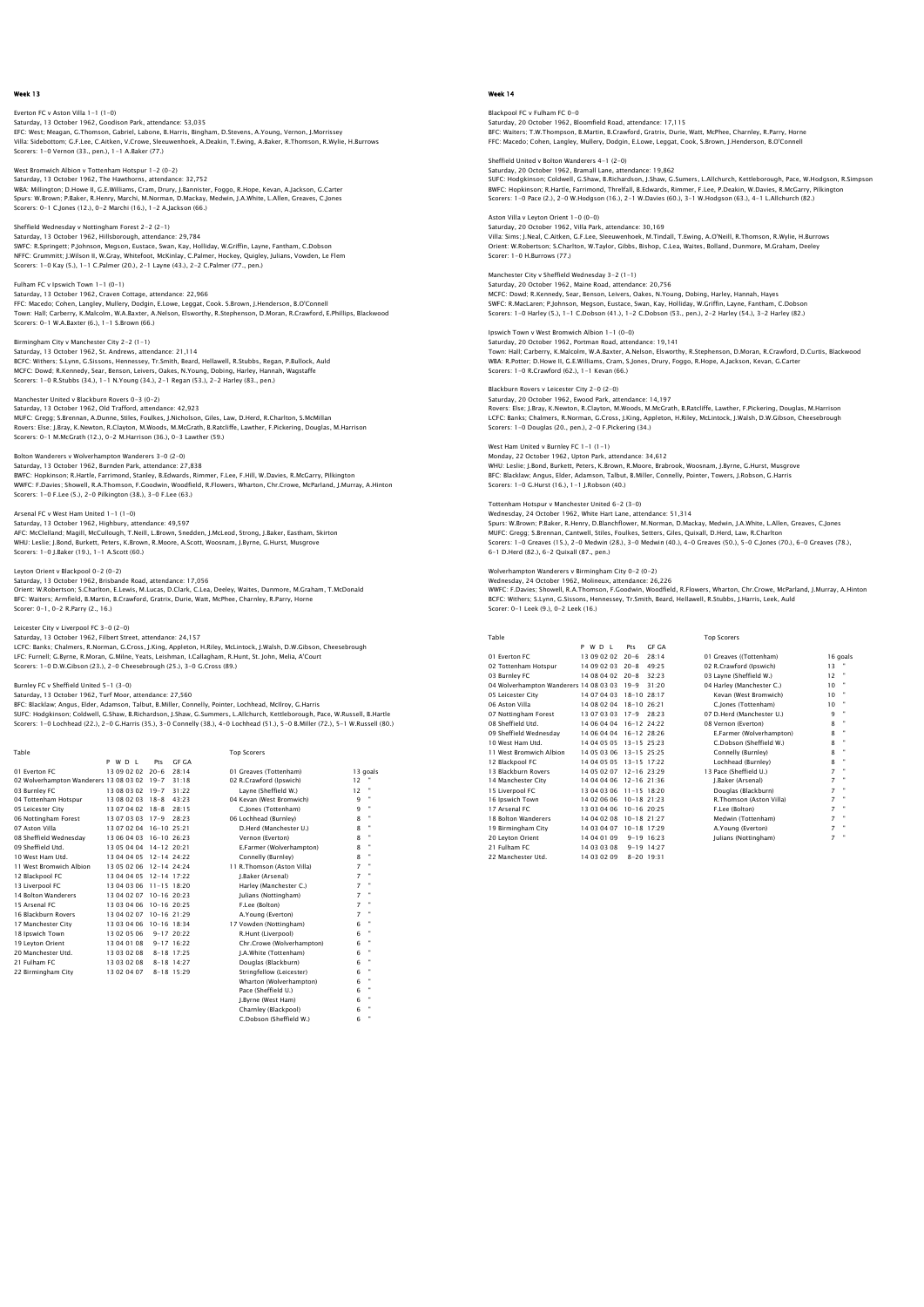## Week 13

Everton FC v Aston Villa 1-1 (1-0)
Saturday, 13 October 1962, Goodison Park, attendance: 53,035
EFC: West; Meagan, G.Thomson, Gabriel, Labone, B.Harris, Bingham, D.Stevens, A.Young, Vernon, J.Morrissey
Villa: Sidebottom; G.F.Lee, C.Aitken, V.Crowe, Sleeuwenhoek, A.Deakin, T.Ewing, A.Baker, R.Thomson, R.Wylie, H.Burrows
Scorers: 1-0 Vernon (33., pen.), 1-1 A.Baker (77.)

West Bromwich Albion v Tottenham Hotspur 1-2 (0-2)
Saturday, 13 October 1962, The Hawthorns, attendance: 32,752
WBA: Millington; D.Howe II, G.E.Williams, Cram, Drury, J.Bannister, Foggo, R.Hope, Kevan, A.Jackson, C.Carter
Spurs: W.Brown; P.Baker, R.Henry, Marchi, M.Norman, D.Mackay, Medwin, J.A.White, L.Allen, Greaves, C.Jones
Scorers: 0-1 C.Jones (12.), 0-2 Marchi (16.), 1-2 A.Jackson (66.)

Sheffield Wednesday v Nottingham Forest 2-2 (2-1)
Saturday, 13 October 1962, Hillsborough, attendance: 29,784
SWFC: R.Springett; P.Johnson, Megson, Eustace, Swan, Kay, Holliday, W.Griffin, Layne, Fantham, C.Dobson
NFFC: Grummitt; J.Wilson II, W.Gray, Whitefoot, McKinlay, C.Palmer, Hockey, Quigley, Julians, Vowden, Le Flem
Scorers: 1-0 Kay (5.), 1-1 C.Palmer (20.), 2-1 Layne (43.), 2-2 C.Palmer (77., pen.)

Fulham FC v Ipswich Town 1-1 (0-1)
Saturday, 13 October 1962, Craven Cottage, attendance: 22,966
FFC: Macedo; Cohen, Langley, Mullery, Dodgin, E.Lowe, Leggat, Cook, S.Brown, J.Henderson, B.O'Connell
Town: Hall; Carberry, K.Malcolm, W.A.Baxter, A.Nelson, Elsworthy, R.Stephenson, D.Moran, R.Crawford, E.Phillips, Blackwood
Scorers: 0-1 W.A.Baxter (6.), 1-1 S.Brown (66.)

Birmingham City v Manchester City 2-2 (1-1)
Saturday, 13 October 1962, St. Andrews, attendance: 21,114
BCFC: Withers; S.Lynn, G.Sissons, Hennessey, Tr.Smith, Beard, Hellawell, R.Stubbs, Regan, P.Bullock, Auld
MCFC: Dowd; R.Kennedy, Sear, Benson, Leivers, Oakes, N.Young, Dobing, Harley, Hannah, Wagstaffe
Scorers: 1-0 R.Stubbs (34.), 1-1 N.Young (34.), 2-1 Regan (53.), 2-2 Harley (83., pen.)

Manchester United v Blackburn Rovers 0-3 (0-2)
Saturday, 13 October 1962, Old Trafford, attendance: 42,923
MUFC: Gregg; S.Brennan, A.Dunne, Stiles, Foulkes, J.Nicholson, Giles, Law, D.Herd, R.Charlton, S.McMillan
Rovers: Else; J.Bray, K.Newton, R.Clayton, M.Woods, M.McGrath, B.Ratcliffe, Lawther, F.Pickering, Douglas, M.Harrison
Scorers: 0-1 M.McGrath (12.), 0-2 M.Harrison (36.), 0-3 Lawther (59.)

Bolton Wanderers v Wolverhampton Wanderers 3-0 (2-0)
Saturday, 13 October 1962, Burnden Park, attendance: 27,838
BWFC: Hopkinson; R.Hartle, Farrimond, Stanley, B.Edwards, Rimmer, F.Lee, F.Hill, W.Davies, R.McGarry, Pilkington
WWFC: F.Davies; Showell, R.A.Thomson, F.Goodwin, Woodfield, R.Flowers, Wharton, Chr.Crowe, McParland, J.Murray, A.Hinton
Scorers: 1-0 F.Lee (5.), 2-0 Pilkington (38.), 3-0 F.Lee (63.)

Arsenal FC v West Ham United 1-1 (1-0)
Saturday, 13 October 1962, Highbury, attendance: 49,597
AFC: McClelland; Magill, McCullough, T.Neill, L.Brown, Snedden, J.McLeod, Strong, J.Baker, Eastham, Skirton
WHU: Leslie; J.Bond, Burkett, Peters, K.Brown, R.Moore, A.Scott, Woosnam, J.Byrne, G.Hurst, Musgrove
Scorers: 1-0 J.Baker (19.), 1-1 A.Scott (60.)

Leyton Orient v Blackpool 0-2 (0-2)
Saturday, 13 October 1962, Brisbane Road, attendance: 17,056
Orient: W.Robertson; S.Charlton, E.Lewis, M.Lucas, D.Clark, C.Lea, Deeley, Waites, Dunmore, M.Graham, T.McDonald
BFC: Waiters; Armfield, B.Martin, B.Crawford, Gratrix, Durie, Watt, McPhee, Charnley, R.Parry, Horne
Scorer: 0-1, 0-2 R.Parry (2., 16.)

Leicester City v Liverpool FC 3-0 (2-0)
Saturday, 13 October 1962, Filbert Street, attendance: 24,157
LCFC: Banks; Chalmers, R.Norman, G.Cross, J.King, Appleton, H.Riley, McLintock, J.Walsh, D.W.Gibson, Cheesebrough
LFC: Furnell; G.Byrne, R.Moran, G.Milne, Yeats, Leishman, I.Callagham, R.Hunt, St. John, Melia, A'Court
Scorers: 1-0 D.W.Gibson (23.), 2-0 Cheesebrough (25.), 3-0 G.Cross (89.)

Burnley FC v Sheffield United 5-1 (3-0)
Saturday, 13 October 1962, Turf Moor, attendance: 27,560
BFC: Blacklaw; Angus, Elder, Adamson, Talbut, B.Miller, Connelly, Pointer, Lochhead, McIlroy, G.Harris
SUFC: Hodgkinson; Coldwell, G.Shaw, B.Richardson, J.Shaw, G.Summers, L.Allchurch, Kettleborough, Pace, W.Russell, B.Hartle
Scorers: 1-0 Lochhead (22.), 2-0 G.Harris (35.), 3-0 Connelly (38.), 4-0 Lochhead (51.), 5-0 B.Miller (72.), 5-1 W.Russell (80.)

Table

| | P | W | D | L | Pts | GF GA |
|---|---|---|---|---|---|---|
| 01 Everton FC | 13 | 09 | 02 | 02 | 20-6 | 28:14 |
| 02 Wolverhampton Wanderers | 13 | 08 | 03 | 02 | 19-7 | 31:18 |
| 03 Burnley FC | 13 | 08 | 03 | 02 | 19-7 | 31:22 |
| 04 Tottenham Hotspur | 13 | 08 | 02 | 03 | 18-8 | 43:23 |
| 05 Leicester City | 13 | 07 | 04 | 02 | 18-8 | 28:15 |
| 06 Nottingham Forest | 13 | 07 | 03 | 03 | 17-9 | 28:23 |
| 07 Aston Villa | 13 | 07 | 02 | 04 | 16-10 | 25:21 |
| 08 Sheffield Wednesday | 13 | 06 | 04 | 03 | 16-10 | 26:23 |
| 09 Sheffield Utd. | 13 | 05 | 04 | 04 | 14-12 | 20:21 |
| 10 West Ham Utd. | 13 | 04 | 04 | 05 | 12-14 | 24:22 |
| 11 West Bromwich Albion | 13 | 05 | 02 | 06 | 12-14 | 24:24 |
| 12 Blackpool FC | 13 | 04 | 04 | 05 | 12-14 | 17:22 |
| 13 Liverpool FC | 13 | 04 | 03 | 06 | 11-15 | 18:20 |
| 14 Bolton Wanderers | 13 | 04 | 02 | 07 | 10-16 | 20:23 |
| 15 Arsenal FC | 13 | 03 | 04 | 06 | 10-16 | 20:25 |
| 16 Blackburn Rovers | 13 | 04 | 02 | 07 | 10-16 | 21:29 |
| 17 Manchester City | 13 | 03 | 04 | 06 | 10-16 | 18:34 |
| 18 Ipswich Town | 13 | 02 | 05 | 06 | 9-17 | 20:22 |
| 19 Leyton Orient | 13 | 04 | 01 | 08 | 9-17 | 16:22 |
| 20 Manchester Utd. | 13 | 03 | 02 | 08 | 8-18 | 17:25 |
| 21 Fulham FC | 13 | 03 | 02 | 08 | 8-18 | 14:27 |
| 22 Birmingham City | 13 | 02 | 04 | 07 | 8-18 | 15:29 |

Top Scorers

| | |
|---|---|
| 01 Greaves (Tottenham) | 13 goals |
| 02 R.Crawford (Ipswich) | 12 " |
| Layne (Sheffield W.) | 12 " |
| 04 Kevan (West Bromwich) | 9 " |
| C.Jones (Tottenham) | 9 " |
| 06 Lochhead (Burnley) | 8 " |
| D.Herd (Manchester U.) | 8 " |
| Vernon (Everton) | 8 " |
| E.Farmer (Wolverhampton) | 8 " |
| Connelly (Burnley) | 8 " |
| 11 R.Thomson (Aston Villa) | 7 " |
| J.Baker (Arsenal) | 7 " |
| Harley (Manchester C.) | 7 " |
| Julians (Nottingham) | 7 " |
| F.Lee (Bolton) | 7 " |
| A.Young (Everton) | 7 " |
| 17 Vowden (Nottingham) | 6 " |
| R.Hunt (Liverpool) | 6 " |
| Chr.Crowe (Wolverhampton) | 6 " |
| J.A.White (Tottenham) | 6 " |
| Douglas (Blackburn) | 6 " |
| Stringfellow (Leicester) | 6 " |
| Wharton (Wolverhampton) | 6 " |
| Pace (Sheffield U.) | 6 " |
| J.Byrne (West Ham) | 6 " |
| Charnley (Blackpool) | 6 " |
| C.Dobson (Sheffield W.) | 6 " |

## Week 14

Blackpool FC v Fulham FC 0-0
Saturday, 20 October 1962, Bloomfield Road, attendance: 17,115
BFC: Waiters; T.W.Thompson, B.Martin, B.Crawford, Gratrix, Durie, Watt, McPhee, Charnley, R.Parry, Horne
FFC: Macedo; Cohen, Langley, Mullery, Dodgin, E.Lowe, Leggat, Cook, S.Brown, J.Henderson, B.O'Connell

Sheffield United v Bolton Wanderers 4-1 (2-0)
Saturday, 20 October 1962, Bramall Lane, attendance: 19,862
SUFC: Hodgkinson; Coldwell, G.Shaw, B.Richardson, J.Shaw, G.Sumers, L.Allchurch, Kettleborough, Pace, W.Hodgson, R.Simpson
BWFC: Hopkinson; R.Hartle, Farrimond, Threlfall, B.Edwards, Rimmer, F.Lee, P.Deakin, W.Davies, R.McGarry, Pilkington
Scorers: 1-0 Pace (2.), 2-0 W.Hodgson (16.), 2-1 W.Davies (60.), 3-1 W.Hodgson (63.), 4-1 L.Allchurch (82.)

Aston Villa v Leyton Orient 1-0 (0-0)
Saturday, 20 October 1962, Villa Park, attendance: 30,169
Villa: Sims; J.Neal, C.Aitken, G.F.Lee, Sleeuwenhoek, M.Tindall, T.Ewing, A.O'Neill, R.Thomson, R.Wylie, H.Burrows
Orient: W.Robertson; S.Charlton, W.Taylor, Gibbs, Bishop, C.Lea, Waites, Bolland, Dunmore, M.Graham, Deeley
Scorer: 1-0 H.Burrows (77.)

Manchester City v Sheffield Wednesday 3-2 (1-1)
Saturday, 20 October 1962, Maine Road, attendance: 20,756
MCFC: Dowd; R.Kennedy, Sear, Benson, Leivers, Oakes, N.Young, Dobing, Harley, Hannah, Hayes
SWFC: R.MacLaren; P.Johnson, Megson, Eustace, Swan, Kay, Holliday, W.Griffin, Layne, Fantham, C.Dobson
Scorers: 1-0 Harley (5.), 1-1 C.Dobson (41.), 1-2 C.Dobson (53., pen.), 2-2 Harley (54.), 3-2 Harley (82.)

Ipswich Town v West Bromwich Albion 1-1 (0-0)
Saturday, 20 October 1962, Portman Road, attendance: 19,141
Town: Hall; Carberry, K.Malcolm, W.A.Baxter, A.Nelson, Elsworthy, R.Stephenson, D.Moran, R.Crawford, D.Curtis, Blackwood
WBA: R.Potter; D.Howe II, G.E.Williams, Cram, S.Jones, Drury, Foggo, R.Hope, A.Jackson, Kevan, C.Carter
Scorers: 1-0 R.Crawford (62.), 1-1 Kevan (66.)

Blackburn Rovers v Leicester City 2-0 (2-0)
Saturday, 20 October 1962, Ewood Park, attendance: 14,197
Rovers: Else; J.Bray, K.Newton, R.Clayton, M.Woods, M.McGrath, B.Ratcliffe, Lawther, F.Pickering, Douglas, M.Harrison
LCFC: Banks; Chalmers, R.Norman, G.Cross, J.King, Appleton, H.Riley, McLintock, J.Walsh, D.W.Gibson, Cheesebrough
Scorers: 1-0 Douglas (20., pen.), 2-0 F.Pickering (34.)

West Ham United v Burnley FC 1-1 (1-1)
Monday, 22 October 1962, Upton Park, attendance: 34,612
WHU: Leslie; J.Bond, Burkett, Peters, K.Brown, R.Moore, Brabrook, Woosnam, J.Byrne, G.Hurst, Musgrove
BFC: Blacklaw; Angus, Elder, Adamson, Talbut, B.Miller, Connelly, Pointer, Towers, J.Robson, G.Harris
Scorers: 1-0 G.Hurst (16.), 1-1 J.Robson (40.)

Tottenham Hotspur v Manchester United 6-2 (3-0)
Wednesday, 24 October 1962, White Hart Lane, attendance: 51,314
Spurs: W.Brown; P.Baker, R.Henry, D.Blanchflower, M.Norman, D.Mackay, Medwin, J.A.White, L.Allen, Greaves, C.Jones
MUFC: Gregg; S.Brennan, Cantwell, Stiles, Foulkes, Setters, Giles, Quixall, D.Herd, Law, R.Charlton
Scorers: 1-0 Greaves (15.), 2-0 Medwin (28.), 3-0 Medwin (40.), 4-0 Greaves (50.), 5-0 C.Jones (70.), 6-0 Greaves (78.), 6-1 D.Herd (82.), 6-2 Quixall (87., pen.)

Wolverhampton Wanderers v Birmingham City 0-2 (0-2)
Wednesday, 24 October 1962, Molineux, attendance: 26,226
WWFC: F.Davies; Showell, R.A.Thomson, F.Goodwin, Woodfield, R.Flowers, Wharton, Chr.Crowe, McParland, J.Murray, A.Hinton
BCFC: Withers; S.Lynn, G.Sissons, Hennessey, Tr.Smith, Beard, Hellawell, R.Stubbs, J.Harris, Leek, Auld
Scorer: 0-1 Leek (9.), 0-2 Leek (16.)

Table

| | P | W | D | L | Pts | GF GA |
|---|---|---|---|---|---|---|
| 01 Everton FC | 13 | 09 | 02 | 02 | 20-6 | 28:14 |
| 02 Tottenham Hotspur | 14 | 09 | 02 | 03 | 20-8 | 49:25 |
| 03 Burnley FC | 14 | 08 | 04 | 02 | 20-8 | 32:23 |
| 04 Wolverhampton Wanderers | 14 | 08 | 03 | 03 | 19-9 | 31:20 |
| 05 Leicester City | 14 | 07 | 04 | 03 | 18-10 | 28:17 |
| 06 Aston Villa | 14 | 08 | 02 | 04 | 18-10 | 26:21 |
| 07 Nottingham Forest | 13 | 07 | 03 | 03 | 17-9 | 28:23 |
| 08 Sheffield Utd. | 14 | 06 | 04 | 04 | 16-12 | 24:22 |
| 09 Sheffield Wednesday | 14 | 06 | 04 | 04 | 16-12 | 28:29 |
| 10 West Ham Utd. | 14 | 04 | 05 | 05 | 13-15 | 25:23 |
| 11 West Bromwich Albion | 14 | 05 | 03 | 06 | 13-15 | 25:25 |
| 12 Blackpool FC | 14 | 04 | 05 | 05 | 13-15 | 17:22 |
| 13 Blackburn Rovers | 14 | 05 | 02 | 07 | 12-16 | 23:29 |
| 14 Manchester City | 14 | 04 | 04 | 06 | 12-16 | 21:36 |
| 15 Liverpool FC | 13 | 04 | 03 | 06 | 11-15 | 18:20 |
| 16 Ipswich Town | 14 | 02 | 06 | 06 | 10-18 | 21:23 |
| 17 Arsenal FC | 13 | 03 | 04 | 06 | 10-16 | 20:25 |
| 18 Bolton Wanderers | 14 | 04 | 02 | 08 | 10-18 | 21:27 |
| 19 Birmingham City | 14 | 03 | 04 | 07 | 10-18 | 17:29 |
| 20 Leyton Orient | 14 | 04 | 01 | 09 | 9-19 | 16:23 |
| 21 Fulham FC | 14 | 03 | 03 | 08 | 9-19 | 14:27 |
| 22 Manchester Utd. | 14 | 03 | 02 | 09 | 8-20 | 19:31 |

Top Scorers

| | |
|---|---|
| 01 Greaves ((Tottenham) | 16 goals |
| 02 R.Crawford (Ipswich) | 13 " |
| 03 Layne (Sheffield W.) | 12 " |
| 04 Harley (Manchester C.) | 10 " |
| Kevan (West Bromwich) | 10 " |
| C.Jones (Tottenham) | 10 " |
| 07 D.Herd (Manchester U.) | 9 " |
| 08 Vernon (Everton) | 8 " |
| E.Farmer (Wolverhampton) | 8 " |
| C.Dobson (Sheffield W.) | 8 " |
| Connelly (Burnley) | 8 " |
| Lochhead (Burnley) | 8 " |
| 13 Pace (Sheffield U.) | 7 " |
| J.Baker (Arsenal) | 7 " |
| Douglas (Blackburn) | 7 " |
| R.Thomson (Aston Villa) | 7 " |
| F.Lee (Bolton) | 7 " |
| Medwin (Tottenham) | 7 " |
| A.Young (Everton) | 7 " |
| Julians (Nottingham) | 7 " |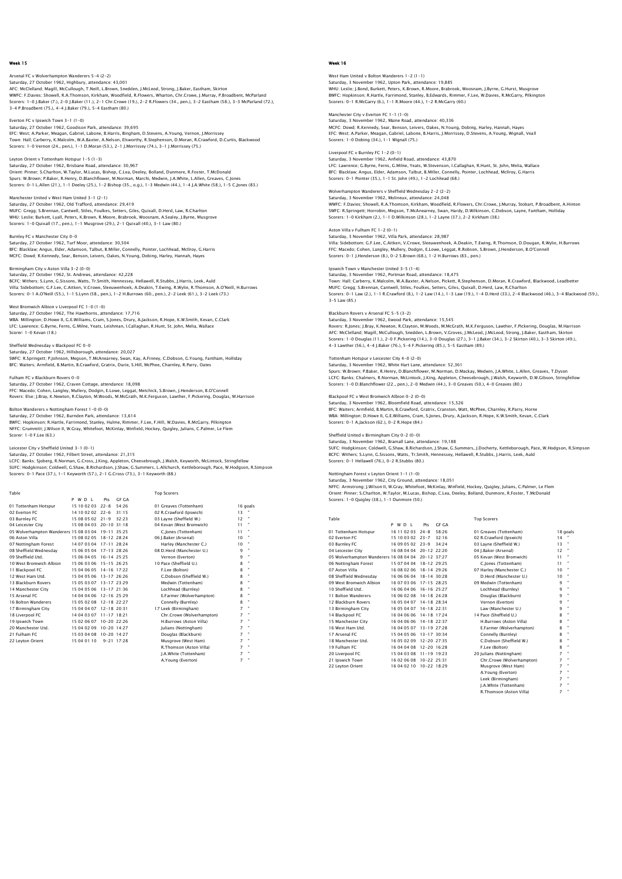## Week 15

Arsenal FC v Wolverhampton Wanderers 5–4 (2–2)
Saturday, 27 October 1962, Highbury, attendance: 43,001
AFC: McClelland; Magill, McCullough, T.Neill, L.Brown, Snedden, J.McLeod, Strong, J.Baker, Eastham, Skirton
WWFC: F.Davies; Showell, R.A.Thomson, Kirkham, Woodfield, R.Flowers, Wharton, Chr.Crowe, J.Murray, P.Broadbent, McParland
Scorers: 1–0 J.Baker (7.), 2–0 J.Baker (11.), 2–1 Chr.Crowe (19.), 2–2 R.Flowers (34., pen.), 3–2 Eastham (58.), 3–3 McParland (72.), 3–4 P.Broadbent (75.), 4–4 J.Baker (79.), 5–4 Eastham (80.)

Everton FC v Ipswich Town 3–1 (1–0)
Saturday, 27 October 1962, Goodison Park, attendance: 39,695
EFC: West; A.Parker, Meagan, Gabriel, Labone, B.Harris, Bingham, D.Stevens, A.Young, Vernon, J.Morrissey
Town: Hall; Carberry, K.Malcolm, W.A.Baxter, A.Nelson, Elsworthy, R.Stephenson, D.Moran, R.Crawford, D.Curtis, Blackwood
Scorers: 1–0 Vernon (24., pen.), 1–1 D.Moran (53.), 2–1 J.Morrissey (74.), 3–1 J.Morrissey (75.)

Leyton Orient v Tottenham Hotspur 1–5 (1–3)
Saturday, 27 October 1962, Brisbane Road, attendance: 30,967
Orient: Pinner; S.Charlton, W.Taylor, M.Lucas, Bishop, C.Lea, Deeley, Bolland, Dunmore, R.Foster, T.McDonald
Spurs: W.Brown; P.Baker, R.Henry, D.Blanchflower, M.Norman, Marchi, Medwin, J.A.White, L.Allen, Greaves, C.Jones
Scorers: 0–1 L.Allen (21.), 1–1 Deeley (25.), 1–2 Bishop (35., o.g.), 1–3 Medwin (44.), 1–4 J.A.White (58.), 1–5 C.Jones (83.)

Manchester United v West Ham United 3–1 (2–1)
Saturday, 27 October 1962, Old Trafford, attendance: 29,419
MUFC: Gregg; S.Brennan, Cantwell, Stiles, Foulkes, Setters, Giles, Quixall, D.Herd, Law, R.Charlton
WHU: Leslie; Burkett, Lyall, Peters, K.Brown, R.Moore, Brabrook, Woosnam, A.Sealey, J.Byrne, Musgrove
Scorers: 1–0 Quixall (17., pen.), 1–1 Musgrove (29.), 2–1 Quixall (40.), 3–1 Law (80.)

Burnley FC v Manchester City 0–0
Saturday, 27 October 1962, Turf Moor, attendance: 30,504
BFC: Blacklaw; Angus, Elder, Adamson, Talbut, B.Miller, Connelly, Pointer, Lochhead, McIlroy, G.Harris
MCFC: Dowd; R.Kennedy, Sear, Benson, Leivers, Oakes, N.Young, Dobing, Harley, Hannah, Hayes

Birmingham City v Aston Villa 3–2 (0–0)
Saturday, 27 October 1962, St. Andrews, attendance: 42,228
BCFC: Withers; S.Lynn, G.Sissons, Watts, Tr.Smith, Hennessey, Hellawell, R.Stubbs, J.Harris, Leek, Auld
Villa: Sidebottom; G.F.Lee, C.Aitken, V.Crowe, Sleeuwenhoek, A.Deakin, T.Ewing, R.Wylie, R.Thomson, A.O'Neill, H.Burrows
Scorers: 0–1 A.O'Neill (55.), 1–1 S.Lynn (58., pen.), 1–2 H.Burrows (60., pen.), 2–2 Leek (61.), 3–2 Leek (73.)

West Bromwich Albion v Liverpool FC 1–0 (1–0)
Saturday, 27 October 1962, The Hawthorns, attendance: 17,716
WBA: Millington; D.Howe II, G.E.Williams, Cram, S.Jones, Drury, A.Jackson, R.Hope, K.W.Smith, Kevan, C.Clark
LFC: Lawrence; G.Byrne, Ferns, G.Milne, Yeats, Leishman, I.Callaghan, R.Hunt, St. John, Melia, Wallace
Scorer: 1–0 Kevan (18.)

Sheffield Wednesday v Blackpool FC 0–0
Saturday, 27 October 1962, Hillsborough, attendance: 20,027
SWFC: R.Springett; P.Johnson, Megson, T.McAnearney, Swan, Kay, A.Finney, C.Dobson, G.Young, Fantham, Holliday
BFC: Waiters; Armfield, B.Martin, B.Crawford, Gratrix, Durie, S.Hill, McPhee, Charnley, R.Parry, Oates

Fulham FC v Blackburn Rovers 0–0
Saturday, 27 October 1962, Craven Cottage, attendance: 18,098
FFC: Macedo; Cohen, Langley, Mullery, Dodgin, E.Lowe, Leggat, Metchick, S.Brown, J.Henderson, B.O'Connell
Rovers: Else; J.Bray, K.Newton, R.Clayton, M.Woods, M.McGrath, M.K.Ferguson, Lawther, F.Pickering, Douglas, M.Harrison

Bolton Wanderers v Nottingham Forest 1–0 (0–0)
Saturday, 27 October 1962, Burnden Park, attendance: 13,614
BWFC: Hopkinson; R.Hartle, Farrimond, Stanley, Hulme, Rimmer, F.Lee, F.Hill, W.Davies, R.McGarry, Pilkington
NFFC: Grummitt; J.Wilson II, W.Gray, Whitefoot, McKinlay, Winfield, Hockey, Quigley, Julians, C.Palmer, Le Flem
Scorer: 1–0 F.Lee (63.)

Leicester City v Sheffield United 3–1 (0–1)
Saturday, 27 October 1962, Filbert Street, attendance: 21,315
LCFC: Banks; Sjoberg, R.Norman, G.Cross, J.King, Appleton, Cheesebrough, J.Walsh, Keyworth, McLintock, Stringfellow
SUFC: Hodgkinson; Coldwell, G.Shaw, B.Richardson, J.Shaw, G.Summers, L.Allchurch, Kettleborough, Pace, W.Hodgson, R.Simpson
Scorers: 0–1 Pace (37.), 1–1 Keyworth (57.), 2–1 G.Cross (73.), 3–1 Keyworth (88.)

Table

| | P | W | D | L | Pts | GF GA |
|---|---|---|---|---|---|---|
| 01 Tottenham Hotspur | 15 | 10 | 02 | 03 | 22–8 | 54:26 |
| 02 Everton FC | 14 | 10 | 02 | 02 | 22–6 | 31:15 |
| 03 Burnley FC | 15 | 08 | 05 | 02 | 21–9 | 32:23 |
| 04 Leicester City | 15 | 08 | 04 | 03 | 20–10 | 31:18 |
| 05 Wolverhampton Wanderers | 15 | 08 | 03 | 04 | 19–11 | 35:25 |
| 06 Aston Villa | 15 | 08 | 02 | 05 | 18–12 | 28:24 |
| 07 Nottingham Forest | 14 | 07 | 03 | 04 | 17–11 | 28:24 |
| 08 Sheffield Wednesday | 15 | 06 | 05 | 04 | 17–13 | 28:26 |
| 09 Sheffield Utd. | 15 | 06 | 04 | 05 | 16–14 | 25:25 |
| 10 West Bromwich Albion | 15 | 06 | 03 | 06 | 15–15 | 26:25 |
| 11 Blackpool FC | 15 | 04 | 06 | 05 | 14–16 | 17:22 |
| 12 West Ham Utd. | 15 | 04 | 05 | 06 | 13–17 | 26:26 |
| 13 Blackburn Rovers | 15 | 05 | 03 | 07 | 13–17 | 23:29 |
| 14 Manchester City | 15 | 04 | 05 | 06 | 13–17 | 21:36 |
| 15 Arsenal FC | 14 | 04 | 04 | 06 | 12–16 | 25:29 |
| 16 Bolton Wanderers | 15 | 05 | 02 | 08 | 12–18 | 22:27 |
| 17 Birmingham City | 15 | 04 | 04 | 07 | 12–18 | 20:31 |
| 18 Liverpool FC | 14 | 04 | 03 | 07 | 11–17 | 18:21 |
| 19 Ipswich Town | 15 | 02 | 06 | 07 | 10–20 | 22:26 |
| 20 Manchester Utd. | 15 | 04 | 02 | 09 | 10–20 | 14:27 |
| 21 Fulham FC | 15 | 03 | 04 | 08 | 10–20 | 14:27 |
| 22 Leyton Orient | 15 | 04 | 01 | 10 | 9–21 | 17:28 |

Top Scorers

| | |
|---|---|
| 01 Greaves (Tottenham) | 16 goals |
| 02 R.Crawford (Ipswich) | 13 " |
| 03 Layne (Sheffield W.) | 12 " |
| 04 Kevan (West Bromwich) | 11 " |
| C.Jones (Tottenham) | 11 " |
| 06 J.Baker (Arsenal) | 10 " |
| Harley (Manchester C.) | 10 " |
| 08 D.Herd (Manchester U.) | 9 " |
| Vernon (Everton) | 9 " |
| 10 Pace (Sheffield U.) | 8 " |
| F.Lee (Bolton) | 8 " |
| C.Dobson (Sheffield W.) | 8 " |
| Medwin (Tottenham) | 8 " |
| Lochhead (Burnley) | 8 " |
| E.Farmer (Wolverhampton) | 8 " |
| Connelly (Burnley) | 8 " |
| 17 Leek (Birmingham) | 7 " |
| Chr.Crowe (Wolverhampton) | 7 " |
| H.Burrows (Aston Villa) | 7 " |
| Julians (Nottingham) | 7 " |
| Douglas (Blackburn) | 7 " |
| Musgrove (West Ham) | 7 " |
| R.Thomson (Aston Villa) | 7 " |
| J.A.White (Tottenham) | 7 " |
| A.Young (Everton) | 7 " |

## Week 16

West Ham United v Bolton Wanderers 1–2 (1–1)
Saturday, 3 November 1962, Upton Park, attendance: 19,885
WHU: Leslie; J.Bond, Burkett, Peters, K.Brown, R.Moore, Brabrook, Woosnam, J.Byrne, G.Hurst, Musgrove
BWFC: Hopkinson; R.Hartle, Farrimond, Stanley, B.Edwards, Rimmer, F.Lee, W.Davies, R.McGarry, Pilkington
Scorers: 0–1 R.McGarry (6.), 1–1 R.Moore (44.), 1–2 R.McGarry (60.)

Manchester City v Everton FC 1–1 (1–0)
Saturday, 3 November 1962, Maine Road, attendance: 40,336
MCFC: Dowd; R.Kennedy, Sear, Benson, Leivers, Oakes, N.Young, Dobing, Harley, Hannah, Hayes
EFC: West; A.Parker, Meagan, Gabriel, Labone, B.Harris, J.Morrissey, D.Stevens, A.Young, Wignall, Veall
Scorers: 1–0 Dobing (34.), 1–1 Wignall (75.)

Liverpool FC v Burnley FC 1–2 (0–1)
Saturday, 3 November 1962, Anfield Road, attendance: 43,870
LFC: Lawrence; G.Byrne, Ferns, G.Milne, Yeats, W.Stevenson, I.Callaghan, R.Hunt, St. John, Melia, Wallace
BFC: Blacklaw; Angus, Elder, Adamson, Talbut, B.Miller, Connelly, Pointer, Lochhead, McIlroy, G.Harris
Scorers: 0–1 Pointer (35.), 1–1 St. John (49.), 1–2 Lochhead (68.)

Wolverhampton Wanderers v Sheffield Wednesday 2–2 (2–2)
Saturday, 3 November 1962, Molineux, attendance: 24,048
WWFC: F.Davies; Showell, R.A.Thomson, Kirkham, Woodfield, R.Flowers, Chr.Crowe, J.Murray, Stobart, P.Broadbent, A.Hinton
SWFC: R.Springett; Horrobin, Megson, T.McAnearney, Swan, Hardy, D.Wilkinson, C.Dobson, Layne, Fantham, Holliday
Scorers: 1–0 Kirkham (2.), 1–1 D.Wilkinson (28.), 1–2 Layne (37.), 2–2 Kirkham (38.)

Aston Villa v Fulham FC 1–2 (0–1)
Saturday, 3 November 1962, Villa Park, attendance: 28,987
Villa: Sidebottom; G.F.Lee, C.Aitken, V.Crowe, Sleeuwenhoek, A.Deakin, T.Ewing, R.Thomson, D.Dougan, R.Wylie, H.Burrows
FFC: Macedo; Cohen, Langley, Mullery, Dodgin, E.Lowe, Leggat, R.Robson, S.Brown, J.Henderson, B.O'Connell
Scorers: 0–1 J.Henderson (8.), 0–2 S.Brown (68.), 1–2 H.Burrows (83., pen.)

Ipswich Town v Manchester United 3–5 (1–4)
Saturday, 3 November 1962, Portman Road, attendance: 18,475
Town: Hall; Carberry, K.Malcolm, W.A.Baxter, A.Nelson, Pickett, R.Stephenson, D.Moran, R.Crawford, Blackwood, Leadbetter
MUFC: Gregg; S.Brennan, Cantwell, Stiles, Foulkes, Setters, Giles, Quixall, D.Herd, Law, R.Charlton
Scorers: 0–1 Law (2.), 1–1 R.Crawford (8.), 1–2 Law (14.), 1–3 Law (19.), 1–4 D.Herd (33.), 2–4 Blackwood (46.), 3–4 Blackwood (59.), 3–5 Law (85.)

Blackburn Rovers v Arsenal FC 5–5 (3–2)
Saturday, 3 November 1962, Ewood Park, attendance: 15,545
Rovers: R.Jones; J.Bray, K.Newton, R.Clayton, M.Woods, M.McGrath, M.K.Ferguson, Lawther, F.Pickering, Douglas, M.Harrison
AFC: McClelland; Magill, McCullough, Snedden, L.Brown, V.Groves, J.McLeod, J.McLeod, Strong, J.Baker, Eastham, Skirton
Scorers: 1–0 Douglas (11.), 2–0 F.Pickering (14.), 3–0 Douglas (27.), 3–1 J.Baker (34.), 3–2 Skirton (40.), 3–3 Skirton (49.), 4–3 Lawther (56.), 4–4 J.Baker (76.), 5–4 F.Pickering (85.), 5–5 Eastham (89.)

Tottenham Hotspur v Leicester City 4–0 (2–0)
Saturday, 3 November 1962, White Hart Lane, attendance: 52,361
Spurs: W.Brown; P.Baker, R.Henry, D.Blanchflower, M.Norman, D.Mackay, Medwin, J.A.White, L.Allen, Greaves, T.Dyson
LCFC: Banks; Chalmers, R.Norman, McLintock, J.King, Appleton, Cheesebrough, J.Walsh, Keyworth, D.W.Gibson, Stringfellow
Scorers: 1–0 D.Blanchflower (22., pen.), 2–0 Medwin (44.), 3–0 Greaves (50.), 4–0 Greaves (80.)

Blackpool FC v West Bromwich Albion 0–2 (0–0)
Saturday, 3 November 1962, Bloomfield Road, attendance: 15,526
BFC: Waiters; Armfield, B.Martin, B.Crawford, Gratrix, Cranston, Watt, McPhee, Charnley, R.Parry, Horne
WBA: Millington; D.Howe II, G.E.Williams, Cram, S.Jones, Drury, A.Jackson, R.Hope, K.W.Smith, Kevan, C.Clark
Scorers: 0–1 A.Jackson (62.), 0–2 R.Hope (84.)

Sheffield United v Birmingham City 0–2 (0–0)
Saturday, 3 November 1962, Bramall Lane, attendance: 19,188
SUFC: Hodgkinson; Coldwell, G.Shaw, B.Richardson, J.Shaw, G.Summers, J.Docherty, Kettleborough, Pace, W.Hodgson, R.Simpson
BCFC: Withers; S.Lynn, G.Sissons, Watts, Tr.Smith, Hennessey, Hellawell, R.Stubbs, J.Harris, Leek, Auld
Scorers: 0–1 Hellawell (76.), 0–2 R.Stubbs (80.)

Nottingham Forest v Leyton Orient 1–1 (1–0)
Saturday, 3 November 1962, City Ground, attendance: 18,051
NFFC: Armstrong; J.Wilson II, W.Gray, Whitefoot, McKinlay, Winfield, Hockey, Quigley, Julians, C.Palmer, Le Flem
Orient: Pinner; S.Charlton, W.Taylor, M.Lucas, Bishop, C.Lea, Deeley, Bolland, Dunmore, R.Foster, T.McDonald
Scorers: 1–0 Quigley (38.), 1–1 Dunmore (50.)

Table

| | P | W | D | L | Pts | GF GA |
|---|---|---|---|---|---|---|
| 01 Tottenham Hotspur | 16 | 11 | 02 | 03 | 24–8 | 58:26 |
| 02 Everton FC | 15 | 10 | 03 | 02 | 23–7 | 32:16 |
| 03 Burnley FC | 16 | 09 | 05 | 02 | 23–9 | 34:24 |
| 04 Leicester City | 16 | 08 | 04 | 04 | 20–12 | 22:20 |
| 05 Wolverhampton Wanderers | 16 | 08 | 04 | 04 | 20–12 | 37:27 |
| 06 Nottingham Forest | 15 | 07 | 04 | 04 | 18–12 | 29:25 |
| 07 Aston Villa | 16 | 08 | 02 | 06 | 18–14 | 29:26 |
| 08 Sheffield Wednesday | 16 | 06 | 06 | 04 | 18–14 | 30:28 |
| 09 West Bromwich Albion | 16 | 07 | 03 | 06 | 17–15 | 28:25 |
| 10 Sheffield Utd. | 16 | 06 | 04 | 06 | 16–16 | 25:27 |
| 11 Bolton Wanderers | 16 | 06 | 02 | 08 | 14–18 | 24:28 |
| 12 Blackburn Rovers | 16 | 05 | 04 | 07 | 14–18 | 28:34 |
| 13 Birmingham City | 16 | 05 | 04 | 07 | 14–18 | 22:31 |
| 14 Blackpool FC | 16 | 04 | 06 | 06 | 14–18 | 17:24 |
| 15 Manchester City | 16 | 04 | 06 | 06 | 14–18 | 22:37 |
| 16 West Ham Utd. | 16 | 04 | 05 | 07 | 13–19 | 27:28 |
| 17 Arsenal FC | 15 | 04 | 05 | 06 | 13–17 | 30:34 |
| 18 Manchester Utd. | 16 | 05 | 02 | 09 | 12–20 | 27:35 |
| 19 Fulham FC | 16 | 04 | 04 | 08 | 12–20 | 16:28 |
| 20 Liverpool FC | 15 | 04 | 03 | 08 | 11–19 | 19:23 |
| 21 Ipswich Town | 16 | 02 | 06 | 08 | 10–22 | 25:31 |
| 22 Leyton Orient | 16 | 04 | 02 | 10 | 10–22 | 18:29 |

Top Scorers

| | |
|---|---|
| 01 Greaves (Tottenham) | 18 goals |
| 02 R.Crawford (Ipswich) | 14 " |
| 03 Layne (Sheffield W.) | 13 " |
| 04 J.Baker (Arsenal) | 12 " |
| 05 Kevan (West Bromwich) | 11 " |
| C.Jones (Tottenham) | 11 " |
| 07 Harley (Manchester C.) | 10 " |
| D.Herd (Manchester U.) | 10 " |
| 09 Medwin (Tottenham) | 9 " |
| Lochhead (Burnley) | 9 " |
| Douglas (Blackburn) | 9 " |
| Vernon (Everton) | 9 " |
| Law (Manchester U.) | 9 " |
| 14 Pace (Sheffield U.) | 8 " |
| H.Burrows (Aston Villa) | 8 " |
| E.Farmer (Wolverhampton) | 8 " |
| Connelly (Burnley) | 8 " |
| C.Dobson (Sheffield W.) | 8 " |
| F.Lee (Bolton) | 8 " |
| 20 Julians (Nottingham) | 7 " |
| Chr.Crowe (Wolverhampton) | 7 " |
| Musgrove (West Ham) | 7 " |
| A.Young (Everton) | 7 " |
| Leek (Birmingham) | 7 " |
| J.A.White (Tottenham) | 7 " |
| R.Thomson (Aston Villa) | 7 " |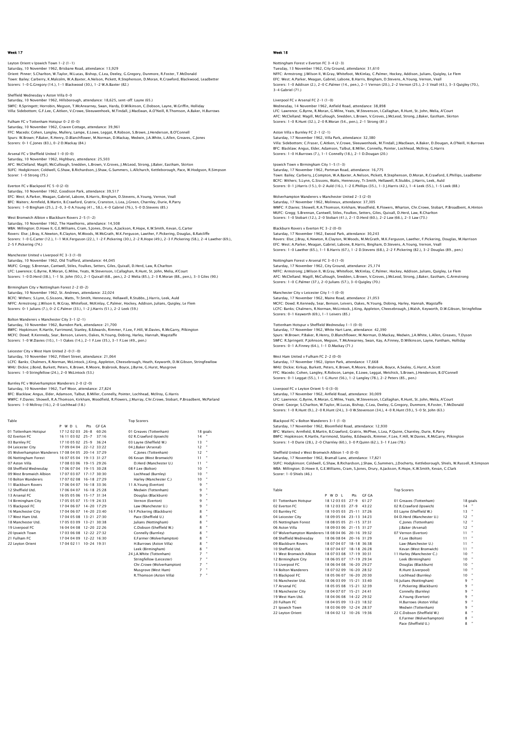## Week 17

Leyton Orient v Ipswich Town 1-2 (1-1)
Saturday, 10 November 1962, Brisbane Road, attendance: 13,929
Orient: Pinner; S.Charlton, W.Taylor, M.Lucas, Bishop, C.Lea, Deeley, G.Gregory, Dunmore, R.Foster, T.McDonald
Town: Bailey; Carberry, K.Malcolm, W.A.Baxter, A.Nelson, Pickett, R.Stephenson, D.Moran, R.Crawford, Blackwood, Leadbetter
Scorers: 1-0 G.Gregory (14.), 1-1 Blackwood (30.), 1-2 W.A.Baxter (82.)

Sheffield Wednesday v Aston Villa 0-0
Saturday, 10 November 1962, Hillsborough, attendance: 18,625, sent-off: Layne (65.)
SWFC: R.Springett; Horrobin, Megson, T.McAnearney, Swan, Hardy, D.Wilkinson, C.Dobson, Layne, W.Griffin, Holliday
Villa: Sidebottom; G.F.Lee, C.Aitken, V.Crowe, Sleeuwenhoek, M.Tindall, J.MacEwan, A.O'Neill, R.Thomson, A.Baker, H.Burrows

Fulham FC v Tottenham Hotspur 0-2 (0-0)
Saturday, 10 November 1962, Craven Cottage, attendance: 39,961
FFC: Macedo; Cohen, Langley, Mullery, Lampe, E.Lowe, Leggat, R.Robson, S.Brown, J.Henderson, B.O'Connell
Spurs: W.Brown; P.Baker, R.Henry, D.Blanchflower, M.Norman, D.Mackay, Medwin, J.A.White, L.Allen, Greaves, C.Jones
Scorers: 0-1 C.Jones (83.), 0-2 D.Mackay (84.)

Arsenal FC v Sheffield United 1-0 (0-0)
Saturday, 10 November 1962, Highbury, attendance: 25,503
AFC: McClelland; Magill, McCullough, Snedden, L.Brown, V.Groves, J.McLeod, Strong, J.Baker, Eastham, Skirton
SUFC: Hodgkinson; Coldwell, G.Shaw, B.Richardson, J.Shaw, G.Summers, L.Allchurch, Kettleborough, Pace, W.Hodgson, R.Simpson
Scorer: 1-0 Strong (75.)

Everton FC v Blackpool FC 5-0 (2-0)
Saturday, 10 November 1962, Goodison Park, attendance: 39,517
EFC: West; A.Parker, Meagan, Gabriel, Labone, B.Harris, Bingham, D.Stevens, A.Young, Vernon, Veall
BFC: Waiters; Armfield, B.Martin, B.Crawford, Gratrix, Cranston, L.Lea, J.Green, Charnley, Durie, R.Parry
Scorers: 1-0 Bingham (25.), 2-0, 3-0 A.Young (41., 58.), 4-0 Gabriel (76.), 5-0 D.Stevens (85.)

West Bromwich Albion v Blackburn Rovers 2-5 (1-2)
Saturday, 10 November 1962, The Hawthorns, attendance: 14,508
WBA: Millington; D.Howe II, G.E.Williams, Cram, S.Jones, Drury, A.Jackson, R.Hope, K.W.Smith, Kevan, G.Carter
Rovers: Else; J.Bray, K.Newton, R.Clayton, M.Woods, M.McGrath, M.K.Ferguson, Lawther, F.Pickering, Douglas, B.Ratcliffe
Scorers: 1-0 G.Carter (12.), 1-1 M.K.Ferguson (22.), 1-2 F.Pickering (30.), 2-2 R.Hope (49.), 2-3 F.Pickering (58.), 2-4 Lawther (69.), 2-5 F.Pickering (74.)

Manchester United v Liverpool FC 3-3 (1-0)
Saturday, 10 November 1962, Old Trafford, attendance: 44,045
MUFC: Gregg; S.Brennan, Cantwell, Stiles, Foulkes, Setters, Giles, Quixall, D.Herd, Law, R.Charlton
LFC: Lawrence; G.Byrne, R.Moran, G.Milne, Yeats, W.Stevenson, I.Callaghan, R.Hunt, St. John, Melia, A'Court
Scorers: 1-0 D.Herd (38.), 1-1 St. John (50.), 2-1 Quixall (68., pen.), 2-2 Melia (85.), 2-3 R.Moran (88., pen.), 3-3 Giles (90.)

Birmingham City v Nottingham Forest 2-2 (0-2)
Saturday, 10 November 1962, St. Andrews, attendance: 22,024
BCFC: Withers; S.Lynn, G.Sissons, Watts, Tr.Smith, Hennessey, Hellawell, R.Stubbs, J.Harris, Leek, Auld
NFFC: Armstrong; J.Wilson II, W.Gray, Whitefoot, McKinlay, C.Palmer, Hockey, Addison, Julians, Quigley, Le Flem
Scorers: 0-1 Julians (7.), 0-2 C.Palmer (33.), 1-2 J.Harris (51.), 2-2 Leek (59.)

Bolton Wanderers v Manchester City 3-1 (2-1)
Saturday, 10 November 1962, Burnden Park, attendance: 21,700
BWFC: Hopkinson; R.Hartle, Farrimond, Stanley, B.Edwards, Rimmer, F.Lee, F.Hill, W.Davies, R.McGarry, Pilkington
MCFC: Dowd; R.Kennedy, Sear, Benson, Leivers, Oakes, N.Young, Dobing, Harley, Hannah, Wagstaffe
Scorers: 1-0 W.Davies (10.), 1-1 Oakes (14.), 2-1 F.Lee (35.), 3-1 F.Lee (49., pen.)

Leicester City v West Ham United 2-0 (1-0)
Saturday, 10 November 1962, Filbert Street, attendance: 21,064
LCFC: Banks; Chalmers, R.Norman, McLintock, J.King, Appleton, Cheesebrough, Heath, Keyworth, D.W.Gibson, Stringfewllow
WHU: Dickie; J.Bond, Burkett, Peters, K.Brown, R.Moore, Brabrook, Boyce, J.Byrne, G.Hurst, Musgrove
Scorers: 1-0 Stringfellow (24.), 2-0 McLintock (53.)

Burnley FC v Wolverhampton Wanderers 2-0 (2-0)
Saturday, 10 November 1962, Turf Moor, attendance: 27,824
BFC: Blacklaw; Angus, Elder, Adamson, Talbut, B.Miller, Connelly, Pointer, Lochhead, McIlroy, G.Harris
WWFC: F.Davies; Showell, R.A.Thomson, Kirkham, Woodfield, R.Flowers, J.Murray, Chr.Crowe, Stobart, P.Broadbent, McParland
Scorers: 1-0 McIlroy (16.), 2-0 Lochhead (18.)

Table

| | P | W | D | L | Pts | GF GA |
|---|---|---|---|---|---|---|
| 01 Tottenham Hotspur | 17 | 12 | 02 | 03 | 26-8 | 60:26 |
| 02 Everton FC | 16 | 11 | 03 | 02 | 25-7 | 37:16 |
| 03 Burnley FC | 17 | 10 | 05 | 02 | 25-9 | 36:24 |
| 04 Leicester City | 17 | 09 | 04 | 04 | 22-12 | 33:22 |
| 05 Wolverhampton Wanderers | 17 | 08 | 04 | 05 | 20-14 | 37:29 |
| 06 Nottingham Forest | 16 | 07 | 05 | 04 | 19-13 | 31:27 |
| 07 Aston Villa | 17 | 08 | 03 | 06 | 19-15 | 29:26 |
| 08 Sheffield Wednesday | 17 | 06 | 07 | 04 | 19-15 | 30:28 |
| 09 West Bromwich Albion | 17 | 07 | 03 | 07 | 17-17 | 30:30 |
| 10 Bolton Wanderers | 17 | 07 | 02 | 08 | 16-18 | 27:29 |
| 11 Blackburn Rovers | 17 | 06 | 04 | 07 | 16-18 | 33:36 |
| 12 Sheffield Utd. | 17 | 06 | 04 | 07 | 16-18 | 25:28 |
| 13 Arsenal FC | 16 | 05 | 05 | 06 | 15-17 | 31:34 |
| 14 Birmingham City | 17 | 05 | 05 | 07 | 15-19 | 24:33 |
| 15 Blackpool FC | 17 | 04 | 06 | 07 | 14-20 | 17:29 |
| 16 Manchester City | 17 | 04 | 06 | 07 | 14-20 | 23:40 |
| 17 West Ham Utd. | 17 | 04 | 05 | 08 | 13-21 | 27:30 |
| 18 Manchester Utd. | 17 | 05 | 03 | 09 | 13-21 | 30:38 |
| 19 Liverpool FC | 16 | 04 | 04 | 08 | 12-20 | 22:26 |
| 20 Ipswich Town | 17 | 03 | 06 | 08 | 12-22 | 27:32 |
| 21 Fulham FC | 17 | 04 | 04 | 09 | 12-22 | 16:30 |
| 22 Leyton Orient | 17 | 04 | 02 | 11 | 10-24 | 19:31 |

Top Scorers

| | |
|---|---|
| 01 Greaves (Tottenham) | 18 goals |
| 02 R.Crawford (Ipswich) | 14 " |
| 03 Layne (Sheffield W.) | 13 " |
| 04 J.Baker (Arsenal) | 12 " |
| C.Jones (Tottenham) | 12 " |
| 06 Kevan (West Bromwich) | 11 " |
| D.Herd (Manchester U.) | 11 " |
| 08 F.Lee (Bolton) | 10 " |
| Lochhead (Burnley) | 10 " |
| Harley (Manchester C.) | 10 " |
| 11 A.Young (Everton) | 9 " |
| Medwin (Tottenham) | 9 " |
| Douglas (Blackburn) | 9 " |
| Vernon (Everton) | 9 " |
| Law (Manchester U.) | 9 " |
| 16 F.Pickering (Blackburn) | 8 " |
| Pace (Sheffield U.) | 8 " |
| Julians (Nottingham) | 8 " |
| C.Dobson (Sheffield W.) | 8 " |
| Connelly (Burnley) | 8 " |
| E.Farmer (Wolverhampton) | 8 " |
| H.Burrows (Aston Villa) | 8 " |
| Leek (Birmingham) | 8 " |
| 24 J.A.White (Tottenham) | 7 " |
| Stringfellow (Leicester) | 7 " |
| Chr.Crowe (Wolverhampton) | 7 " |
| Musgrove (West Ham) | 7 " |
| R.Thomson (Aston Villa) | 7 " |

## Week 18

Nottingham Forest v Everton FC 3-4 (2-3)
Tuesday, 13 November 1962, City Ground, attendance: 31,610
NFFC: Armstrong; J.Wilson II, W.Gray, Whitefoot, McKinlay, C.Palmer, Hockey, Addison, Julians, Quigley, Le Flem
EFC: West; A.Parker, Meagan, Gabriel, Labone, B.Harris, Bingham, D.Stevens, A.Young, Vernon, Veall
Scorers: 1-0 Addison (2.), 2-0 C.Palmer (14., pen.), 2-1 Vernon (20.), 2-2 Vernon (25.), 2-3 Veall (43.), 3-3 Quigley (70.), 3-4 Gabriel (71.)

Liverpool FC v Arsenal FC 2-1 (1-0)
Wednesday, 14 November 1962, Anfield Road, attendance: 38,898
LFC: Lawrence; G.Byrne, R.Moran, G.Milne, Yeats, W.Stevenson, I.Callaghan, R.Hunt, St. John, Melia, A'Court
AFC: McClelland; Magill, McCullough, Snedden, L.Brown, V.Groves, J.McLeod, Strong, J.Baker, Eastham, Skirton
Scorers: 1-0 R.Hunt (32.), 2-0 R.Moran (54., pen.), 2-1 Strong (81.)

Aston Villa v Burnley FC 2-1 (2-1)
Saturday, 17 November 1962, Villa Park, attendance: 32,380
Villa: Sidebottom; C.Fraser, C.Aitken, V.Crowe, Sleeuwenhoek, M.Tindall, J.MacEwan, A.Baker, D.Dougan, A.O'Neill, H.Burrows
BFC: Blacklaw; Angus, Elder, Adamson, Talbut, B.Miller, Connelly, Pointer, Lochhead, McIlroy, G.Harris
Scorers: 1-0 H.Burrows (7.), 1-1 Connelly (18.), 2-1 D.Dougan (20.)

Ipswich Town v Birmingham City 1-5 (1-3)
Saturday, 17 November 1962, Portman Road, attendance: 16,775
Town: Bailey; Carberry, J.Compton, W.A.Baxter, A.Nelson, Pickett, R.Stephenson, D.Moran, R.Crawford, E.Phillips, Leadbetter
BCFC: Withers; S.Lynn, G.Sissons, Watts, Hennessey, Tr.Smith, Hellawell, R.Stubbs, J.Harris, Leek, Auld
Scorers: 0-1 J.Harris (15.), 0-2 Auld (16.), 1-2 E.Phillips (35.), 1-3 J.Harris (42.), 1-4 Leek (55.), 1-5 Leek (88.)

Wolverhampton Wanderers v Manchester United 2-3 (2-0)
Saturday, 17 November 1962, Molineux, attendance: 37,305
WWFC: F.Davies; Showell, R.A.Thomson, Kirkham, Woodfield, R.Flowers, Wharton, Chr.Crowe, Stobart, P.Broadbent, A.Hinton
MUFC: Gregg; S.Brennan, Cantwell, Stiles, Foulkes, Setters, Giles, Quixall, D.Herd, Law, R.Charlton
Scorers: 1-0 Stobart (12.), 2-0 Stobart (41.), 2-1 D.Herd (60.), 2-2 Law (66.), 2-3 Law (73.)

Blackburn Rovers v Everton FC 3-2 (0-0)
Saturday, 17 November 1962, Ewood Park, attendance: 30,243
Rovers: Else; J.Bray, K.Newton, R.Clayton, M.Woods, M.McGrath, Lawther, F.Pickering, Douglas, M.Harrison
EFC: West; A.Parker, Meagan, Gabriel, Labone, B.Harris, Bingham, D.Stevens, A.Young, Vernon, Veall
Scorers: 1-0 Lawther (65.), 1-1 B.Harris (67.), 1-2 D.Stevens (68.), 2-2 F.Pickering (82.), 3-2 Douglas (89., pen.)

Nottingham Forest v Arsenal FC 3-0 (1-0)
Saturday, 17 November 1962, City Ground, attendance: 25,174
NFFC: Armstrong; J.Wilson II, W.Gray, Whitefoot, McKinlay, C.Palmer, Hockey, Addison, Julians, Quigley, Le Flem
AFC: McClelland; Magill, McCullough, Snedden, L.Brown, V.Groves, J.McLeod, Strong, J.Baker, Eastham, G.Armstrong
Scorers: 1-0 C.Palmer (37.), 2-0 Julians (57.), 3-0 Quigley (70.)

Manchester City v Leicester City 1-1 (0-0)
Saturday, 17 November 1962, Maine Road, attendance: 21,053
MCFC: Dowd; R.Kennedy, Sear, Benson, Leivers, Oakes, N.Young, Dobing, Harley, Hannah, Wagstaffe
LCFC: Banks; Chalmers, R.Norman, McLintock, J.King, Appleton, Cheesebrough, J.Walsh, Keyworth, D.W.Gibson, Stringfellow
Scorers: 0-1 Keyworth (69.), 1-1 Leivers (85.)

Tottenham Hotspur v Sheffield Wednesday 1-1 (0-0)
Saturday, 17 November 1962, White Hart Lane, attendance: 42,390
Spurs: W.Brown; P.Baker, R.Henry, D.Blanchflower, M.Norman, D.Mackay, Medwin, J.A.White, L.Allen, Greaves, T.Dyson
SWFC: R.Springett; P.Johnson, Megson, T.McAnearney, Swan, Kay, A.Finney, D.Wilkinson, Layne, Fantham, Holliday
Scorers: 0-1 A.Finney (64.), 1-1 D.Mackay (71.)

West Ham United v Fulham FC 2-2 (0-0)
Saturday, 17 November 1962, Upton Park, attendance: 17,668
WHU: Dickie; Kirkup, Burkett, Peters, K.Brown, R.Moore, Brabrook, Boyce, A.Sealey, G.Hurst, A.Scott
FFC: Macedo; Cohen, Langley, R.Robson, Lampe, E.Lowe, Leggat, Metchick, S.Brown, J.Henderson, B.O'Connell
Scorers: 0-1 Leggat (55.), 1-1 G.Hurst (56.), 1-2 Langley (78.), 2-2 Peters (85., pen.)

Liverpool FC v Leyton Orient 5-0 (3-0)
Saturday, 17 November 1962, Anfield Road, attendance: 30,009
LFC: Lawrence; G.Byrne, R.Moran, G.Milne, Yeats, W.Stevenson, I.Callaghan, R.Hunt, St. John, Melia, A'Court
Orient: George; S.Charlton, W.Taylor, M.Lucas, Bishop, C.Lea, Deeley, G.Gregory, Dunmore, R.Foster, T.McDonald
Scorers: 1-0 R.Hunt (9.), 2-0 R.Hunt (24.), 3-0 W.Stevenson (34.), 4-0 R.Hunt (59.), 5-0 St. John (63.)

Blackpool FC v Bolton Wanderers 3-1 (1-0)
Saturday, 17 November 1962, Bloomfield Road, attendance: 12,930
BFC: Waiters; Armfield, B.Martin, B.Crawford, Gratrix, McPhee, L.Lea, P.Quinn, Charnley, Durie, R.Parry
BWFC: Hopkinson; R.Hartle, Farrimond, Stanley, B.Edwards, Rimmer, F.Lee, F.Hill, W.Davies, R.McGarry, Pilkington
Scorers: 1-0 Durie (28.), 2-0 Charnley (60.), 3-0 P.Quinn (62.), 3-1 F.Lee (78.)

Sheffield United v West Bromwich Albion 1-0 (0-0)
Saturday, 17 November 1962, Bramall Lane, attendance: 17,821
SUFC: Hodgkinson; Coldwell, G.Shaw, B.Richardson, J.Shaw, G.Summers, J.Docherty, Kettleborough, Shiels, W.Russell, R.Simpson
WBA: Millington; D.Howe II, G.E.Williams, Cram, S.Jones, Drury, A.Jackson, R.Hope, K.W.Smith, Kevan, C.Clark
Scorer: 1-0 Shiels (46.)

Table

| | P | W | D | L | Pts | GF GA |
|---|---|---|---|---|---|---|
| 01 Tottenham Hotspur | 18 | 12 | 03 | 03 | 27-9 | 61:27 |
| 02 Everton FC | 18 | 12 | 03 | 03 | 27-9 | 43:22 |
| 03 Burnley FC | 18 | 10 | 05 | 03 | 25-11 | 37:26 |
| 04 Leicester City | 18 | 09 | 05 | 04 | 23-13 | 34:23 |
| 05 Nottingham Forest | 18 | 08 | 05 | 05 | 21-15 | 37:31 |
| 06 Aston Villa | 18 | 09 | 03 | 06 | 21-15 | 31:27 |
| 07 Wolverhampton Wanderers | 18 | 08 | 04 | 06 | 20-16 | 39:32 |
| 08 Sheffield Wednesday | 18 | 06 | 08 | 04 | 20-16 | 31:29 |
| 09 Blackburn Rovers | 18 | 07 | 04 | 07 | 18-18 | 36:38 |
| 10 Sheffield Utd. | 18 | 07 | 04 | 07 | 18-18 | 26:28 |
| 11 West Bromwich Albion | 18 | 07 | 03 | 08 | 17-19 | 30:31 |
| 12 Birmingham City | 18 | 06 | 05 | 07 | 17-19 | 29:34 |
| 13 Liverpool FC | 18 | 06 | 04 | 08 | 16-20 | 29:27 |
| 14 Bolton Wanderers | 18 | 07 | 02 | 09 | 16-20 | 28:32 |
| 15 Blackpool FC | 18 | 05 | 06 | 07 | 16-20 | 20:30 |
| 16 Manchester Utd. | 18 | 06 | 03 | 09 | 15-21 | 33:40 |
| 17 Arsenal FC | 18 | 05 | 05 | 08 | 15-21 | 32:39 |
| 18 Manchester City | 18 | 04 | 07 | 07 | 15-21 | 24:41 |
| 19 West Ham Utd. | 18 | 04 | 06 | 08 | 14-22 | 29:32 |
| 20 Fulham FC | 18 | 04 | 05 | 09 | 13-23 | 18:32 |
| 21 Ipswich Town | 18 | 03 | 06 | 09 | 12-24 | 28:37 |
| 22 Leyton Orient | 18 | 04 | 02 | 12 | 10-26 | 19:36 |

Top Scorers

| | |
|---|---|
| 01 Greaves (Tottenham) | 18 goals |
| 02 R.Crawford (Ipswich) | 14 " |
| 03 Layne (Sheffield W.) | 13 " |
| 04 D.Herd (Manchester U.) | 12 " |
| C.Jones (Tottenham) | 12 " |
| J.Baker (Arsenal) | 12 " |
| 07 Vernon (Everton) | 11 " |
| F.Lee (Bolton) | 11 " |
| Law (Manchester U.) | 11 " |
| Kevan (West Bromwich) | 11 " |
| 11 Harley (Manchester C.) | 10 " |
| Leek (Birmingham) | 10 " |
| Douglas (Blackburn) | 10 " |
| R.Hunt (Liverpool) | 10 " |
| Lochhead (Burnley) | 10 " |
| 16 Julians (Nottingham) | 9 " |
| F.Pickering (Blackburn) | 9 " |
| Connelly (Burnley) | 9 " |
| A.Young (Everton) | 9 " |
| H.Burrows (Aston Villa) | 9 " |
| Medwin (Tottenham) | 9 " |
| 22 C.Dobson (Sheffield W.) | 8 " |
| E.Farmer (Wolverhampton) | 8 " |
| Pace (Sheffield U.) | 8 " |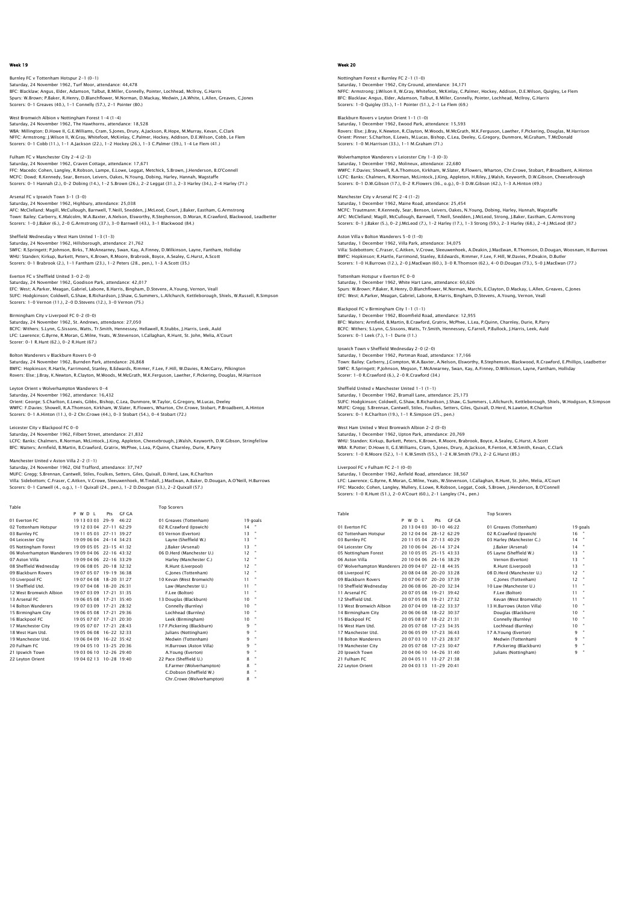## Week 19

Burnley FC v Tottenham Hotspur 2–1 (0–1)
Saturday, 24 November 1962, Turf Moor, attendance: 44,478
BFC: Blacklaw; Angus, Elder, Adamson, Talbut, B.Miller, Connelly, Pointer, Lochhead, McIlroy, G.Harris
Spurs: W.Brown; P.Baker, R.Henry, D.Blanchflower, M.Norman, D.Mackay, Medwin, J.A.White, L.Allen, Greaves, C.Jones
Scorers: 0–1 Greaves (40.), 1–1 Connelly (57.), 2–1 Pointer (80.)

West Bromwich Albion v Nottingham Forest 1–4 (1–4)
Saturday, 24 November 1962, The Hawthorns, attendance: 18,528
WBA: Millington; D.Howe II, G.E.Williams, Cram, S.Jones, Drury, A.Jackson, R.Hope, M.Murray, Kevan, C.Clark
NFFC: Armstrong; J.Wilson II, W.Gray, Whitefoot, McKinlay, C.Palmer, Hockey, Addison, D.E.Wilson, Cobb, Le Flem
Scorers: 0–1 Cobb (11.), 1–1 A.Jackson (22.), 1–2 Hockey (26.), 1–3 C.Palmer (39.), 1–4 Le Flem (41.)

Fulham FC v Manchester City 2–4 (2–3)
Saturday, 24 November 1962, Craven Cottage, attendance: 17,671
FFC: Macedo; Cohen, Langley, R.Robson, Lampe, E.Lowe, Leggat, Metchick, S.Brown, J.Henderson, B.O'Connell
MCFC: Dowd; R.Kennedy, Sear, Benson, Leivers, Oakes, N.Young, Dobing, Harley, Hannah, Wagstaffe
Scorers: 0–1 Hannah (2.), 0–2 Dobing (14.), 1–2 S.Brown (26.), 2–2 Leggat (31.), 2–3 Harley (34.), 2–4 Harley (71.)

Arsenal FC v Ipswich Town 3–1 (3–0)
Saturday, 24 November 1962, Highbury, attendance: 25,038
AFC: McClelland; Magill, McCullough, Barnwell, T.Neill, Snedden, J.McLeod, Court, J.Baker, Eastham, G.Armstrong
Town: Bailey; Carberry, K.Malcolm, W.A.Baxter, A.Nelson, Elsworthy, R.Stephenson, D.Moran, R.Crawford, Blackwood, Leadbetter
Scorers: 1–0 J.Baker (6.), 2–0 G.Armstrong (37.), 3–0 Barnwell (43.), 3–1 Blackwood (84.)

Sheffield Wednesday v West Ham United 1–3 (1–3)
Saturday, 24 November 1962, Hillsborough, attendance: 21,762
SWFC: R.Springett; P.Johnson, Birks, T.McAnearney, Swan, Kay, A.Finney, D.Wilkinson, Layne, Fantham, Holliday
WHU: Standen; Kirkup, Burkett, Peters, K.Brown, R.Moore, Brabrook, Boyce, A.Sealey, G.Hurst, A.Scott
Scorers: 0–1 Brabrook (2.), 1–1 Fantham (23.), 1–2 Peters (28., pen.), 1–3 A.Scott (35.)

Everton FC v Sheffield United 3–0 (2–0)
Saturday, 24 November 1962, Goodison Park, attendance: 42,017
EFC: West; A.Parker, Meagan, Gabriel, Labone, B.Harris, Bingham, D.Stevens, A.Young, Vernon, Veall
SUFC: Hodgkinson; Coldwell, G.Shaw, B.Richardson, J.Shaw, G.Summers, L.Allchurch, Kettleborough, Shiels, W.Russell, R.Simpson
Scorers: 1–0 Vernon (11.), 2–0 D.Stevens (12.), 3–0 Vernon (75.)

Birmingham City v Liverpool FC 0–2 (0–0)
Saturday, 24 November 1962, St. Andrews, attendance: 27,050
BCFC: Withers; S.Lynn, G.Sissons, Watts, Tr.Smith, Hennessey, Hellawell, R.Stubbs, J.Harris, Leek, Auld
LFC: Lawrence; G.Byrne, R.Moran, G.Milne, Yeats, W.Stevenson, I.Callaghan, R.Hunt, St. John, Melia, A'Court
Scorer: 0–1 R.Hunt (62.), 0–2 R.Hunt (67.)

Bolton Wanderers v Blackburn Rovers 0–0
Saturday, 24 November 1962, Burnden Park, attendance: 26,868
BWFC: Hopkinson; R.Hartle, Farrimond, Stanley, B.Edwards, Rimmer, F.Lee, F.Hill, W.Davies, R.McGarry, Pilkington
Rovers: Else; J.Bray, K.Newton, R.Clayton, M.Woods, M.McGrath, M.K.Ferguson, Lawther, F.Pickering, Douglas, M.Harrison

Leyton Orient v Wolverhampton Wanderers 0–4
Saturday, 24 November 1962, attendance: 16,432
Orient: George; S.Charlton, E.Lewis, Gibbs, Bishop, C.Lea, Dunmore, W.Taylor, G.Gregory, M.Lucas, Deeley
WWFC: F.Davies; Showell, R.A.Thomson, Kirkham, W.Slater, R.Flowers, Wharton, Chr.Crowe, Stobart, P.Broadbent, A.Hinton
Scorers: 0–1 A.Hinton (11.), 0–2 Chr.Crowe (44.), 0–3 Stobart (54.), 0–4 Stobart (72.)

Leicester City v Blackpool FC 0–0
Saturday, 24 November 1962, Filbert Street, attendance: 21,832
LCFC: Banks; Chalmers, R.Norman, McLintock, J.King, Appleton, Cheesebrough, J.Walsh, Keyworth, D.W.Gibson, Stringfellow
BFC: Waiters; Armfield, B.Martin, B.Crawford, Gratrix, McPhee, L.Lea, P.Quinn, Charnley, Durie, R.Parry

Manchester United v Aston Villa 2–2 (1–1)
Saturday, 24 November 1962, Old Trafford, attendance: 37,747
MUFC: Gregg; S.Brennan, Cantwell, Stiles, Foulkes, Setters, Giles, Quixall, D.Herd, Law, R.Charlton
Villa: Sidebottom; C.Fraser, C.Aitken, V.Crowe, Sleeuwenhoek, M.Tindall, J.MacEwan, A.Baker, D.Dougan, A.O'Neill, H.Burrows
Scorers: 0–1 Canwell (4., o.g.), 1–1 Quixall (24., pen.), 1–2 D.Dougan (53.), 2–2 Quixall (57.)

Table

| | P | W | D | L | Pts | GF GA |
|---|---|---|---|---|---|---|
| 01 Everton FC | 19 | 13 | 03 | 03 | 29–9 | 46:22 |
| 02 Tottenham Hotspur | 19 | 12 | 03 | 04 | 27–11 | 62:29 |
| 03 Burnley FC | 19 | 11 | 05 | 03 | 27–11 | 39:27 |
| 04 Leicester City | 19 | 09 | 06 | 04 | 24–14 | 34:23 |
| 05 Nottingham Forest | 19 | 09 | 05 | 05 | 23–15 | 41:32 |
| 06 Wolverhampton Wanderers | 19 | 09 | 04 | 06 | 22–16 | 43:32 |
| 07 Aston Villa | 19 | 09 | 04 | 06 | 22–16 | 33:29 |
| 08 Sheffield Wednesday | 19 | 06 | 08 | 05 | 20–18 | 32:32 |
| 09 Blackburn Rovers | 19 | 07 | 05 | 07 | 19–19 | 36:38 |
| 10 Liverpool FC | 19 | 07 | 04 | 08 | 18–20 | 31:27 |
| 11 Sheffield Utd. | 19 | 07 | 04 | 08 | 18–20 | 26:31 |
| 12 West Bromwich Albion | 19 | 07 | 03 | 09 | 17–21 | 31:35 |
| 13 Arsenal FC | 19 | 06 | 05 | 08 | 17–21 | 35:40 |
| 14 Bolton Wanderers | 19 | 07 | 03 | 09 | 17–21 | 28:32 |
| 15 Birmingham City | 19 | 06 | 05 | 08 | 17–21 | 29:36 |
| 16 Blackpool FC | 19 | 05 | 07 | 07 | 17–21 | 20:30 |
| 17 Manchester City | 19 | 05 | 07 | 07 | 17–21 | 28:43 |
| 18 West Ham Utd. | 19 | 05 | 06 | 08 | 16–22 | 32:33 |
| 19 Manchester Utd. | 19 | 06 | 04 | 09 | 16–22 | 35:42 |
| 20 Fulham FC | 19 | 04 | 05 | 10 | 13–25 | 20:36 |
| 21 Ipswich Town | 19 | 03 | 06 | 10 | 12–26 | 29:40 |
| 22 Leyton Orient | 19 | 04 | 02 | 13 | 10–28 | 19:40 |

Top Scorers

| | |
|---|---|
| 01 Greaves (Tottenham) | 19 goals |
| 02 R.Crawford (Ipswich) | 14 " |
| 03 Vernon (Everton) | 13 " |
| Layne (Sheffield W.) | 13 " |
| J.Baker (Arsenal) | 13 " |
| 06 D.Herd (Manchester U.) | 12 " |
| Harley (Manchester C.) | 12 " |
| R.Hunt (Liverpool) | 12 " |
| C.Jones (Tottenham) | 12 " |
| 10 Kevan (West Bromwich) | 11 " |
| Law (Manchester U.) | 11 " |
| F.Lee (Bolton) | 11 " |
| 13 Douglas (Blackburn) | 10 " |
| Connelly (Burnley) | 10 " |
| Lochhead (Burnley) | 10 " |
| Leek (Birmingham) | 10 " |
| 17 F.Pickering (Blackburn) | 9 " |
| Julians (Nottingham) | 9 " |
| Medwin (Tottenham) | 9 " |
| H.Burrows (Aston Villa) | 9 " |
| A.Young (Everton) | 9 " |
| 22 Pace (Sheffield U.) | 8 " |
| E.Farmer (Wolverhampton) | 8 " |
| C.Dobson (Sheffield W.) | 8 " |
| Chr.Crowe (Wolverhampton) | 8 " |

## Week 20

Nottingham Forest v Burnley FC 2–1 (1–0)
Saturday, 1 December 1962, City Ground, attendance: 34,171
NFFC: Armstrong; J.Wilson II, W.Gray, Whitefoot, McKinlay, C.Palmer, Hockey, Addison, D.E.Wilson, Quigley, Le Flem
BFC: Blacklaw; Angus, Elder, Adamson, Talbut, B.Miller, Connelly, Pointer, Lochhead, McIlroy, G.Harris
Scorers: 1–0 Quigley (35.), 1–1 Pointer (51.), 2–1 Le Flem (69.)

Blackburn Rovers v Leyton Orient 1–1 (1–0)
Saturday, 1 December 1962, Ewood Park, attendance: 15,593
Rovers: Else; J.Bray, K.Newton, R.Clayton, M.Woods, M.McGrath, M.K.Ferguson, Lawther, F.Pickering, Douglas, M.Harrison
Orient: Pinner; S.Charlton, E.Lewis, M.Lucas, Bishop, C.Lea, Deeley, G.Gregory, Dunmore, M.Graham, T.McDonald
Scorers: 1–0 M.Harrison (33.), 1–1 M.Graham (71.)

Wolverhampton Wanderers v Leicester City 1–3 (0–3)
Saturday, 1 December 1962, Molineux, attendance: 22,680
WWFC: F.Davies; Showell, R.A.Thomson, Kirkham, W.Slater, R.Flowers, Wharton, Chr.Crowe, Stobart, P.Broadbent, A.Hinton
LCFC: Banks; Chalmers, R.Norman, McLintock, J.King, Appleton, H.Riley, J.Walsh, Keyworth, D.W.Gibson, Cheesebrough
Scorers: 0–1 D.W.Gibson (17.), 0–2 R.Flowers (36., o.g.), 0–3 D.W.Gibson (42.), 1–3 A.Hinton (49.)

Manchester City v Arsenal FC 2–4 (1–2)
Saturday, 1 December 1962, Maine Road, attendance: 25,454
MCFC: Trautmann; R.Kennedy, Sear, Benson, Leivers, Oakes, N.Young, Dobing, Harley, Hannah, Wagstaffe
AFC: McClelland; Magill, McCullough, Barnwell, T.Neill, Snedden, J.McLeod, Strong, J.Baker, Eastham, G.Armstrong
Scorers: 0–1 J.Baker (5.), 0–2 J.McLeod (7.), 1–2 Harley (17.), 1–3 Strong (59.), 2–3 Harley (68.), 2–4 J.McLeod (87.)

Aston Villa v Bolton Wanderers 5–0 (1–0)
Saturday, 1 December 1962, Villa Park, attendance: 34,075
Villa: Sidebottom; C.Fraser, C.Aitken, V.Crowe, Sleeuwenhoek, A.Deakin, J.MacEwan, R.Thomson, D.Dougan, Woosnam, H.Burrows
BWFC: Hopkinson; R.Hartle, Farrimond, Stanley, B.Edwards, Rimmer, F.Lee, F.Hill, W.Davies, P.Deakin, D.Butler
Scorers: 1–0 H.Burrows (12.), 2–0 J.MacEwan (60.), 3–0 R.Thomson (62.), 4–0 D.Dougan (73.), 5–0 J.MacEwan (77.)

Tottenham Hotspur v Everton FC 0–0
Saturday, 1 December 1962, White Hart Lane, attendance: 60,626
Spurs: W.Brown; P.Baker, R.Henry, D.Blanchflower, M.Norman, Marchi, E.Clayton, D.Mackay, L.Allen, Greaves, C.Jones
EFC: West; A.Parker, Meagan, Gabriel, Labone, B.Harris, Bingham, D.Stevens, A.Young, Vernon, Veall

Blackpool FC v Birmingham City 1–1 (1–1)
Saturday, 1 December 1962, Bloomfield Road, attendance: 12,955
BFC: Waiters; Armfield, B.Martin, B.Crawford, Gratrix, McPhee, L.Lea, P.Quinn, Charnley, Durie, R.Parry
BCFC: Withers; S.Lynn, G.Sissons, Watts, Tr.Smith, Hennessey, G.Farrell, P.Bullock, J.Harris, Leek, Auld
Scorers: 0–1 Leek (7.), 1–1 Durie (11.)

Ipswich Town v Sheffield Wednesday 2–0 (2–0)
Saturday, 1 December 1962, Portman Road, attendance: 17,166
Town: Bailey; Carberry, J.Compton, W.A.Baxter, A.Nelson, Elsworthy, R.Stephenson, Blackwood, R.Crawford, E.Phillips, Leadbetter
SWFC: R.Springett; P.Johnson, Megson, T.McAnearney, Swan, Kay, A.Finney, D.Wilkinson, Layne, Fantham, Holliday
Scorer: 1–0 R.Crawford (6.), 2–0 R.Crawford (34.)

Sheffield United v Manchester United 1–1 (1–1)
Saturday, 1 December 1962, Bramall Lane, attendance: 25,173
SUFC: Hodgkinson; Coldwell, G.Shaw, B.Richardson, J.Shaw, G.Summers, L.Allchurch, Kettleborough, Shiels, W.Hodgson, R.Simpson
MUFC: Gregg; S.Brennan, Cantwell, Stiles, Foulkes, Setters, Giles, Quixall, D.Herd, N.Lawton, R.Charlton
Scorers: 0–1 R.Charlton (19.), 1–1 R.Simpson (25., pen.)

West Ham United v West Bromwich Albion 2–2 (0–0)
Saturday, 1 December 1962, Upton Park, attendance: 20,769
WHU: Standen; Kirkup, Burkett, Peters, K.Brown, R.Moore, Brabrook, Boyce, A.Sealey, G.Hurst, A.Scott
WBA: R.Potter; D.Howe II, G.E.Williams, Cram, S.Jones, Drury, A.Jackson, R.Fenton, K.W.Smith, Kevan, C.Clark
Scorers: 1–0 R.Moore (52.), 1–1 K.W.Smith (55.), 1–2 K.W.Smith (79.), 2–2 G.Hurst (85.)

Liverpool FC v Fulham FC 2–1 (0–0)
Saturday, 1 December 1962, Anfield Road, attendance: 38,567
LFC: Lawrence; G.Byrne, R.Moran, G.Milne, Yeats, W.Stevenson, I.Callaghan, R.Hunt, St. John, Melia, A'Court
FFC: Macedo; Cohen, Langley, Mullery, E.Lowe, R.Robson, Leggat, Cook, S.Brown, J.Henderson, B.O'Connell
Scorers: 1–0 R.Hunt (51.), 2–0 A'Court (60.), 2–1 Langley (74., pen.)

Table

| | P | W | D | L | Pts | GF GA |
|---|---|---|---|---|---|---|
| 01 Everton FC | 20 | 13 | 04 | 03 | 30–10 | 46:22 |
| 02 Tottenham Hotspur | 20 | 12 | 04 | 04 | 28–12 | 62:29 |
| 03 Burnley FC | 20 | 11 | 05 | 04 | 27–13 | 40:29 |
| 04 Leicester City | 20 | 10 | 06 | 04 | 26–14 | 37:24 |
| 05 Nottingham Forest | 20 | 10 | 05 | 05 | 25–15 | 43:33 |
| 06 Aston Villa | 20 | 10 | 04 | 06 | 24–16 | 38:29 |
| 07 Wolverhampton Wanderers | 20 | 09 | 04 | 07 | 22–18 | 44:35 |
| 08 Liverpool FC | 20 | 08 | 04 | 08 | 20–20 | 33:28 |
| 09 Blackburn Rovers | 20 | 07 | 06 | 07 | 20–20 | 37:39 |
| 10 Sheffield Wednesday | 20 | 06 | 08 | 06 | 20–20 | 32:34 |
| 11 Arsenal FC | 20 | 07 | 05 | 08 | 19–21 | 39:42 |
| 12 Sheffield Utd. | 20 | 07 | 05 | 08 | 19–21 | 27:32 |
| 13 West Bromwich Albion | 20 | 07 | 04 | 09 | 18–22 | 33:37 |
| 14 Birmingham City | 20 | 06 | 06 | 08 | 18–22 | 30:37 |
| 15 Blackpool FC | 20 | 05 | 08 | 07 | 18–22 | 21:31 |
| 16 West Ham Utd. | 20 | 05 | 07 | 08 | 17–23 | 34:35 |
| 17 Manchester Utd. | 20 | 06 | 05 | 09 | 17–23 | 36:43 |
| 18 Bolton Wanderers | 20 | 07 | 03 | 10 | 17–23 | 28:37 |
| 19 Manchester City | 20 | 05 | 07 | 08 | 17–23 | 30:47 |
| 20 Ipswich Town | 20 | 04 | 06 | 10 | 14–26 | 31:40 |
| 21 Fulham FC | 20 | 04 | 05 | 11 | 13–27 | 21:38 |
| 22 Leyton Orient | 20 | 04 | 03 | 13 | 11–29 | 20:41 |

Top Scorers

| | |
|---|---|
| 01 Greaves (Tottenham) | 19 goals |
| 02 R.Crawford (Ipswich) | 16 " |
| 03 Harley (Manchester C.) | 14 " |
| J.Baker (Arsenal) | 14 " |
| 05 Layne (Sheffield W.) | 13 " |
| Vernon (Everton) | 13 " |
| R.Hunt (Liverpool) | 13 " |
| 08 D.Herd (Manchester U.) | 12 " |
| C.Jones (Tottenham) | 12 " |
| 10 Law (Manchester U.) | 11 " |
| F.Lee (Bolton) | 11 " |
| Kevan (West Bromwich) | 11 " |
| 13 H.Burrows (Aston Villa) | 10 " |
| Douglas (Blackburn) | 10 " |
| Connelly (Burnley) | 10 " |
| Lochhead (Burnley) | 10 " |
| 17 A.Young (Everton) | 9 " |
| Medwin (Tottenham) | 9 " |
| F.Pickering (Blackburn) | 9 " |
| Julians (Nottingham) | 9 " |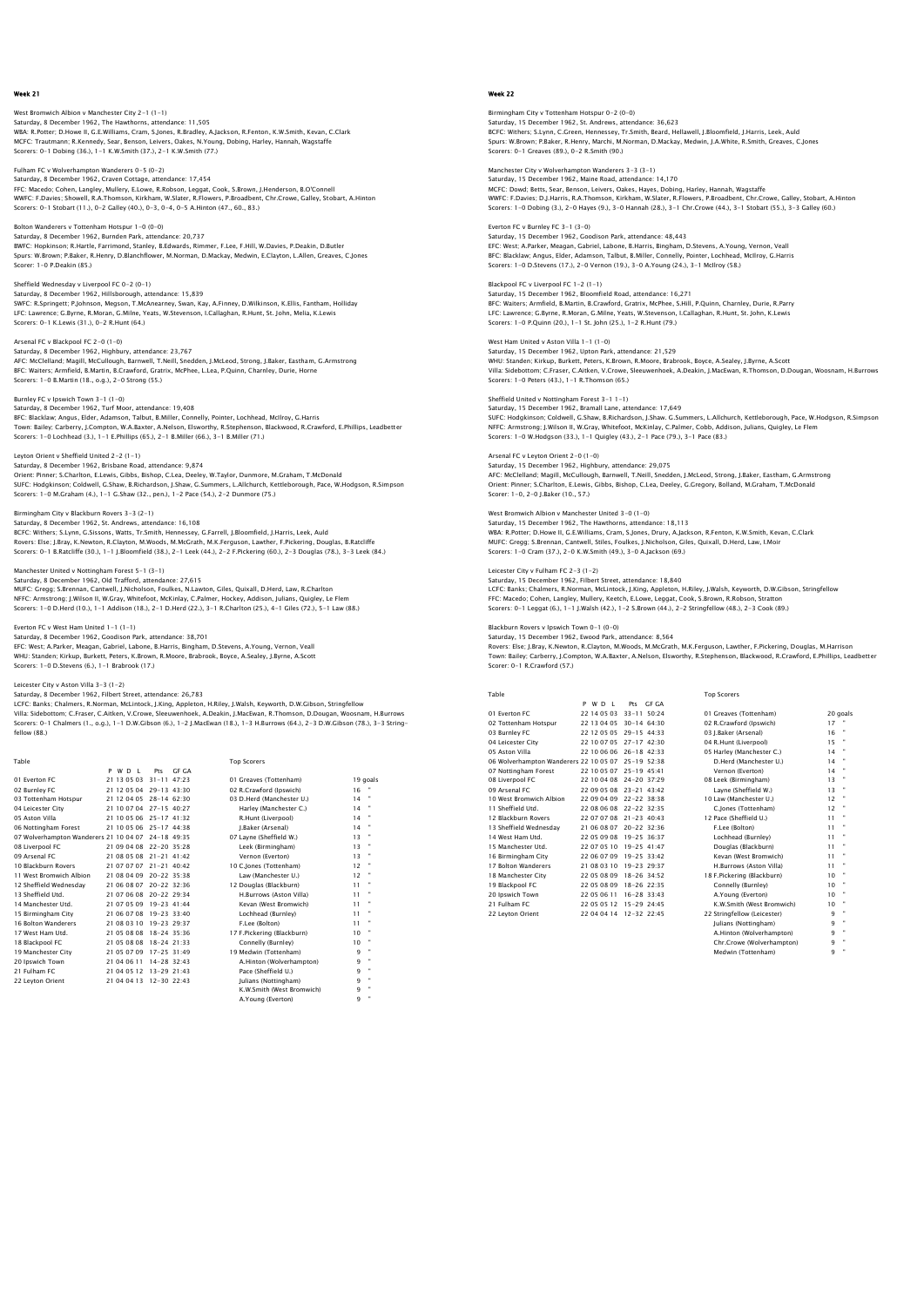# Week 21

West Bromwich Albion v Manchester City 2–1 (1–1)
Saturday, 8 December 1962, The Hawthorns, attendance: 11,505
WBA: R.Potter; D.Howe II, G.E.Williams, Cram, S.Jones, R.Bradley, A.Jackson, R.Fenton, K.W.Smith, Kevan, C.Clark
MCFC: Trautmann; R.Kennedy, Sear, Benson, Leivers, Oakes, N.Young, Dobing, Harley, Hannah, Wagstaffe
Scorers: 0–1 Dobing (36.), 1–1 K.W.Smith (37.), 2–1 K.W.Smith (77.)

Fulham FC v Wolverhampton Wanderers 0–5 (0–2)
Saturday, 8 December 1962, Craven Cottage, attendance: 17,454
FFC: Macedo; Cohen, Langley, Mullery, E.Lowe, R.Robson, Leggat, Cook, S.Brown, J.Henderson, B.O'Connell
WWFC: F.Davies; Showell, R.A.Thomson, Kirkham, W.Slater, R.Flowers, P.Broadbent, Chr.Crowe, Galley, Stobart, A.Hinton
Scorers: 0–1 Stobart (11.), 0–2 Galley (40.), 0–3, 0–4, 0–5 A.Hinton (47., 60., 83.)

Bolton Wanderers v Tottenham Hotspur 1–0 (0–0)
Saturday, 8 December 1962, Burnden Park, attendance: 20,737
BWFC: Hopkinson; R.Hartle, Farrimond, Stanley, B.Edwards, Rimmer, F.Lee, F.Hill, W.Davies, P.Deakin, D.Butler
Spurs: W.Brown; P.Baker, R.Henry, D.Blanchflower, M.Norman, D.Mackay, Medwin, E.Clayton, L.Allen, Greaves, C.Jones
Scorer: 1–0 P.Deakin (85.)

Sheffield Wednesday v Liverpool FC 0–2 (0–1)
Saturday, 8 December 1962, Hillsborough, attendance: 15,839
SWFC: R.Springett; P.Johnson, Megson, T.McAnearney, Swan, Kay, A.Finney, D.Wilkinson, K.Ellis, Fantham, Holliday
LFC: Lawrence; G.Byrne, R.Moran, G.Milne, Yeats, W.Stevenson, I.Callaghan, R.Hunt, St. John, Melia, K.Lewis
Scorers: 0–1 K.Lewis (31.), 0–2 R.Hunt (64.)

Arsenal FC v Blackpool FC 2–0 (1–0)
Saturday, 8 December 1962, Highbury, attendance: 23,767
AFC: McClelland; Magill, McCullough, Barnwell, T.Neill, Snedden, J.McLeod, Strong, J.Baker, Eastham, G.Armstrong
BFC: Waiters; Armfield, B.Martin, B.Crawford, Gratrix, McPhee, L.Lea, P.Quinn, Charnley, Durie, Horne
Scorers: 1–0 B.Martin (18., o.g.), 2–0 Strong (55.)

Burnley FC v Ipswich Town 3–1 (1–0)
Saturday, 8 December 1962, Turf Moor, attendance: 19,408
BFC: Blacklaw; Angus, Elder, Adamson, Talbut, B.Miller, Connelly, Pointer, Lochhead, McIlroy, G.Harris
Town: Bailey; Carberry, J.Compton, W.A.Baxter, A.Nelson, Elsworthy, R.Stephenson, Blackwood, R.Crawford, E.Phillips, Leadbetter
Scorers: 1–0 Lochhead (3.), 1–1 E.Phillips (65.), 2–1 B.Miller (66.), 3–1 B.Miller (71.)

Leyton Orient v Sheffield United 2–2 (1–1)
Saturday, 8 December 1962, Brisbane Road, attendance: 9,874
Orient: Pinner; S.Charlton, E.Lewis, Gibbs, Bishop, C.Lea, Deeley, W.Taylor, Dunmore, M.Graham, T.McDonald
SUFC: Hodgkinson; Coldwell, G.Shaw, B.Richardson, J.Shaw, G.Summers, L.Allchurch, Kettleborough, Pace, W.Hodgson, R.Simpson
Scorers: 1–0 M.Graham (4.), 1–1 G.Shaw (32., pen.), 1–2 Pace (54.), 2–2 Dunmore (75.)

Birmingham City v Blackburn Rovers 3–3 (2–1)
Saturday, 8 December 1962, St. Andrews, attendance: 16,108
BCFC: Withers; S.Lynn, G.Sissons, Watts, Tr.Smith, Hennessey, G.Farrell, J.Bloomfield, J.Harris, Leek, Auld
Rovers: Else; J.Bray, K.Newton, R.Clayton, M.Woods, M.McGrath, M.K.Ferguson, Lawther, F.Pickering, Douglas, B.Ratcliffe
Scorers: 0–1 B.Ratcliffe (30.), 1–1 J.Bloomfield (38.), 2–1 Leek (44.), 2–2 F.Pickering (60.), 2–3 Douglas (78.), 3–3 Leek (84.)

Manchester United v Nottingham Forest 5–1 (3–1)
Saturday, 8 December 1962, Old Trafford, attendance: 27,615
MUFC: Gregg; S.Brennan, Cantwell, J.Nicholson, Foulkes, N.Lawton, Giles, Quixall, D.Herd, Law, R.Charlton
NFFC: Armstrong; J.Wilson II, W.Gray, Whitefoot, McKinlay, C.Palmer, Hockey, Addison, Julians, Quigley, Le Flem
Scorers: 1–0 D.Herd (10.), 1–1 Addison (18.), 2–1 D.Herd (22.), 3–1 R.Charlton (25.), 4–1 Giles (72.), 5–1 Law (88.)

Everton FC v West Ham United 1–1 (1–1)
Saturday, 8 December 1962, Goodison Park, attendance: 38,701
EFC: West; A.Parker, Meagan, Gabriel, Labone, B.Harris, Bingham, D.Stevens, A.Young, Vernon, Veall
WHU: Standen; Kirkup, Burkett, Peters, K.Brown, R.Moore, Brabrook, Boyce, A.Sealey, J.Byrne, A.Scott
Scorers: 1–0 D.Stevens (6.), 1–1 Brabrook (17.)

Leicester City v Aston Villa 3–3 (1–2)
Saturday, 8 December 1962, Filbert Street, attendance: 26,783
LCFC: Banks; Chalmers, R.Norman, McLintock, J.King, Appleton, H.Riley, J.Walsh, Keyworth, D.W.Gibson, Stringfellow
Villa: Sidebottom; C.Fraser, C.Aitken, V.Crowe, Sleeuwenhoek, A.Deakin, J.MacEwan, R.Thomson, D.Dougan, Woosnam, H.Burrows
Scorers: 0–1 Chalmers (1., o.g.), 1–1 D.W.Gibson (6.), 1–2 J.MacEwan (18.), 1–3 H.Burrows (64.), 2–3 D.W.Gibson (78.), 3–3 Stringfellow (88.)

Table

| | P | W | D | L | Pts | GF GA |
|---|---|---|---|---|---|---|
| 01 Everton FC | 21 | 13 | 05 | 03 | 31–11 | 47:23 |
| 02 Burnley FC | 21 | 12 | 05 | 04 | 29–13 | 43:30 |
| 03 Tottenham Hotspur | 21 | 12 | 04 | 05 | 28–14 | 62:30 |
| 04 Leicester City | 21 | 10 | 07 | 04 | 27–15 | 40:27 |
| 05 Aston Villa | 21 | 10 | 05 | 06 | 25–17 | 41:32 |
| 06 Nottingham Forest | 21 | 10 | 05 | 06 | 25–17 | 44:38 |
| 07 Wolverhampton Wanderers | 21 | 10 | 04 | 07 | 24–18 | 49:35 |
| 08 Liverpool FC | 21 | 09 | 04 | 08 | 22–20 | 35:28 |
| 09 Arsenal FC | 21 | 08 | 05 | 08 | 21–21 | 41:42 |
| 10 Blackburn Rovers | 21 | 07 | 07 | 07 | 21–21 | 40:42 |
| 11 West Bromwich Albion | 21 | 08 | 04 | 09 | 20–22 | 35:38 |
| 12 Sheffield Wednesday | 21 | 06 | 08 | 07 | 20–22 | 32:36 |
| 13 Sheffield Utd. | 21 | 07 | 06 | 08 | 20–22 | 29:34 |
| 14 Manchester Utd. | 21 | 07 | 05 | 09 | 19–23 | 41:44 |
| 15 Birmingham City | 21 | 06 | 07 | 08 | 19–23 | 33:40 |
| 16 Bolton Wanderers | 21 | 08 | 03 | 10 | 19–23 | 29:37 |
| 17 West Ham Utd. | 21 | 05 | 08 | 08 | 18–24 | 35:36 |
| 18 Blackpool FC | 21 | 05 | 08 | 08 | 18–24 | 21:33 |
| 19 Manchester City | 21 | 05 | 07 | 09 | 17–25 | 31:49 |
| 20 Ipswich Town | 21 | 04 | 06 | 11 | 14–28 | 32:43 |
| 21 Fulham FC | 21 | 04 | 05 | 12 | 13–29 | 21:43 |
| 22 Leyton Orient | 21 | 04 | 04 | 13 | 12–30 | 22:43 |

Top Scorers

| | |
|---|---|
| 01 Greaves (Tottenham) | 19 goals |
| 02 R.Crawford (Ipswich) | 16 " |
| 03 D.Herd (Manchester U.) | 14 " |
| Harley (Manchester C.) | 14 " |
| R.Hunt (Liverpool) | 14 " |
| J.Baker (Arsenal) | 14 " |
| 07 Layne (Sheffield W.) | 13 " |
| Leek (Birmingham) | 13 " |
| Vernon (Everton) | 13 " |
| 10 C.Jones (Tottenham) | 12 " |
| Law (Manchester U.) | 12 " |
| 12 Douglas (Blackburn) | 11 " |
| H.Burrows (Aston Villa) | 11 " |
| Kevan (West Bromwich) | 11 " |
| Lochhead (Burnley) | 11 " |
| F.Lee (Bolton) | 11 " |
| 17 F.Pickering (Blackburn) | 10 " |
| Connelly (Burnley) | 10 " |
| 19 Medwin (Tottenham) | 9 " |
| A.Hinton (Wolverhampton) | 9 " |
| Pace (Sheffield U.) | 9 " |
| Julians (Nottingham) | 9 " |
| K.W.Smith (West Bromwich) | 9 " |
| A.Young (Everton) | 9 " |

# Week 22

Birmingham City v Tottenham Hotspur 0–2 (0–0)
Saturday, 15 December 1962, St. Andrews, attendance: 36,623
BCFC: Withers; S.Lynn, C.Green, Hennessey, Tr.Smith, Beard, Hellawell, J.Bloomfield, J.Harris, Leek, Auld
Spurs: W.Brown; P.Baker, R.Henry, Marchi, M.Norman, D.Mackay, Medwin, J.A.White, R.Smith, Greaves, C.Jones
Scorers: 0–1 Greaves (89.), 0–2 R.Smith (90.)

Manchester City v Wolverhampton Wanderers 3–3 (3–1)
Saturday, 15 December 1962, Maine Road, attendance: 14,170
MCFC: Dowd; Betts, Sear, Benson, Leivers, Oakes, Hayes, Dobing, Harley, Hannah, Wagstaffe
WWFC: F.Davies; D.J.Harris, R.A.Thomson, Kirkham, W.Slater, R.Flowers, P.Broadbent, Chr.Crowe, Galley, Stobart, A.Hinton
Scorers: 1–0 Dobing (3.), 2–0 Hayes (9.), 3–0 Hannah (28.), 3–1 Chr.Crowe (44.), 3–1 Stobart (55.), 3–3 Galley (60.)

Everton FC v Burnley FC 3–1 (3–0)
Saturday, 15 December 1962, Goodison Park, attendance: 48,443
EFC: West; A.Parker, Meagan, Gabriel, Labone, B.Harris, Bingham, D.Stevens, A.Young, Vernon, Veall
BFC: Blacklaw; Angus, Elder, Adamson, Talbut, B.Miller, Connelly, Pointer, Lochhead, McIlroy, G.Harris
Scorers: 1–0 D.Stevens (17.), 2–0 Vernon (19.), 3–0 A.Young (24.), 3–1 McIlroy (58.)

Blackpool FC v Liverpool FC 1–2 (1–1)
Saturday, 15 December 1962, Bloomfield Road, attendance: 16,271
BFC: Waiters; Armfield, B.Martin, B.Crawford, Gratrix, McPhee, S.Hill, P.Quinn, Charnley, Durie, R.Parry
LFC: Lawrence; G.Byrne, R.Moran, G.Milne, Yeats, W.Stevenson, I.Callaghan, R.Hunt, St. John, K.Lewis
Scorers: 1–0 P.Quinn (20.), 1–1 St. John (25.), 1–2 R.Hunt (79.)

West Ham United v Aston Villa 1–1 (1–0)
Saturday, 15 December 1962, Upton Park, attendance: 21,529
WHU: Standen; Kirkup, Burkett, Peters, K.Brown, R.Moore, Brabrook, Boyce, A.Sealey, J.Byrne, A.Scott
Villa: Sidebottom; C.Fraser, C.Aitken, V.Crowe, Sleeuwenhoek, A.Deakin, J.MacEwan, R.Thomson, D.Dougan, Woosnam, H.Burrows
Scorers: 1–0 Peters (43.), 1–1 R.Thomson (65.)

Sheffield United v Nottingham Forest 3–1 (1–1)
Saturday, 15 December 1962, Bramall Lane, attendance: 17,649
SUFC: Hodgkinson; Coldwell, G.Shaw, B.Richardson, J.Shaw, G.Summers, L.Allchurch, Kettleborough, Pace, W.Hodgson, R.Simpson
NFFC: Armstrong; J.Wilson II, W.Gray, Whitefoot, McKinlay, C.Palmer, Cobb, Addison, Julians, Quigley, Le Flem
Scorers: 1–0 W.Hodgson (33.), 1–1 Quigley (43.), 2–1 Pace (79.), 3–1 Pace (83.)

Arsenal FC v Leyton Orient 2–0 (1–0)
Saturday, 15 December 1962, Highbury, attendance: 29,075
AFC: McClelland; Magill, McCullough, Barnwell, T.Neill, Snedden, J.McLeod, Strong, J.Baker, Eastham, G.Armstrong
Orient: Pinner; S.Charlton, E.Lewis, Gibbs, Bishop, C.Lea, Deeley, G.Gregory, Bolland, M.Graham, T.McDonald
Scorer: 1–0, 2–0 J.Baker (10., 57.)

West Bromwich Albion v Manchester United 3–0 (1–0)
Saturday, 15 December 1962, The Hawthorns, attendance: 18,113
WBA: R.Potter; D.Howe II, G.E.Williams, Cram, S.Jones, Drury, A.Jackson, R.Fenton, K.W.Smith, Kevan, C.Clark
MUFC: Gregg; S.Brennan, Cantwell, Stiles, Foulkes, J.Nicholson, Giles, Quixall, D.Herd, Law, I.Moir
Scorers: 1–0 Cram (37.), 2–0 K.W.Smith (49.), 3–0 A.Jackson (69.)

Leicester City v Fulham FC 2–3 (1–2)
Saturday, 15 December 1962, Filbert Street, attendance: 18,840
LCFC: Banks; Chalmers, R.Norman, McLintock, J.King, Appleton, H.Riley, J.Walsh, Keyworth, D.W.Gibson, Stringfellow
FFC: Macedo; Cohen, Langley, Mullery, Keetch, E.Lowe, Leggat, Cook, S.Brown, R.Robson, Stratton
Scorers: 0–1 Leggat (6.), 1–1 J.Walsh (42.), 1–2 S.Brown (44.), 2–2 Stringfellow (48.), 2–3 Cook (89.)

Blackburn Rovers v Ipswich Town 0–1 (0–0)
Saturday, 15 December 1962, Ewood Park, attendance: 8,564
Rovers: Else; J.Bray, K.Newton, R.Clayton, M.Woods, M.McGrath, M.K.Ferguson, Lawther, F.Pickering, Douglas, M.Harrison
Town: Bailey; Carberry, J.Compton, W.A.Baxter, A.Nelson, Elsworthy, R.Stephenson, Blackwood, R.Crawford, E.Phillips, Leadbetter
Scorer: 0–1 R.Crawford (57.)

Table

| | P | W | D | L | Pts | GF GA |
|---|---|---|---|---|---|---|
| 01 Everton FC | 22 | 14 | 05 | 03 | 33–11 | 50:24 |
| 02 Tottenham Hotspur | 22 | 13 | 04 | 05 | 30–14 | 64:30 |
| 03 Burnley FC | 22 | 12 | 05 | 05 | 29–15 | 44:33 |
| 04 Leicester City | 22 | 10 | 07 | 05 | 27–17 | 42:30 |
| 05 Aston Villa | 22 | 10 | 06 | 06 | 26–18 | 42:33 |
| 06 Wolverhampton Wanderers | 22 | 10 | 05 | 07 | 25–19 | 52:38 |
| 07 Nottingham Forest | 22 | 10 | 05 | 07 | 25–19 | 45:41 |
| 08 Liverpool FC | 22 | 10 | 04 | 08 | 24–20 | 37:29 |
| 09 Arsenal FC | 22 | 09 | 05 | 08 | 23–21 | 43:42 |
| 10 West Bromwich Albion | 22 | 09 | 04 | 09 | 22–22 | 38:38 |
| 11 Sheffield Utd. | 22 | 08 | 06 | 08 | 22–22 | 32:35 |
| 12 Blackburn Rovers | 22 | 07 | 07 | 08 | 21–23 | 40:43 |
| 13 Sheffield Wednesday | 21 | 06 | 08 | 07 | 20–22 | 32:36 |
| 14 West Ham Utd. | 22 | 05 | 09 | 08 | 19–25 | 36:37 |
| 15 Manchester Utd. | 22 | 07 | 05 | 10 | 19–25 | 41:47 |
| 16 Birmingham City | 22 | 06 | 07 | 09 | 19–25 | 33:42 |
| 17 Bolton Wanderers | 21 | 08 | 03 | 10 | 19–23 | 29:37 |
| 18 Manchester City | 22 | 05 | 08 | 09 | 18–26 | 34:52 |
| 19 Blackpool FC | 22 | 05 | 08 | 09 | 18–26 | 22:35 |
| 20 Ipswich Town | 22 | 05 | 06 | 11 | 16–28 | 33:43 |
| 21 Fulham FC | 22 | 05 | 05 | 12 | 15–29 | 24:45 |
| 22 Leyton Orient | 22 | 04 | 04 | 14 | 12–32 | 22:45 |

Top Scorers

| | |
|---|---|
| 01 Greaves (Tottenham) | 20 goals |
| 02 R.Crawford (Ipswich) | 17 " |
| 03 J.Baker (Arsenal) | 16 " |
| 04 R.Hunt (Liverpool) | 15 " |
| 05 Harley (Manchester C.) | 14 " |
| D.Herd (Manchester U.) | 14 " |
| Vernon (Everton) | 14 " |
| 08 Leek (Birmingham) | 13 " |
| Layne (Sheffield W.) | 13 " |
| 10 Law (Manchester U.) | 12 " |
| C.Jones (Tottenham) | 12 " |
| 12 Pace (Sheffield U.) | 11 " |
| Lochhead (Burnley) | 11 " |
| Douglas (Blackburn) | 11 " |
| Kevan (West Bromwich) | 11 " |
| F.Lee (Bolton) | 11 " |
| H.Burrows (Aston Villa) | 11 " |
| 18 F.Pickering (Blackburn) | 10 " |
| Connelly (Burnley) | 10 " |
| A.Young (Everton) | 10 " |
| K.W.Smith (West Bromwich) | 10 " |
| 22 Stringfellow (Leicester) | 9 " |
| Julians (Nottingham) | 9 " |
| A.Hinton (Wolverhampton) | 9 " |
| Chr.Crowe (Wolverhampton) | 9 " |
| Medwin (Tottenham) | 9 " |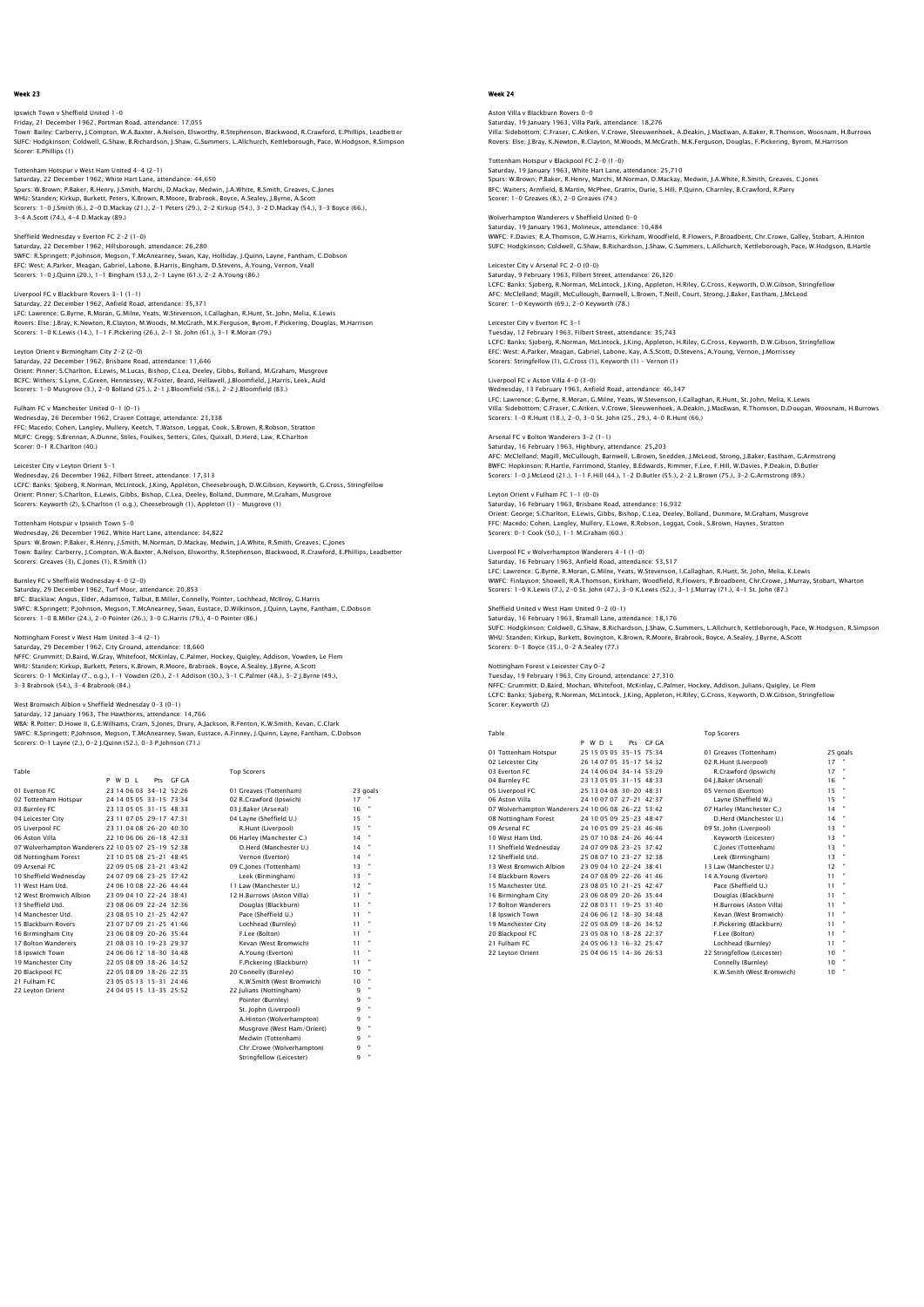## Week 23

Ipswich Town v Sheffield United 1-0
Friday, 21 December 1962, Portman Road, attendance: 17,055
Town: Bailey; Carberry, J.Compton, W.A.Baxter, A.Nelson, Elsworthy, R.Stephenson, Blackwood, R.Crawford, E.Phillips, Leadbetter
SUFC: Hodgkinson; Coldwell, G.Shaw, B.Richardson, J.Shaw, G.Summers, L.Allchurch, Kettleborough, Pace, W.Hodgson, R.Simpson
Scorer: E.Phillips (1)

Tottenham Hotspur v West Ham United 4-4 (2-1)
Saturday, 22 December 1962, White Hart Lane, attendance: 44,650
Spurs: W.Brown; P.Baker, R.Henry, J.Smith, Marchi, D.Mackay, Medwin, J.A.White, R.Smith, Greaves, C.Jones
WHU: Standen; Kirkup, Burkett, Peters, K.Brown, R.Moore, Brabrook, Boyce, A.Sealey, J.Byrne, A.Scott
Scorers: 1-0 J.Smith (6.), 2-0 D.Mackay (21.), 2-1 Peters (29.), 2-2 Kirkup (54.), 3-2 D.Mackay (54.), 3-3 Boyce (66.), 3-4 A.Scott (74.), 4-4 D.Mackay (89.)

Sheffield Wednesday v Everton FC 2-2 (1-0)
Saturday, 22 December 1962, Hillsborough, attendance: 26,280
SWFC: R.Springett; P.Johnson, Megson, T.McAnearney, Swan, Kay, Holliday, J.Quinn, Layne, Fantham, C.Dobson
EFC: West; A.Parker, Meagan, Gabriel, Labone, B.Harris, Bingham, D.Stevens, A.Young, Vernon, Veall
Scorers: 1-0 J.Quinn (20.), 1-1 Bingham (53.), 2-1 Layne (61.), 2-2 A.Young (86.)

Liverpool FC v Blackburn Rovers 3-1 (1-1)
Saturday, 22 December 1962, Anfield Road, attendance: 35,371
LFC: Lawrence; G.Byrne, R.Moran, G.Milne, Yeats, W.Stevenson, I.Callaghan, R.Hunt, St. John, Melia, K.Lewis
Rovers: Else; J.Bray, K.Newton, R.Clayton, M.Woods, M.McGrath, M.K.Ferguson, Byrom, F.Pickering, Douglas, M.Harrison
Scorers: 1-0 K.Lewis (14.), 1-1 F.Pickering (26.), 2-1 St. John (61.), 3-1 R.Moran (79.)

Leyton Orient v Birmingham City 2-2 (2-0)
Saturday, 22 December 1962, Brisbane Road, attendance: 11,646
Orient: Pinner; S.Charlton, E.Lewis, M.Lucas, Bishop, C.Lea, Deeley, Gibbs, Bolland, M.Graham, Musgrove
BCFC: Withers; S.Lynn, C.Green, Hennessey, W.Foster, Beard, Hellawell, J.Bloomfield, J.Harris, Leek, Auld
Scorers: 1-0 Musgrove (3.), 2-0 Bolland (25.), 2-1 J.Bloomfield (58.), 2-2 J.Bloomfield (83.)

Fulham FC v Manchester United 0-1 (0-1)
Wednesday, 26 December 1962, Craven Cottage, attendance: 23,338
FFC: Macedo; Cohen, Langley, Mullery, Keetch, T.Watson, Leggat, Cook, S.Brown, R.Robson, Stratton
MUFC: Gregg; S.Brennan, A.Dunne, Stiles, Foulkes, Setters, Giles, Quixall, D.Herd, Law, R.Charlton
Scorer: 0-1 R.Charlton (40.)

Leicester City v Leyton Orient 5-1
Wednesday, 26 December 1962, Filbert Street, attendance: 17,313
LCFC: Banks; Sjoberg, R.Norman, McLintock, J.King, Appleton, Cheesebrough, D.W.Gibson, Keyworth, G.Cross, Stringfellow
Orient: Pinner; S.Charlton, E.Lewis, Gibbs, Bishop, C.Lea, Deeley, Bolland, Dunmore, M.Graham, Musgrove
Scorers: Keyworth (2), S.Charlton (1 o.g.), Cheesebrough (1), Appleton (1) - Musgrove (1)

Tottenham Hotspur v Ipswich Town 5-0
Wednesday, 26 December 1962, White Hart Lane, attendance: 34,822
Spurs: W.Brown; P.Baker, R.Henry, J.Smith, M.Norman, D.Mackay, Medwin, J.A.White, R.Smith, Greaves, C.Jones
Town: Bailey; Carberry, J.Compton, W.A.Baxter, A.Nelson, Elsworthy, R.Stephenson, Blackwood, R.Crawford, E.Phillips, Leadbetter
Scorers: Greaves (3), C.Jones (1), R.Smith (1)

Burnley FC v Sheffield Wednesday 4-0 (2-0)
Saturday, 29 December 1962, Turf Moor, attendance: 20,853
BFC: Blacklaw; Angus, Elder, Adamson, Talbut, B.Miller, Connelly, Pointer, Lochhead, McIlroy, G.Harris
SWFC: R.Springett; P.Johnson, Megson, T.McAnearney, Swan, Eustace, D.Wilkinson, J.Quinn, Layne, Fantham, C.Dobson
Scorers: 1-0 B.Miller (24.), 2-0 Pointer (26.), 3-0 G.Harris (79.), 4-0 Pointer (86.)

Nottingham Forest v West Ham United 3-4 (2-1)
Saturday, 29 December 1962, City Ground, attendance: 18,660
NFFC: Grummitt; D.Baird, W.Gray, Whitefoot, McKinlay, C.Palmer, Hockey, Quigley, Addison, Vowden, Le Flem
WHU: Standen; Kirkup, Burkett, Peters, K.Brown, R.Moore, Brabrook, Boyce, A.Sealey, J.Byrne, A.Scott
Scorers: 0-1 McKinlay (7., o.g.), 1-1 Vowden (20.), 2-1 Addison (30.), 3-1 C.Palmer (48.), 3-2 J.Byrne (49.), 3-3 Brabrook (54.), 3-4 Brabrook (84.)

West Bromwich Albion v Sheffield Wednesday 0-3 (0-1)
Saturday, 12 January 1963, The Hawthorns, attendance: 14,766
WBA: R.Potter; D.Howe II, G.E.Williams, Cram, S.Jones, Drury, A.Jackson, R.Fenton, K.W.Smith, Kevan, C.Clark
SWFC: R.Springett; P.Johnson, Megson, T.McAnearney, Swan, Eustace, A.Finney, J.Quinn, Layne, Fantham, C.Dobson
Scorers: 0-1 Layne (2.), 0-2 J.Quinn (52.), 0-3 P.Johnson (71.)

Table

| | P | W | D | L | Pts | GF GA |
|---|---|---|---|---|---|---|
| 01 Everton FC | 23 | 14 | 06 | 03 | 34-12 | 52:26 |
| 02 Tottenham Hotspur | 24 | 14 | 05 | 05 | 33-15 | 73:34 |
| 03 Burnley FC | 23 | 13 | 05 | 05 | 31-15 | 48:33 |
| 04 Leicester City | 23 | 11 | 07 | 05 | 29-17 | 47:31 |
| 05 Liverpool FC | 23 | 11 | 04 | 08 | 26-20 | 40:30 |
| 06 Aston Villa | 22 | 10 | 06 | 06 | 26-18 | 42:33 |
| 07 Wolverhampton Wanderers | 22 | 10 | 05 | 07 | 25-19 | 52:38 |
| 08 Nottingham Forest | 23 | 10 | 05 | 08 | 25-21 | 48:45 |
| 09 Arsenal FC | 22 | 09 | 05 | 08 | 23-21 | 43:42 |
| 10 Sheffield Wednesday | 24 | 07 | 09 | 08 | 23-25 | 37:42 |
| 11 West Ham Utd. | 24 | 06 | 10 | 08 | 22-26 | 44:44 |
| 12 West Bromwich Albion | 23 | 09 | 04 | 10 | 22-24 | 38:41 |
| 13 Sheffield Utd. | 23 | 08 | 06 | 09 | 22-24 | 32:36 |
| 14 Manchester Utd. | 23 | 08 | 05 | 10 | 21-25 | 42:47 |
| 15 Blackburn Rovers | 23 | 07 | 07 | 09 | 21-25 | 41:46 |
| 16 Birmingham City | 23 | 06 | 08 | 09 | 20-26 | 35:44 |
| 17 Bolton Wanderers | 21 | 08 | 03 | 10 | 19-23 | 29:37 |
| 18 Ipswich Town | 24 | 06 | 06 | 12 | 18-30 | 34:48 |
| 19 Manchester City | 22 | 05 | 08 | 09 | 18-26 | 34:52 |
| 20 Blackpool FC | 22 | 05 | 08 | 09 | 18-26 | 22:35 |
| 21 Fulham FC | 23 | 05 | 05 | 13 | 15-31 | 24:46 |
| 22 Leyton Orient | 24 | 04 | 05 | 15 | 13-35 | 25:52 |

Top Scorers

| | |
|---|---|
| 01 Greaves (Tottenham) | 23 goals |
| 02 R.Crawford (Ipswich) | 17 " |
| 03 J.Baker (Arsenal) | 16 " |
| 04 Layne (Sheffield U.) | 15 " |
| R.Hunt (Liverpool) | 15 " |
| 06 Harley (Manchester C.) | 14 " |
| D.Herd (Manchester U.) | 14 " |
| Vernon (Everton) | 14 " |
| 09 C.Jones (Tottenham) | 13 " |
| Leek (Birmingham) | 13 " |
| 11 Law (Manchester U.) | 12 " |
| 12 H.Burrows (Aston Villa) | 11 " |
| Douglas (Blackburn) | 11 " |
| Pace (Sheffield U.) | 11 " |
| Lochhead (Burnley) | 11 " |
| F.Lee (Bolton) | 11 " |
| Kevan (West Bromwich) | 11 " |
| A.Young (Everton) | 11 " |
| F.Pickering (Blackburn) | 11 " |
| 20 Connelly (Burnley) | 10 " |
| K.W.Smith (West Bromwich) | 10 " |
| 22 Julians (Nottingham) | 9 " |
| Pointer (Burnley) | 9 " |
| St. Jophn (Liverpool) | 9 " |
| A.Hinton (Wolverhampton) | 9 " |
| Musgrove (West Ham/Orient) | 9 " |
| Medwin (Tottenham) | 9 " |
| Chr.Crowe (Wolverhampton) | 9 " |
| Stringfellow (Leicester) | 9 " |

## Week 24

Aston Villa v Blackburn Rovers 0-0
Saturday, 19 January 1963, Villa Park, attendance: 18,276
Villa: Sidebottom; C.Fraser, C.Aitken, V.Crowe, Sleeuwenhoek, A.Deakin, J.MacEwan, A.Baker, R.Thomson, Woosnam, H.Burrows
Rovers: Else; J.Bray, K.Newton, R.Clayton, M.Woods, M.McGrath, M.K.Ferguson, Douglas, F.Pickering, Byrom, M.Harrison

Tottenham Hotspur v Blackpool FC 2-0 (1-0)
Saturday, 19 January 1963, White Hart Lane, attendance: 25,710
Spurs: W.Brown; P.Baker, R.Henry, Marchi, M.Norman, D.Mackay, Medwin, J.A.White, R.Smith, Greaves, C.Jones
BFC: Waiters; Armfield, B.Martin, McPhee, Gratrix, Durie, S.Hill, P.Quinn, Charnley, B.Crawford, R.Parry
Scorer: 1-0 Greaves (8.), 2-0 Greaves (74.)

Wolverhampton Wanderers v Sheffield United 0-0
Saturday, 19 January 1963, Molineux, attendance: 10,484
WWFC: F.Davies; R.A.Thomson, G.W.Harris, Kirkham, Woodfield, R.Flowers, P.Broadbent, Chr.Crowe, Galley, Stobart, A.Hinton
SUFC: Hodgkinson; Coldwell, G.Shaw, B.Richardson, J.Shaw, G.Summers, L.Allchurch, Kettleborough, Pace, W.Hodgson, B.Hartle

Leicester City v Arsenal FC 2-0 (0-0)
Saturday, 9 February 1963, Filbert Street, attendance: 26,320
LCFC: Banks; Sjoberg, R.Norman, McLintock, J.King, Appleton, H.Riley, G.Cross, Keyworth, D.W.Gibson, Stringfellow
AFC: McClelland; Magill, McCullough, Barnwell, L.Brown, T.Neill, Court, Strong, J.Baker, Eastham, J.McLeod
Scorer: 1-0 Keyworth (69.), 2-0 Keyworth (78.)

Leicester City v Everton FC 3-1
Tuesday, 12 February 1963, Filbert Street, attendance: 35,743
LCFC: Banks; Sjoberg, R.Norman, McLintock, J.King, Appleton, H.Riley, G.Cross, Keyworth, D.W.Gibson, Stringfellow
EFC: West; A.Parker, Meagan, Gabriel, Labone, Kay, A.S.Scott, D.Stevens, A.Young, Vernon, J.Morrissey
Scorers: Stringfellow (1), G.Cross (1), Keyworth (1) - Vernon (1)

Liverpool FC v Aston Villa 4-0 (3-0)
Wednesday, 13 February 1963, Anfield Road, attendance: 46,347
LFC: Lawrence; G.Byrne, R.Moran, G.Milne, Yeats, W.Stevenson, I.Callaghan, R.Hunt, St. John, Melia, K.Lewis
Villa: Sidebottom; C.Fraser, C.Aitken, V.Crowe, Sleeuwenhoek, A.Deakin, J.MacEwan, R.Thomson, D.Dougan, Woosnam, H.Burrows
Scorers: 1-0 R.Hunt (18.), 2-0, 3-0 St. John (25., 29.), 4-0 R.Hunt (66.)

Arsenal FC v Bolton Wanderers 3-2 (1-1)
Saturday, 16 February 1963, Highbury, attendance: 25,203
AFC: McClelland; Magill, McCullough, Barnwell, L.Brown, Snedden, J.McLeod, Strong, J.Baker, Eastham, G.Armstrong
BWFC: Hopkinson; R.Hartle, Farrimond, Stanley, B.Edwards, Rimmer, F.Lee, F.Hill, W.Davies, P.Deakin, D.Butler
Scorers: 1-0 J.McLeod (21.), 1-1 F.Hill (44.), 1-2 D.Butler (55.), 2-2 L.Brown (75.), 3-2 G.Armstrong (89.)

Leyton Orient v Fulham FC 1-1 (0-0)
Saturday, 16 February 1963, Brisbane Road, attendance: 16,932
Orient: George; S.Charlton, E.Lewis, Gibbs, Bishop, C.Lea, Deeley, Bolland, Dunmore, M.Graham, Musgrove
FFC: Macedo; Cohen, Langley, Mullery, E.Lowe, R.Robson, Leggat, Cook, S.Brown, Haynes, Stratton
Scorers: 0-1 Cook (50.), 1-1 M.Graham (60.)

Liverpool FC v Wolverhampton Wanderers 4-1 (1-0)
Saturday, 16 February 1963, Anfield Road, attendance: 53,517
LFC: Lawrence; G.Byrne, R.Moran, G.Milne, Yeats, W.Stevenson, I.Callaghan, R.Hunt, St. John, Melia, K.Lewis
WWFC: Finlayson; Showell, R.A.Thomson, Kirkham, Woodfield, R.Flowers, P.Broadbent, Chr.Crowe, J.Murray, Stobart, Wharton
Scorers: 1-0 K.Lewis (7.), 2-0 St. John (47.), 3-0 K.Lewis (52.), 3-1 J.Murray (71.), 4-1 St. John (87.)

Sheffield United v West Ham United 0-2 (0-1)
Saturday, 16 February 1963, Bramall Lane, attendance: 18,176
SUFC: Hodgkinson; Coldwell, G.Shaw, B.Richardson, J.Shaw, G.Summers, L.Allchurch, Kettleborough, Pace, W.Hodgson, R.Simpson
WHU: Standen; Kirkup, Burkett, Bovington, K.Brown, R.Moore, Brabrook, Boyce, A.Sealey, J.Byrne, A.Scott
Scorers: 0-1 Boyce (35.), 0-2 A.Sealey (77.)

Nottingham Forest v Leicester City 0-2
Tuesday, 19 February 1963, City Ground, attendance: 27,310
NFFC: Grummitt; D.Baird, Mochan, Whitefoot, McKinlay, C.Palmer, Hockey, Addison, Julians, Quigley, Le Flem
LCFC: Banks; Sjoberg, R.Norman, McLintock, J.King, Appleton, H.Riley, G.Cross, Keyworth, D.W.Gibson, Stringfellow
Scorer: Keyworth (2)

Table

| | P | W | D | L | Pts | GF GA |
|---|---|---|---|---|---|---|
| 01 Tottenham Hotspur | 25 | 15 | 05 | 05 | 35-15 | 75:34 |
| 02 Leicester City | 26 | 14 | 07 | 05 | 35-17 | 54:32 |
| 03 Everton FC | 24 | 14 | 06 | 04 | 34-14 | 53:29 |
| 04 Burnley FC | 23 | 13 | 05 | 05 | 31-15 | 48:33 |
| 05 Liverpool FC | 25 | 13 | 04 | 08 | 30-20 | 48:31 |
| 06 Aston Villa | 24 | 10 | 07 | 07 | 27-21 | 42:37 |
| 07 Wolverhampton Wanderers | 24 | 10 | 06 | 08 | 26-22 | 53:42 |
| 08 Nottingham Forest | 24 | 10 | 05 | 09 | 25-23 | 48:47 |
| 09 Arsenal FC | 24 | 10 | 05 | 09 | 25-23 | 46:46 |
| 10 West Ham Utd. | 25 | 07 | 10 | 08 | 24-26 | 46:44 |
| 11 Sheffield Wednesday | 24 | 07 | 09 | 08 | 23-25 | 37:42 |
| 12 Sheffield Utd. | 25 | 08 | 07 | 10 | 23-27 | 32:38 |
| 13 West Bromwich Albion | 23 | 09 | 04 | 10 | 22-24 | 38:41 |
| 14 Blackburn Rovers | 24 | 07 | 08 | 09 | 22-26 | 41:46 |
| 15 Manchester Utd. | 23 | 08 | 05 | 10 | 21-25 | 42:47 |
| 16 Birmingham City | 23 | 06 | 08 | 09 | 20-26 | 35:44 |
| 17 Bolton Wanderers | 22 | 08 | 03 | 11 | 19-25 | 31:40 |
| 18 Ipswich Town | 24 | 06 | 06 | 12 | 18-30 | 34:48 |
| 19 Manchester City | 22 | 05 | 08 | 09 | 18-26 | 34:52 |
| 20 Blackpool FC | 23 | 05 | 08 | 10 | 18-28 | 22:37 |
| 21 Fulham FC | 24 | 05 | 06 | 13 | 16-32 | 25:47 |
| 22 Leyton Orient | 25 | 04 | 06 | 15 | 14-36 | 26:53 |

Top Scorers

| | |
|---|---|
| 01 Greaves (Tottenham) | 25 goals |
| 02 R.Hunt (Liverpool) | 17 " |
| R.Crawford (Ipswich) | 17 " |
| 04 J.Baker (Arsenal) | 16 " |
| 05 Vernon (Everton) | 15 " |
| Layne (Sheffield W.) | 15 " |
| 07 Harley (Manchester C.) | 14 " |
| D.Herd (Manchester U.) | 14 " |
| 09 St. John (Liverpool) | 13 " |
| Keyworth (Leicester) | 13 " |
| C.Jones (Tottenham) | 13 " |
| Leek (Birmingham) | 13 " |
| 13 Law (Manchester U.) | 12 " |
| 14 A.Young (Everton) | 11 " |
| Pace (Sheffield U.) | 11 " |
| Douglas (Blackburn) | 11 " |
| H.Burrows (Aston Villa) | 11 " |
| Kevan (West Bromwich) | 11 " |
| F.Pickering (Blackburn) | 11 " |
| F.Lee (Bolton) | 11 " |
| Lochhead (Burnley) | 11 " |
| 22 Stringfellow (Leicester) | 10 " |
| Connelly (Burnley) | 10 " |
| K.W.Smith (West Bromwich) | 10 " |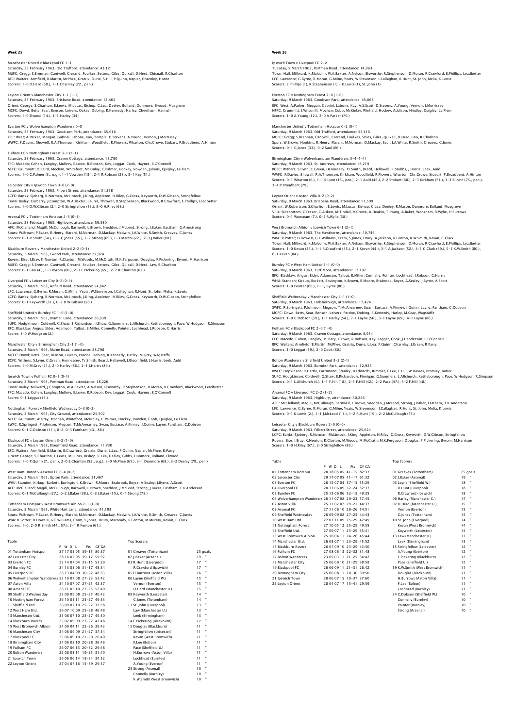## Week 25

Manchester United v Blackpool FC 1–1
Saturday, 23 February 1963, Old Trafford, attendance: 43,121
MUFC: Gregg; S.Brennan, Cantwell, Crerand, Foulkes, Setters, Giles, Quixall, D.Herd, Chisnall, R.Charlton
BFC: Waiters; Armfield, B.Martin, McPhee, Gratrix, Durie, S.Hill, P.Quinn, Napier, Charnley, Horne
Scorers: 1–0 D.Herd (68.), 1–1 Charnley (72., pen.)

Leyton Orient v Manchester City 1–1 (1–1)
Saturday, 23 February 1963, Brisbane Road, attendance: 12,464
Orient: George; S.Charlton, E.Lewis, M.Lucas, Bishop, C.Lea, Deeley, Bolland, Dunmore, Elwood, Musgrove
MCFC: Dowd; Betts, Sear, Benson, Leivers, Oakes, Dobing, R.Kennedy, Harley, Cheetham, Hannah
Scorers: 1–0 Elwood (14.), 1–1 Harley (34.)

Everton FC v Wolverhampton Wanderers 0–0
Saturday, 23 February 1963, Goodison Park, attendance: 65,616
EFC: West; A.Parker, Meagan, Gabriel, Labone, Kay, Temple, D.Stevens, A.Young, Vernon, J.Morrissey
WWFC: F.Davies; Showell, R.A.Thomson, Kirkham, Woodfield, R.Flowers, Wharton, Chr.Crowe, Stobart, P.Broadbent, A.Hinton

Fulham FC v Nottingham Forest 3–1 (2–1)
Saturday, 23 February 1963, Craven Cottage, attendance: 15,780
FFC: Macedo; Cohen, Langley, Mullery, E.Lowe, R.Robson, Key, Leggat, Cook, Haynes, B.O'Connell
NFFC: Grummitt; D.Baird, Mochan, Whitefoot, McKinlay, C.Palmer, Hockey, Vowden, Julians, Quigley, Le Flem
Scorers: 1–0 C.Palmer (3., o.g.), 1–1 Vowden (13.), 2–1 R.Robson (25.), 3–1 Key (51.)

Leicester City v Ipswich Town 3–0 (2–0)
Saturday, 23 February 1963, Filbert Street, attendance: 31,258
LCFC: Banks; Sjoberg, R.Norman, McLintock, J.King, Appleton, H.Riley, G.Cross, Keyworth, D.W.Gibson, Stringfellow
Town: Bailey; Carberry, J.Compton, W.A.Baxter, Laurel, Thrower, R.Stephenson, Blackwood, R.Crawford, E.Phillips, Leadbetter
Scorers: 1–0 D.W.Gibson (2.), 2–0 Stringfellow (13.), 3–0 H.Riley (68.)

Arsenal FC v Tottenham Hotspur 2–3 (0–1)
Saturday, 23 February 1963, Highbury, attendance: 59,980
AFC: McClelland; Magill, McCullough, Barnwell, L.Brown, Snedden, J.McLeod, Strong, J.Baker, Eastham, G.Armstrong
Spurs: W.Brown; P.Baker, R.Henry, Marchi, M.Norman, D.Mackay, Medwin, J.A.White, R.Smith, Greaves, C.Jones
Scorers: 0–1 R.Smith (34.), 0–2 C.Jones (55.), 1–2 Strong (69.), 1–3 Marchi (72.), 2–3 J.Baker (80.)

Blackburn Rovers v Manchester United 2–2 (0–1)
Saturday, 2 March 1963, Ewood Park, attendance: 27,924
Rovers: Else; J.Bray, K.Newton, R.Clayton, W.Woods, M.McGrath, M.K.Ferguson, Douglas, F.Pickering, Byrom, M.Harrison
MUFC: Gregg; S.Brennan, Cantwell, Crerand, Foulkes, Setters, Giles, Quixall, D.Herd, Law, R.Charlton
Scorers: 0–1 Law (4.), 1–1 Byrom (60.), 2–1 F.Pickering (65.), 2–2 R.Charlton (67.)

Liverpool FC v Leicester City 0–2 (0–1)
Saturday, 2 March 1963, Anfield Road, attendance: 54,842
LFC: Lawrence; G.Byrne, R.Moran, G.Milne, Yeats, W.Stevenson, I.Callaghan, R.Hunt, St. John, Melia, K.Lewis
LCFC: Banks; Sjoberg, R.Norman, McLintock, J.King, Appleton, H.Riley, G.Cross, Keyworth, D.W.Gibson, Stringfellow
Scorers: 0–1 Keyworth (31.), 0–2 D.W.Gibson (50.)

Sheffield United v Burnley FC 1–0 (1–0)
Saturday, 2 March 1963, Bramall Lane, attendance: 26,939
SUFC: Hodgkinson; Coldwell, G.Shaw, B.Richardson, J.Shaw, G.Summers, L.Allchurch, Kettleborough, Pace, W.Hodgson, R.Simpson
BFC: Blacklaw; Angus, Elder, Adamson, Talbut, B.Miller, Connelly, Pointer, Lochhead, J.Robson, G.Harris
Scorer: 1–0 W.Hodgson (2.)

Manchester City v Birmingham City 2–1 (1–0)
Saturday, 2 March 1963, Maine Road, attendance: 28,798
MCFC: Dowd; Betts, Sear, Benson, Leivers, Pardoe, Dobing, R.Kennedy, Harley, M.Gray, Wagstaffe
BCFC: Withers; S.Lynn, C.Green, Hennessey, Tr.Smith, Beard, Hellawell, J.Bloomfield, J.Harris, Leek, Auld
Scorers: 1–0 M.Gray (21.), 2–0 Harley (86.), 2–1 J.Harris (89.)

Ipswich Town v Fulham FC 0–1 (0–1)
Saturday, 2 March 1963, Portman Road, attendance: 18,226
Town: Bailey; Millward, J.Compton, W.A.Baxter, A.Nelson, Elsworthy, R.Stephenson, D.Moran, R.Crawford, Blackwood, Leadbetter
FFC: Macedo; Cohen, Langley, Mullery, E.Lowe, R.Robson, Key, Leggat, Cook, Haynes, B.O'Connell
Scorer: 0–1 Leggat (15.)

Nottingham Forest v Sheffield Wednesday 0–3 (0–2)
Saturday, 2 March 1963, City Ground, attendance: 25,502
NFFC: Grummitt; W.Gray, Mochan, Whitefoot, McKinlay, C.Palmer, Hockey, Vowden, Cobb, Quigley, Le Flem
SWFC: R.Springett; P.Johnson, Megson, T.McAnearney, Swan, Eustace, A.Finney, J.Quinn, Layne, Fantham, C.Dobson
Scorers: 0–1 C.Dobson (11.), 0–2, 0–3 Fantham (43., 88.)

Blackpool FC v Leyton Orient 3–2 (1–0)
Saturday, 2 March 1963, Bloomfield Road, attendance: 11,730
BFC: Waiters; Armfield, B.Martin, B.Crawford, Gratrix, Durie, L.Lea, P.Quinn, Napier, McPhee, R.Parry
Orient: George; S.Charlton, E.Lewis, M.Lucas, Bishop, C.Lea, Deeley, Gibbs, Dunmore, Bolland, Elwood
Scorers: 1–0 P.Quinn (7., pen.), 2–0 S.Charlton (52., o.g.), 3–0 McPhee (65.), 3–1 Dunmore (68.), 3–2 Deeley (79., pen.)

West Ham United v Arsenal FC 0–4 (0–2)
Saturday, 2 March 1963, Upton Park, attendance: 31,467
WHU: Standen; Kirkup, Burkett, Bovington, K.Brown, R.Moore, Brabrook, Boyce, A.Sealey, J.Byrne, A.Scott
AFC: McClelland; Magill, McCullough, Barnwell, L.Brown, Snedden, J.McLeod, Strong, J.Baker, Eastham, T.K.Anderson
Scorers: 0–1 McCullough (27.), 0–2 J.Baker (38.), 0–3 J.Baker (55.), 0–4 Strong (78.)

Tottenham Hotspur v West Bromwich Albion 2–1 (1–0)
Saturday, 2 March 1963, White Hart Lane, attendance: 41,193
Spurs: W.Brown; P.Baker, R.Henry, Marchi, D.Mackay, Medwin, J.A.White, R.Smith, Greaves, C.Jones
WBA: R.Potter; D.Howe II, G.E.Williams, Cram, S.Jones, Drury, Macready, R.Fenton, M.Murray, Kevan, C.Clark
Scorers: 1–0, 2–0 R.Smith (44., 57.), 2–1 R.Fenton (61.)

**Table**

| | P | W | D | L | GF:GA | Pts |
|---|---|---|---|---|---|---|
| 01 Tottenham Hotspur | 27 | 17 | 05 | 05 | 80:37 | 39–15 |
| 02 Leicester City | 28 | 16 | 07 | 05 | 59:32 | 39–17 |
| 03 Everton FC | 25 | 14 | 07 | 04 | 53:29 | 35–15 |
| 04 Burnley FC | 24 | 13 | 05 | 06 | 48:34 | 31–17 |
| 05 Liverpool FC | 26 | 13 | 04 | 09 | 48:33 | 30–22 |
| 06 Wolverhampton Wanderers | 25 | 10 | 07 | 08 | 53:42 | 27–23 |
| 07 Aston Villa | 24 | 10 | 07 | 07 | 42:37 | 27–21 |
| 08 Arsenal FC | 26 | 11 | 05 | 10 | 52:49 | 27–25 |
| 09 Sheffield Wednesday | 25 | 08 | 09 | 08 | 40:42 | 25–25 |
| 10 Nottingham Forest | 26 | 10 | 05 | 11 | 49:53 | 25–27 |
| 11 Sheffield Utd. | 26 | 09 | 07 | 10 | 33:38 | 25–27 |
| 12 West Ham Utd. | 26 | 07 | 10 | 09 | 46:48 | 25–28 |
| 13 Manchester Utd. | 25 | 08 | 07 | 10 | 45:50 | 23–27 |
| 14 Blackburn Rovers | 25 | 07 | 09 | 09 | 43:48 | 23–27 |
| 15 West Bromwich Albion | 24 | 09 | 04 | 11 | 39:43 | 22–26 |
| 16 Manchester City | 24 | 06 | 09 | 09 | 37:54 | 21–27 |
| 17 Blackpool FC | 25 | 06 | 09 | 10 | 26:40 | 21–29 |
| 18 Birmingham City | 24 | 06 | 08 | 10 | 36:46 | 20–28 |
| 19 Fulham FC | 26 | 07 | 06 | 13 | 29:48 | 20–32 |
| 20 Bolton Wanderers | 22 | 08 | 03 | 11 | 31:40 | 19–25 |
| 21 Ipswich Town | 26 | 06 | 06 | 14 | 34:52 | 18–34 |
| 22 Leyton Orient | 27 | 04 | 07 | 16 | 29:57 | 15–39 |

**Top Scorers**

| | |
|---|---|
| 01 Greaves (Tottenham) | 25 goals |
| 02 J.Baker (Arsenal) | 19 " |
| 03 R.Hunt (Liverpool) | 17 " |
| R.Crawford (Ipswich) | 17 " |
| 05 H.Burrows (Aston Villa) | 16 " |
| 06 Layne (Sheffield W.) | 15 " |
| Vernon (Everton) | 15 " |
| D.Herd (Manchester U.) | 15 " |
| 09 Keyworth (Leicester) | 14 " |
| C.Jones (Tottenham) | 14 " |
| 11 St. John (Liverpool) | 13 " |
| Law (Manchester U.) | 13 " |
| Leek (Birmingham) | 13 " |
| 14 F.Pickering (Blackburn) | 12 " |
| 15 Douglas (Blackburn) | 11 " |
| Stringfellow (Leicester) | 11 " |
| Kevan (West Bromwich) | 11 " |
| F.Lee (Bolton) | 11 " |
| Pace (Sheffield U.) | 11 " |
| H.Burrows (Aston Villa) | 11 " |
| Lochhead (Burnley) | 11 " |
| A.Young (Everton) | 11 " |
| 23 Strong (Arsenal) | 10 " |
| Connelly (Burnley) | 10 " |
| K.W.Smith (West Bromwich) | 10 " |

## Week 26

Ipswich Town v Liverpool FC 2–2
Tuesday, 5 March 1963, Portman Road, attendance: 14,063
Town: Hall; Millward, K.Malcolm, W.A.Baxter, A.Nelson, Elsworthy, R.Stephenson, D.Moran, R.Crawford, E.Phillips, Leadbetter
LFC: Lawrence; G.Byrne, R.Moran, G.Milne, Yeats, W.Stevenson, I.Callaghan, R.Hunt, St. John, Melia, K.Lewis
Scorers: E.Phillips (1), R.Stephenson (1) – K.Lewis (1), St. John (1)

Everton FC v Nottingham Forest 2–0 (1–0)
Saturday, 9 March 1963, Goodison Park, attendance: 45,068
EFC: West; A.Parker, Meagan, Gabriel, Labone, Kay, A.S.Scott, D.Stevens, A.Young, Vernon, J.Morrissey
NFFC: Grummitt; J.Wilson II, Mochan, Cobb, McKinlay, Winfield, Hockey, Addison, Hindley, Quigley, Le Flem
Scorers: 1–0 A.Young (12.), 2–0 A.Parker (70.)

Manchester United v Tottenham Hotspur 0–2 (0–1)
Saturday, 9 March 1963, Old Trafford, attendance: 53,416
MUFC: Gregg; S.Brennan, Cantwell, Crerand, Foulkes, Stiles, Giles, Quixall, D.Herd, Law, R.Charlton
Spurs: W.Brown; Hopkins, R.Henry, Marchi, M.Norman, D.Mackay, Saul, J.A.White, R.Smith, Greaves, C.Jones
Scorers: 0–1 C.Jones (33.), 0–2 Saul (66.)

Birmingham City v Wolverhampton Wanderers 3–4 (1–1)
Saturday, 9 March 1963, St. Andrews, attendance: 18,219
BCFC: Withers; S.Lynn, C.Green, Hennessey, Tr.Smith, Beard, Hellawell, R.Stubbs, J.Harris, Leek, Auld
WWFC: F.Davies; Showell, R.A.Thomson, Kirkham, Woodfield, R.Flowers, Wharton, Chr.Crowe, Stobart, P.Broadbent, A.Hinton
Scorers: 0–1 Wharton (6.), 1–1 S.Lynn (15., pen.), 2–1 Auld (46.), 2–2 Stobart (68.), 2–3 Kirkham (71.), 3–3 S.Lynn (75., pen.), 3–4 P.Broadbent (79.)

Leyton Orient v Aston Villa 0–2 (0–2)
Saturday, 9 March 1963, Brisbane Road, attendance: 11,509
Orient: W.Robertson; S.Charlton, E.Lewis, M.Lucas, Bishop, C.Lea, Deeley, R.Mason, Dunmore, Bolland, Musgrove
Villa: Sidebottom; C.Fraser, C.Aitken, M.Tindall, V.Crowe, A.Deakin, T.Ewing, A.Baker, Woosnam, R.Wylie, H.Burrows
Scorers: 0–1 Woosnam (7.), 0–2 R.Wylie (38.)

West Bromwich Albion v Ipswich Town 6–1 (2–1)
Saturday, 9 March 1963, The Hawthorns, attendance: 10,746
WBA: R.Potter; D.Howe II, G.E.Williams, Cram, S.Jones, Drury, A.Jackson, R.Fenton, K.W.Smith, Kevan, C.Clark
Town: Hall; Millward, K.Malcolm, W.A.Baxter, A.Nelson, Elsworthy, R.Stephenson, D.Moran, R.Crawford, E.Phillips, Leadbetter
Scorers: 1–0 Kevan (25.), 1–1 R.Crawford (35.), 2–1 Kevan (44.), 3–1 A.Jackson (52.), 4–1 C.Clark (69.), 5–1 K.W.Smith (80.), 6–1 Kevan (84.)

Burnley FC v West Ham United 1–1 (0–0)
Saturday, 9 March 1963, Turf Moor, attendance: 17,197
BFC: Blacklaw; Angus, Elder, Adamson, Talbut, B.Miller, Connelly, Pointer, Lochhead, J.Robson, G.Harris
WHU: Standen; Kirkup, Burkett, Bovington, K.Brown, R.Moore, Brabrook, Boyce, A.Sealey, J.Byrne, A.Scott
Scorers: 1–0 Pointer (60.), 1–1 J.Byrne (86.)

Sheffield Wednesday v Manchester City 4–1 (1–0)
Saturday, 9 March 1963, Hillsborough, attendance: 17,424
SWFC: R.Springett; P.Johnson, Megson, T.McAnearney, Swan, Eustace, A.Finney, J.Quinn, Layne, Fantham, C.Dobson
MCFC: Dowd; Betts, Sear, Benson, Leivers, Pardoe, Dobing, R.Kennedy, Harley, M.Gray, Wagstaffe
Scorers: 1–0 C.Dobson (39.), 1–1 Harley (54.), 2–1 Layne (56.), 3–1 Layne (69.), 4–1 Layne (80.)

Fulham FC v Blackpool FC 2–0 (1–0)
Saturday, 9 March 1963, Craven Cottage, attendance: 8,954
FFC: Macedo; Cohen, Langley, Mullery, E.Lowe, R.Robson, Key, Leggat, Cook, J.Henderson, B.O'Connell
BFC: Waiters; Armfield, B.Martin, McPhee, Gratrix, Durie, L.Lea, P.Quinn, Charnley, J.Green, R.Parry
Scorers: 1–0 Leggat (19.), 2–0 Cook (80.)

Bolton Wanderers v Sheffield United 3–2 (2–1)
Saturday, 9 March 1963, Burnden Park, attendance: 12,925
BWFC: Hopkinson; R.Hartle, Farrimond, Stanley, B.Edwards, Rimmer, F.Lee, F.Hill, W.Davies, Bromley, Butler
SUFC: Hodgkinson; Coldwell, G.Shaw, B.Richardson, Finnigan, G.Summers, L.Allchurch, Kettleborough, Pace, W.Hodgson, R.Simpson
Scorers: 0–1 L.Allchurch (4.), 1–1 F.Hill (18.), 2–1 F.Hill (42.), 2–2 Pace (47.), 3–2 F.Hill (48.)

Arsenal FC v Liverpool FC 2–2 (1–2)
Saturday, 9 March 1963, Highbury, attendance: 30,246
AFC: McClelland; Magill, McCullough, Barnwell, L.Brown, Snedden, J.McLeod, Strong, J.Baker, Eastham, T.K.Anderson
LFC: Lawrence; G.Byrne, R.Moran, G.Milne, Yeats, W.Stevenson, I.Callaghan, R.Hunt, St. John, Melia, K.Lewis
Scorers: 0–1 K.Lewis (2.), 1–1 J.McLeod (11.), 1–2 R.Hunt (19.), 2–2 McCullough (75.)

Leicester City v Blackburn Rovers 2–0 (0–0)
Saturday, 9 March 1963, Filbert Street, attendance: 25,624
LCFC: Banks; Sjoberg, R.Norman, McLintock, J.King, Appleton, H.Riley, G.Cross, Keyworth, D.W.Gibson, Stringfellow
Rovers: Else; J.Bray, K.Newton, R.Clayton, M.Woods, M.McGrath, M.K.Ferguson, Douglas, F.Pickering, Byrom, M.Harrison
Scorers: 1–0 H.Riley (67.), 2–0 Stringfellow (89.)

**Table**

| | P | W | D | L | GF:GA | Pts |
|---|---|---|---|---|---|---|
| 01 Tottenham Hotspur | 28 | 18 | 05 | 05 | 82:37 | 41–15 |
| 02 Leicester City | 29 | 17 | 07 | 05 | 61:32 | 41–17 |
| 03 Everton FC | 26 | 15 | 07 | 04 | 55:29 | 37–15 |
| 04 Liverpool FC | 28 | 13 | 06 | 09 | 52:37 | 32–24 |
| 05 Burnley FC | 25 | 13 | 06 | 06 | 49:35 | 32–18 |
| 06 Wolverhampton Wanderers | 26 | 11 | 07 | 08 | 57:45 | 29–23 |
| 07 Aston Villa | 25 | 11 | 07 | 07 | 44:37 | 29–21 |
| 08 Arsenal FC | 27 | 11 | 06 | 10 | 54:51 | 28–26 |
| 09 Sheffield Wednesday | 26 | 09 | 09 | 08 | 44:43 | 27–25 |
| 10 West Ham Utd. | 27 | 07 | 11 | 09 | 47:49 | 25–29 |
| 11 Nottingham Forest | 27 | 10 | 05 | 12 | 49:55 | 25–29 |
| 12 Sheffield Utd. | 27 | 09 | 07 | 11 | 35:41 | 25–29 |
| 13 West Bromwich Albion | 25 | 10 | 04 | 11 | 45:44 | 24–26 |
| 14 Manchester Utd. | 26 | 08 | 07 | 11 | 45:52 | 23–29 |
| 15 Blackburn Rovers | 26 | 07 | 09 | 10 | 43:50 | 23–29 |
| 16 Fulham FC | 27 | 08 | 06 | 13 | 31:48 | 22–32 |
| 17 Bolton Wanderers | 23 | 09 | 03 | 11 | 34:42 | 21–25 |
| 18 Manchester City | 25 | 06 | 09 | 10 | 38:58 | 21–29 |
| 19 Blackpool FC | 26 | 06 | 09 | 11 | 26:42 | 21–31 |
| 20 Birmingham City | 25 | 06 | 08 | 11 | 39:50 | 20–30 |
| 21 Ipswich Town | 28 | 06 | 07 | 15 | 37:60 | 19–37 |
| 22 Leyton Orient | 28 | 04 | 07 | 17 | 29:59 | 15–41 |

**Top Scorers**

| | |
|---|---|
| 01 Greaves (Tottenham) | 25 goals |
| 02 J.Baker (Arsenal) | 19 " |
| 03 Layne (Sheffield W.) | 18 " |
| R.Hunt (Liverpool) | 18 " |
| R.Crawford (Ipswich) | 18 " |
| 06 Harley (Manchester C.) | 17 " |
| 07 D.Herd (Manchester U.) | 15 " |
| Vernon (Everton) | 15 " |
| C.Jones (Tottenham) | 15 " |
| 10 St. John (Liverpool) | 14 " |
| Kevan (West Bromwich) | 14 " |
| Keyworth (Leicester) | 14 " |
| 13 Law (Manchester U.) | 13 " |
| Leek (Birmingham) | 13 " |
| 15 Stringfellow (Leicester) | 12 " |
| A.Young (Everton) | 12 " |
| F.Pickering (Blackburn) | 12 " |
| Pace (Sheffield U.) | 12 " |
| 19 K.W.Smith (West Bromwich) | 11 " |
| Douglas (Blackburn) | 11 " |
| H.Burrows (Aston Villa) | 11 " |
| F.Lee (Bolton) | 11 " |
| Lochhead (Burnley) | 11 " |
| 24 C.Dobson (Sheffield W.) | 10 " |
| Connelly (Burnley) | 10 " |
| Pointer (Burnley) | 10 " |
| Strong (Arsenal) | 10 " |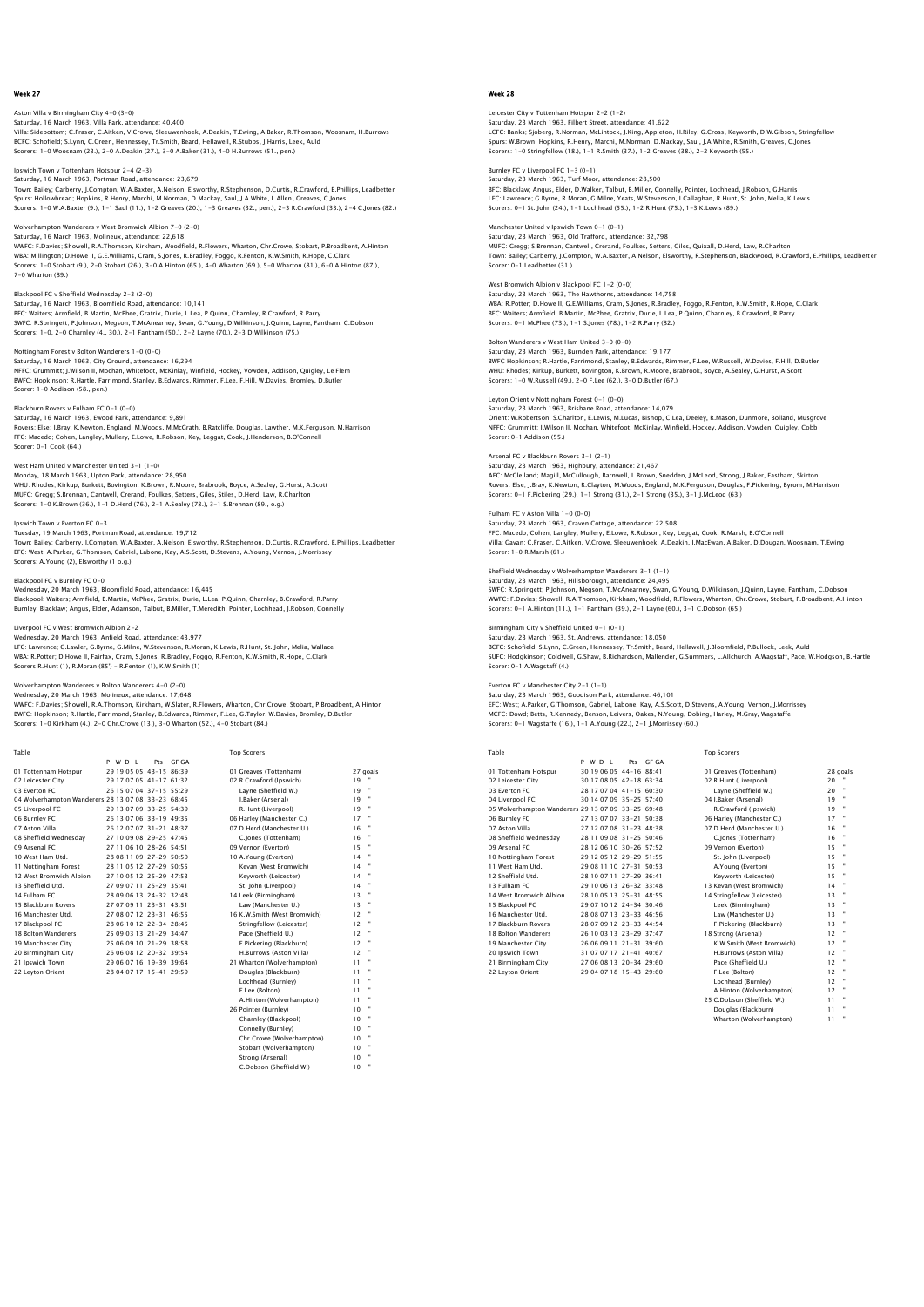## Week 27

Aston Villa v Birmingham City 4–0 (3–0)
Saturday, 16 March 1963, Villa Park, attendance: 40,400
Villa: Sidebottom; C.Fraser, C.Aitken, V.Crowe, Sleeuwenhoek, A.Deakin, T.Ewing, A.Baker, R.Thomson, Woosnam, H.Burrows
BCFC: Schofield; S.Lynn, C.Green, Hennessey, Tr.Smith, Beard, Hellawell, R.Stubbs, J.Harris, Leek, Auld
Scorers: 1–0 Woosnam (23.), 2–0 A.Deakin (27.), 3–0 A.Baker (31.), 4–0 H.Burrows (51., pen.)

Ipswich Town v Tottenham Hotspur 2–4 (2–3)
Saturday, 16 March 1963, Portman Road, attendance: 23,679
Town: Bailey; Carberry, J.Compton, W.A.Baxter, A.Nelson, Elsworthy, R.Stephenson, D.Curtis, R.Crawford, E.Phillips, Leadbetter
Spurs: Hollowbread; Hopkins, R.Henry, Marchi, M.Norman, D.Mackay, Saul, J.A.White, L.Allen, Greaves, C.Jones
Scorers: 1–0 W.A.Baxter (9.), 1–1 Saul (11.), 1–2 Greaves (20.), 1–3 Greaves (32., pen.), 2–3 R.Crawford (33.), 2–4 C.Jones (82.)

Wolverhampton Wanderers v West Bromwich Albion 7–0 (2–0)
Saturday, 16 March 1963, Molineux, attendance: 22,618
WWFC: F.Davies; Showell, R.A.Thomson, Kirkham, Woodfield, R.Flowers, Wharton, Chr.Crowe, Stobart, P.Broadbent, A.Hinton
WBA: Millington; D.Howe II, G.E.Williams, Cram, S.Jones, R.Bradley, Foggo, R.Fenton, K.W.Smith, R.Hope, C.Clark
Scorers: 1–0 Stobart (9.), 2–0 Stobart (26.), 3–0 A.Hinton (65.), 4–0 Wharton (69.), 5–0 Wharton (81.), 6–0 A.Hinton (87.), 7–0 Wharton (89.)

Blackpool FC v Sheffield Wednesday 2–3 (2–0)
Saturday, 16 March 1963, Bloomfield Road, attendance: 10,141
BFC: Waiters; Armfield, B.Martin, McPhee, Gratrix, Durie, L.Lea, P.Quinn, Charnley, R.Crawford, R.Parry
SWFC: R.Springett; P.Johnson, Megson, T.McAnearney, Swan, G.Young, D.Wilkinson, J.Quinn, Layne, Fantham, C.Dobson
Scorers: 1–0, 2–0 Charnley (4., 30.), 2–1 Fantham (50.), 2–2 Layne (70.), 2–3 D.Wilkinson (75.)

Nottingham Forest v Bolton Wanderers 1–0 (0–0)
Saturday, 16 March 1963, City Ground, attendance: 16,294
NFFC: Grummitt; J.Wilson II, Mochan, Whitefoot, McKinlay, Winfield, Hockey, Vowden, Addison, Quigley, Le Flem
BWFC: Hopkinson; R.Hartle, Farrimond, Stanley, B.Edwards, Rimmer, F.Lee, F.Hill, W.Davies, Bromley, D.Butler
Scorer: 1–0 Addison (58., pen.)

Blackburn Rovers v Fulham FC 0–1 (0–0)
Saturday, 16 March 1963, Ewood Park, attendance: 9,891
Rovers: Else; J.Bray, K.Newton, England, M.Woods, M.McGrath, B.Ratcliffe, Douglas, Lawther, M.K.Ferguson, M.Harrison
FFC: Macedo; Cohen, Langley, Mullery, E.Lowe, R.Robson, Key, Leggat, Cook, J.Henderson, B.O'Connell
Scorer: 0–1 Cook (64.)

West Ham United v Manchester United 3–1 (1–0)
Monday, 18 March 1963, Upton Park, attendance: 28,950
WHU: Rhodes; Kirkup, Burkett, Bovington, K.Brown, R.Moore, Brabrook, Boyce, A.Sealey, G.Hurst, A.Scott
MUFC: Gregg; S.Brennan, Cantwell, Crerand, Foulkes, Setters, Giles, Stiles, D.Herd, Law, R.Charlton
Scorers: 1–0 K.Brown (36.), 1–1 D.Herd (76.), 2–1 A.Sealey (78.), 3–1 S.Brennan (89., o.g.)

Ipswich Town v Everton FC 0–3
Tuesday, 19 March 1963, Portman Road, attendance: 19,712
Town: Bailey; Carberry, J.Compton, W.A.Baxter, A.Nelson, Elsworthy, R.Stephenson, D.Curtis, R.Crawford, E.Phillips, Leadbetter
EFC: West; A.Parker, G.Thomson, Gabriel, Labone, Kay, A.S.Scott, D.Stevens, A.Young, Vernon, J.Morrissey
Scorers: A.Young (2), Elsworthy (1 o.g.)

Blackpool FC v Burnley FC 0–0
Wednesday, 20 March 1963, Bloomfield Road, attendance: 16,445
Blackpool: Waiters; Armfield, B.Martin, McPhee, Gratrix, Durie, L.Lea, P.Quinn, Charnley, B.Crawford, R.Parry
Burnley: Blacklaw; Angus, Elder, Adamson, Talbut, B.Miller, T.Meredith, Pointer, Lochhead, J.Robson, Connelly

Liverpool FC v West Bromwich Albion 2–2
Wednesday, 20 March 1963, Anfield Road, attendance: 43,977
LFC: Lawrence; C.Lawler, G.Byrne, G.Milne, W.Stevenson, R.Moran, K.Lewis, R.Hunt, St. John, Melia, Wallace
WBA: R.Potter; D.Howe II, Fairfax, Cram, S.Jones, R.Bradley, Foggo, R.Fenton, K.W.Smith, R.Hope, C.Clark
Scorers R.Hunt (1), R.Moran (85') – R.Fenton (1), K.W.Smith (1)

Wolverhampton Wanderers v Bolton Wanderers 4–0 (2–0)
Wednesday, 20 March 1963, Molineux, attendance: 17,648
WWFC: F.Davies; Showell, R.A.Thomson, Kirkham, W.Slater, R.Flowers, Wharton, Chr.Crowe, Stobart, P.Broadbent, A.Hinton
BWFC: Hopkinson; R.Hartle, Farrimond, Stanley, B.Edwards, Rimmer, F.Lee, G.Taylor, W.Davies, Bromley, D.Butler
Scorers: 1–0 Kirkham (4.), 2–0 Chr.Crowe (13.), 3–0 Wharton (52.), 4–0 Stobart (84.)

### Table

| | P | W | D | L | Pts | GF GA |
|---|---|---|---|---|---|---|
| 01 Tottenham Hotspur | 29 | 19 | 05 | 05 | 43–15 | 86:39 |
| 02 Leicester City | 29 | 17 | 07 | 05 | 41–17 | 61:32 |
| 03 Everton FC | 26 | 15 | 07 | 04 | 37–15 | 55:29 |
| 04 Wolverhampton Wanderers | 28 | 13 | 07 | 08 | 33–23 | 68:45 |
| 05 Liverpool FC | 29 | 13 | 07 | 09 | 33–25 | 54:39 |
| 06 Burnley FC | 26 | 13 | 07 | 06 | 33–19 | 49:35 |
| 07 Aston Villa | 26 | 12 | 07 | 07 | 31–21 | 48:37 |
| 08 Sheffield Wednesday | 27 | 10 | 09 | 08 | 29–25 | 47:45 |
| 09 Arsenal FC | 27 | 11 | 06 | 10 | 28–26 | 54:51 |
| 10 West Ham Utd. | 28 | 08 | 11 | 09 | 27–29 | 50:50 |
| 11 Nottingham Forest | 28 | 11 | 05 | 12 | 27–29 | 50:55 |
| 12 West Bromwich Albion | 27 | 10 | 05 | 12 | 25–29 | 47:53 |
| 13 Sheffield Utd. | 27 | 09 | 07 | 11 | 25–29 | 35:41 |
| 14 Fulham FC | 28 | 09 | 06 | 13 | 24–32 | 32:48 |
| 15 Blackburn Rovers | 27 | 07 | 09 | 11 | 23–31 | 43:51 |
| 16 Manchester Utd. | 27 | 08 | 07 | 12 | 23–31 | 46:55 |
| 17 Blackpool FC | 28 | 06 | 10 | 12 | 22–34 | 28:45 |
| 18 Bolton Wanderers | 25 | 09 | 03 | 13 | 21–29 | 34:47 |
| 19 Manchester City | 25 | 06 | 09 | 10 | 21–29 | 38:58 |
| 20 Birmingham City | 26 | 06 | 08 | 12 | 20–32 | 39:54 |
| 21 Ipswich Town | 29 | 06 | 07 | 16 | 19–39 | 39:64 |
| 22 Leyton Orient | 28 | 04 | 07 | 17 | 15–41 | 29:59 |

### Top Scorers

| | |
|---|---|
| 01 Greaves (Tottenham) | 27 goals |
| 02 R.Crawford (Ipswich) | 19 " |
| Layne (Sheffield W.) | 19 " |
| J.Baker (Arsenal) | 19 " |
| R.Hunt (Liverpool) | 19 " |
| 06 Harley (Manchester C.) | 17 " |
| 07 D.Herd (Manchester U.) | 16 " |
| C.Jones (Tottenham) | 16 " |
| 09 Vernon (Everton) | 15 " |
| 10 A.Young (Everton) | 14 " |
| Kevan (West Bromwich) | 14 " |
| Keyworth (Leicester) | 14 " |
| St. John (Liverpool) | 14 " |
| 14 Leek (Birmingham) | 13 " |
| Law (Manchester U.) | 13 " |
| 16 K.W.Smith (West Bromwich) | 12 " |
| Stringfellow (Leicester) | 12 " |
| Pace (Sheffield U.) | 12 " |
| F.Pickering (Blackburn) | 12 " |
| H.Burrows (Aston Villa) | 12 " |
| 21 Wharton (Wolverhampton) | 11 " |
| Douglas (Blackburn) | 11 " |
| Lochhead (Burnley) | 11 " |
| F.Lee (Bolton) | 11 " |
| A.Hinton (Wolverhampton) | 11 " |
| 26 Pointer (Burnley) | 10 " |
| Charnley (Blackpool) | 10 " |
| Connelly (Burnley) | 10 " |
| Chr.Crowe (Wolverhampton) | 10 " |
| Stobart (Wolverhampton) | 10 " |
| Strong (Arsenal) | 10 " |
| C.Dobson (Sheffield W.) | 10 " |

## Week 28

Leicester City v Tottenham Hotspur 2–2 (1–2)
Saturday, 23 March 1963, Filbert Street, attendance: 41,622
LCFC: Banks; Sjoberg, R.Norman, McLintock, J.King, Appleton, H.Riley, G.Cross, Keyworth, D.W.Gibson, Stringfellow
Spurs: W.Brown; Hopkins, R.Henry, Marchi, M.Norman, D.Mackay, Saul, J.A.White, R.Smith, Greaves, C.Jones
Scorers: 1–0 Stringfellow (18.), 1–1 R.Smith (37.), 1–2 Greaves (38.), 2–2 Keyworth (55.)

Burnley FC v Liverpool FC 1–3 (0–1)
Saturday, 23 March 1963, Turf Moor, attendance: 28,500
BFC: Blacklaw; Angus, Elder, D.Walker, Talbut, B.Miller, Connelly, Pointer, Lochhead, J.Robson, G.Harris
LFC: Lawrence; G.Byrne, R.Moran, G.Milne, Yeats, W.Stevenson, I.Callaghan, R.Hunt, St. John, Melia, K.Lewis
Scorers: 0–1 St. John (24.), 1–1 Lochhead (55.), 1–2 R.Hunt (75.), 1–3 K.Lewis (89.)

Manchester United v Ipswich Town 0–1 (0–1)
Saturday, 23 March 1963, Old Trafford, attendance: 32,798
MUFC: Gregg; S.Brennan, Cantwell, Crerand, Foulkes, Setters, Giles, Quixall, D.Herd, Law, R.Charlton
Town: Bailey; Carberry, J.Compton, W.A.Baxter, A.Nelson, Elsworthy, R.Stephenson, Blackwood, R.Crawford, E.Phillips, Leadbetter
Scorer: 0–1 Leadbetter (31.)

West Bromwich Albion v Blackpool FC 1–2 (0–0)
Saturday, 23 March 1963, The Hawthorns, attendance: 14,758
WBA: R.Potter; D.Howe II, G.E.Williams, Cram, S.Jones, R.Bradley, Foggo, R.Fenton, K.W.Smith, R.Hope, C.Clark
BFC: Waiters; Armfield, B.Martin, McPhee, Gratrix, Durie, L.Lea, P.Quinn, Charnley, B.Crawford, R.Parry
Scorers: 0–1 McPhee (73.), 1–1 S.Jones (78.), 1–2 R.Parry (82.)

Bolton Wanderers v West Ham United 3–0 (0–0)
Saturday, 23 March 1963, Burnden Park, attendance: 19,177
BWFC Hopkinson; R.Hartle, Farrimond, Stanley, B.Edwards, Rimmer, F.Lee, W.Russell, W.Davies, F.Hill, D.Butler
WHU: Rhodes; Kirkup, Burkett, Bovington, K.Brown, R.Moore, Brabrook, Boyce, A.Sealey, G.Hurst, A.Scott
Scorers: 1–0 W.Russell (49.), 2–0 F.Lee (62.), 3–0 D.Butler (67.)

Leyton Orient v Nottingham Forest 0–1 (0–0)
Saturday, 23 March 1963, Brisbane Road, attendance: 14,079
Orient: W.Robertson; S.Charlton, E.Lewis, M.Lucas, Bishop, C.Lea, Deeley, R.Mason, Dunmore, Bolland, Musgrove
NFFC: Grummitt; J.Wilson II, Mochan, Whitefoot, McKinlay, Winfield, Hockey, Addison, Vowden, Quigley, Cobb
Scorer: 0–1 Addison (55.)

Arsenal FC v Blackburn Rovers 3–1 (2–1)
Saturday, 23 March 1963, Highbury, attendance: 21,467
AFC: McClelland; Magill, McCullough, Barnwell, L.Brown, Snedden, J.McLeod, Strong, J.Baker, Eastham, Skirton
Rovers: Else; J.Bray, K.Newton, R.Clayton, M.Woods, England, M.K.Ferguson, Douglas, F.Pickering, Byrom, M.Harrison
Scorers: 0–1 F.Pickering (29.), 1–1 Strong (31.), 2–1 Strong (35.), 3–1 J.McLeod (63.)

Fulham FC v Aston Villa 1–0 (0–0)
Saturday, 23 March 1963, Craven Cottage, attendance: 22,508
FFC: Macedo; Cohen, Langley, Mullery, E.Lowe, R.Robson, Key, Leggat, Cook, R.Marsh, B.O'Connell
Villa: Gavan; C.Fraser, C.Aitken, V.Crowe, Sleeuwenhoek, A.Deakin, J.MacEwan, A.Baker, D.Dougan, Woosnam, T.Ewing
Scorer: 1–0 R.Marsh (61.)

Sheffield Wednesday v Wolverhampton Wanderers 3–1 (1–1)
Saturday, 23 March 1963, Hillsborough, attendance: 24,495
SWFC: R.Springett; P.Johnson, Megson, T.McAnearney, Swan, G.Young, D.Wilkinson, J.Quinn, Layne, Fantham, C.Dobson
WWFC: F.Davies; Showell, R.A.Thomson, Kirkham, Woodfield, R.Flowers, Wharton, Chr.Crowe, Stobart, P.Broadbent, A.Hinton
Scorers: 0–1 A.Hinton (11.), 1–1 Fantham (39.), 2–1 Layne (60.), 3–1 C.Dobson (65.)

Birmingham City v Sheffield United 0–1 (0–1)
Saturday, 23 March 1963, St. Andrews, attendance: 18,050
BCFC: Schofield; S.Lynn, C.Green, Hennessey, Tr.Smith, Beard, Hellawell, J.Bloomfield, P.Bullock, Leek, Auld
SUFC: Hodgkinson; Coldwell, G.Shaw, B.Richardson, Mallender, G.Summers, L.Allchurch, A.Wagstaff, Pace, W.Hodgson, B.Hartle
Scorer: 0–1 A.Wagstaff (4.)

Everton FC v Manchester City 2–1 (1–1)
Saturday, 23 March 1963, Goodison Park, attendance: 46,101
EFC: West; A.Parker, G.Thomson, Gabriel, Labone, Kay, A.S.Scott, D.Stevens, A.Young, Vernon, J.Morrissey
MCFC: Dowd; Betts, R.Kennedy, Benson, Leivers, Oakes, N.Young, Dobing, Harley, M.Gray, Wagstaffe
Scorers: 0–1 Wagstaffe (16.), 1–1 A.Young (22.), 2–1 J.Morrissey (60.)

### Table

| | P | W | D | L | Pts | GF GA |
|---|---|---|---|---|---|---|
| 01 Tottenham Hotspur | 30 | 19 | 06 | 05 | 44–16 | 88:41 |
| 02 Leicester City | 30 | 17 | 08 | 05 | 42–18 | 63:34 |
| 03 Everton FC | 28 | 17 | 07 | 04 | 41–15 | 60:30 |
| 04 Liverpool FC | 30 | 14 | 07 | 09 | 35–25 | 57:40 |
| 05 Wolverhampton Wanderers | 29 | 13 | 07 | 09 | 33–25 | 69:48 |
| 06 Burnley FC | 27 | 13 | 07 | 07 | 33–21 | 50:38 |
| 07 Aston Villa | 27 | 12 | 07 | 08 | 31–23 | 48:38 |
| 08 Sheffield Wednesday | 28 | 11 | 09 | 08 | 31–25 | 50:46 |
| 09 Arsenal FC | 28 | 12 | 06 | 10 | 30–26 | 57:52 |
| 10 Nottingham Forest | 29 | 12 | 05 | 12 | 29–29 | 51:55 |
| 11 West Ham Utd. | 29 | 08 | 11 | 10 | 27–31 | 50:53 |
| 12 Sheffield Utd. | 28 | 10 | 07 | 11 | 27–29 | 36:41 |
| 13 Fulham FC | 29 | 10 | 06 | 13 | 26–32 | 33:48 |
| 14 West Bromwich Albion | 28 | 10 | 05 | 13 | 25–31 | 48:55 |
| 15 Blackpool FC | 29 | 07 | 10 | 12 | 24–34 | 30:46 |
| 16 Manchester Utd. | 28 | 08 | 07 | 13 | 23–33 | 46:56 |
| 17 Blackburn Rovers | 28 | 07 | 09 | 12 | 23–33 | 44:54 |
| 18 Bolton Wanderers | 26 | 10 | 03 | 13 | 23–29 | 37:47 |
| 19 Manchester City | 26 | 06 | 09 | 11 | 21–31 | 39:60 |
| 20 Ipswich Town | 31 | 07 | 07 | 17 | 21–41 | 40:67 |
| 21 Birmingham City | 27 | 06 | 08 | 13 | 20–34 | 39:60 |
| 22 Leyton Orient | 29 | 04 | 07 | 18 | 15–43 | 29:60 |

### Top Scorers

| | |
|---|---|
| 01 Greaves (Tottenham) | 28 goals |
| 02 R.Hunt (Liverpool) | 20 " |
| Layne (Sheffield W.) | 20 " |
| 04 J.Baker (Arsenal) | 19 " |
| R.Crawford (Ipswich) | 19 " |
| 06 Harley (Manchester C.) | 17 " |
| 07 D.Herd (Manchester U.) | 16 " |
| C.Jones (Tottenham) | 16 " |
| 09 Vernon (Everton) | 15 " |
| St. John (Liverpool) | 15 " |
| A.Young (Everton) | 15 " |
| Keyworth (Leicester) | 15 " |
| 13 Kevan (West Bromwich) | 14 " |
| 14 Stringfellow (Leicester) | 13 " |
| Leek (Birmingham) | 13 " |
| Law (Manchester U.) | 13 " |
| F.Pickering (Blackburn) | 13 " |
| 18 Strong (Arsenal) | 12 " |
| K.W.Smith (West Bromwich) | 12 " |
| H.Burrows (Aston Villa) | 12 " |
| Pace (Sheffield U.) | 12 " |
| F.Lee (Bolton) | 12 " |
| Lochhead (Burnley) | 12 " |
| A.Hinton (Wolverhampton) | 12 " |
| 25 C.Dobson (Sheffield W.) | 11 " |
| Douglas (Blackburn) | 11 " |
| Wharton (Wolverhampton) | 11 " |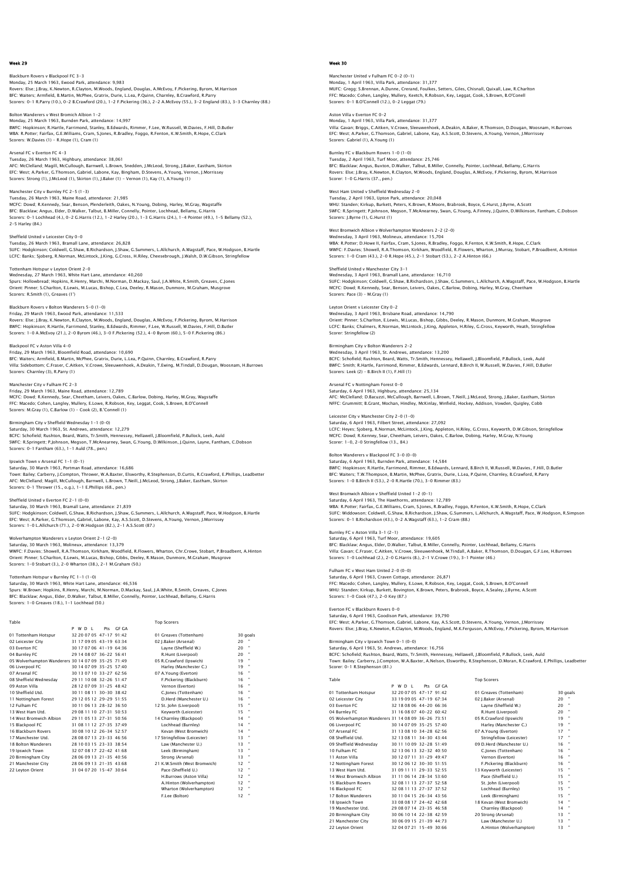# Week 29

Blackburn Rovers v Blackpool FC 3–3
Monday, 25 March 1963, Ewood Park, attendance: 9,983
Rovers: Else; J.Bray, K.Newton, R.Clayton, M.Woods, England, Douglas, A.McEvoy, F.Pickering, Byrom, M.Harrison
BFC: Waiters; Armfield, B.Martin, McPhee, Gratrix, Durie, L.Lea, P.Quinn, Charnley, B.Crawford, R.Parry
Scorers: 0–1 R.Parry (10.), 0–2 B.Crawford (20.), 1–2 F.Pickering (36.), 2–2 A.McEvoy (55.), 3–2 England (83.), 3–3 Charnley (88.)

Bolton Wanderers v West Bromwich Albion 1–2
Monday, 25 March 1963, Burnden Park, attendance: 14,997
BWFC: Hopkinson; R.Hartle, Farrimond, Stanley, B.Edwards, Rimmer, F.Lee, W.Russell, W.Davies, F.Hill, D.Butler
WBA: R.Potter; Fairfax, G.E.Williams, Cram, S.Jones, R.Bradley, Foggo, R.Fenton, K.W.Smith, R.Hope, C.Clark
Scorers: W.Davies (1) – R.Hope (1), Cram (1)

Arsenal FC v Everton FC 4–3
Tuesday, 26 March 1963, Highbury, attendance: 38,061
AFC: McClelland; Magill, McCullough, Barnwell, L.Brown, Snedden, J.McLeod, Strong, J.Baker, Eastham, Skirton
EFC: West; A.Parker, G.Thomson, Gabriel, Labone, Kay, Bingham, D.Stevens, A.Young, Vernon, J.Morrissey
Scorers: Strong (1), J.McLeod (1), Skirton (1), J.Baker (1) – Vernon (1), Kay (1), A.Young (1)

Manchester City v Burnley FC 2–5 (1–3)
Tuesday, 26 March 1963, Maine Road, attendance: 21,985
MCFC: Dowd; R.Kennedy, Sear, Benson, Plenderleith, Oakes, N.Young, Dobing, Harley, M.Gray, Wagstaffe
BFC: Blacklaw; Angus, Elder, D.Walker, Talbut, B.Miller, Connelly, Pointer, Lochhead, Bellamy, G.Harris
Scorers: 0–1 Lochhead (4.), 0–2 G.Harris (12.), 1–2 Harley (20.), 1–3 G.Harris (24.), 1–4 Pointer (49.), 1–5 Bellamy (52.), 2–5 Harley (84.)

Sheffield United v Leicester City 0–0
Tuesday, 26 March 1963, Bramall Lane, attendance: 26,828
SUFC: Hodgkinson; Coldwell, G.Shaw, B.Richardson, J.Shaw, G.Summers, L.Allchurch, A.Wagstaff, Pace, W.Hodgson, B.Hartle
LCFC: Banks; Sjoberg, R.Norman, McLintock, J.King, G.Cross, H.Riley, Cheesebrough, J.Walsh, D.W.Gibson, Stringfellow

Tottenham Hotspur v Leyton Orient 2–0
Wednesday, 27 March 1963, White Hart Lane, attendance: 40,260
Spurs: Hollowbread; Hopkins, R.Henry, Marchi, M.Norman, D.Mackay, Saul, J.A.White, R.Smith, Greaves, C.Jones
Orient: Pinner; S.Charlton, E.Lewis, M.Lucas, Bishop, C.Lea, Deeley, R.Mason, Dunmore, M.Graham, Musgrove
Scorers: R.Smith (1), Greaves (1')

Blackburn Rovers v Bolton Wanderers 5–0 (1–0)
Friday, 29 March 1963, Ewood Park, attendance: 11,533
Rovers: Else; J.Bray, K.Newton, R.Clayton, M.Woods, England, Douglas, A.McEvoy, F.Pickering, Byrom, M.Harrison
BWFC: Hopkinson; R.Hartle, Farrimond, Stanley, B.Edwards, Rimmer, F.Lee, W.Russell, W.Davies, F.Hill, D.Butler
Scorers: 1–0 A.McEvoy (21.), 2–0 Byrom (46.), 3–0 F.Pickering (52.), 4–0 Byrom (60.), 5–0 F.Pickering (86.)

Blackpool FC v Aston Villa 4–0
Friday, 29 March 1963, Bloomfield Road, attendance: 10,690
BFC: Waiters; Armfield, B.Martin, McPhee, Gratrix, Durie, L.Lea, P.Quinn, Charnley, B.Crawford, R.Parry
Villa: Sidebottom; C.Fraser, C.Aitken, V.Crowe, Sleeuwenhoek, A.Deakin, T.Ewing, M.Tindall, D.Dougan, Woosnam, H.Burrows
Scorers: Charnley (3), R.Parry (1)

Manchester City v Fulham FC 2–3
Friday, 29 March 1963, Maine Road, attendance: 12,789
MCFC: Dowd; R.Kennedy, Sear, Cheetham, Leivers, Oakes, C.Barlow, Dobing, Harley, M.Gray, Wagstaffe
FFC: Macedo; Cohen, Langley, Mullery, E.Lowe, R.Robson, Key, Leggat, Cook, S.Brown, B.O'Connell
Scorers: M.Gray (1), C.Barlow (1) – Cook (2), B.'Connell (1)

Birmingham City v Sheffield Wednesday 1–1 (0–0)
Saturday, 30 March 1963, St. Andrews, attendance: 12,279
BCFC: Schofield; Rushton, Beard, Watts, Tr.Smith, Hennessey, Hellawell, J.Bloomfield, P.Bullock, Leek, Auld
SWFC: R.Springett; P.Johnson, Megson, T.McAnearney, Swan, G.Young, D.Wilkinson, J.Quinn, Layne, Fantham, C.Dobson
Scorers: 0–1 Fantham (63.), 1–1 Auld (78., pen.)

Ipswich Town v Arsenal FC 1–1 (0–1)
Saturday, 30 March 1963, Portman Road, attendance: 16,686
Town: Bailey; Carberry, J.Compton, Thrower, W.A.Baxter, Elsworthy, R.Stephenson, D.Curtis, R.Crawford, E.Phillips, Leadbetter
AFC: McClelland; Magill, McCullough, Barnwell, L.Brown, T.Neill, J.McLeod, Strong, J.Baker, Eastham, Skirton
Scorers: 0–1 Thrower (15., o.g.), 1–1 E.Phillips (68., pen.)

Sheffield United v Everton FC 2–1 (0–0)
Saturday, 30 March 1963, Bramall Lane, attendance: 21,839
SUFC: Hodgkinson; Coldwell, G.Shaw, B.Richardson, J.Shaw, G.Summers, L.Allchurch, A.Wagstaff, Pace, W.Hodgson, B.Hartle
EFC: West; A.Parker, G.Thomson, Gabriel, Labone, Kay, A.S.Scott, D.Stevens, A.Young, Vernon, J.Morrissey
Scorers: 1–0 L.Allchurch (71.), 2–0 W.Hodgson (82.), 2–1 A.S.Scott (87.)

Wolverhampton Wanderers v Leyton Orient 2–1 (2–0)
Saturday, 30 March 1963, Molineux, attendance: 13,379
WWFC: F.Davies; Showell, R.A.Thomson, Kirkham, Woodfield, R.Flowers, Wharton, Chr.Crowe, Stobart, P.Broadbent, A.Hinton
Orient: Pinner; S.Charlton, E.Lewis, M.Lucas, Bishop, Gibbs, Deeley, R.Mason, Dunmore, M.Graham, Musgrove
Scorers: 1–0 Stobart (3.), 2–0 Wharton (38.), 2–1 M.Graham (50.)

Tottenham Hotspur v Burnley FC 1–1 (1–0)
Saturday, 30 March 1963, White Hart Lane, attendance: 46,536
Spurs: W.Brown; Hopkins, R.Henry, Marchi, M.Norman, D.Mackay, Saul, J.A.White, R.Smith, Greaves, C.Jones
BFC: Blacklaw; Angus, Elder, D.Walker, Talbut, B.Miller, Connelly, Pointer, Lochhead, Bellamy, G.Harris
Scorers: 1–0 Greaves (18.), 1–1 Lochhead (50.)

Table

| | P | W | D | L | Pts | GF | GA |
|---|---|---|---|---|---|---|---|
| 01 Tottenham Hotspur | 32 | 20 | 07 | 05 | 47–17 | 91:42 | |
| 02 Leicester City | 31 | 17 | 09 | 05 | 43–19 | 63:34 | |
| 03 Everton FC | 30 | 17 | 07 | 06 | 41–19 | 64:36 | |
| 04 Burnley FC | 29 | 14 | 08 | 07 | 36–22 | 56:41 | |
| 05 Wolverhampton Wanderers | 30 | 14 | 07 | 09 | 35–25 | 71:49 | |
| 06 Liverpool FC | 30 | 14 | 07 | 09 | 35–25 | 57:40 | |
| 07 Arsenal FC | 30 | 13 | 07 | 10 | 33–27 | 62:56 | |
| 08 Sheffield Wednesday | 29 | 11 | 10 | 08 | 32–26 | 51:47 | |
| 09 Aston Villa | 28 | 12 | 07 | 09 | 31–25 | 48:42 | |
| 10 Sheffield Utd. | 30 | 11 | 08 | 11 | 30–30 | 38:42 | |
| 11 Nottingham Forest | 29 | 12 | 05 | 12 | 29–29 | 51:55 | |
| 12 Fulham FC | 30 | 11 | 06 | 13 | 28–32 | 36:50 | |
| 13 West Ham Utd. | 29 | 08 | 11 | 10 | 27–31 | 50:53 | |
| 14 West Bromwich Albion | 29 | 11 | 05 | 13 | 27–31 | 50:56 | |
| 15 Blackpool FC | 31 | 08 | 11 | 12 | 27–35 | 37:49 | |
| 16 Blackburn Rovers | 30 | 08 | 10 | 12 | 26–34 | 52:57 | |
| 17 Manchester Utd. | 28 | 08 | 07 | 13 | 23–33 | 46:56 | |
| 18 Bolton Wanderers | 28 | 10 | 03 | 15 | 23–33 | 38:54 | |
| 19 Ipswich Town | 32 | 07 | 08 | 17 | 22–42 | 41:68 | |
| 20 Birmingham City | 28 | 06 | 09 | 13 | 21–35 | 40:66 | |
| 21 Manchester City | 28 | 06 | 09 | 13 | 21–35 | 43:68 | |
| 22 Leyton Orient | 31 | 04 | 07 | 20 | 15–47 | 30:64 | |

Top Scorers

| | |
|---|---|
| 01 Greaves (Tottenham) | 30 goals |
| 02 J.Baker (Arsenal) | 20 " |
| Layne (Sheffield W.) | 20 " |
| R.Hunt (Liverpool) | 20 " |
| 05 R.Crawford (Ipswich) | 19 " |
| Harley (Manchester C.) | 19 " |
| 07 A.Young (Everton) | 16 " |
| F.Pickering (Blackburn) | 16 " |
| Vernon (Everton) | 16 " |
| C.Jones (Tottenham) | 16 " |
| D.Herd (Manchester U.) | 16 " |
| 12 St. John (Liverpool) | 15 " |
| Keyworth (Leicester) | 15 " |
| 14 Charnley (Blackpool) | 14 " |
| Lochhead (Burnley) | 14 " |
| Kevan (West Bromwich) | 14 " |
| 17 Stringfellow (Leicester) | 13 " |
| Law (Manchester U.) | 13 " |
| Leek (Birmingham) | 13 " |
| Strong (Arsenal) | 13 " |
| 21 K.W.Smith (West Bromwich) | 12 " |
| Pace (Sheffield U.) | 12 " |
| H.Burrows (Aston Villa) | 12 " |
| A.Hinton (Wolverhampton) | 12 " |
| Wharton (Wolverhampton) | 12 " |
| F.Lee (Bolton) | 12 " |

# Week 30

Manchester United v Fulham FC 0–2 (0–1)
Monday, 1 April 1963, Villa Park, attendance: 31,377
MUFC: Gregg; S.Brennan, A.Dunne, Crerand, Foulkes, Setters, Giles, Chisnall, Quixall, Law, R.Charlton
FFC: Macedo; Cohen, Langley, Mullery, Keetch, R.Robson, Key, Leggat, Cook, S.Brown, B.O'Connell
Scorers: 0–1 B.O'Connell (12.), 0–2 Leggat (79.)

Aston Villa v Everton FC 0–2
Monday, 1 April 1963, Villa Park, attendance: 31,377
Villa: Gavan; Briggs, C.Aitken, V.Crowe, Sleeuwenhoek, A.Deakin, A.Baker, R.Thomson, D.Dougan, Woosnam, H.Burrows
EFC: West; A.Parker, G.Thomson, Gabriel, Labone, Kay, A.S.Scott, D.Stevens, A.Young, Vernon, J.Morrissey
Scorers: Gabriel (1), A.Young (1)

Burnley FC v Blackburn Rovers 1–0 (1–0)
Tuesday, 2 April 1963, Turf Moor, attendance: 25,746
BFC: Blacklaw; Angus, Buxton, D.Walker, Talbut, B.Miller, Connelly, Pointer, Lochhead, Bellamy, G.Harris
Rovers: Else; J.Bray, K.Newton, R.Clayton, M.Woods, England, Douglas, A.McEvoy, F.Pickering, Byrom, M.Harrison
Scorer: 1–0 G.Harris (37., pen.)

West Ham United v Sheffield Wednesday 2–0
Tuesday, 2 April 1963, Upton Park, attendance: 20,048
WHU: Standen; Kirkup, Burkett, Peters, K.Brown, R.Moore, Brabrook, Boyce, G.Hurst, J.Byrne, A.Scott
SWFC: R.Springett; P.Johnson, Megson, T.McAnearney, Swan, G.Young, A.Finney, J.Quinn, D.Wilkinson, Fantham, C.Dobson
Scorers: J.Byrne (1), G.Hurst (1)

West Bromwich Albion v Wolverhampton Wanderers 2–2 (2–0)
Wednesday, 3 April 1963, Molineux, attendance: 15,704
WBA: R.Potter; D.Howe II, Fairfax, Cram, S.Jones, R.Bradley, Foggo, R.Fenton, K.W.Smith, R.Hope, C.Clark
WWFC: F.Davies; Showell, R.A.Thomson, Kirkham, Woodfield, R.Flowers, Wharton, J.Murray, Stobart, P.Broadbent, A.Hinton
Scorers: 1–0 Cram (43.), 2–0 R.Hope (45.), 2–1 Stobart (53.), 2–2 A.Hinton (66.)

Sheffield United v Manchester City 3–1
Wednesday, 3 April 1963, Bramall Lane, attendance: 16,710
SUFC: Hodgkinson; Coldwell, G.Shaw, B.Richardson, J.Shaw, G.Summers, L.Allchurch, A.Wagstaff, Pace, W.Hodgson, B.Hartle
MCFC: Dowd; R.Kennedy, Sear, Benson, Leivers, Oakes, C.Barlow, Dobing, Harley, M.Gray, Cheetham
Scorers: Pace (3) – M.Gray (1)

Leyton Orient v Leicester City 0–2
Wednesday, 3 April 1963, Brisbane Road, attendance: 14,790
Orient: Pinner; S.Charlton, E.Lewis, M.Lucas, Bishop, Gibbs, Deeley, R.Mason, Dunmore, M.Graham, Musgrove
LCFC: Banks; Chalmers, R.Norman, McLintock, J.King, Appleton, H.Riley, G.Cross, Keyworth, Heath, Stringfellow
Scorer: Stringfellow (2)

Birmingham City v Bolton Wanderers 2–2
Wednesday, 3 April 1963, St. Andrews, attendance: 13,200
BCFC: Schofield; Rushton, Beard, Watts, Tr.Smith, Hennessey, Hellawell, J.Bloomfield, P.Bullock, Leek, Auld
BWFC: Smith; R.Hartle, Farrimond, Rimmer, B.Edwards, Lennard, B.Birch II, W.Russell, W.Davies, F.Hill, D.Butler
Scorers: Leek (2) – B.Birch II (1), F.Hill (1)

Arsenal FC v Nottingham Forest 0–0
Saturday, 6 April 1963, Highbury, attendance: 25,134
AFC: McClelland; D.Bacuzzi, McCullough, Barnwell, L.Brown, T.Neill, J.McLeod, Strong, J.Baker, Eastham, Skirton
NFFC: Grummitt; B.Grant, Mochan, Hindley, McKinlay, Winfield, Hockey, Addison, Vowden, Quigley, Cobb

Leicester City v Manchester City 2–0 (1–0)
Saturday, 6 April 1963, Filbert Street, attendance: 27,092
LCFC: Heyes; Sjoberg, R.Norman, McLintock, J.King, Appleton, H.Riley, G.Cross, Keyworth, D.W.Gibson, Stringfellow
MCFC: Dowd; R.Kenney, Sear, Cheetham, Leivers, Oakes, C.Barlow, Dobing, Harley, M.Gray, N.Young
Scorer: 1–0, 2–0 Stringfellow (13., 84.)

Bolton Wanderers v Blackpool FC 3–0 (0–0)
Saturday, 6 April 1963, Burnden Park, attendance: 14,584
BWFC: Hopkinson; R.Hartle, Farrimond, Rimmer, B.Edwards, Lennard, B.Birch II, W.Russell, W.Davies, F.Hill, D.Butler
BFC: Waiters; T.W.Thompson, B.Martin, McPhee, Gratrix, Durie, L.Lea, P.Quinn, Charnley, B.Crawford, R.Parry
Scorers: 1–0 B.Birch II (53.), 2–0 R.Hartle (70.), 3–0 Rimmer (83.)

West Bromwich Albion v Sheffield United 1–2 (0–1)
Saturday, 6 April 1963, The Hawthorns, attendance: 12,789
WBA: R.Potter; Fairfax, G.E.Williams, Cram, S.Jones, R.Bradley, Foggo, R.Fenton, K.W.Smith, R.Hope, C.Clark
SUFC: Widdowson; Coldwell, G.Shaw, B.Richardson, J.Shaw, G.Summers, L.Allchurch, A.Wagstaff, Pace, W.Hodgson, R.Simpson
Scorers: 0–1 B.Richardson (43.), 0–2 A.Wagstaff (63.), 1–2 Cram (88.)

Burnley FC v Aston Villa 3–1 (2–1)
Saturday, 6 April 1963, Turf Moor, attendance: 19,605
BFC: Blacklaw; Angus, Elder, D.Walker, Talbut, B.Miller, Connelly, Pointer, Lochhead, Bellamy, G.Harris
Villa: Gavan; C.Fraser, C.Aitken, V.Crowe, Sleeuwenhoek, M.Tindall, A.Baker, R.Thomson, D.Dougan, G.F.Lee, H.Burrows
Scorers: 1–0 Lochhead (2.), 2–0 G.Harris (8.), 2–1 V.Crowe (19.), 3–1 Pointer (46.)

Fulham FC v West Ham United 2–0 (0–0)
Saturday, 6 April 1963, Craven Cottage, attendance: 26,871
FFC: Macedo; Cohen, Langley, Mullery, E.Lowe, R.Robson, Key, Leggat, Cook, S.Brown, B.O'Connell
WHU: Standen; Kirkup, Burkett, Bovington, K.Brown, Peters, Brabrook, Boyce, A.Sealey, J.Byrne, A.Scott
Scorers: 1–0 Cook (47.), 2–0 Key (87.)

Everton FC v Blackburn Rovers 0–0
Saturday, 6 April 1963, Goodison Park, attendance: 39,790
EFC: West; A.Parker, G.Thomson, Gabriel, Labone, Kay, A.S.Scott, D.Stevens, A.Young, Vernon, J.Morrissey
Rovers: Else; J.Bray, K.Newton, R.Clayton, M.Woods, England, M.K.Ferguson, A.McEvoy, F.Pickering, Byrom, M.Harrison

Birmingham City v Ipswich Town 0–1 (0–0)
Saturday, 6 April 1963, St. Andrews, attendance: 16,756
BCFC: Schofield; Rushton, Beard, Watts, Tr.Smith, Hennessey, Hellawell, J.Bloomfield, P.Bullock, Leek, Auld
Town: Bailey; Carberry, J.Compton, W.A.Baxter, A.Nelson, Elsworthy, R.Stephenson, D.Moran, R.Crawford, E.Phillips, Leadbetter
Scorer: 0–1 R.Stephenson (81.)

Table

| | P | W | D | L | Pts | GF | GA |
|---|---|---|---|---|---|---|---|
| 01 Tottenham Hotspur | 32 | 20 | 07 | 05 | 47–17 | 91:42 | |
| 02 Leicester City | 33 | 19 | 09 | 05 | 47–19 | 67:34 | |
| 03 Everton FC | 32 | 18 | 08 | 06 | 44–20 | 66:36 | |
| 04 Burnley FC | 31 | 16 | 08 | 07 | 40–22 | 60:42 | |
| 05 Wolverhampton Wanderers | 31 | 14 | 08 | 09 | 36–26 | 73:51 | |
| 06 Liverpool FC | 30 | 14 | 07 | 09 | 35–25 | 57:40 | |
| 07 Arsenal FC | 31 | 13 | 08 | 10 | 34–28 | 62:56 | |
| 08 Sheffield Utd. | 32 | 13 | 08 | 11 | 34–30 | 43:44 | |
| 09 Sheffield Wednesday | 30 | 11 | 10 | 09 | 32–28 | 51:49 | |
| 10 Fulham FC | 32 | 13 | 06 | 13 | 32–32 | 40:50 | |
| 11 Aston Villa | 30 | 12 | 07 | 11 | 31–29 | 49:47 | |
| 12 Nottingham Forest | 30 | 12 | 06 | 12 | 30–30 | 51:55 | |
| 13 West Ham Utd. | 31 | 09 | 11 | 11 | 29–33 | 52:55 | |
| 14 West Bromwich Albion | 31 | 11 | 06 | 14 | 28–34 | 53:60 | |
| 15 Blackburn Rovers | 32 | 08 | 11 | 13 | 27–37 | 52:58 | |
| 16 Blackpool FC | 32 | 08 | 11 | 13 | 27–37 | 37:52 | |
| 17 Bolton Wanderers | 30 | 11 | 04 | 15 | 26–34 | 43:56 | |
| 18 Ipswich Town | 33 | 08 | 08 | 17 | 24–42 | 42:68 | |
| 19 Manchester Utd. | 29 | 08 | 07 | 14 | 23–35 | 46:58 | |
| 20 Birmingham City | 30 | 06 | 10 | 14 | 22–38 | 42:59 | |
| 21 Manchester City | 30 | 06 | 09 | 15 | 21–39 | 44:73 | |
| 22 Leyton Orient | 32 | 04 | 07 | 21 | 15–49 | 30:66 | |

Top Scorers

| | |
|---|---|
| 01 Greaves (Tottenham) | 30 goals |
| 02 J.Baker (Arsenal) | 20 " |
| Layne (Sheffield W.) | 20 " |
| R.Hunt (Liverpool) | 20 " |
| 05 R.Crawford (Ipswich) | 19 " |
| Harley (Manchester C.) | 19 " |
| 07 A.Young (Everton) | 17 " |
| Stringfellow (Leicester) | 17 " |
| 09 D.Herd (Manchester U.) | 16 " |
| C.Jones (Tottenham) | 16 " |
| Vernon (Everton) | 16 " |
| F.Pickering (Blackburn) | 16 " |
| 13 Keyworth (Leicester) | 15 " |
| Pace (Sheffield U.) | 15 " |
| St. John (Liverpool) | 15 " |
| Lochhead (Burnley) | 15 " |
| Leek (Birmingham) | 15 " |
| 18 Kevan (West Bromwich) | 14 " |
| Charnley (Blackpool) | 14 " |
| 20 Strong (Arsenal) | 13 " |
| Law (Manchester U.) | 13 " |
| A.Hinton (Wolverhampton) | 13 " |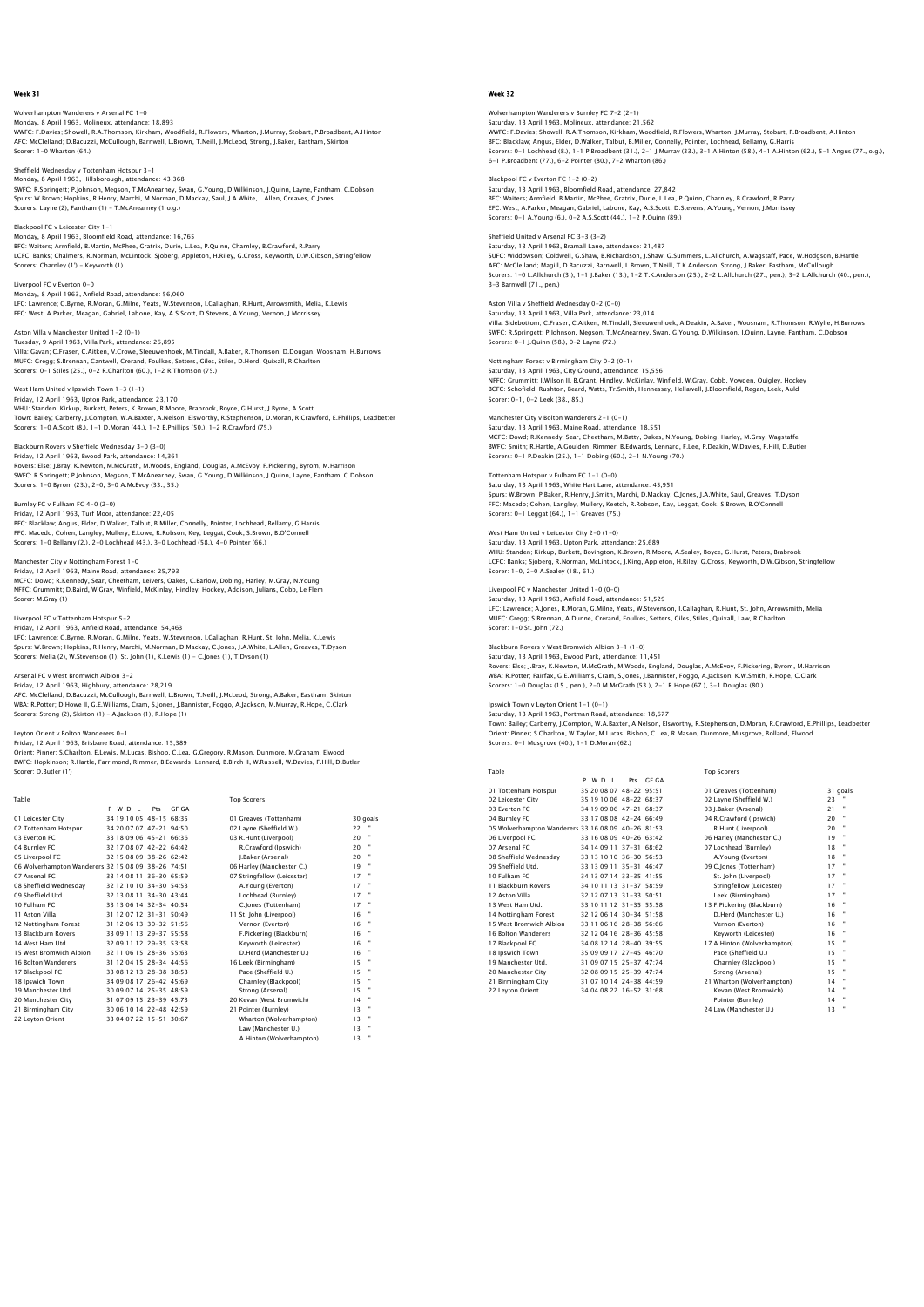## Week 31

Wolverhampton Wanderers v Arsenal FC 1-0
Monday, 8 April 1963, Molineux, attendance: 18,893
WWFC: F.Davies; Showell, R.A.Thomson, Kirkham, Woodfield, R.Flowers, Wharton, J.Murray, Stobart, P.Broadbent, A.Hinton
AFC: McClelland; D.Bacuzzi, McCullough, Barnwell, L.Brown, T.Neill, J.McLeod, Strong, J.Baker, Eastham, Skirton
Scorer: 1-0 Wharton (64.)

Sheffield Wednesday v Tottenham Hotspur 3-1
Monday, 8 April 1963, Hillsborough, attendance: 43,368
SWFC: R.Springett; P.Johnson, Megson, T.McAnearney, Swan, G.Young, D.Wilkinson, J.Quinn, Layne, Fantham, C.Dobson
Spurs: W.Brown; Hopkins, R.Henry, Marchi, M.Norman, D.Mackay, Saul, J.A.White, L.Allen, Greaves, C.Jones
Scorers: Layne (2), Fantham (1) - T.McAnearney (1 o.g.)

Blackpool FC v Leicester City 1-1
Monday, 8 April 1963, Bloomfield Road, attendance: 16,765
BFC: Waiters; Armfield, B.Martin, McPhee, Gratrix, Durie, L.Lea, P.Quinn, Charnley, B.Crawford, R.Parry
LCFC: Banks; Chalmers, R.Norman, McLintock, Sjoberg, Appleton, H.Riley, G.Cross, Keyworth, D.W.Gibson, Stringfellow
Scorers: Charnley (1') - Keyworth (1)

Liverpool FC v Everton 0-0
Monday, 8 April 1963, Anfield Road, attendance: 56,060
LFC: Lawrence; G.Byrne, R.Moran, G.Milne, Yeats, W.Stevenson, I.Callaghan, R.Hunt, Arrowsmith, Melia, K.Lewis
EFC: West; A.Parker, Meagan, Gabriel, Labone, Kay, A.S.Scott, D.Stevens, A.Young, Vernon, J.Morrissey

Aston Villa v Manchester United 1-2 (0-1)
Tuesday, 9 April 1963, Villa Park, attendance: 26,895
Villa: Gavan; C.Fraser, C.Aitken, V.Crowe, Sleeuwenhoek, M.Tindall, A.Baker, R.Thomson, D.Dougan, Woosnam, H.Burrows
MUFC: Gregg; S.Brennan, Cantwell, Crerand, Foulkes, Setters, Giles, Stiles, D.Herd, Quixall, R.Charlton
Scorers: 0-1 Stiles (25.), 0-2 R.Charlton (60.), 1-2 R.Thomson (75.)

West Ham United v Ipswich Town 1-3 (1-1)
Friday, 12 April 1963, Upton Park, attendance: 23,170
WHU: Standen; Kirkup, Burkett, Peters, K.Brown, R.Moore, Brabrook, Boyce, G.Hurst, J.Byrne, A.Scott
Town: Bailey; Carberry, J.Compton, W.A.Baxter, A.Nelson, Elsworthy, R.Stephenson, D.Moran, R.Crawford, E.Phillips, Leadbetter
Scorers: 1-0 A.Scott (8.), 1-1 D.Moran (44.), 1-2 E.Phillips (50.), 1-2 R.Crawford (75.)

Blackburn Rovers v Sheffield Wednesday 3-0 (3-0)
Friday, 12 April 1963, Ewood Park, attendance: 14,361
Rovers: Else; J.Bray, K.Newton, M.McGrath, M.Woods, England, Douglas, A.McEvoy, F.Pickering, Byrom, M.Harrison
SWFC: R.Springett; P.Johnson, Megson, T.McAnearney, Swan, G.Young, D.Wilkinson, J.Quinn, Layne, Fantham, C.Dobson
Scorers: 1-0 Byrom (23.), 2-0, 3-0 A.McEvoy (33., 35.)

Burnley FC v Fulham FC 4-0 (2-0)
Friday, 12 April 1963, Turf Moor, attendance: 22,405
BFC: Blacklaw; Angus, Elder, D.Walker, Talbut, B.Miller, Connelly, Pointer, Lochhead, Bellamy, G.Harris
FFC: Macedo; Cohen, Langley, Mullery, E.Lowe, R.Robson, Key, Leggat, Cook, S.Brown, B.O'Connell
Scorers: 1-0 Bellamy (2.), 2-0 Lochhead (43.), 3-0 Lochhead (58.), 4-0 Pointer (66.)

Manchester City v Nottingham Forest 1-0
Friday, 12 April 1963, Maine Road, attendance: 25,793
MCFC: Dowd; R.Kennedy, Sear, Cheetham, Leivers, Oakes, C.Barlow, Dobing, Harley, M.Gray, N.Young
NFFC: Grummitt; D.Baird, W.Gray, Winfield, McKinlay, Hindley, Hockey, Addison, Julians, Cobb, Le Flem
Scorer: M.Gray (1)

Liverpool FC v Tottenham Hotspur 5-2
Friday, 12 April 1963, Anfield Road, attendance: 54,463
LFC: Lawrence; G.Byrne, R.Moran, G.Milne, Yeats, W.Stevenson, I.Callaghan, R.Hunt, St. John, Melia, K.Lewis
Spurs: W.Brown; Hopkins, R.Henry, Marchi, M.Norman, D.Mackay, C.Jones, J.A.White, L.Allen, Greaves, T.Dyson
Scorers: Melia (2), W.Stevenson (1), St. John (1), K.Lewis (1) - C.Jones (1), T.Dyson (1)

Arsenal FC v West Bromwich Albion 3-2
Friday, 12 April 1963, Highbury, attendance: 28,219
AFC: McClelland; D.Bacuzzi, McCullough, Barnwell, L.Brown, T.Neill, J.McLeod, Strong, A.Baker, Eastham, Skirton
WBA: R.Potter; D.Howe II, G.E.Williams, Cram, S.Jones, J.Bannister, Foggo, A.Jackson, M.Murray, R.Hope, C.Clark
Scorers: Strong (2), Skirton (1) - A.Jackson (1), R.Hope (1)

Leyton Orient v Bolton Wanderers 0-1
Friday, 12 April 1963, Brisbane Road, attendance: 15,389
Orient: Pinner; S.Charlton, E.Lewis, M.Lucas, Bishop, C.Lea, G.Gregory, R.Mason, Dunmore, M.Graham, Elwood
BWFC: Hopkinson; R.Hartle, Farrimond, Rimmer, B.Edwards, Lennard, B.Birch II, W.Russell, W.Davies, F.Hill, D.Butler
Scorer: D.Butler (1')

Table

| | P | W | D | L | Pts | GF | GA |
|---|---|---|---|---|---|---|---|
| 01 Leicester City | 34 | 19 | 10 | 05 | 48-15 | 68 | 35 |
| 02 Tottenham Hotspur | 34 | 20 | 07 | 07 | 47-21 | 94 | 50 |
| 03 Everton FC | 33 | 18 | 09 | 06 | 45-21 | 66 | 36 |
| 04 Burnley FC | 32 | 17 | 08 | 07 | 42-22 | 64 | 42 |
| 05 Liverpool FC | 32 | 15 | 08 | 09 | 38-26 | 62 | 42 |
| 06 Wolverhampton Wanderers | 32 | 15 | 08 | 09 | 38-26 | 74 | 51 |
| 07 Arsenal FC | 33 | 14 | 08 | 11 | 36-30 | 65 | 59 |
| 08 Sheffield Wednesday | 32 | 12 | 10 | 10 | 34-30 | 54 | 53 |
| 09 Sheffield Utd. | 32 | 13 | 08 | 11 | 34-30 | 43 | 44 |
| 10 Fulham FC | 33 | 13 | 06 | 14 | 32-34 | 40 | 54 |
| 11 Aston Villa | 31 | 12 | 07 | 12 | 31-31 | 50 | 49 |
| 12 Nottingham Forest | 31 | 12 | 06 | 13 | 30-32 | 51 | 56 |
| 13 Blackburn Rovers | 33 | 09 | 11 | 13 | 29-37 | 55 | 58 |
| 14 West Ham Utd. | 32 | 09 | 11 | 12 | 29-35 | 53 | 58 |
| 15 West Bromwich Albion | 32 | 11 | 06 | 15 | 28-36 | 55 | 63 |
| 16 Bolton Wanderers | 31 | 12 | 04 | 15 | 28-34 | 44 | 56 |
| 17 Blackpool FC | 33 | 08 | 12 | 13 | 28-38 | 38 | 53 |
| 18 Ipswich Town | 34 | 09 | 08 | 17 | 26-42 | 45 | 69 |
| 19 Manchester Utd. | 30 | 09 | 07 | 14 | 25-35 | 48 | 59 |
| 20 Manchester City | 31 | 07 | 09 | 15 | 23-39 | 45 | 73 |
| 21 Birmingham City | 30 | 06 | 10 | 14 | 22-48 | 42 | 59 |
| 22 Leyton Orient | 33 | 04 | 07 | 22 | 15-51 | 30 | 67 |

Top Scorers

| | |
|---|---|
| 01 Greaves (Tottenham) | 30 goals |
| 02 Layne (Sheffield W.) | 22 " |
| 03 R.Hunt (Liverpool) | 20 " |
| R.Crawford (Ipswich) | 20 " |
| J.Baker (Arsenal) | 20 " |
| 06 Harley (Manchester C.) | 19 " |
| 07 Stringfellow (Leicester) | 17 " |
| A.Young (Everton) | 17 " |
| Lochhead (Burnley) | 17 " |
| C.Jones (Tottenham) | 17 " |
| 11 St. John (Liverpool) | 16 " |
| Vernon (Everton) | 16 " |
| F.Pickering (Blackburn) | 16 " |
| Keyworth (Leicester) | 16 " |
| D.Herd (Manchester U.) | 16 " |
| 16 Leek (Birmingham) | 15 " |
| Pace (Sheffield U.) | 15 " |
| Charnley (Blackpool) | 15 " |
| Strong (Arsenal) | 15 " |
| 20 Kevan (West Bromwich) | 14 " |
| 21 Pointer (Burnley) | 13 " |
| Wharton (Wolverhampton) | 13 " |
| Law (Manchester U.) | 13 " |
| A.Hinton (Wolverhampton) | 13 " |

## Week 32

Wolverhampton Wanderers v Burnley FC 7-2 (2-1)
Saturday, 13 April 1963, Molineux, attendance: 21,562
WWFC: F.Davies; Showell, R.A.Thomson, Kirkham, Woodfield, R.Flowers, Wharton, J.Murray, Stobart, P.Broadbent, A.Hinton
BFC: Blacklaw; Angus, Elder, D.Walker, Talbut, B.Miller, Connelly, Pointer, Lochhead, Bellamy, G.Harris
Scorers: 0-1 Lochhead (8.), 1-1 P.Broadbent (31.), 2-1 J.Murray (33.), 3-1 A.Hinton (58.), 4-1 A.Hinton (62.), 5-1 Angus (77., o.g.), 6-1 P.Broadbent (77.), 6-2 Pointer (80.), 7-2 Wharton (86.)

Blackpool FC v Everton FC 1-2 (0-2)
Saturday, 13 April 1963, Bloomfield Road, attendance: 27,842
BFC: Waiters; Armfield, B.Martin, McPhee, Gratrix, Durie, L.Lea, P.Quinn, Charnley, B.Crawford, R.Parry
EFC: West; A.Parker, Meagan, Gabriel, Labone, Kay, A.S.Scott, D.Stevens, A.Young, Vernon, J.Morrissey
Scorers: 0-1 A.Young (6.), 0-2 A.S.Scott (44.), 1-2 P.Quinn (89.)

Sheffield United v Arsenal FC 3-3 (3-2)
Saturday, 13 April 1963, Bramall Lane, attendance: 21,487
SUFC: Widdowson; Coldwell, G.Shaw, B.Richardson, J.Shaw, G.Summers, L.Allchurch, A.Wagstaff, Pace, W.Hodgson, B.Hartle
AFC: McClelland; Magill, D.Bacuzzi, Barnwell, L.Brown, T.Neill, T.K.Anderson, Strong, J.Baker, Eastham, McCullough
Scorers: 1-0 L.Allchurch (3.), 1-1 J.Baker (13.), 1-2 T.K.Anderson (25.), 2-2 L.Allchurch (27., pen.), 3-2 L.Allchurch (40., pen.), 3-3 Barnwell (71., pen.)

Aston Villa v Sheffield Wednesday 0-2 (0-0)
Saturday, 13 April 1963, Villa Park, attendance: 23,014
Villa: Sidebottom; C.Fraser, C.Aitken, M.Tindall, Sleeuwenhoek, A.Deakin, A.Baker, Woosnam, R.Thomson, R.Wylie, H.Burrows
SWFC: R.Springett; P.Johnson, Megson, T.McAnearney, Swan, G.Young, D.Wilkinson, J.Quinn, Layne, Fantham, C.Dobson
Scorers: 0-1 J.Quinn (58.), 0-2 Layne (72.)

Nottingham Forest v Birmingham City 0-2 (0-1)
Saturday, 13 April 1963, City Ground, attendance: 15,556
NFFC: Grummitt; J.Wilson II, B.Grant, Hindley, McKinlay, Winfield, W.Gray, Cobb, Vowden, Quigley, Hockey
BCFC: Schofield; Rushton, Beard, Watts, Tr.Smith, Hennessey, Hellawell, J.Bloomfield, Regan, Leek, Auld
Scorer: 0-1, 0-2 Leek (38., 85.)

Manchester City v Bolton Wanderers 2-1 (0-1)
Saturday, 13 April 1963, Maine Road, attendance: 18,551
MCFC: Dowd; R.Kennedy, Sear, Cheetham, M.Batty, Oakes, N.Young, Dobing, Harley, M.Gray, Wagstaffe
BWFC: Smith; R.Hartle, A.Goulden, Rimmer, B.Edwards, Lennard, F.Lee, P.Deakin, W.Davies, F.Hill, D.Butler
Scorers: 0-1 P.Deakin (25.), 1-1 Dobing (60.), 2-1 N.Young (70.)

Tottenham Hotspur v Fulham FC 1-1 (0-0)
Saturday, 13 April 1963, White Hart Lane, attendance: 45,951
Spurs: W.Brown; P.Baker, R.Henry, J.Smith, Marchi, D.Mackay, C.Jones, J.A.White, Saul, Greaves, T.Dyson
FFC: Macedo; Cohen, Langley, Mullery, Keetch, R.Robson, Kay, Leggat, Cook, S.Brown, B.O'Connell
Scorers: 0-1 Leggat (64.), 1-1 Greaves (75.)

West Ham United v Leicester City 2-0 (1-0)
Saturday, 13 April 1963, Upton Park, attendance: 25,689
WHU: Standen; Kirkup, Burkett, Bovington, K.Brown, R.Moore, A.Sealey, Boyce, G.Hurst, Peters, Brabrook
LCFC: Banks; Sjoberg, R.Norman, McLintock, J.King, Appleton, H.Riley, G.Cross, Keyworth, D.W.Gibson, Stringfellow
Scorer: 1-0, 2-0 A.Sealey (18., 61.)

Liverpool FC v Manchester United 1-0 (0-0)
Saturday, 13 April 1963, Anfield Road, attendance: 51,529
LFC: Lawrence; A.Jones, R.Moran, G.Milne, Yeats, W.Stevenson, I.Callaghan, R.Hunt, St. John, Arrowsmith, Melia
MUFC: Gregg; S.Brennan, A.Dunne, Crerand, Foulkes, Setters, Giles, Stiles, Quixall, Law, R.Charlton
Scorer: 1-0 St. John (72.)

Blackburn Rovers v West Bromwich Albion 3-1 (1-0)
Saturday, 13 April 1963, Ewood Park, attendance: 11,451
Rovers: Else; J.Bray, K.Newton, M.McGrath, M.Woods, England, Douglas, A.McEvoy, F.Pickering, Byrom, M.Harrison
WBA: R.Potter; Fairfax, G.E.Williams, Cram, S.Jones, J.Bannister, Foggo, A.Jackson, K.W.Smith, R.Hope, C.Clark
Scorers: 1-0 Douglas (15., pen.), 2-0 M.McGrath (53.), 2-1 R.Hope (67.), 3-1 Douglas (80.)

Ipswich Town v Leyton Orient 1-1 (0-1)
Saturday, 13 April 1963, Portman Road, attendance: 18,677
Town: Bailey; Carberry, J.Compton, W.A.Baxter, A.Nelson, Elsworthy, R.Stephenson, D.Moran, R.Crawford, E.Phillips, Leadbetter
Orient: Pinner; S.Charlton, W.Taylor, M.Lucas, Bishop, C.Lea, R.Mason, Dunmore, Musgrove, Bolland, Elwood
Scorers: 0-1 Musgrove (40.), 1-1 D.Moran (62.)

Table

| | P | W | D | L | Pts | GF | GA |
|---|---|---|---|---|---|---|---|
| 01 Tottenham Hotspur | 35 | 20 | 08 | 07 | 48-22 | 95 | 51 |
| 02 Leicester City | 35 | 19 | 10 | 06 | 48-22 | 68 | 37 |
| 03 Everton FC | 34 | 19 | 09 | 06 | 47-21 | 68 | 37 |
| 04 Burnley FC | 33 | 17 | 08 | 08 | 42-24 | 66 | 49 |
| 05 Wolverhampton Wanderers | 33 | 16 | 08 | 09 | 40-26 | 81 | 53 |
| 06 Liverpool FC | 33 | 16 | 08 | 09 | 40-26 | 63 | 42 |
| 07 Arsenal FC | 34 | 14 | 09 | 11 | 37-31 | 68 | 62 |
| 08 Sheffield Wednesday | 33 | 13 | 10 | 10 | 36-30 | 56 | 53 |
| 09 Sheffield Utd. | 33 | 13 | 09 | 11 | 35-31 | 46 | 47 |
| 10 Fulham FC | 34 | 13 | 07 | 14 | 33-35 | 41 | 55 |
| 11 Blackburn Rovers | 34 | 10 | 11 | 13 | 31-37 | 58 | 59 |
| 12 Aston Villa | 32 | 12 | 07 | 13 | 31-33 | 50 | 51 |
| 13 West Ham Utd. | 33 | 10 | 11 | 12 | 31-35 | 55 | 58 |
| 14 Nottingham Forest | 32 | 12 | 06 | 14 | 30-34 | 51 | 58 |
| 15 West Bromwich Albion | 33 | 11 | 06 | 16 | 28-38 | 56 | 66 |
| 16 Bolton Wanderers | 32 | 12 | 04 | 16 | 28-36 | 45 | 58 |
| 17 Blackpool FC | 34 | 08 | 12 | 14 | 28-40 | 39 | 55 |
| 18 Ipswich Town | 35 | 09 | 09 | 17 | 27-45 | 46 | 70 |
| 19 Manchester Utd. | 31 | 09 | 07 | 15 | 25-37 | 47 | 74 |
| 20 Manchester City | 32 | 08 | 09 | 15 | 25-39 | 47 | 74 |
| 21 Birmingham City | 31 | 07 | 10 | 14 | 24-38 | 44 | 59 |
| 22 Leyton Orient | 34 | 04 | 08 | 22 | 16-52 | 31 | 68 |

Top Scorers

| | |
|---|---|
| 01 Greaves (Tottenham) | 31 goals |
| 02 Layne (Sheffield W.) | 23 " |
| 03 J.Baker (Arsenal) | 21 " |
| 04 R.Crawford (Ipswich) | 20 " |
| R.Hunt (Liverpool) | 20 " |
| 06 Harley (Manchester C.) | 19 " |
| 07 Lochhead (Burnley) | 18 " |
| A.Young (Everton) | 18 " |
| 09 C.Jones (Tottenham) | 17 " |
| St. John (Liverpool) | 17 " |
| Stringfellow (Leicester) | 17 " |
| Leek (Birmingham) | 17 " |
| 13 F.Pickering (Blackburn) | 16 " |
| D.Herd (Manchester U.) | 16 " |
| Vernon (Everton) | 16 " |
| Keyworth (Leicester) | 16 " |
| 17 A.Hinton (Wolverhampton) | 15 " |
| Pace (Sheffield U.) | 15 " |
| Charnley (Blackpool) | 15 " |
| Strong (Arsenal) | 15 " |
| 21 Wharton (Wolverhampton) | 14 " |
| Kevan (West Bromwich) | 14 " |
| Pointer (Burnley) | 14 " |
| 24 Law (Manchester U.) | 13 " |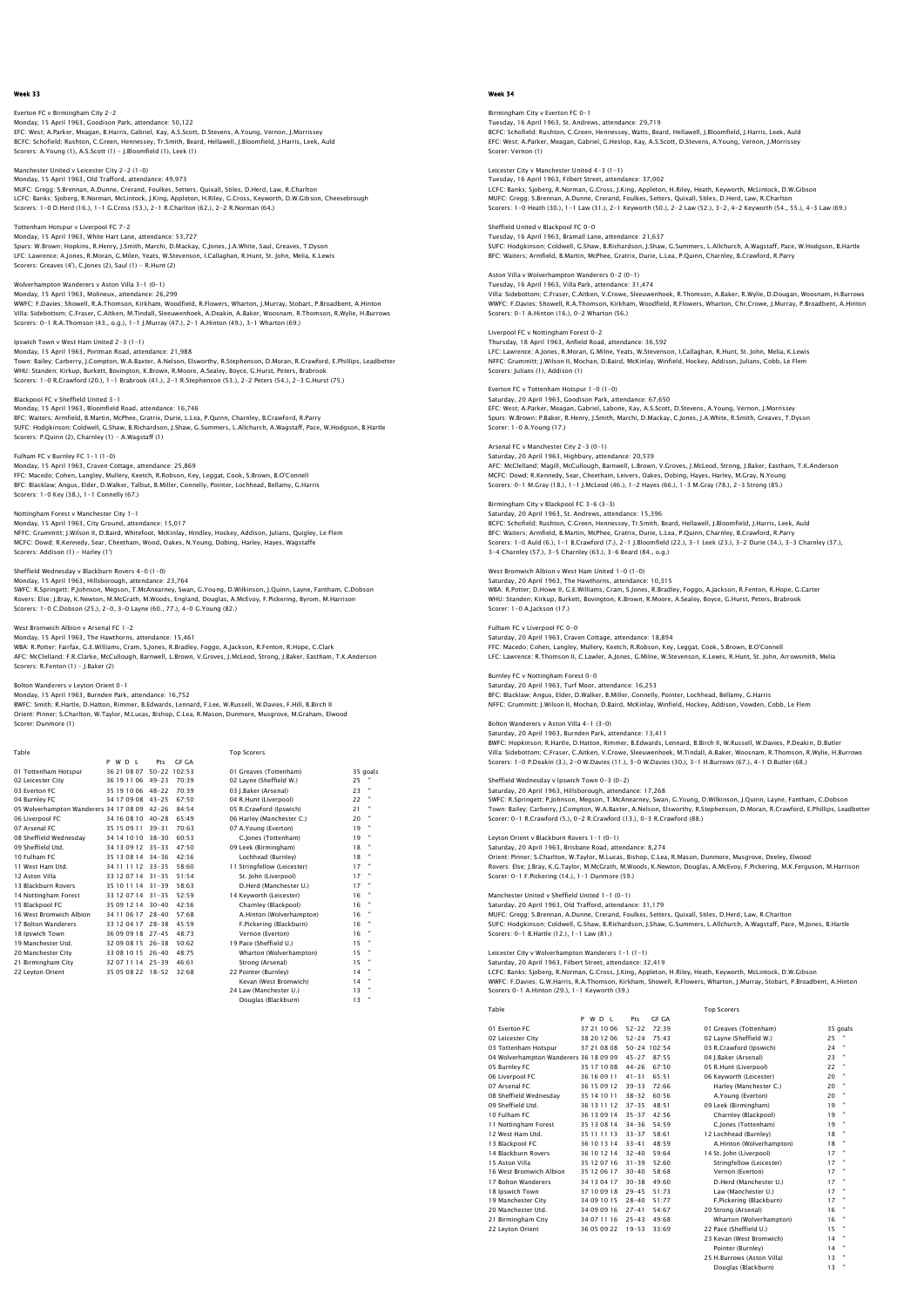## Week 33

Everton FC v Birmingham City 2–2
Monday, 15 April 1963, Goodison Park, attendance: 50,122
EFC: West; A.Parker, Meagan, B.Harris, Gabriel, Kay, A.S.Scott, D.Stevens, A.Young, Vernon, J.Morrissey
BCFC: Schofield; Rushton, C.Green, Hennessey, Tr.Smith, Beard, Hellawell, J.Bloomfield, J.Harris, Leek, Auld
Scorers: A.Young (1), A.S.Scott (1) – J.Bloomfield (1), Leek (1)

Manchester United v Leicester City 2–2 (1–0)
Monday, 15 April 1963, Old Trafford, attendance: 49,973
MUFC: Gregg; S.Brennan, A.Dunne, Crerand, Foulkes, Setters, Quixall, Stiles, D.Herd, Law, R.Charlton
LCFC: Banks; Sjoberg, R.Norman, McLintock, J.King, Appleton, H.Riley, G.Cross, Keyworth, D.W.Gibson, Cheesebrough
Scorers: 1–0 D.Herd (16.), 1–1 G.Cross (53.), 2–1 R.Charlton (62.), 2–2 R.Norman (64.)

Tottenham Hotspur v Liverpool FC 7–2
Monday, 15 April 1963, White Hart Lane, attendance: 53,727
Spurs: W.Brown; Hopkins, R.Henry, J.Smith, Marchi, D.Mackay, C.Jones, J.A.White, Saul, Greaves, T.Dyson
LFC: Lawrence; A.Jones, R.Moran, G.Milen, Yeats, W.Stevenson, I.Callaghan, R.Hunt, St. John, Melia, K.Lewis
Scorers: Greaves (4'), C.Jones (2), Saul (1) – R.Hunt (2)

Wolverhampton Wanderers v Aston Villa 3–1 (0–1)
Monday, 15 April 1963, Molineux, attendance: 26,299
WWFC: F.Davies; Showell, R.A.Thomson, Kirkham, Woodfield, R.Flowers, Wharton, J.Murray, Stobart, P.Broadbent, A.Hinton
Villa: Sidebottom; C.Fraser, C.Aitken, M.Tindall, Sleeuwenhoek, A.Deakin, A.Baker, Woosnam, R.Thomson, R.Wylie, H.Burrows
Scorers: 0–1 R.A.Thomson (43., o.g.), 1–1 J.Murray (47.), 2–1 A.Hinton (49.), 3–1 Wharton (69.)

Ipswich Town v West Ham United 2–3 (1–1)
Monday, 15 April 1963, Portman Road, attendance: 21,988
Town: Bailey; Carberry, J.Compton, W.A.Baxter, A.Nelson, Elsworthy, R.Stephenson, D.Moran, R.Crawford, E.Phillips, Leadbetter
WHU: Standen; Kirkup, Burkett, Bovington, K.Brown, R.Moore, A.Sealey, Boyce, G.Hurst, Peters, Brabrook
Scorers: 1–0 R.Crawford (20.), 1–1 Brabrook (41.), 2–1 R.Stephenson (53.), 2–2 Peters (54.), 2–3 G.Hurst (75.)

Blackpool FC v Sheffield United 3–1
Monday, 15 April 1963, Bloomfield Road, attendance: 16,746
BFC: Waiters; Armfield, B.Martin, McPhee, Gratrix, Durie, L.Lea, P.Quinn, Charnley, B.Crawford, R.Parry
SUFC: Hodgkinson; Coldwell, G.Shaw, B.Richardson, J.Shaw, G.Summers, L.Allchurch, A.Wagstaff, Pace, W.Hodgson, B.Hartle
Scorers: P.Quinn (2), Charnley (1) – A.Wagstaff (1)

Fulham FC v Burnley FC 1–1 (1–0)
Monday, 15 April 1963, Craven Cottage, attendance: 25,869
FFC: Macedo; Cohen, Langley, Mullery, Keetch, R.Robson, Key, Leggat, Cook, S.Brown, B.O'Connell
BFC: Blacklaw; Angus, Elder, D.Walker, Talbut, B.Miller, Connelly, Pointer, Lochhead, Bellamy, G.Harris
Scorers: 1–0 Key (38.), 1–1 Connelly (67.)

Nottingham Forest v Manchester City 1–1
Monday, 15 April 1963, City Ground, attendance: 15,017
NFFC: Grummitt; J.Wilson II, D.Baird, Whitefoot, McKinlay, Hindley, Hockey, Addison, Julians, Quigley, Le Flem
MCFC: Dowd; R.Kennedy, Sear, Cheetham, Wood, Oakes, N.Young, Dobing, Harley, Hayes, Wagstaffe
Scorers: Addison (1) – Harley (1')

Sheffield Wednesday v Blackburn Rovers 4–0 (1–0)
Monday, 15 April 1963, Hillsborough, attendance: 23,764
SWFC: R.Springett; P.Johnson, Megson, T.McAnearney, Swan, G.Young, D.Wilkinson, J.Quinn, Layne, Fantham, C.Dobson
Rovers: Else; J.Bray, K.Newton, M.McGrath, M.Woods, England, Douglas, A.McEvoy, F.Pickering, Byrom, M.Harrison
Scorers: 1–0 C.Dobson (25.), 2–0, 3–0 Layne (60., 77.), 4–0 G.Young (82.)

West Bromwich Albion v Arsenal FC 1–2
Monday, 15 April 1963, The Hawthorns, attendance: 15,461
WBA: R.Potter; Fairfax, G.E.Williams, Cram, S.Jones, R.Bradley, Foggo, A.Jackson, R.Fenton, R.Hope, C.Clark
AFC: McClelland; F.R.Clarke, McCullough, Barnwell, L.Brown, V.Groves, J.McLeod, Strong, J.Baker, Eastham, T.K.Anderson
Scorers: R.Fenton (1) – J.Baker (2)

Bolton Wanderers v Leyton Orient 0–1
Monday, 15 April 1963, Burnden Park, attendance: 16,752
BWFC: Smith; R.Hartle, D.Hatton, Rimmer, B.Edwards, Lennard, F.Lee, W.Russell, W.Davies, F.Hill, B.Birch II
Orient: Pinner; S.Charlton, W.Taylor, M.Lucas, Bishop, C.Lea, R.Mason, Dunmore, Musgrove, M.Graham, Elwood
Scorer: Dunmore (1)

Table

| | P | W | D | L | Pts | GF GA |
|---|---|---|---|---|---|---|
| 01 Tottenham Hotspur | 36 | 21 | 08 | 07 | 50–22 | 102:53 |
| 02 Leicester City | 36 | 19 | 11 | 06 | 49–23 | 70:39 |
| 03 Everton FC | 35 | 19 | 10 | 06 | 48–22 | 70:39 |
| 04 Burnley FC | 34 | 17 | 09 | 08 | 43–25 | 67:50 |
| 05 Wolverhampton Wanderers | 34 | 17 | 08 | 09 | 42–26 | 84:54 |
| 06 Liverpool FC | 34 | 16 | 08 | 10 | 40–28 | 65:49 |
| 07 Arsenal FC | 35 | 15 | 09 | 11 | 39–31 | 70:63 |
| 08 Sheffield Wednesday | 34 | 14 | 10 | 10 | 38–30 | 60:53 |
| 09 Sheffield Utd. | 34 | 13 | 09 | 12 | 35–33 | 47:50 |
| 10 Fulham FC | 35 | 13 | 08 | 14 | 34–36 | 42:56 |
| 11 West Ham Utd. | 34 | 11 | 11 | 12 | 33–35 | 58:60 |
| 12 Aston Villa | 33 | 12 | 07 | 14 | 31–35 | 51:54 |
| 13 Blackburn Rovers | 35 | 10 | 11 | 14 | 31–39 | 58:63 |
| 14 Nottingham Forest | 33 | 12 | 07 | 14 | 31–35 | 52:59 |
| 15 Blackpool FC | 35 | 09 | 12 | 14 | 30–40 | 42:56 |
| 16 West Bromwich Albion | 34 | 11 | 06 | 17 | 28–40 | 57:68 |
| 17 Bolton Wanderers | 33 | 12 | 04 | 17 | 28–38 | 45:59 |
| 18 Ipswich Town | 36 | 09 | 09 | 18 | 27–45 | 48:73 |
| 19 Manchester Utd. | 32 | 09 | 08 | 15 | 26–38 | 50:62 |
| 20 Manchester City | 33 | 08 | 10 | 15 | 26–40 | 48:75 |
| 21 Birmingham City | 32 | 07 | 11 | 14 | 25–39 | 46:61 |
| 22 Leyton Orient | 35 | 05 | 08 | 22 | 18–52 | 32:68 |

Top Scorers

| | |
|---|---|
| 01 Greaves (Tottenham) | 35 goals |
| 02 Layne (Sheffield W.) | 25 " |
| 03 J.Baker (Arsenal) | 23 " |
| 04 R.Hunt (Liverpool) | 22 " |
| 05 R.Crawford (Ipswich) | 21 " |
| 06 Harley (Manchester C.) | 20 " |
| 07 A.Young (Everton) | 19 " |
| C.Jones (Tottenham) | 19 " |
| 09 Leek (Birmingham) | 18 " |
| Lochhead (Burnley) | 18 " |
| 11 Stringfellow (Leicester) | 17 " |
| St. John (Liverpool) | 17 " |
| D.Herd (Manchester U.) | 17 " |
| 14 Keyworth (Leicester) | 16 " |
| Charnley (Blackpool) | 16 " |
| A.Hinton (Wolverhampton) | 16 " |
| F.Pickering (Blackburn) | 16 " |
| Vernon (Everton) | 16 " |
| 19 Pace (Sheffield U.) | 15 " |
| Wharton (Wolverhampton) | 15 " |
| Strong (Arsenal) | 15 " |
| 22 Pointer (Burnley) | 14 " |
| Kevan (West Bromwich) | 14 " |
| 24 Law (Manchester U.) | 13 " |
| Douglas (Blackburn) | 13 " |

## Week 34

Birmingham City v Everton FC 0–1
Tuesday, 16 April 1963, St. Andrews, attendance: 29,719
BCFC: Schofield; Rushton, C.Green, Hennessey, Watts, Beard, Hellawell, J.Bloomfield, J.Harris, Leek, Auld
EFC: West; A.Parker, Meagan, Gabriel, G.Heslop, Kay, A.S.Scott, D.Stevens, A.Young, Vernon, J.Morrissey
Scorer: Vernon (1)

Leicester City v Manchester United 4–3 (1–1)
Tuesday, 16 April 1963, Filbert Street, attendance: 37,002
LCFC: Banks; Sjoberg, R.Norman, G.Cross, J.King, Appleton, H.Riley, Heath, Keyworth, McLintock, D.W.Gibson
MUFC: Gregg; S.Brennan, A.Dunne, Crerand, Foulkes, Setters, Quixall, Stiles, D.Herd, Law, R.Charlton
Scorers: 1–0 Heath (30.), 1–1 Law (31.), 2–1 Keyworth (50.), 2–2 Law (52.), 3–2, 4–2 Keyworth (54., 55.), 4–3 Law (69.)

Sheffield United v Blackpool FC 0–0
Tuesday, 16 April 1963, Bramall Lane, attendance: 21,637
SUFC: Hodgkinson; Coldwell, G.Shaw, B.Richardson, J.Shaw, G.Summers, L.Allchurch, A.Wagstaff, Pace, W.Hodgson, B.Hartle
BFC: Waiters; Armfield, B.Martin, McPhee, Gratrix, Durie, L.Lea, P.Quinn, Charnley, B.Crawford, R.Parry

Aston Villa v Wolverhampton Wanderers 0–2 (0–1)
Tuesday, 16 April 1963, Villa Park, attendance: 31,474
Villa: Sidebottom; C.Fraser, C.Aitken, V.Crowe, Sleeuwenhoek, R.Thomson, A.Baker, R.Wylie, D.Dougan, Woosnam, H.Burrows
WWFC: F.Davies; Showell, R.A.Thomson, Kirkham, Woodfield, R.Flowers, Wharton, Chr.Crowe, J.Murray, P.Broadbent, A.Hinton
Scorers: 0–1 A.Hinton (16.), 0–2 Wharton (56.)

Liverpool FC v Nottingham Forest 0–2
Thursday, 18 April 1963, Anfield Road, attendance: 36,592
LFC: Lawrence; A.Jones, R.Moran, G.Milne, Yeats, W.Stevenson, I.Callaghan, R.Hunt, St. John, Melia, K.Lewis
NFFC: Grummitt; J.Wilson II, Mochan, D.Baird, McKinlay, Winfield, Hockey, Addison, Julians, Cobb, Le Flem
Scorers: Julians (1), Addison (1)

Everton FC v Tottenham Hotspur 1–0 (1–0)
Saturday, 20 April 1963, Goodison Park, attendance: 67,650
EFC: West; A.Parker, Meagan, Gabriel, Labone, Kay, A.S.Scott, D.Stevens, A.Young, Vernon, J.Morrissey
Spurs: W.Brown; P.Baker, R.Henry, J.Smith, Marchi, D.Mackay, C.Jones, J.A.White, R.Smith, Greaves, T.Dyson
Scorer: 1–0 A.Young (17.)

Arsenal FC v Manchester City 2–3 (0–1)
Saturday, 20 April 1963, Highbury, attendance: 20,539
AFC: McClelland; Magill, McCullough, Barnwell, L.Brown, V.Groves, J.McLeod, Strong, J.Baker, Eastham, T.K.Anderson
MCFC: Dowd; R.Kennedy, Sear, Cheetham, Leivers, Oakes, Dobing, Hayes, Harley, M.Gray, N.Young
Scorers: 0–1 M.Gray (18.), 1–1 J.McLeod (46.), 1–2 Hayes (66.), 1–3 M.Gray (78.), 2–3 Strong (85.)

Birmingham City v Blackpool FC 3–6 (3–3)
Saturday, 20 April 1963, St. Andrews, attendance: 15,396
BCFC: Schofield; Rushton, C.Green, Hennessey, Tr.Smith, Beard, Hellawell, J.Bloomfield, J.Harris, Leek, Auld
BFC: Waiters; Armfield, B.Martin, McPhee, Gratrix, Durie, L.Lea, P.Quinn, Charnley, B.Crawford, R.Parry
Scorers: 1–0 Auld (6.), 1–1 B.Crawford (7.), 2–1 J.Bloomfield (22.), 3–1 Leek (23.), 3–2 Durie (34.), 3–3 Charnley (37.), 3–4 Charnley (57.), 3–5 Charnley (63.), 3–6 Beard (84., o.g.)

West Bromwich Albion v West Ham United 1–0 (1–0)
Saturday, 20 April 1963, The Hawthorns, attendance: 10,315
WBA: R.Potter; D.Howe II, G.E.Williams, Cram, S.Jones, R.Bradley, Foggo, A.Jackson, R.Fenton, R.Hope, G.Carter
WHU: Standen; Kirkup, Burkett, Bovington, K.Brown, R.Moore, A.Sealey, Boyce, G.Hurst, Peters, Brabrook
Scorer: 1–0 A.Jackson (17.)

Fulham FC v Liverpool FC 0–0
Saturday, 20 April 1963, Craven Cottage, attendance: 18,894
FFC: Macedo; Cohen, Langley, Mullery, Keetch, R.Robson, Key, Leggat, Cook, S.Brown, B.O'Connell
LFC: Lawrence; R.Thomson II, C.Lawler, A.Jones, G.Milne, W.Stevenson, K.Lewis, R.Hunt, St. John, Arrowsmith, Melia

Burnley FC v Nottingham Forest 0–0
Saturday, 20 April 1963, Turf Moor, attendance: 16,253
BFC: Blacklaw; Angus, Elder, D.Walker, B.Miller, Connelly, Pointer, Lochhead, Bellamy, G.Harris
NFFC: Grummitt; J.Wilson II, Mochan, D.Baird, McKinlay, Winfield, Hockey, Addison, Vowden, Cobb, Le Flem

Bolton Wanderers v Aston Villa 4–1 (3–0)
Saturday, 20 April 1963, Burnden Park, attendance: 13,411
BWFC: Hopkinson; R.Hartle, D.Hatton, Rimmer, B.Edwards, Lennard, B.Birch II, W.Russell, W.Davies, P.Deakin, D.Butler
Villa: Sidebottom; C.Fraser, C.Aitken, V.Crowe, Sleeuwenhoek, M.Tindall, A.Baker, Woosnam, R.Thomson, R.Wylie, H.Burrows
Scorers: 1–0 P.Deakin (3.), 2–0 W.Davies (11.), 3–0 W.Davies (30.), 3–1 H.Burrows (67.), 4–1 D.Butler (68.)

Sheffield Wednesday v Ipswich Town 0–3 (0–2)
Saturday, 20 April 1963, Hillsborough, attendance: 17,268
SWFC: R.Springett; P.Johnson, Megson, T.McAnearney, Swan, G.Young, D.Wilkinson, J.Quinn, Layne, Fantham, C.Dobson
Town: Bailey; Carberry, J.Compton, W.A.Baxter, A.Nelson, Elsworthy, R.Stephenson, D.Moran, R.Crawford, E.Phillips, Leadbetter
Scorers: 0–1 R.Crawford (5.), 0–2 R.Crawford (13.), 0–3 R.Crawford (88.)

Leyton Orient v Blackburn Rovers 1–1 (0–1)
Saturday, 20 April 1963, Brisbane Road, attendance: 8,274
Orient: Pinner; S.Charlton, W.Taylor, M.Lucas, Bishop, C.Lea, R.Mason, Dunmore, Musgrove, Deeley, Elwood
Rovers: Else; J.Bray, K.G.Taylor, M.McGrath, M.Woods, K.Newton, Douglas, A.McEvoy, F.Pickering, M.K.Ferguson, M.Harrison
Scorers: 0–1 F.Pickering (14.), 1–1 Dunmore (59.)

Manchester United v Sheffield United 1–1 (0–1)
Saturday, 20 April 1963, Old Trafford, attendance: 31,179
MUFC: Gregg; S.Brennan, A.Dunne, Crerand, Foulkes, Setters, Quixall, Stiles, D.Herd, Law, R.Charlton
SUFC: Hodgkinson; Coldwell, G.Shaw, B.Richardson, J.Shaw, G.Summers, L.Allchurch, A.Wagstaff, Pace, M.Jones, B.Hartle
Scorers: 0–1 B.Hartle (12.), 1–1 Law (81.)

Leicester City v Wolverhampton Wanderers 1–1 (1–1)
Saturday, 20 April 1963, Filbert Street, attendance: 32,419
LCFC: Banks; Sjoberg, R.Norman, G.Cross, J.King, Appleton, H.Riley, Heath, Keyworth, McLintock, D.W.Gibson
WWFC: F.Davies; G.W.Harris, R.A.Thomson, Kirkham, Showell, R.Flowers, Wharton, J.Murray, Stobart, P.Broadbent, A.Hinton
Scorers 0–1 A.Hinton (29.), 1–1 Keyworth (39.)

Table

| | P | W | D | L | Pts | GF GA |
|---|---|---|---|---|---|---|
| 01 Everton FC | 37 | 21 | 10 | 06 | 52–22 | 72:39 |
| 02 Leicester City | 38 | 20 | 12 | 06 | 52–24 | 75:43 |
| 03 Tottenham Hotspur | 37 | 21 | 08 | 08 | 50–24 | 102:54 |
| 04 Wolverhampton Wanderers | 36 | 18 | 09 | 09 | 45–27 | 87:55 |
| 05 Burnley FC | 35 | 17 | 10 | 08 | 44–26 | 67:50 |
| 06 Liverpool FC | 36 | 16 | 09 | 11 | 41–31 | 65:51 |
| 07 Arsenal FC | 36 | 15 | 09 | 12 | 39–33 | 72:66 |
| 08 Sheffield Wednesday | 35 | 14 | 10 | 11 | 38–32 | 60:56 |
| 09 Sheffield Utd. | 36 | 13 | 11 | 12 | 37–35 | 48:51 |
| 10 Fulham FC | 36 | 13 | 09 | 14 | 35–37 | 42:56 |
| 11 Nottingham Forest | 35 | 13 | 08 | 14 | 34–36 | 54:59 |
| 12 West Ham Utd. | 35 | 11 | 11 | 13 | 33–37 | 58:61 |
| 13 Blackpool FC | 36 | 10 | 13 | 14 | 33–41 | 48:59 |
| 14 Blackburn Rovers | 36 | 10 | 12 | 14 | 32–40 | 59:64 |
| 15 Aston Villa | 35 | 12 | 07 | 16 | 31–39 | 52:60 |
| 16 West Bromwich Albion | 35 | 12 | 06 | 17 | 30–40 | 58:68 |
| 17 Bolton Wanderers | 34 | 13 | 04 | 17 | 30–38 | 49:60 |
| 18 Ipswich Town | 37 | 10 | 09 | 18 | 29–45 | 51:73 |
| 19 Manchester City | 34 | 09 | 10 | 15 | 28–40 | 51:77 |
| 20 Manchester Utd. | 34 | 09 | 09 | 16 | 27–41 | 54:67 |
| 21 Birmingham City | 34 | 07 | 11 | 16 | 25–43 | 49:68 |
| 22 Leyton Orient | 36 | 05 | 09 | 22 | 19–53 | 33:69 |

Top Scorers

| | |
|---|---|
| 01 Greaves (Tottenham) | 35 goals |
| 02 Layne (Sheffield W.) | 25 " |
| 03 R.Crawford (Ipswich) | 24 " |
| 04 J.Baker (Arsenal) | 23 " |
| 05 R.Hunt (Liverpool) | 22 " |
| 06 Keyworth (Leicester) | 20 " |
| Harley (Manchester C.) | 20 " |
| A.Young (Everton) | 20 " |
| 09 Leek (Birmingham) | 19 " |
| Charnley (Blackpool) | 19 " |
| C.Jones (Tottenham) | 19 " |
| 12 Lochhead (Burnley) | 18 " |
| A.Hinton (Wolverhampton) | 18 " |
| 14 St. John (Liverpool) | 17 " |
| Stringfellow (Leicester) | 17 " |
| Vernon (Everton) | 17 " |
| D.Herd (Manchester U.) | 17 " |
| Law (Manchester U.) | 17 " |
| F.Pickering (Blackburn) | 17 " |
| 20 Strong (Arsenal) | 16 " |
| Wharton (Wolverhampton) | 16 " |
| 22 Pace (Sheffield U.) | 15 " |
| 23 Kevan (West Bromwich) | 14 " |
| Pointer (Burnley) | 14 " |
| 25 H.Burrows (Aston Villa) | 13 " |
| Douglas (Blackburn) | 13 " |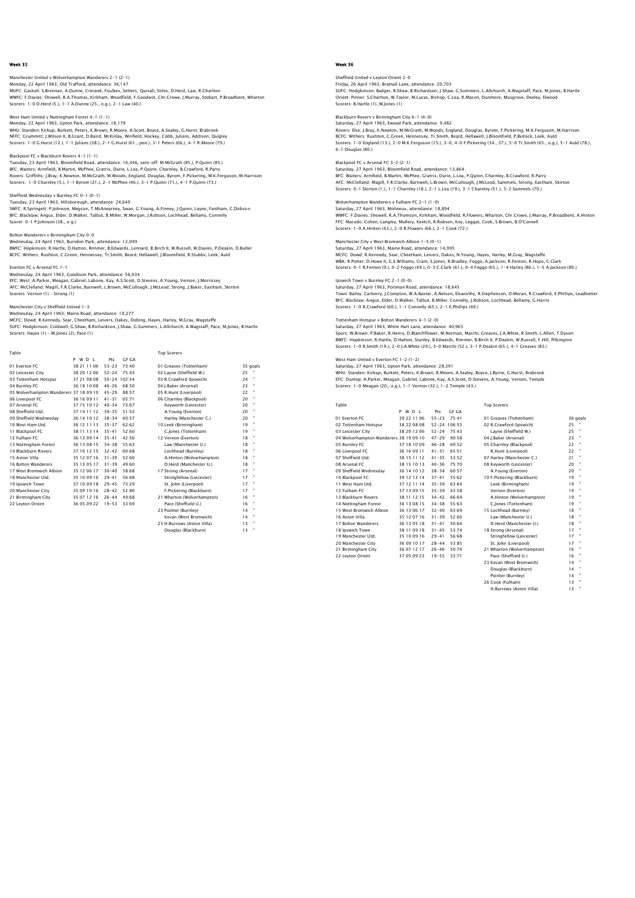## Week 35

Manchester United v Wolverhampton Wanderers 2–1 (2–1)
Monday, 22 April 1963, Old Trafford, attendance: 36,147
MUFC: Gaskell; S.Brennan, A.Dunne, Crerand, Foulkes, Setters, Quixall, Stiles, D.Herd, Law, R.Charlton
WWFC: F.Davies; Showell, R.A.Thomas, Kirkham, Woodfield, F.Goodwin, Chr.Crowe, J.Murray, Stobart, P.Broadbent, Wharton
Scorers: 1–0 D.Herd (5.), 1–1 A.Dunne (25., o.g.), 2–1 Law (40.)

West Ham United v Nottingham Forest 4–1 (1–1)
Monday, 22 April 1963, Upton Park, attendance: 18,179
WHU: Standen; Kirkup, Burkett, Peters, K.Brown, R.Moore, A.Scott, Boyce, A.Sealey, G.Hurst, Brabrook
NFFC: Grummitt; J.Wilson II, B.Grant, D.Baird, McKinlay, Winfield, Hockey, Cobb, Julians, Addison, Quigley
Scorers: 1–0 G.Hurst (12.), 1–1 Julians (38.), 2–1 G.Hurst (61., pen.), 3–1 Peters (66.), 4–1 R.Moore (79.)

Blackpool FC v Blackburn Rovers 4–1 (1–1)
Tuesday, 23 April 1963, Bloomfield Road, attendance: 16,446, sent-off: M.McGrath (85.), P.Quinn (85.)
BFC: Waiters; Armfield, B.Martin, McPhee, Gratrix, Durie, L.Lea, P.Quinn, Charnley, B.Crawford, R.Parry
Rovers: Griffiths; J.Bray, K.Newton, M.McGrath, M.Woods, England, Douglas, Byrom, F.Pickering, M.K.Ferguson, M.Harrison
Scorers: 1–0 Charnley (5.), 1–1 Byrom (21.), 2–1 McPhee (46.), 3–1 P.Quinn (71.), 4–1 P.Quinn (73.)

Sheffield Wednesday v Burnley FC 0–1 (0–1)
Tuesday, 23 April 1963, Hillsborough, attendance: 24,649
SWFC: R.Springett; P.Johnson, Megson, T.McAnearney, Swan, G.Young, A.Finney, J.Quinn, Layne, Fantham, C.Dobson
BFC: Blacklaw; Angus, Elder, D.Walker, Talbut, B.Miller, W.Morgan, J.Robson, Lochhead, Bellamy, Connelly
Scorer: 0–1 P.Johnson (38., o.g.)

Bolton Wanderers v Birmingham City 0–0
Wednesday, 24 April 1963, Burnden Park, attendance: 12,949
BWFC: Hopkinson; R.Hartle, D.Hatton, Rimmer, B.Edwards, Lennard, B.Birch II, W.Russell, W.Davies, P.Deakin, D.Butler
BCFC: Withers; Rushton, C.Green, Hennessey, Tr.Smith, Beard, Hellawell, J.Bloomfield, R.Stubbs, Leek, Auld

Everton FC v Arsenal FC 1–1
Wednesday, 24 April 1963, Goodison Park, attendance: 56,034
EFC: West; A.Parker, Meagan, Gabriel, Labone, Kay, A.S.Scott, D.Stevens, A.Young, Vernon, J.Morrissey
AFC: McClelland; Magill, F.R.Clarke, Barnwell, L.Brown, McCullough, J.McLeod, Strong, J.Baker, Eastham, Skirton
Scorers: Vernon (1) – Strong (1)

Manchester City v Sheffield United 1–3
Wednesday, 24 April 1963, Maine Road, attendance: 19,277
MCFC: Dowd; R.Kennedy, Sear, Cheetham, Leivers, Oakes, Dobing, Hayes, Harley, M.Gray, Wagstaffe
SUFC: Hodgkinson; Coldwell, G.Shaw, B.Richardson, J.Shaw, G.Summers, L.Allchurch, A.Wagstaff, Pace, M.Jones, B.Hartle
Scorers: Hayes (1) – M.Jones (2), Pace (1)

Table

| | P | W | D | L | Pts | GF GA |
|---|---|---|---|---|---|---|
| 01 Everton FC | 38 | 21 | 11 | 06 | 53–23 | 73:40 |
| 02 Leicester City | 38 | 20 | 12 | 06 | 52–24 | 75:43 |
| 03 Tottenham Hotspur | 37 | 21 | 08 | 08 | 50–24 | 102:54 |
| 04 Burnley FC | 36 | 18 | 10 | 08 | 46–26 | 68:50 |
| 05 Wolverhampton Wanderers | 37 | 18 | 09 | 10 | 45–29 | 88:57 |
| 06 Liverpool FC | 36 | 16 | 09 | 11 | 41–31 | 65:71 |
| 07 Arsenal FC | 37 | 15 | 10 | 12 | 40–34 | 73:67 |
| 08 Sheffield Utd. | 37 | 14 | 11 | 12 | 39–35 | 51:52 |
| 09 Sheffield Wednesday | 36 | 14 | 10 | 12 | 38–34 | 60:57 |
| 10 West Ham Utd. | 36 | 12 | 11 | 13 | 35–37 | 62:62 |
| 11 Blackpool FC | 38 | 11 | 13 | 14 | 35–41 | 52:60 |
| 12 Fulham FC | 36 | 13 | 09 | 14 | 35–41 | 42:56 |
| 13 Nottingham Forest | 36 | 13 | 08 | 15 | 34–38 | 55:63 |
| 14 Blackburn Rovers | 37 | 10 | 12 | 15 | 32–42 | 60:68 |
| 15 Aston Villa | 35 | 12 | 07 | 16 | 31–39 | 52:60 |
| 16 Bolton Wanderers | 35 | 13 | 05 | 17 | 31–39 | 49:60 |
| 17 West Bromwich Albion | 35 | 12 | 06 | 17 | 30–40 | 58:68 |
| 18 Manchester Utd. | 35 | 10 | 09 | 16 | 29–41 | 56:68 |
| 19 Ipswich Town | 37 | 10 | 09 | 18 | 29–45 | 73:29 |
| 20 Manchester City | 35 | 09 | 10 | 16 | 28–42 | 52:80 |
| 21 Birmingham City | 35 | 07 | 12 | 16 | 26–44 | 49:68 |
| 22 Leyton Orient | 36 | 05 | 09 | 22 | 19–53 | 33:69 |

Top Scorers

| Player | Goals |
|---|---|
| 01 Greaves (Tottenham) | 35 goals |
| 02 Layne (Sheffield W.) | 25 " |
| 03 R.Crawford (Ipswich) | 24 " |
| 04 J.Baker (Arsenal) | 23 " |
| 05 R.Hunt (Liverpool) | 22 " |
| 06 Charnley (Blackpool) | 20 " |
| Keyworth (Leicester) | 20 " |
| A.Young (Everton) | 20 " |
| Harley (Manchester C.) | 20 " |
| 10 Leek (Birmingham) | 19 " |
| C.Jones (Tottenham) | 19 " |
| 12 Vernon (Everton) | 18 " |
| Law (Manchester U.) | 18 " |
| Lochhead (Burnley) | 18 " |
| A.Hinton (Wolverhampton) | 18 " |
| D.Herd (Manchester U.) | 18 " |
| 17 Strong (Arsenal) | 17 " |
| Stringfellow (Leicester) | 17 " |
| St. John (Liverpool) | 17 " |
| F.Pickering (Blackburn) | 17 " |
| 21 Wharton (Wolverhampton) | 16 " |
| Pace (Sheffield U.) | 16 " |
| 23 Pointer (Burnley) | 14 " |
| Kevan (West Bromwich) | 14 " |
| 25 H.Burrows (Aston Villa) | 13 " |
| Douglas (Blackburn) | 13 " |

## Week 36

Sheffield United v Leyton Orient 2–0
Friday, 26 April 1963, Bramall Lane, attendance: 20,703
SUFC: Hodgkinson; Badger, B.Shaw, B.Richardson, J.Shaw, G.Summers, L.Allchurch, A.Wagstaff, Pace, M.Jones, B.Hartle
Orient: Pinner; S.Charlton, W.Taylor, M.Lucas, Bishop, C.Lea, R.Mason, Dunmore, Musgrove, Deeley, Elwood
Scorers: B.Hartle (1), M.Jones (1)

Blackburn Rovers v Birmingham City 6–1 (4–0)
Saturday, 27 April 1963, Ewood Park, attendance: 9,482
Rovers: Else; J.Bray, K.Newton, M.McGrath, M.Woods, England, Douglas, Byrom, F.Pickering, M.K.Ferguson, M.Harrison
BCFC: Withers; Rushton, C.Green, Hennessey, Tr.Smith, Beard, Hellawell, J.Bloomfield, P.Bullock, Leek, Auld
Scorers: 1–0 England (13.), 2–0 M.K.Ferguson (15.), 3–0, 4–0 F.Pickering (34., 37.), 5–0 Tr.Smith (65., o.g.), 5–1 Auld (78.), 6–1 Douglas (80.)

Blackpool FC v Arsenal FC 3–2 (2–1)
Saturday, 27 April 1963, Bloomfield Road, attendance: 13,864
BFC: Waiters; Armfield, B.Martin, McPhee, Gratrix, Durie, L.Lea, P.Quinn, Charnley, B.Crawford, R.Parry
AFC: McClelland; Magill, F.R.Clarke, Barnwell, L.Brown, McCullough, J.McLeod, Sammels, Strong, Eastham, Skirton
Scorers: 0–1 Skirton (1.), 1–1 Charnley (18.), 2–1 L.Lea (19.), 3–1 Charnley (51.), 3–2 Sammels (70.)

Wolverhampton Wanderers v Fulham FC 2–1 (1–0)
Saturday, 27 April 1963, Molineux, attendance: 18,894
WWFC: F.Davies; Showell, R.A.Thomson, Kirkham, Woodfield, R.Flowers, Wharton, Chr.Crowe, J.Murray, P.Broadbent, A.Hinton
FFC: Macedo; Cohen, Langley, Mullery, Keetch, R.Robson, Key, Leggat, Cook, S.Brown, B.O'Connell
Scorers: 1–0 A.Hinton (43.), 2–0 R.Flowers (66.), 2–1 Cook (72.)

Manchester City v West Bromwich Albion 1–5 (0–1)
Saturday, 27 April 1963, Maine Road, attendance: 14,995
MCFC: Dowd; R.Kennedy, Sear, Cheetham, Leivers, Oakes, N.Young, Hayes, Harley, M.Gray, Wagstaffe
WBA: R.Potter; D.Howe II, G.E.Williams, Cram, S.Jones, R.Bradley, Foggo, A.Jackson, R.Fenton, R.Hope, C.Clark
Scorers: 0–1 R.Fenton (9.), 0–2 Foggo (49.), 0–3 C.Clark (61.), 0–4 Foggo (65.), 1–4 Harley (86.), 1–5 A.Jackson (89.)

Ipswich Town v Burnley FC 2–1 (0–0)
Saturday, 27 April 1963, Portman Road, attendance: 18,645
Town: Bailey; Carberry, J.Compton, W.A.Baxter, A.Nelson, Elsworthy, R.Stephenson, D.Moran, R.Crawford, E.Phillips, Leadbetter
BFC: Blacklaw; Angus, Elder, D.Walker, Talbut, B.Miller, Connelly, J.Robson, Lochhead, Bellamy, G.Harris
Scorers: 1–0 R.Crawford (60.), 1–1 Connelly (65.), 2–1 E.Phillips (69.)

Tottenham Hotspur v Bolton Wanderers 4–1 (2–0)
Saturday, 27 April 1963, White Hart Lane, attendance: 40,965
Spurs: W.Brown; P.Baker, R.Henry, D.Blanchflower, M.Norman, Marchi, Greaves, J.A.White, R.Smith, L.Allen, T.Dyson
BWFC: Hopkinson; R.Hartle, D.Hatton, Stanley, B.Edwards, Rimmer, B.Birch II, P.Deakin, W.Russell, F.Hill, Pilkington
Scorers: 1–0 R.Smith (19.), 2–0 J.A.White (29.), 3–0 Marchi (52.), 3–1 P.Deakin (65.), 4–1 Greaves (83.)

West Ham United v Everton FC 1–2 (1–2)
Saturday, 27 April 1963, Upton Park, attendance: 28,391
WHU: Standen; Kirkup, Burkett, Peters, K.Brown, R.Moore, A.Sealey, Boyce, J.Byrne, G.Hurst, Brabrook
EFC: Dunlop; A.Parker, Meagan, Gabriel, Labone, Kay, A.S.Scott, D.Stevens, A.Young, Vernon, Temple
Scorers: 1–0 Meagan (20., o.g.), 1–1 Vernon (32.), 1–2 Temple (43.)

Table

| | P | W | D | L | Pts | GF GA |
|---|---|---|---|---|---|---|
| 01 Everton FC | 39 | 22 | 11 | 06 | 55–23 | 75:41 |
| 02 Tottenham Hotspur | 38 | 22 | 08 | 08 | 52–24 | 106:55 |
| 03 Leicester City | 38 | 20 | 12 | 06 | 52–24 | 75:43 |
| 04 Wolverhampton Wanderers | 38 | 19 | 09 | 10 | 47–29 | 90:58 |
| 05 Burnley FC | 37 | 18 | 10 | 09 | 46–28 | 69:52 |
| 06 Liverpool FC | 36 | 16 | 09 | 11 | 41–31 | 65:51 |
| 07 Sheffield Utd. | 38 | 15 | 11 | 12 | 41–35 | 53:52 |
| 08 Arsenal FC | 38 | 15 | 10 | 13 | 40–36 | 75:70 |
| 09 Sheffield Wednesday | 36 | 14 | 10 | 12 | 38–34 | 60:57 |
| 10 Blackpool FC | 39 | 12 | 13 | 14 | 37–41 | 55:62 |
| 11 West Ham Utd. | 37 | 12 | 11 | 14 | 35–39 | 63:64 |
| 12 Fulham FC | 37 | 13 | 09 | 15 | 35–39 | 43:58 |
| 13 Blackburn Rovers | 38 | 11 | 12 | 15 | 34–42 | 66:69 |
| 14 Nottingham Forest | 36 | 13 | 08 | 15 | 34–38 | 55:63 |
| 15 West Bromwich Albion | 36 | 13 | 06 | 17 | 32–40 | 63:69 |
| 16 Aston Villa | 35 | 12 | 07 | 16 | 31–39 | 52:60 |
| 17 Bolton Wanderers | 36 | 13 | 05 | 18 | 31–41 | 50:64 |
| 18 Ipswich Town | 38 | 11 | 09 | 18 | 31–45 | 53:74 |
| 19 Manchester Utd. | 35 | 10 | 09 | 16 | 29–41 | 56:68 |
| 20 Manchester City | 36 | 09 | 10 | 17 | 28–44 | 53:85 |
| 21 Birmingham City | 36 | 07 | 12 | 17 | 26–46 | 50:74 |
| 22 Leyton Orient | 37 | 05 | 09 | 23 | 19–55 | 33:71 |

Top Scorers

| Player | Goals |
|---|---|
| 01 Greaves (Tottenham) | 36 goals |
| 02 R.Crawford (Ipswich) | 25 " |
| Layne (Sheffield W.) | 25 " |
| 04 J.Baker (Arsenal) | 23 " |
| 05 Charnley (Blackpool) | 22 " |
| R.Hunt (Liverpool) | 22 " |
| 07 Harley (Manchester C.) | 21 " |
| 08 Keyworth (Leicester) | 20 " |
| A.Young (Everton) | 20 " |
| 10 F.Pickering (Blackburn) | 19 " |
| Leek (Birmingham) | 19 " |
| Vernon (Everton) | 19 " |
| A.Hinton (Wolverhampton) | 19 " |
| C.Jones (Tottenham) | 19 " |
| 15 Lochhead (Burnley) | 18 " |
| Law (Manchester U.) | 18 " |
| D.Herd (Manchester U.) | 18 " |
| 18 Strong (Arsenal) | 17 " |
| Stringfellow (Leicester) | 17 " |
| St. John (Liverpool) | 17 " |
| 21 Wharton (Wolverhampton) | 16 " |
| Pace (Sheffield U.) | 16 " |
| 23 Kevan (West Bromwich) | 14 " |
| Douglas (Blackburn) | 14 " |
| Pointer (Burnley) | 14 " |
| 26 Cook (Fulham) | 13 " |
| H.Burrows (Aston Villa) | 13 " |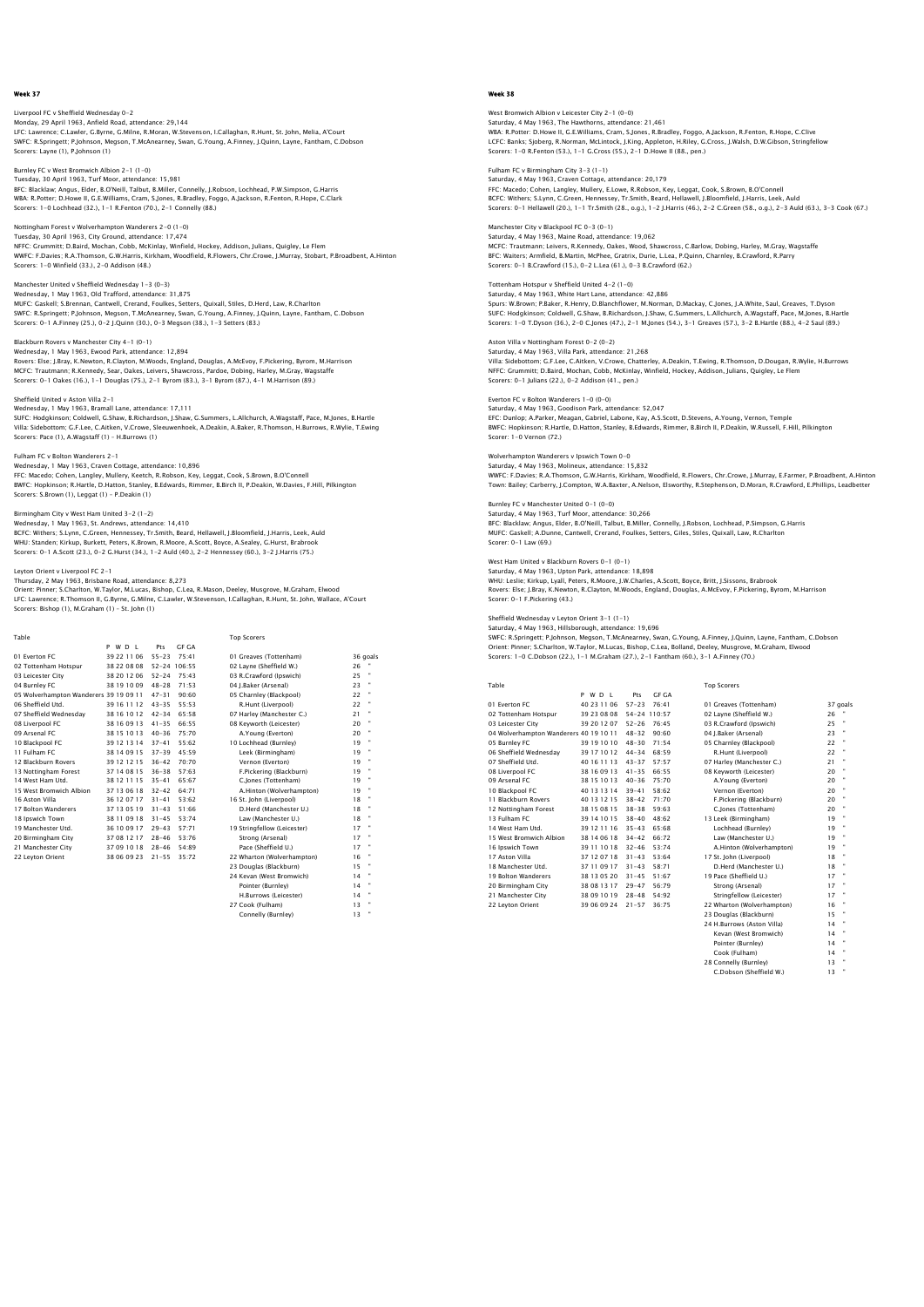## Week 37

Liverpool FC v Sheffield Wednesday 0–2
Monday, 29 April 1963, Anfield Road, attendance: 29,144
LFC: Lawrence; C.Lawler, G.Byrne, G.Milne, R.Moran, W.Stevenson, I.Callaghan, R.Hunt, St. John, Melia, A'Court
SWFC: R.Springett; P.Johnson, Megson, T.McAnearney, Swan, G.Young, A.Finney, J.Quinn, Layne, Fantham, C.Dobson
Scorers: Layne (1), P.Johnson (1)

Burnley FC v West Bromwich Albion 2–1 (1–0)
Tuesday, 30 April 1963, Turf Moor, attendance: 15,981
BFC: Blacklaw; Angus, Elder, B.O'Neill, Talbut, B.Miller, Connelly, J.Robson, Lochhead, P.W.Simpson, G.Harris
WBA: R.Potter; D.Howe II, G.E.Williams, Cram, S.Jones, R.Bradley, Foggo, A.Jackson, R.Fenton, R.Hope, C.Clark
Scorers: 1–0 Lochhead (32.), 1–1 R.Fenton (70.), 2–1 Connelly (88.)

Nottingham Forest v Wolverhampton Wanderers 2–0 (1–0)
Tuesday, 30 April 1963, City Ground, attendance: 17,474
NFFC: Grummitt; D.Baird, Mochan, Cobb, McKinlay, Winfield, Hockey, Addison, Julians, Quigley, Le Flem
WWFC: F.Davies; R.A.Thomson, G.W.Harris, Kirkham, Woodfield, R.Flowers, Chr.Crowe, J.Murray, Stobart, P.Broadbent, A.Hinton
Scorers: 1–0 Winfield (33.), 2–0 Addison (48.)

Manchester United v Sheffield Wednesday 1–3 (0–3)
Wednesday, 1 May 1963, Old Trafford, attendance: 31,875
MUFC: Gaskell; S.Brennan, Cantwell, Crerand, Foulkes, Setters, Quixall, Stiles, D.Herd, Law, R.Charlton
SWFC: R.Springett; P.Johnson, Megson, T.McAnearney, Swan, G.Young, A.Finney, J.Quinn, Layne, Fantham, C.Dobson
Scorers: 0–1 A.Finney (25.), 0–2 J.Quinn (30.), 0–3 Megson (38.), 1–3 Setters (83.)

Blackburn Rovers v Manchester City 4–1 (0–1)
Wednesday, 1 May 1963, Ewood Park, attendance: 12,894
Rovers: Else; J.Bray, K.Newton, R.Clayton, M.Woods, England, Douglas, A.McEvoy, F.Pickering, Byrom, M.Harrison
MCFC: Trautmann; R.Kennedy, Sear, Oakes, Leivers, Shawcross, Pardoe, Dobing, Harley, M.Gray, Wagstaffe
Scorers: 0–1 Oakes (16.), 1–1 Douglas (75.), 2–1 Byrom (83.), 3–1 Byrom (87.), 4–1 M.Harrison (89.)

Sheffield United v Aston Villa 2–1
Wednesday, 1 May 1963, Bramall Lane, attendance: 17,111
SUFC: Hodgkinson; Coldwell, G.Shaw, B.Richardson, J.Shaw, G.Summers, L.Allchurch, A.Wagstaff, Pace, M.Jones, B.Hartle
Villa: Sidebottom; G.F.Lee, C.Aitken, V.Crowe, Sleeuwenhoek, A.Deakin, A.Baker, R.Thomson, H.Burrows, R.Wylie, T.Ewing
Scorers: Pace (1), A.Wagstaff (1) – H.Burrows (1)

Fulham FC v Bolton Wanderers 2–1
Wednesday, 1 May 1963, Craven Cottage, attendance: 10,896
FFC: Macedo; Cohen, Langley, Mullery, Keetch, R.Robson, Key, Leggat, Cook, S.Brown, B.O'Connell
BWFC: Hopkinson; R.Hartle, D.Hatton, Stanley, B.Edwards, Rimmer, B.Birch II, P.Deakin, W.Davies, F.Hill, Pilkington
Scorers: S.Brown (1), Leggat (1) – P.Deakin (1)

Birmingham City v West Ham United 3–2 (1–2)
Wednesday, 1 May 1963, St. Andrews, attendance: 14,410
BCFC: Withers; S.Lynn, C.Green, Hennessey, Tr.Smith, Beard, Hellawell, J.Bloomfield, J.Harris, Leek, Auld
WHU: Standen; Kirkup, Burkett, Peters, K.Brown, R.Moore, A.Scott, Boyce, A.Sealey, G.Hurst, Brabrook
Scorers: 0–1 A.Scott (23.), 0–2 G.Hurst (34.), 1–2 Auld (40.), 2–2 Hennessey (60.), 3–2 J.Harris (75.)

Leyton Orient v Liverpool FC 2–1
Thursday, 2 May 1963, Brisbane Road, attendance: 8,273
Orient: Pinner; S.Charlton, W.Taylor, M.Lucas, Bishop, C.Lea, R.Mason, Deeley, Musgrove, M.Graham, Elwood
LFC: Lawrence; R.Thomson II, G.Byrne, G.Milne, C.Lawler, W.Stevenson, I.Callaghan, R.Hunt, St. John, Wallace, A'Court
Scorers: Bishop (1), M.Graham (1) – St. John (1)

Table

| | P | W | D | L | Pts | GF GA |
|---|---|---|---|---|---|---|
| 01 Everton FC | 39 | 22 | 11 | 06 | 55–23 | 75:41 |
| 02 Tottenham Hotspur | 38 | 22 | 08 | 08 | 52–24 | 106:55 |
| 03 Leicester City | 38 | 20 | 12 | 06 | 52–24 | 75:43 |
| 04 Burnley FC | 38 | 19 | 10 | 09 | 48–28 | 71:53 |
| 05 Wolverhampton Wanderers | 39 | 19 | 09 | 11 | 47–31 | 90:60 |
| 06 Sheffield Utd. | 39 | 16 | 11 | 12 | 43–35 | 55:53 |
| 07 Sheffield Wednesday | 38 | 16 | 10 | 12 | 42–34 | 65:58 |
| 08 Liverpool FC | 38 | 16 | 09 | 13 | 41–35 | 66:55 |
| 09 Arsenal FC | 38 | 15 | 10 | 13 | 40–36 | 75:70 |
| 10 Blackpool FC | 39 | 12 | 13 | 14 | 37–41 | 55:62 |
| 11 Fulham FC | 38 | 14 | 09 | 15 | 37–39 | 45:59 |
| 12 Blackburn Rovers | 39 | 12 | 12 | 15 | 36–42 | 70:70 |
| 13 Nottingham Forest | 37 | 14 | 08 | 15 | 36–38 | 57:63 |
| 14 West Ham Utd. | 38 | 12 | 11 | 15 | 35–41 | 65:67 |
| 15 West Bromwich Albion | 37 | 13 | 06 | 18 | 32–42 | 64:71 |
| 16 Aston Villa | 36 | 12 | 07 | 17 | 31–41 | 53:62 |
| 17 Bolton Wanderers | 37 | 13 | 05 | 19 | 31–43 | 51:66 |
| 18 Ipswich Town | 38 | 11 | 09 | 18 | 31–45 | 53:74 |
| 19 Manchester Utd. | 36 | 10 | 09 | 17 | 29–43 | 57:71 |
| 20 Birmingham City | 37 | 08 | 12 | 17 | 28–46 | 53:76 |
| 21 Manchester City | 37 | 09 | 10 | 18 | 28–46 | 54:89 |
| 22 Leyton Orient | 38 | 06 | 09 | 23 | 21–55 | 35:72 |

Top Scorers

| | | |
|---|---|---|
| 01 Greaves (Tottenham) | 36 | goals |
| 02 Layne (Sheffield W.) | 26 | " |
| 03 R.Crawford (Ipswich) | 25 | " |
| 04 J.Baker (Arsenal) | 23 | " |
| 05 Charnley (Blackpool) | 22 | " |
| R.Hunt (Liverpool) | 22 | " |
| 07 Harley (Manchester C.) | 21 | " |
| 08 Keyworth (Leicester) | 20 | " |
| A.Young (Everton) | 20 | " |
| 10 Lochhead (Burnley) | 19 | " |
| Leek (Birmingham) | 19 | " |
| Vernon (Everton) | 19 | " |
| F.Pickering (Blackburn) | 19 | " |
| C.Jones (Tottenham) | 19 | " |
| A.Hinton (Wolverhampton) | 19 | " |
| 16 St. John (Liverpool) | 18 | " |
| D.Herd (Manchester U.) | 18 | " |
| Law (Manchester U.) | 18 | " |
| 19 Stringfellow (Leicester) | 17 | " |
| Strong (Arsenal) | 17 | " |
| Pace (Sheffield U.) | 17 | " |
| 22 Wharton (Wolverhampton) | 16 | " |
| 23 Douglas (Blackburn) | 15 | " |
| 24 Kevan (West Bromwich) | 14 | " |
| Pointer (Burnley) | 14 | " |
| H.Burrows (Leicester) | 14 | " |
| 27 Cook (Fulham) | 13 | " |
| Connelly (Burnley) | 13 | " |

## Week 38

West Bromwich Albion v Leicester City 2–1 (0–0)
Saturday, 4 May 1963, The Hawthorns, attendance: 21,461
WBA: R.Potter; D.Howe II, G.E.Williams, Cram, S.Jones, R.Bradley, Foggo, A.Jackson, R.Fenton, R.Hope, C.Clive
LCFC: Banks; Sjoberg, R.Norman, McLintock, J.King, Appleton, H.Riley, G.Cross, J.Walsh, D.W.Gibson, Stringfellow
Scorers: 1–0 R.Fenton (53.), 1–1 G.Cross (55.), 2–1 D.Howe II (88., pen.)

Fulham FC v Birmingham City 3–3 (1–1)
Saturday, 4 May 1963, Craven Cottage, attendance: 20,179
FFC: Macedo; Cohen, Langley, Mullery, E.Lowe, R.Robson, Key, Leggat, Cook, S.Brown, B.O'Connell
BCFC: Withers; S.Lynn, C.Green, Hennessey, Tr.Smith, Beard, Hellawell, J.Bloomfield, J.Harris, Leek, Auld
Scorers: 0–1 Hellawell (20.), 1–1 Tr.Smith (28., o.g.), 1–2 J.Harris (46.), 2–2 C.Green (58., o.g.), 2–3 Auld (63.), 3–3 Cook (67.)

Manchester City v Blackpool FC 0–3 (0–1)
Saturday, 4 May 1963, Maine Road, attendance: 19,062
MCFC: Trautmann; Leivers, R.Kennedy, Oakes, Wood, Shawcross, C.Barlow, Dobing, Harley, M.Gray, Wagstaffe
BFC: Waiters; Armfield, B.Martin, McPhee, Gratrix, Durie, L.Lea, P.Quinn, Charnley, B.Crawford, R.Parry
Scorers: 0–1 B.Crawford (15.), 0–2 L.Lea (61.), 0–3 B.Crawford (62.)

Tottenham Hotspur v Sheffield United 4–2 (1–0)
Saturday, 4 May 1963, White Hart Lane, attendance: 42,886
Spurs: W.Brown; P.Baker, R.Henry, D.Blanchflower, M.Norman, D.Mackay, C.Jones, J.A.White, Saul, Greaves, T.Dyson
SUFC: Hodgkinson; Coldwell, G.Shaw, B.Richardson, J.Shaw, G.Summers, L.Allchurch, A.Wagstaff, Pace, M.Jones, B.Hartle
Scorers: 1–0 T.Dyson (36.), 2–0 C.Jones (47.), 2–1 M.Jones (54.), 3–1 Greaves (57.), 3–2 B.Hartle (88.), 4–2 Saul (89.)

Aston Villa v Nottingham Forest 0–2 (0–2)
Saturday, 4 May 1963, Villa Park, attendance: 21,268
Villa: Sidebottom; G.F.Lee, C.Aitken, V.Crowe, Chatterley, A.Deakin, T.Ewing, R.Thomson, D.Dougan, R.Wylie, H.Burrows
NFFC: Grummitt; D.Baird, Mochan, Cobb, McKinlay, Winfield, Hockey, Addison, Julians, Quigley, Le Flem
Scorers: 0–1 Julians (22.), 0–2 Addison (41., pen.)

Everton FC v Bolton Wanderers 1–0 (0–0)
Saturday, 4 May 1963, Goodison Park, attendance: 52,047
EFC: Dunlop; A.Parker, Meagan, Gabriel, Labone, Kay, A.S.Scott, D.Stevens, A.Young, Vernon, Temple
BWFC: Hopkinson; R.Hartle, D.Hatton, Stanley, B.Edwards, Rimmer, B.Birch II, P.Deakin, W.Russell, F.Hill, Pilkington
Scorer: 1–0 Vernon (72.)

Wolverhampton Wanderers v Ipswich Town 0–0
Saturday, 4 May 1963, Molineux, attendance: 15,832
WWFC: F.Davies; R.A.Thomson, G.W.Harris, Kirkham, Woodfield, R.Flowers, Chr.Crowe, J.Murray, E.Farmer, P.Broadbent, A.Hinton
Town: Bailey; Carberry, J.Compton, W.A.Baxter, A.Nelson, Elsworthy, R.Stephenson, D.Moran, R.Crawford, E.Phillips, Leadbetter

Burnley FC v Manchester United 0–1 (0–0)
Saturday, 4 May 1963, Turf Moor, attendance: 30,266
BFC: Blacklaw; Angus, Elder, B.O'Neill, Talbut, B.Miller, Connelly, J.Robson, Lochhead, P.Simpson, G.Harris
MUFC: Gaskell; A.Dunne, Cantwell, Crerand, Foulkes, Setters, Giles, Stiles, Quixall, Law, R.Charlton
Scorer: 0–1 Law (69.)

West Ham United v Blackburn Rovers 0–1 (0–1)
Saturday, 4 May 1963, Upton Park, attendance: 18,898
WHU: Leslie; Kirkup, Lyall, Peters, R.Moore, J.W.Charles, A.Scott, Boyce, Britt, J.Sissons, Brabrook
Rovers: Else; J.Bray, K.Newton, R.Clayton, M.Woods, England, Douglas, A.McEvoy, F.Pickering, Byrom, M.Harrison
Scorer: 0–1 F.Pickering (43.)

Sheffield Wednesday v Leyton Orient 3–1 (1–1)
Saturday, 4 May 1963, Hillsborough, attendance: 19,696
SWFC: R.Springett; P.Johnson, Megson, T.McAnearney, Swan, G.Young, A.Finney, J.Quinn, Layne, Fantham, C.Dobson
Orient: Pinner; S.Charlton, W.Taylor, M.Lucas, Bishop, C.Lea, Bolland, Deeley, Musgrove, M.Graham, Elwood
Scorers: 1–0 C.Dobson (22.), 1–1 M.Graham (27.), 2–1 Fantham (60.), 3–1 A.Finney (70.)

Table

| | P | W | D | L | Pts | GF GA |
|---|---|---|---|---|---|---|
| 01 Everton FC | 40 | 23 | 11 | 06 | 57–23 | 76:41 |
| 02 Tottenham Hotspur | 39 | 23 | 08 | 08 | 54–24 | 110:57 |
| 03 Leicester City | 39 | 20 | 12 | 07 | 52–26 | 76:45 |
| 04 Wolverhampton Wanderers | 40 | 19 | 10 | 11 | 48–32 | 90:60 |
| 05 Burnley FC | 39 | 19 | 10 | 10 | 48–30 | 71:54 |
| 06 Sheffield Wednesday | 39 | 17 | 10 | 12 | 44–34 | 68:59 |
| 07 Sheffield Utd. | 40 | 16 | 11 | 13 | 43–37 | 57:57 |
| 08 Liverpool FC | 38 | 16 | 09 | 13 | 41–35 | 66:55 |
| 09 Arsenal FC | 38 | 15 | 10 | 13 | 40–36 | 75:70 |
| 10 Blackpool FC | 40 | 13 | 13 | 14 | 39–41 | 58:62 |
| 11 Blackburn Rovers | 40 | 13 | 12 | 15 | 38–42 | 71:70 |
| 12 Nottingham Forest | 38 | 15 | 08 | 15 | 38–38 | 59:63 |
| 13 Fulham FC | 39 | 14 | 10 | 15 | 38–40 | 48:62 |
| 14 West Ham Utd. | 39 | 12 | 11 | 16 | 35–43 | 65:68 |
| 15 West Bromwich Albion | 38 | 14 | 06 | 18 | 34–42 | 66:72 |
| 16 Ipswich Town | 39 | 11 | 10 | 18 | 32–46 | 53:74 |
| 17 Aston Villa | 37 | 12 | 07 | 18 | 31–43 | 53:64 |
| 18 Manchester Utd. | 37 | 11 | 09 | 17 | 31–43 | 58:71 |
| 19 Bolton Wanderers | 38 | 13 | 05 | 20 | 31–45 | 51:67 |
| 20 Birmingham City | 38 | 08 | 13 | 17 | 29–47 | 56:79 |
| 21 Manchester City | 38 | 09 | 10 | 19 | 28–48 | 54:92 |
| 22 Leyton Orient | 39 | 06 | 09 | 24 | 21–57 | 36:75 |

Top Scorers

| | | |
|---|---|---|
| 01 Greaves (Tottenham) | 37 | goals |
| 02 Layne (Sheffield W.) | 26 | " |
| 03 R.Crawford (Ipswich) | 25 | " |
| 04 J.Baker (Arsenal) | 23 | " |
| 05 Charnley (Blackpool) | 22 | " |
| R.Hunt (Liverpool) | 22 | " |
| 07 Harley (Manchester C.) | 21 | " |
| 08 Keyworth (Leicester) | 20 | " |
| A.Young (Everton) | 20 | " |
| Vernon (Everton) | 20 | " |
| F.Pickering (Blackburn) | 20 | " |
| C.Jones (Tottenham) | 20 | " |
| 13 Leek (Birmingham) | 19 | " |
| Lochhead (Burnley) | 19 | " |
| Law (Manchester U.) | 19 | " |
| A.Hinton (Wolverhampton) | 19 | " |
| 17 St. John (Liverpool) | 18 | " |
| D.Herd (Manchester U.) | 18 | " |
| 19 Pace (Sheffield U.) | 17 | " |
| Strong (Arsenal) | 17 | " |
| Stringfellow (Leicester) | 17 | " |
| 22 Wharton (Wolverhampton) | 16 | " |
| 23 Douglas (Blackburn) | 15 | " |
| 24 H.Burrows (Aston Villa) | 14 | " |
| Kevan (West Bromwich) | 14 | " |
| Pointer (Burnley) | 14 | " |
| Cook (Fulham) | 14 | " |
| 28 Connelly (Burnley) | 13 | " |
| C.Dobson (Sheffield W.) | 13 | " |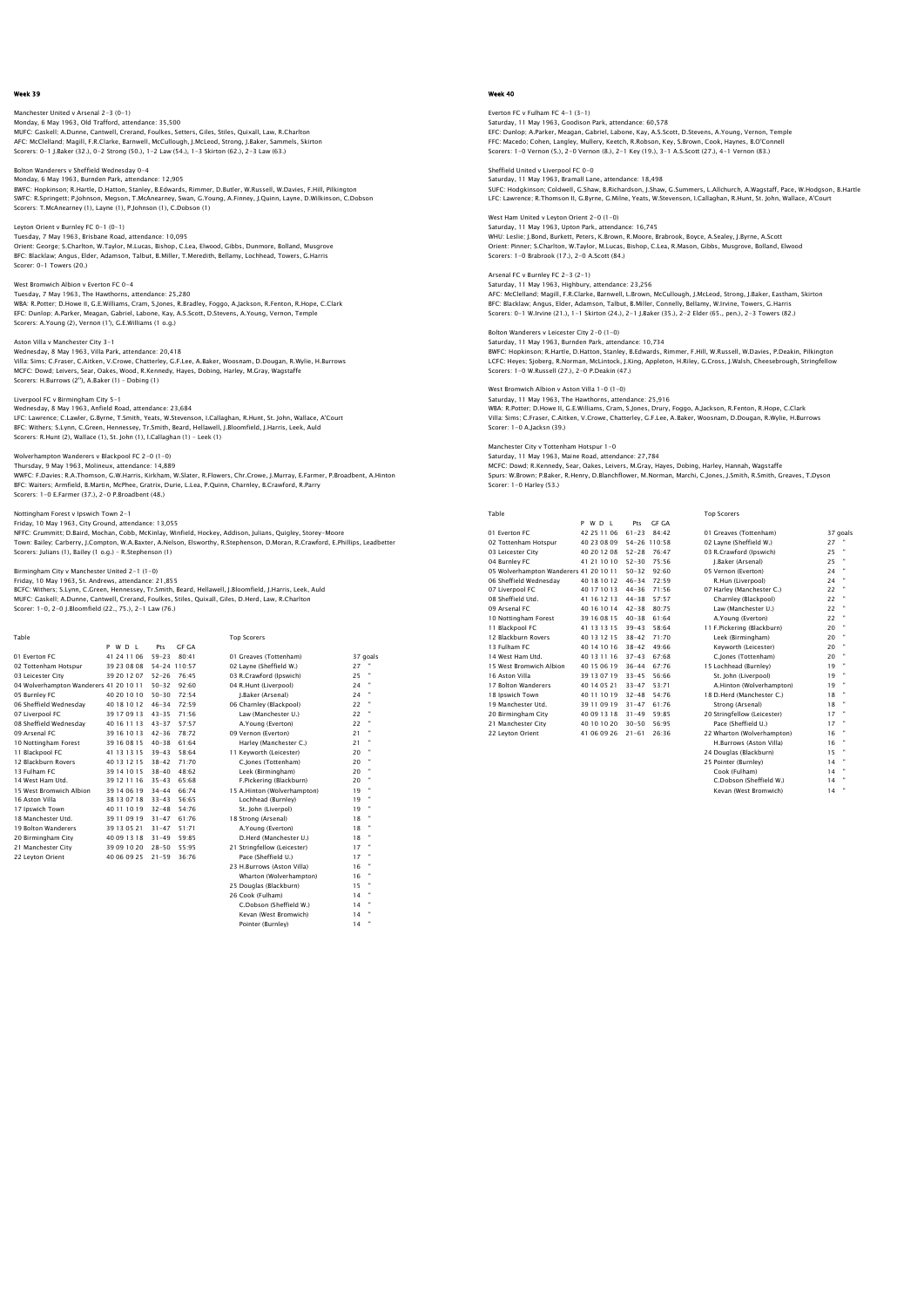## Week 39

Manchester United v Arsenal 2–3 (0–1)
Monday, 6 May 1963, Old Trafford, attendance: 35,500
MUFC: Gaskell; A.Dunne, Cantwell, Crerand, Foulkes, Setters, Giles, Stiles, Quixall, Law, R.Charlton
AFC: McClelland; Magill, F.R.Clarke, Barnwell, McCullough, J.McLeod, Strong, J.Baker, Sammels, Skirton
Scorers: 0–1 J.Baker (32.), 0–2 Strong (50.), 1–2 Law (54.), 1–3 Skirton (62.), 2–3 Law (63.)

Bolton Wanderers v Sheffield Wednesday 0–4
Monday, 6 May 1963, Burnden Park, attendance: 12,905
BWFC: Hopkinson; R.Hartle, D.Hatton, Stanley, B.Edwards, Rimmer, D.Butler, W.Russell, W.Davies, F.Hill, Pilkington
SWFC: R.Springett; P.Johnson, Megson, T.McAnearney, Swan, G.Young, A.Finney, J.Quinn, Layne, D.Wilkinson, C.Dobson
Scorers: T.McAnearney (1), Layne (1), P.Johnson (1), C.Dobson (1)

Leyton Orient v Burnley FC 0–1 (0–1)
Tuesday, 7 May 1963, Brisbane Road, attendance: 10,095
Orient: George; S.Charlton, W.Taylor, M.Lucas, Bishop, C.Lea, Elwood, Gibbs, Dunmore, Bolland, Musgrove
BFC: Blacklaw; Angus, Elder, Adamson, Talbut, B.Miller, T.Meredith, Bellamy, Lochhead, Towers, G.Harris
Scorer: 0–1 Towers (20.)

West Bromwich Albion v Everton FC 0–4
Tuesday, 7 May 1963, The Hawthorns, attendance: 25,280
WBA: R.Potter; D.Howe II, G.E.Williams, Cram, S.Jones, R.Bradley, Foggo, A.Jackson, R.Fenton, R.Hope, C.Clark
EFC: Dunlop; A.Parker, Meagan, Gabriel, Labone, Kay, A.S.Scott, D.Stevens, A.Young, Vernon, Temple
Scorers: A.Young (2), Vernon (1'), G.E.Williams (1 o.g.)

Aston Villa v Manchester City 3–1
Wednesday, 8 May 1963, Villa Park, attendance: 20,418
Villa: Sims; C.Fraser, C.Aitken, V.Crowe, Chatterley, G.F.Lee, A.Baker, Woosnam, D.Dougan, R.Wylie, H.Burrows
MCFC: Dowd; Leivers, Sear, Oakes, Wood, R.Kennedy, Hayes, Dobing, Harley, M.Gray, Wagstaffe
Scorers: H.Burrows (2''), A.Baker (1) – Dobing (1)

Liverpool FC v Birmingham City 5–1
Wednesday, 8 May 1963, Anfield Road, attendance: 23,684
LFC: Lawrence; C.Lawler, G.Byrne, T.Smith, Yeats, W.Stevenson, I.Callaghan, R.Hunt, St. John, Wallace, A'Court
BFC: Withers; S.Lynn, C.Green, Hennessey, Tr.Smith, Beard, Hellawell, J.Bloomfield, J.Harris, Leek, Auld
Scorers: R.Hunt (2), Wallace (1), St. John (1), I.Callaghan (1) – Leek (1)

Wolverhampton Wanderers v Blackpool FC 2–0 (1–0)
Thursday, 9 May 1963, Molineux, attendance: 14,889
WWFC: F.Davies; R.A.Thomson, G.W.Harris, Kirkham, W.Slater, R.Flowers, Chr.Crowe, J.Murray, E.Farmer, P.Broadbent, A.Hinton
BFC: Waiters; Armfield, B.Martin, McPhee, Gratrix, Durie, L.Lea, P.Quinn, Charnley, B.Crawford, R.Parry
Scorers: 1–0 E.Farmer (37.), 2–0 P.Broadbent (48.)

Nottingham Forest v Ipswich Town 2–1
Friday, 10 May 1963, City Ground, attendance: 13,055
NFFC: Grummitt; D.Baird, Mochan, Cobb, McKinlay, Winfield, Hockey, Addison, Julians, Quigley, Storey-Moore
Town: Bailey; Carberry, J.Compton, W.A.Baxter, A.Nelson, Elsworthy, R.Stephenson, D.Moran, R.Crawford, E.Phillips, Leadbetter
Scorers: Julians (1), Bailey (1 o.g.) – R.Stephenson (1)

Birmingham City v Manchester United 2–1 (1–0)
Friday, 10 May 1963, St. Andrews, attendance: 21,855
BCFC: Withers; S.Lynn, C.Green, Hennessey, Tr.Smith, Beard, Hellawell, J.Bloomfield, J.Harris, Leek, Auld
MUFC: Gaskell; A.Dunne, Cantwell, Crerand, Foulkes, Stiles, Quixall, Giles, D.Herd, Law, R.Charlton
Scorer: 1–0, 2–0 J.Bloomfield (22., 75.), 2–1 Law (76.)

Table

| | P | W | D | L | Pts | GF GA |
|---|---|---|---|---|---|---|
| 01 Everton FC | 41 | 24 | 11 | 06 | 59–23 | 80:41 |
| 02 Tottenham Hotspur | 39 | 23 | 08 | 08 | 54–24 | 110:57 |
| 03 Leicester City | 39 | 20 | 12 | 07 | 52–26 | 76:45 |
| 04 Wolverhampton Wanderers | 41 | 20 | 10 | 11 | 50–32 | 92:60 |
| 05 Burnley FC | 40 | 20 | 10 | 10 | 50–30 | 72:54 |
| 06 Sheffield Wednesday | 40 | 18 | 10 | 12 | 46–34 | 72:59 |
| 07 Liverpool FC | 39 | 17 | 09 | 13 | 43–35 | 71:56 |
| 08 Sheffield United | 40 | 16 | 11 | 13 | 43–37 | 57:57 |
| 09 Arsenal FC | 39 | 16 | 10 | 13 | 42–36 | 78:72 |
| 10 Nottingham Forest | 39 | 16 | 08 | 15 | 40–38 | 61:64 |
| 11 Blackpool FC | 41 | 13 | 13 | 15 | 39–43 | 58:64 |
| 12 Blackburn Rovers | 40 | 13 | 12 | 15 | 38–42 | 71:70 |
| 13 Fulham FC | 39 | 14 | 10 | 15 | 38–40 | 48:62 |
| 14 West Ham Utd. | 39 | 12 | 11 | 16 | 35–43 | 65:68 |
| 15 West Bromwich Albion | 39 | 14 | 06 | 19 | 34–44 | 66:74 |
| 16 Aston Villa | 38 | 13 | 07 | 18 | 33–43 | 56:65 |
| 17 Ipswich Town | 40 | 11 | 10 | 19 | 32–48 | 54:76 |
| 18 Manchester Utd. | 39 | 11 | 09 | 19 | 31–47 | 61:76 |
| 19 Bolton Wanderers | 39 | 13 | 05 | 21 | 31–47 | 51:71 |
| 20 Birmingham City | 40 | 09 | 13 | 18 | 31–49 | 59:85 |
| 21 Manchester City | 39 | 09 | 10 | 20 | 28–50 | 55:95 |
| 22 Leyton Orient | 40 | 06 | 09 | 25 | 21–59 | 36:76 |

Top Scorers

| | |
|---|---|
| 01 Greaves (Tottenham) | 37 goals |
| 02 Layne (Sheffield W.) | 27 " |
| 03 R.Crawford (Ipswich) | 25 " |
| 04 R.Hunt (Liverpool) | 24 " |
| J.Baker (Arsenal) | 24 " |
| 06 Charnley (Blackpool) | 22 " |
| Law (Manchester U.) | 22 " |
| A.Young (Everton) | 22 " |
| 09 Vernon (Everton) | 21 " |
| Harley (Manchester C.) | 21 " |
| 11 Keyworth (Leicester) | 20 " |
| C.Jones (Tottenham) | 20 " |
| Leek (Birmingham) | 20 " |
| F.Pickering (Blackburn) | 20 " |
| 15 A.Hinton (Wolverhampton) | 19 " |
| Lochhead (Burnley) | 19 " |
| St. John (Liverpool) | 19 " |
| 18 Strong (Arsenal) | 18 " |
| D.Herd (Manchester U.) | 18 " |
| 21 Stringfellow (Leicester) | 17 " |
| Pace (Sheffield U.) | 17 " |
| 23 H.Burrows (Aston Villa) | 16 " |
| Wharton (Wolverhampton) | 16 " |
| 25 Douglas (Blackburn) | 15 " |
| 26 Cook (Fulham) | 14 " |
| C.Dobson (Sheffield W.) | 14 " |
| Kevan (West Bromwich) | 14 " |
| Pointer (Burnley) | 14 " |

## Week 40

Everton FC v Fulham FC 4–1 (3–1)
Saturday, 11 May 1963, Goodison Park, attendance: 60,578
EFC: Dunlop; A.Parker, Meagan, Gabriel, Labone, Kay, A.S.Scott, D.Stevens, A.Young, Vernon, Temple
FFC: Macedo; Cohen, Langley, Mullery, Keetch, R.Robson, Key, S.Brown, Cook, Haynes, B.O'Connell
Scorers: 1–0 Vernon (5.), 2–0 Vernon (8.), 2–1 Key (19.), 3–1 A.S.Scott (27.), 4–1 Vernon (83.)

Sheffield United v Liverpool FC 0–0
Saturday, 11 May 1963, Bramall Lane, attendance: 18,498
SUFC: Hodgkinson; Coldwell, G.Shaw, B.Richardson, J.Shaw, G.Summers, L.Allchurch, A.Wagstaff, Pace, W.Hodgson, B.Hartle
LFC: Lawrence; R.Thomson II, G.Byrne, G.Milne, Yeats, W.Stevenson, I.Callaghan, R.Hunt, St. John, Wallace, A'Court

West Ham United v Leyton Orient 2–0 (1–0)
Saturday, 11 May 1963, Upton Park, attendance: 16,745
WHU: Leslie; J.Bond, Burkett, Peters, K.Brown, R.Moore, Brabrook, Boyce, A.Sealey, J.Byrne, A.Scott
Orient: Pinner; S.Charlton, W.Taylor, M.Lucas, Bishop, C.Lea, R.Mason, Gibbs, Musgrove, Bolland, Elwood
Scorers: 1–0 Brabrook (17.), 2–0 A.Scott (84.)

Arsenal FC v Burnley FC 2–3 (2–1)
Saturday, 11 May 1963, Highbury, attendance: 23,256
AFC: McClelland; Magill, F.R.Clarke, Barnwell, L.Brown, McCullough, J.McLeod, Strong, J.Baker, Eastham, Skirton
BFC: Blacklaw; Angus, Elder, Adamson, Talbut, B.Miller, Connelly, Bellamy, W.Irvine, Towers, G.Harris
Scorers: 0–1 W.Irvine (21.), 1–1 Skirton (24.), 2–1 J.Baker (35.), 2–2 Elder (65., pen.), 2–3 Towers (82.)

Bolton Wanderers v Leicester City 2–0 (1–0)
Saturday, 11 May 1963, Burnden Park, attendance: 10,734
BWFC: Hopkinson; R.Hartle, D.Hatton, Stanley, B.Edwards, Rimmer, F.Hill, W.Russell, W.Davies, P.Deakin, Pilkington
LCFC: Heyes; Sjoberg, R.Norman, McLintock, J.King, Appleton, H.Riley, G.Cross, J.Walsh, Cheesebrough, Stringfellow
Scorers: 1–0 W.Russell (27.), 2–0 P.Deakin (47.)

West Bromwich Albion v Aston Villa 1–0 (1–0)
Saturday, 11 May 1963, The Hawthorns, attendance: 25,916
WBA: R.Potter; D.Howe II, G.E.Williams, Cram, S.Jones, Drury, Foggo, A.Jackson, R.Fenton, R.Hope, C.Clark
Villa: Sims; C.Fraser, C.Aitken, V.Crowe, Chatterley, G.F.Lee, A.Baker, Woosnam, D.Dougan, R.Wylie, H.Burrows
Scorer: 1–0 A.Jacksn (39.)

Manchester City v Tottenham Hotspur 1–0
Saturday, 11 May 1963, Maine Road, attendance: 27,784
MCFC: Dowd; R.Kennedy, Sear, Oakes, Leivers, M.Gray, Hayes, Dobing, Harley, Hannah, Wagstaffe
Spurs: W.Brown; P.Baker, R.Henry, D.Blanchflower, M.Norman, Marchi, C.Jones, J.Smith, R.Smith, Greaves, T.Dyson
Scorer: 1–0 Harley (53.)

Table

| | P | W | D | L | Pts | GF GA |
|---|---|---|---|---|---|---|
| 01 Everton FC | 42 | 25 | 11 | 06 | 61–23 | 84:42 |
| 02 Tottenham Hotspur | 40 | 23 | 08 | 09 | 54–26 | 110:58 |
| 03 Leicester City | 40 | 20 | 12 | 08 | 52–28 | 76:47 |
| 04 Burnley FC | 41 | 21 | 10 | 10 | 52–30 | 75:56 |
| 05 Wolverhampton Wanderers | 41 | 20 | 10 | 11 | 50–32 | 92:60 |
| 06 Sheffield Wednesday | 40 | 18 | 10 | 12 | 46–34 | 72:59 |
| 07 Liverpool FC | 40 | 17 | 10 | 13 | 44–36 | 71:56 |
| 08 Sheffield Utd. | 41 | 16 | 12 | 13 | 44–38 | 57:57 |
| 09 Arsenal FC | 40 | 16 | 10 | 14 | 42–38 | 80:75 |
| 10 Nottingham Forest | 39 | 16 | 08 | 15 | 40–38 | 61:64 |
| 11 Blackpool FC | 41 | 13 | 13 | 15 | 39–43 | 58:64 |
| 12 Blackburn Rovers | 40 | 13 | 12 | 15 | 38–42 | 71:70 |
| 13 Fulham FC | 40 | 14 | 10 | 16 | 38–42 | 49:66 |
| 14 West Ham Utd. | 40 | 13 | 11 | 16 | 37–43 | 67:68 |
| 15 West Bromwich Albion | 40 | 15 | 06 | 19 | 36–44 | 67:76 |
| 16 Aston Villa | 39 | 13 | 07 | 19 | 33–45 | 56:66 |
| 17 Bolton Wanderers | 40 | 14 | 05 | 21 | 33–47 | 53:71 |
| 18 Ipswich Town | 40 | 11 | 10 | 19 | 32–48 | 54:76 |
| 19 Manchester Utd. | 39 | 11 | 09 | 19 | 31–47 | 61:76 |
| 20 Birmingham City | 40 | 09 | 13 | 18 | 31–49 | 59:85 |
| 21 Manchester City | 40 | 10 | 10 | 20 | 30–50 | 56:95 |
| 22 Leyton Orient | 41 | 06 | 09 | 26 | 21–61 | 26:36 |

Top Scorers

| | |
|---|---|
| 01 Greaves (Tottenham) | 37 goals |
| 02 Layne (Sheffield W.) | 27 " |
| 03 R.Crawford (Ipswich) | 25 " |
| J.Baker (Arsenal) | 25 " |
| 05 Vernon (Everton) | 24 " |
| R.Hun (Liverpool) | 24 " |
| 07 Harley (Manchester C.) | 22 " |
| Charnley (Blackpool) | 22 " |
| Law (Manchester U.) | 22 " |
| A.Young (Everton) | 22 " |
| 11 F.Pickering (Blackburn) | 20 " |
| Leek (Birmingham) | 20 " |
| Keyworth (Leicester) | 20 " |
| C.Jones (Tottenham) | 20 " |
| 15 Lochhead (Burnley) | 19 " |
| St. John (Liverpool) | 19 " |
| A.Hinton (Wolverhampton) | 19 " |
| 18 D.Herd (Manchester C.) | 18 " |
| Strong (Arsenal) | 18 " |
| 20 Stringfellow (Leicester) | 17 " |
| Pace (Sheffield U.) | 17 " |
| 22 Wharton (Wolverhampton) | 16 " |
| H.Burrows (Aston Villa) | 16 " |
| 24 Douglas (Blackburn) | 15 " |
| 25 Pointer (Burnley) | 14 " |
| Cook (Fulham) | 14 " |
| C.Dobson (Sheffield W.) | 14 " |
| Kevan (West Bromwich) | 14 " |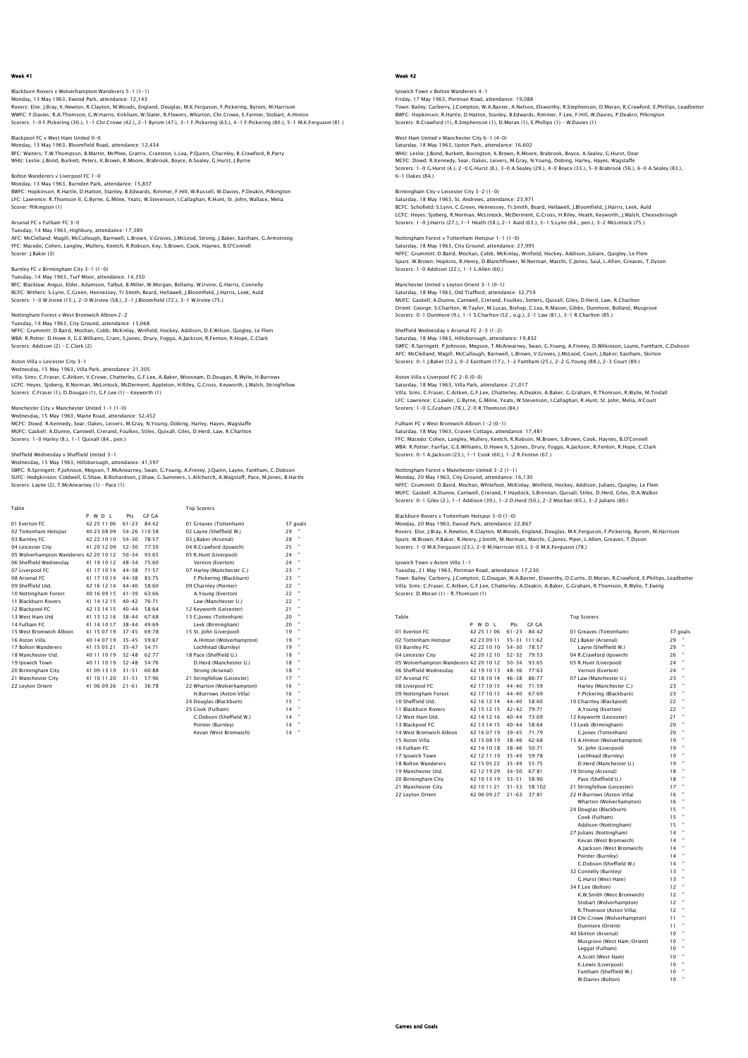## Week 41

Blackburn Rovers v Wolverhampton Wanderers 5–1 (1–1)
Monday, 13 May 1963, Ewood Park, attendance: 12,143
Rovers: Else; J.Bray, K.Newton, R.Clayton, M.Woods, England, Douglas, M.K.Ferguson, F.Pickering, Byrom, M.Harrison
WWFC: F.Davies; R.A.Thomson, G.W.Harris, Kirkham, W.Slater, R.Flowers, Wharton, Chr.Crowe, E.Farmer, Stobart, A.Hinton
Scorers: 1–0 F.Pickering (30.), 1–1 Chr.Crowe (42.), 2–1 Byrom (47.), 3–1 F.Pickering (63.), 4–1 F.Pickering (80.), 5–1 M.K.Ferguson (81.)

Blackpool FC v West Ham United 0–0
Monday, 13 May 1963, Bloomfield Road, attendance: 12,434
BFC: Waiters; T.W.Thompson, B.Martin, McPhee, Gratrix, Cranston, L.Lea, P.Quinn, Charnley, B.Crawford, R.Parry
WHU: Leslie; J.Bond, Burkett, Peters, K.Brown, R.Moore, Brabrook, Boyce, A.Sealey, G.Hurst, J.Byrne

Bolton Wanderers v Liverpool FC 1–0
Monday, 13 May 1963, Burnden Park, attendance: 15,837
BWFC: Hopkinson; R.Hartle, D.Hatton, Stanley, B.Edwards, Rimmer, F.Hill, W.Russell, W.Davies, P.Deakin, Pilkington
LFC: Lawrence; R.Thomson II, G.Byrne, G.Milne, Yeats, W.Stevenson, I.Callaghan, R.Hunt, St. John, Wallace, Melia
Scorer: Pilkington (1)

Arsenal FC v Fulham FC 3–0
Tuesday, 14 May 1963, Highbury, attendance: 17,389
AFC: McClelland; Magill, McCullough, Barnwell, L.Brown, V.Groves, J.McLeod, Strong, J.Baker, Eastham, G.Armstrong
FFC: Macedo; Cohen, Langley, Mullery, Keetch, R.Robson, Key, S.Brown, Cook, Haynes, B.O'Connell
Scorer: J.Baker (3)

Burnley FC v Birmingham City 3–1 (1–0)
Tuesday, 14 May 1963, Turf Moor, attendance: 14,350
BFC: Blacklaw; Angus, Elder, Adamson, Talbut, B.Miller, W.Morgan, Bellamy, W.Irvine, G.Harris, Connelly
BCFC: Withers; S.Lynn, C.Green, Hennessey, Tr.Smith, Beard, Hellawell, J.Bloomfield, J.Harris, Leek, Auld
Scorers: 1–0 W.Irvine (15.), 2–0 W.Irvine (58.), 2–1 J.Bloomfield (72.), 3–1 W.Irvine (75.)

Nottingham Forest v West Bromwich Albion 2–2
Tuesday, 14 May 1963, City Ground, attendance: 13,068
NFFC: Grummitt; D.Baird, Mochan, Cobb, McKinlay, Winfield, Hockey, Addison, D.E.Wilson, Quigley, Le Flem
WBA: R.Potter; D.Howe II, G.E.Williams, Cram, S.Jones, Drury, Foggo, A.Jackson, R.Fenton, R.Hope, C.Clark
Scorers: Addison (2) – C.Clark (2)

Aston Villa v Leicester City 3–1
Wednesday, 15 May 1963, Villa Park, attendance: 21,305
Villa: Sims; C.Fraser, C.Aitken, V.Crowe, Chatterley, G.F.Lee, A.Baker, Woosnam, D.Dougan, R.Wylie, H.Burrows
LCFC: Heyes; Sjoberg, R.Norman, McLintock, McDerment, Appleton, H.Riley, G.Cross, Keyworth, J.Walsh, Stringfellow
Scorers: C.Fraser (1), D.Dougan (1), G.F.Lee (1) – Keyworth (1)

Manchester City v Manchester United 1–1 (1–0)
Wednesday, 15 May 1963, Maine Road, attendance: 52,452
MCFC: Dowd; R.Kennedy, Sear, Oakes, Leivers, M.Gray, N.Young, Dobing, Harley, Hayes, Wagstaffe
MUFC: Gaskell; A.Dunne, Cantwell, Crerand, Foulkes, Stiles, Quixall, Giles, D.Herd, Law, R.Charlton
Scorers: 1–0 Harley (8.), 1–1 Quixall (84., pen.)

Sheffield Wednesday v Sheffield United 3–1
Wednesday, 15 May 1963, Hillsborough, attendance: 41,597
SWFC: R.Springett; P.Johnson, Megson, T.McAnearney, Swan, G.Young, A.Finney, J.Quinn, Layne, Fantham, C.Dobson
SUFC: Hodgkinson; Coldwell, G.Shaw, B.Richardson, J.Shaw, G.Summers, L.Allchurch, A.Wagstaff, Pace, M.Jones, B.Hartle
Scorers: Layne (2), T.McAnearney (1) – Pace (1)

Table

| | P | W | D | L | Pts | GF GA |
|---|---|---|---|---|---|---|
| 01 Everton FC | 42 | 25 | 11 | 06 | 61–23 | 84:42 |
| 02 Tottenham Hotspur | 40 | 23 | 08 | 09 | 54–26 | 110:58 |
| 03 Burnley FC | 42 | 22 | 10 | 10 | 54–30 | 78:57 |
| 04 Leicester City | 41 | 20 | 12 | 09 | 52–30 | 77:50 |
| 05 Wolverhampton Wanderers | 42 | 20 | 10 | 12 | 50–34 | 93:65 |
| 06 Sheffield Wednesday | 41 | 19 | 10 | 12 | 48–34 | 75:60 |
| 07 Liverpool FC | 41 | 17 | 10 | 14 | 44–38 | 71:57 |
| 08 Arsenal FC | 41 | 17 | 10 | 14 | 44–38 | 83:75 |
| 09 Sheffield Utd. | 42 | 16 | 12 | 14 | 44–40 | 58:60 |
| 10 Nottingham Forest | 40 | 16 | 09 | 15 | 41–39 | 63:66 |
| 11 Blackburn Rovers | 41 | 14 | 12 | 15 | 40–42 | 76:71 |
| 12 Blackpool FC | 42 | 13 | 14 | 15 | 40–44 | 58:64 |
| 13 West Ham Utd | 41 | 13 | 12 | 16 | 38–44 | 67:68 |
| 14 Fulham FC | 41 | 14 | 10 | 17 | 38–44 | 49:69 |
| 15 West Bromwich Albion | 41 | 15 | 07 | 19 | 37–45 | 69:78 |
| 16 Aston Villa | 40 | 14 | 07 | 19 | 35–45 | 59:67 |
| 17 Bolton Wanderers | 41 | 15 | 05 | 21 | 35–47 | 54:71 |
| 18 Manchester Utd. | 40 | 11 | 10 | 19 | 32–48 | 62:77 |
| 19 Ipswich Town | 40 | 11 | 10 | 19 | 32–48 | 54:76 |
| 20 Birmingham City | 41 | 09 | 13 | 19 | 31–51 | 60:88 |
| 21 Manchester City | 41 | 10 | 11 | 20 | 31–51 | 57:96 |
| 22 Leyton Orient | 41 | 06 | 09 | 26 | 21–61 | 36:78 |

Top Scorers

| | |
|---|---|
| 01 Greaves (Tottenham) | 37 goals |
| 02 Layne (Sheffield W.) | 29 " |
| 03 J.Baker (Arsenal) | 28 " |
| 04 R.Crawford (Ipswich) | 25 " |
| 05 R.Hunt (Liverpool) | 24 " |
| Vernon (Everton) | 24 " |
| 07 Harley (Manchester C.) | 23 " |
| F.Pickering (Blackburn) | 23 " |
| 09 Charnley (Pointer) | 22 " |
| A.Young (Everton) | 22 " |
| Law (Manchester U.) | 22 " |
| 12 Keyworth (Leicester) | 21 " |
| 13 C.Jones (Tottenham) | 20 " |
| Leek (Birmingham) | 20 " |
| 15 St. John (Liverpool) | 19 " |
| A.Hinton (Wolverhampton) | 19 " |
| Lochhead (Burnley) | 19 " |
| 18 Pace (Sheffield U.) | 18 " |
| D.Herd (Manchester U.) | 18 " |
| Strong (Arsenal) | 18 " |
| 21 Stringfellow (Leicester) | 17 " |
| 22 Wharton (Wolverhampton) | 16 " |
| H.Burrows (Aston Villa) | 16 " |
| 24 Douglas (Blackburn) | 15 " |
| 25 Cook (Fulham) | 14 " |
| C.Dobson (Sheffield W.) | 14 " |
| Pointer (Burnley) | 14 " |
| Kevan (West Bromwich) | 14 " |

## Week 42

Ipswich Town v Bolton Wanderers 4–1
Friday, 17 May 1963, Portman Road, attendance: 19,088
Town: Bailey; Carberry, J.Compton, W.A.Baxter, A.Nelson, Elsworthy, R.Stephenson, D.Moran, R.Crawford, E.Phillips, Leadbetter
BWFC: Hopkinson; R.Hartle, D.Hatton, Stanley, B.Edwards, Rimmer, F.Hill, W.Davies, P.Deakin, Pilkington
Scorers: R.Crawford (1), R.Stephenson (1), D.Moran (1), E.Phillips (1) – W.Davies (1)

West Ham United v Manchester City 6–1 (4–0)
Saturday, 18 May 1963, Upton Park, attendance: 16,602
WHU: Leslie; J.Bond, Burkett, Bovington, K.Brown, R.Moore, Brabrook, Boyce, A.Sealey, G.Hurst, Dear
MCFC: Dowd; R.Kennedy, Sear, Oakes, Leivers, M.Gray, N.Young, Dobing, Harley, Hayes, Wagstaffe
Scorers: 1–0 G.Hurst (4.), 2–0 G.Hurst (8.), 3–0 A.Sealey (29.), 4–0 Boyce (33.), 5–0 Brabrook (56.), 6–0 A.Sealey (83.), 6–1 Oakes (84.)

Birmingham City v Leicester City 3–2 (1–0)
Saturday, 18 May 1963, St. Andrews, attendance: 23,971
BCFC: Schofield; S.Lynn, C.Green, Hennessey, Tr.Smith, Beard, Hellawell, J.Bloomfield, J.Harris, Leek, Auld
LCFC: Heyes; Sjoberg, R.Norman, McLintock, McDerment, G.Cross, H.Riley, Heath, Keyworth, J.Walsh, Cheesebrough
Scorers: 1–0 J.Harris (27.), 1–1 Heath (58.), 2–1 Auld (63.), 3–1 S.Lynn (64., pen.), 3–2 McLintock (75.)

Nottingham Forest v Tottenham Hotspur 1–1 (1–0)
Saturday, 18 May 1963, City Ground, attendance: 27,995
NFFC: Grummitt; D.Baird, Mochan, Cobb, McKinlay, Winfield, Hockey, Addison, Julians, Quigley, Le Flem
Spurs: W.Brown; Hopkins, R.Henry, D.Blanchflower, M.Norman, Marchi, C.Jones, Saul, L.Allen, Greaves, T.Dyson
Scorers: 1–0 Addison (22.), 1–1 L.Allen (60.)

Manchester United v Leyton Orient 3–1 (0–1)
Saturday, 18 May 1963, Old Trafford, attendance: 32,759
MUFC: Gaskell; A.Dunne, Cantwell, Crerand, Foulkes, Setters, Quixall, Giles, D.Herd, Law, R.Charlton
Orient: George; S.Charlton, W.Taylor, M.Lucas, Bishop, C.Lea, R.Mason, Gibbs, Dunmore, Bolland, Musgrove
Scorers: 0–1 Dunmore (9.), 1–1 S.Charlton (52., o.g.), 2–1 Law (81.), 3–1 R.Charlton (85.)

Sheffield Wednesday v Arsenal FC 2–3 (1–2)
Saturday, 18 May 1963, Hillsborough, attendance: 19,832
SWFC: R.Springett; P.Johnson, Megson, T.McAnearney, Swan, G.Young, A.Finney, D.Wilkinson, Layne, Fantham, C.Dobson
AFC: McClelland; Magill, McCullough, Barnwell, L.Brown, V.Groves, J.McLeod, Court, J.Baker, Eastham, Skirton
Scorers: 0–1 J.Baker (12.), 0–2 Eastham (17.), 1–2 Fantham (25.), 2–2 G.Young (88.), 2–3 Court (89.)

Aston Villa v Liverpool FC 2–0 (0–0)
Saturday, 18 May 1963, Villa Park, attendance: 21,017
Villa: Sims; C.Fraser, C.Aitken, G.F.Lee, Chatterley, A.Deakin, A.Baker, G.Graham, R.Thomson, R.Wylie, M.Tindall
LFC: Lawrence; C.Lawler, G.Byrne, G.Milne, Yeats, W.Stevenson, I.Callaghan, R.Hunt, St. John, Melia, A'Court
Scorers: 1–0 G.Graham (78.), 2–0 R.Thomson (84.)

Fulham FC v West Bromwich Albion 1–2 (0–1)
Saturday, 18 May 1963, Craven Cottage, attendance: 17,481
FFC: Macedo; Cohen, Langley, Mullery, Keetch, R.Robson, M.Brown, S.Brown, Cook, Haynes, B.O'Connell
WBA: R.Potter; Fairfax, G.E.Williams, D.Howe II, S.Jones, Drury, Foggo, A.Jackson, R.Fenton, R.Hope, C.Clark
Scorers: 0–1 A.Jackson (23.), 1–1 Cook (60.), 1–2 R.Fenton (67.)

Nottingham Forest v Manchester United 3–2 (1–1)
Monday, 20 May 1963, City Ground, attendance: 16,130
NFFC: Grummitt; D.Baird, Mochan, Whitefoot, McKinlay, Winfield, Hockey, Addison, Julians, Quigley, Le Flem
MUFC: Gaskell; A.Dunne, Cantwell, Crerand, F.Haydock, S.Brennan, Quixall, Stiles, D.Herd, Giles, D.A.Walker
Scorers: 0–1 Giles (2.), 1–1 Addison (39.), 1–2 D.Herd (50.), 2–2 Mochan (65.), 3–2 Julians (80.)

Blackburn Rovers v Tottenham Hotspur 3–0 (1–0)
Monday, 20 May 1963, Ewood Park, attendance: 22,867
Rovers: Else; J.Bray, K.Newton, R.Clayton, M.Woods, England, Douglas, M.K.Ferguson, F.Pickering, Byrom, M.Harrison
Spurs: W.Brown; P.Baker, R.Henry, J.Smith, M.Norman, Marchi, C.Jones, Piper, L.Allen, Greaves, T.Dyson
Scorers: 1–0 M.K.Ferguson (23.), 2–0 M.Harrison (65.), 3–0 M.K.Ferguson (78.)

Ipswich Town v Aston Villa 1–1
Tuesday, 21 May 1963, Portman Road, attendance: 17,230
Town: Bailey; Carberry, J.Compton, G.Dougan, W.A.Baxter, Elsworthy, D.Curtis, D.Moran, R.Crawford, E.Phillips, Leadbetter
Villa: Sims; C.Fraser, C.Aitken, G.F.Lee, Chatterley, A.Deakin, A.Baker, G.Graham, R.Thomson, R.Wylie, T.Ewing
Scorers: D.Moran (1) – R.Thomson (1)

Table

| | P | W | D | L | Pts | GF GA |
|---|---|---|---|---|---|---|
| 01 Everton FC | 42 | 25 | 11 | 06 | 61–23 | 84:42 |
| 02 Tottenham Hotspur | 42 | 23 | 09 | 11 | 55–31 | 111:62 |
| 03 Burnley FC | 42 | 22 | 10 | 10 | 54–30 | 78:57 |
| 04 Leicester City | 42 | 20 | 12 | 10 | 52–32 | 79:53 |
| 05 Wolverhampton Wanderers | 42 | 20 | 10 | 12 | 50–34 | 93:65 |
| 06 Sheffield Wednesday | 42 | 19 | 10 | 13 | 48–36 | 77:63 |
| 07 Arsenal FC | 42 | 18 | 10 | 14 | 46–38 | 86:77 |
| 08 Liverpool FC | 42 | 17 | 10 | 15 | 44–40 | 71:59 |
| 09 Nottingham Forest | 42 | 17 | 10 | 15 | 44–40 | 67:69 |
| 10 Sheffield Utd. | 42 | 16 | 12 | 14 | 44–40 | 58:60 |
| 11 Blackburn Rovers | 42 | 15 | 12 | 15 | 42–42 | 79:71 |
| 12 West Ham Utd. | 42 | 14 | 12 | 16 | 40–44 | 73:69 |
| 13 Blackpool FC | 42 | 13 | 14 | 15 | 40–44 | 58:64 |
| 14 West Bromwich Albion | 42 | 16 | 07 | 19 | 39–45 | 71:79 |
| 15 Aston Villa | 42 | 15 | 08 | 19 | 38–46 | 62:68 |
| 16 Fulham FC | 42 | 14 | 10 | 18 | 38–46 | 50:71 |
| 17 Ipswich Town | 42 | 12 | 11 | 19 | 35–49 | 59:78 |
| 18 Bolton Wanderers | 42 | 15 | 05 | 22 | 35–49 | 55:75 |
| 19 Manchester Utd. | 42 | 12 | 10 | 20 | 34–50 | 67:81 |
| 20 Birmingham City | 42 | 10 | 13 | 19 | 33–51 | 58:90 |
| 21 Manchester City | 42 | 10 | 11 | 21 | 31–53 | 58:102 |
| 22 Leyton Orient | 42 | 06 | 09 | 27 | 21–63 | 37:81 |

Top Scorers

| | |
|---|---|
| 01 Greaves (Tottenham) | 37 goals |
| 02 J.Baker (Arsenal) | 29 " |
| Layne (Sheffield W.) | 29 " |
| 04 R.Crawford (Ipswich) | 26 " |
| 05 R.Hunt (Liverpool) | 24 " |
| Vernon (Everton) | 24 " |
| 07 Law (Manchester U.) | 23 " |
| Harley (Manchester C.) | 23 " |
| F.Pickering (Blackburn) | 23 " |
| 10 Charnley (Blackpool) | 22 " |
| A.Young (Everton) | 22 " |
| 12 Keyworth (Leicester) | 21 " |
| 13 Leek (Birmingham) | 20 " |
| C.Jones (Tottenham) | 20 " |
| 15 A.Hinton (Wolverhampton) | 19 " |
| St. John (Liverpool) | 19 " |
| Lochhead (Burnley) | 19 " |
| D.Herd (Manchester U.) | 19 " |
| 19 Strong (Arsenal) | 18 " |
| Pace (Sheffield U.) | 18 " |
| 21 Stringfellow (Leicester) | 17 " |
| 22 H.Burrows (Aston Villa) | 16 " |
| Wharton (Wolverhampton) | 16 " |
| 24 Douglas (Blackburn) | 15 " |
| Cook (Fulham) | 15 " |
| Addison (Nottingham) | 15 " |
| 27 Julians (Nottingham) | 14 " |
| Kevan (West Bromwich) | 14 " |
| A.Jackson (West Bromwich) | 14 " |
| Pointer (Burnley) | 14 " |
| C.Dobson (Sheffield W.) | 14 " |
| 32 Connelly (Burnley) | 13 " |
| G.Hurst (West Ham) | 13 " |
| 34 F.Lee (Bolton) | 12 " |
| K.W.Smith (West Bromwich) | 12 " |
| Stobart (Wolverhampton) | 12 " |
| R.Thomson (Aston Villa) | 12 " |
| 38 Chr.Crowe (Wolverhampton) | 11 " |
| Dunmore (Orient) | 11 " |
| 40 Skirton (Arsenal) | 10 " |
| Musgrove (West Ham/Orient) | 10 " |
| Leggat (Fulham) | 10 " |
| A.Scott (West Ham) | 10 " |
| K.Lewis (Liverpool) | 10 " |
| Fantham (Sheffield W.) | 10 " |
| W.Davies (Bolton) | 10 " |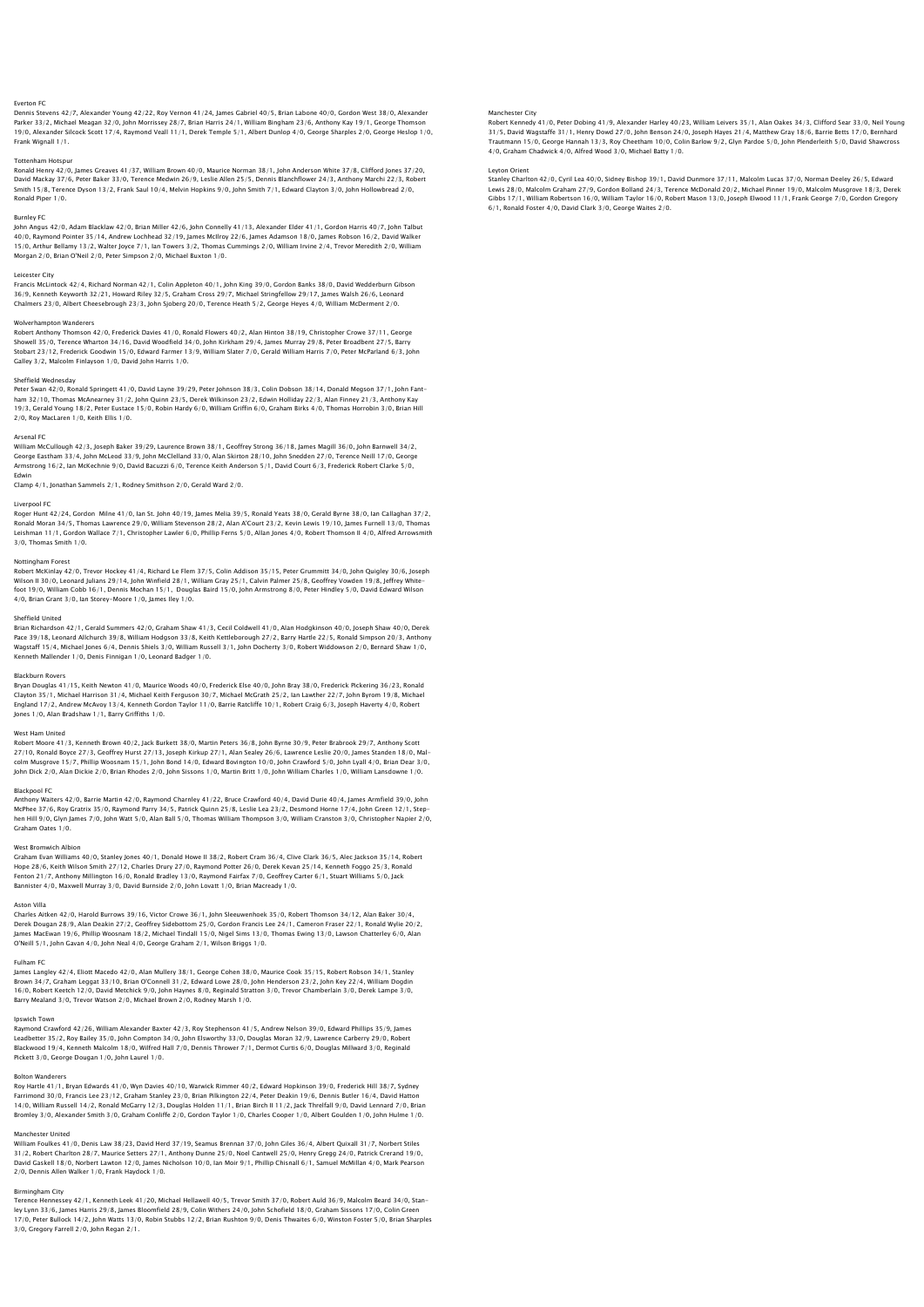Everton FC

Dennis Stevens 42/7, Alexander Young 42/22, Roy Vernon 41/24, James Gabriel 40/5, Brian Labone 40/0, Gordon West 38/0, Alexander Parker 33/2, Michael Meagan 32/0, John Morrissey 28/7, Brian Harris 24/1, William Bingham 23/6, Anthony Kay 19/1, George Thomson 19/0, Alexander Silcock Scott 17/4, Raymond Veall 11/1, Derek Temple 5/1, Albert Dunlop 4/0, George Sharples 2/0, George Heslop 1/0, Frank Wignall 1/1.

Tottenham Hotspur

Ronald Henry 42/0, James Greaves 41/37, William Brown 40/0, Maurice Norman 38/1, John Anderson White 37/8, Clifford Jones 37/20, David Mackay 37/6, Peter Baker 33/0, Terence Medwin 26/9, Leslie Allen 25/5, Dennis Blanchflower 24/3, Anthony Marchi 22/3, Robert Smith 15/8, Terence Dyson 13/2, Frank Saul 10/4, Melvin Hopkins 9/0, John Smith 7/1, Edward Clayton 3/0, John Hollowbread 2/0, Ronald Piper 1/0.

Burnley FC

John Angus 42/0, Adam Blacklaw 42/0, Brian Miller 42/6, John Connelly 41/13, Alexander Elder 41/1, Gordon Harris 40/7, John Talbut 40/0, Raymond Pointer 35/14, Andrew Lochhead 32/19, James McIlroy 22/6, James Adamson 18/0, James Robson 16/2, David Walker 15/0, Arthur Bellamy 13/2, Walter Joyce 7/1, Ian Towers 3/2, Thomas Cummings 2/0, William Irvine 2/4, Trevor Meredith 2/0, William Morgan 2/0, Brian O'Neil 2/0, Peter Simpson 2/0, Michael Buxton 1/0.

Leicester City

Francis McLintock 42/4, Richard Norman 42/1, Colin Appleton 40/1, John King 39/0, Gordon Banks 38/0, David Wedderburn Gibson 36/9, Kenneth Keyworth 32/21, Howard Riley 32/5, Graham Cross 29/7, Michael Stringfellow 29/17, James Walsh 26/6, Leonard Chalmers 23/0, Albert Cheesebrough 23/3, John Sjoberg 20/0, Terence Heath 5/2, George Heyes 4/0, William McDerment 2/0.

Wolverhampton Wanderers

Robert Anthony Thomson 42/0, Frederick Davies 41/0, Ronald Flowers 40/2, Alan Hinton 38/19, Christopher Crowe 37/11, George Showell 35/0, Terence Wharton 34/16, David Woodfield 34/0, John Kirkham 29/4, James Murray 29/8, Peter Broadbent 27/5, Barry Stobart 23/12, Frederick Goodwin 15/0, Edward Farmer 13/9, William Slater 7/0, Gerald William Harris 7/0, Peter McParland 6/3, John Galley 3/2, Malcolm Finlayson 1/0, David John Harris 1/0.

Sheffield Wednesday

Peter Swan 42/0, Ronald Springett 41/0, David Layne 39/29, Peter Johnson 38/3, Colin Dobson 38/14, Donald Megson 37/1, John Fantham 32/10, Thomas McAnearney 31/2, John Quinn 23/5, Derek Wilkinson 23/2, Edwin Holliday 22/3, Alan Finney 21/3, Anthony Kay 19/3, Gerald Young 18/2, Peter Eustace 15/0, Robin Hardy 6/0, William Griffin 6/0, Graham Birks 4/0, Thomas Horrobin 3/0, Brian Hill 2/0, Roy MacLaren 1/0, Keith Ellis 1/0.

Arsenal FC

William McCullough 42/3, Joseph Baker 39/29, Laurence Brown 38/1, Geoffrey Strong 36/18, James Magill 36/0, John Barnwell 34/2, George Eastham 33/4, John McLeod 33/9, John McClelland 33/0, Alan Skirton 28/10, John Snedden 27/0, Terence Neill 17/0, George Armstrong 16/2, Ian McKechnie 9/0, David Bacuzzi 6/0, Terence Keith Anderson 5/1, David Court 6/3, Frederick Robert Clarke 5/0, Edwin Clamp 4/1, Jonathan Sammels 2/1, Rodney Smithson 2/0, Gerald Ward 2/0.

Liverpool FC

Roger Hunt 42/24, Gordon Milne 41/0, Ian St. John 40/19, James Melia 39/5, Ronald Yeats 38/0, Gerald Byrne 38/0, Ian Callaghan 37/2, Ronald Moran 34/5, Thomas Lawrence 29/0, William Stevenson 28/2, Alan A'Court 23/2, Kevin Lewis 19/10, James Furnell 13/0, Thomas Leishman 11/1, Gordon Wallace 7/1, Christopher Lawler 6/0, Phillip Ferns 5/0, Allan Jones 4/0, Robert Thomson II 4/0, Alfred Arrowsmith 3/0, Thomas Smith 1/0.

Nottingham Forest

Robert McKinlay 42/0, Trevor Hockey 41/4, Richard Le Flem 37/5, Colin Addison 35/15, Peter Grummitt 34/0, John Quigley 30/6, Joseph Wilson II 30/0, Leonard Julians 29/14, John Winfield 28/1, William Gray 25/1, Calvin Palmer 25/8, Geoffrey Vowden 19/8, Jeffrey Whitefoot 19/0, William Cobb 16/1, Dennis Mochan 15/1, Douglas Baird 15/0, John Armstrong 8/0, Peter Hindley 5/0, David Edward Wilson 4/0, Brian Grant 3/0, Ian Storey-Moore 1/0, James Iley 1/0.

Sheffield United

Brian Richardson 42/1, Gerald Summers 42/0, Graham Shaw 41/3, Cecil Coldwell 41/0, Alan Hodgkinson 40/0, Joseph Shaw 40/0, Derek Pace 39/18, Leonard Allchurch 39/8, William Hodgson 33/8, Keith Kettleborough 27/2, Barry Hartle 22/5, Ronald Simpson 20/3, Anthony Wagstaff 15/4, Michael Jones 6/4, Dennis Shiels 3/0, William Russell 3/1, John Docherty 3/0, Robert Widdowson 2/0, Bernard Shaw 1/0, Kenneth Mallender 1/0, Denis Finnigan 1/0, Leonard Badger 1/0.

Blackburn Rovers

Bryan Douglas 41/15, Keith Newton 41/0, Maurice Woods 40/0, Frederick Else 40/0, John Bray 38/0, Frederick Pickering 36/23, Ronald Clayton 35/1, Michael Harrison 31/4, Michael Keith Ferguson 30/7, Michael McGrath 25/2, Ian Lawther 22/7, John Byrom 19/8, Michael England 17/2, Andrew McAvoy 13/4, Kenneth Gordon Taylor 11/0, Barrie Ratcliffe 10/1, Robert Craig 6/3, Joseph Haverty 4/0, Robert Jones 1/0, Alan Bradshaw 1/1, Barry Griffiths 1/0.

West Ham United

Robert Moore 41/3, Kenneth Brown 40/2, Jack Burkett 38/0, Martin Peters 36/8, John Byrne 30/9, Peter Brabrook 29/7, Anthony Scott 27/10, Ronald Boyce 27/3, Geoffrey Hurst 27/13, Joseph Kirkup 27/1, Alan Sealey 26/6, Lawrence Leslie 20/0, James Standen 18/0, Malcolm Musgrove 15/1, Phillip Woosnam 15/1, John Bond 14/0, Edward Bovington 10/0, John Crawford 5/0, John Lyall 4/0, Brian Dear 3/0, John Dick 2/0, Alan Dickie 2/0, Brian Rhodes 2/0, John Sissons 1/0, Martin Britt 1/0, John William Charles 1/0, William Lansdowne 1/0.

Blackpool FC

Anthony Waiters 42/0, Barrie Martin 42/0, Raymond Charnley 41/22, Bruce Crawford 40/4, David Durie 40/4, James Armfield 39/0, John McPhee 37/6, Roy Gratrix 35/0, Raymond Parry 34/5, Patrick Quinn 25/8, Leslie Lea 23/2, Desmond Horne 17/4, John Green 12/1, Stephen Hill 9/0, Glyn James 7/0, John Watt 5/0, Alan Ball 5/0, Thomas William Thompson 3/0, William Cranston 3/0, Christopher Napier 2/0, Graham Oates 1/0.

West Bromwich Albion

Graham Evan Williams 40/0, Stanley Jones 40/1, Donald Howe II 38/2, Robert Cram 36/4, Clive Clark 36/5, Alec Jackson 35/14, Robert Hope 28/6, Keith Wilson Smith 27/12, Charles Drury 27/0, Raymond Potter 26/0, Derek Kevan 25/14, Kenneth Foggo 25/3, Ronald Fenton 21/7, Anthony Millington 16/0, Ronald Bradley 13/0, Raymond Fairfax 7/0, Geoffrey Carter 6/1, Stuart Williams 5/0, Jack Bannister 4/0, Maxwell Murray 3/0, David Burnside 2/0, John Lovatt 1/0, Brian Macready 1/0.

Aston Villa

Charles Aitken 42/0, Harold Burrows 39/16, Victor Crowe 36/1, John Sleeuwenhoek 35/0, Robert Thomson 34/12, Alan Baker 30/4, Derek Dougan 28/9, Alan Deakin 27/2, Geoffrey Sidebottom 25/0, Gordon Francis Lee 24/1, Cameron Fraser 22/1, Ronald Wylie 20/2, James MacEwan 19/6, Phillip Woosnam 18/2, Michael Tindall 15/0, Nigel Sims 13/0, Thomas Ewing 13/0, Lawson Chatterley 6/0, Alan O'Neill 5/1, John Gavan 4/0, John Neal 4/0, George Graham 2/1, Wilson Briggs 1/0.

Fulham FC

James Langley 42/4, Eliott Macedo 42/0, Alan Mullery 38/1, George Cohen 38/0, Maurice Cook 35/15, Robert Robson 34/1, Stanley Brown 34/7, Graham Leggat 33/10, Brian O'Connell 31/2, Edward Lowe 28/0, John Henderson 23/2, John Key 22/4, William Dogdin 16/0, Robert Keetch 12/0, David Metchick 9/0, John Haynes 8/0, Reginald Stratton 3/0, Trevor Chamberlain 3/0, Derek Lampe 3/0, Barry Mealand 3/0, Trevor Watson 2/0, Michael Brown 2/0, Rodney Marsh 1/0.

Ipswich Town

Raymond Crawford 42/26, William Alexander Baxter 42/3, Roy Stephenson 41/5, Andrew Nelson 39/0, Edward Phillips 35/9, James Leadbetter 35/2, Roy Bailey 35/0, John Compton 34/0, John Elsworthy 33/0, Douglas Moran 32/9, Lawrence Carberry 29/0, Robert Blackwood 19/4, Kenneth Malcolm 18/0, Wilfred Hall 7/0, Dennis Thrower 7/1, Dermot Curtis 6/0, Douglas Millward 3/0, Reginald Pickett 3/0, George Dougan 1/0, John Laurel 1/0.

Bolton Wanderers

Roy Hartle 41/1, Bryan Edwards 41/0, Wyn Davies 40/10, Warwick Rimmer 40/2, Edward Hopkinson 39/0, Frederick Hill 38/7, Sydney Farrimond 30/0, Francis Lee 23/12, Graham Stanley 23/0, Brian Pilkington 22/4, Peter Deakin 19/6, Dennis Butler 16/4, David Hatton 14/0, William Russell 14/2, Ronald McGarry 12/3, Douglas Holden 11/1, Brian Birch II 11/2, Jack Threlfall 9/0, David Lennard 7/0, Brian Bromley 3/0, Alexander Smith 3/0, Graham Conliffe 2/0, Gordon Taylor 1/0, Charles Cooper 1/0, Albert Goulden 1/0, John Hulme 1/0.

Manchester United

William Foulkes 41/0, Denis Law 38/23, David Herd 37/19, Seamus Brennan 37/0, John Giles 36/4, Albert Quixall 31/7, Norbert Stiles 31/2, Robert Charlton 28/7, Maurice Setters 27/1, Anthony Dunne 25/0, Noel Cantwell 25/0, Henry Gregg 24/0, Patrick Crerand 19/0, David Gaskell 18/0, Norbert Lawton 12/0, James Nicholson 10/0, Ian Moir 9/1, Phillip Chisnall 6/1, Samuel McMillan 4/0, Mark Pearson 2/0, Dennis Allen Walker 1/0, Frank Haydock 1/0.

Birmingham City

Terence Hennessey 42/1, Kenneth Leek 41/20, Michael Hellawell 40/5, Trevor Smith 37/0, Robert Auld 36/9, Malcolm Beard 34/0, Stanley Lynn 33/6, James Harris 29/8, James Bloomfield 28/9, Colin Withers 24/0, John Schofield 18/0, Graham Sissons 17/0, Colin Green 17/0, Peter Bullock 14/2, John Watts 13/0, Robin Stubbs 12/2, Brian Rushton 9/0, Denis Thwaites 6/0, Winston Foster 5/0, Brian Sharples 3/0, Gregory Farrell 2/0, John Regan 2/1.

Manchester City

Robert Kennedy 41/0, Peter Dobing 41/9, Alexander Harley 40/23, William Leivers 35/1, Alan Oakes 34/3, Clifford Sear 33/0, Neil Young 31/5, David Wagstaffe 31/1, Henry Dowd 27/0, John Benson 24/0, Joseph Hayes 21/4, Matthew Gray 18/6, Barrie Betts 17/0, Bernhard Trautmann 15/0, George Hannah 13/3, Roy Cheetham 10/0, Colin Barlow 9/2, Glyn Pardoe 5/0, John Plenderleith 5/0, David Shawcross 4/0, Graham Chadwick 4/0, Alfred Wood 3/0, Michael Batty 1/0.

Leyton Orient

Stanley Charlton 42/0, Cyril Lea 40/0, Sidney Bishop 39/1, David Dunmore 37/11, Malcolm Lucas 37/0, Norman Deeley 26/5, Edward Lewis 28/0, Malcolm Graham 27/9, Gordon Bolland 24/3, Terence McDonald 20/2, Michael Pinner 19/0, Malcolm Musgrove 18/3, Derek Gibbs 17/1, William Robertson 16/0, William Taylor 16/0, Robert Mason 13/0, Joseph Elwood 11/1, Frank George 7/0, Gordon Gregory 6/1, Ronald Foster 4/0, David Clark 3/0, George Waites 2/0.